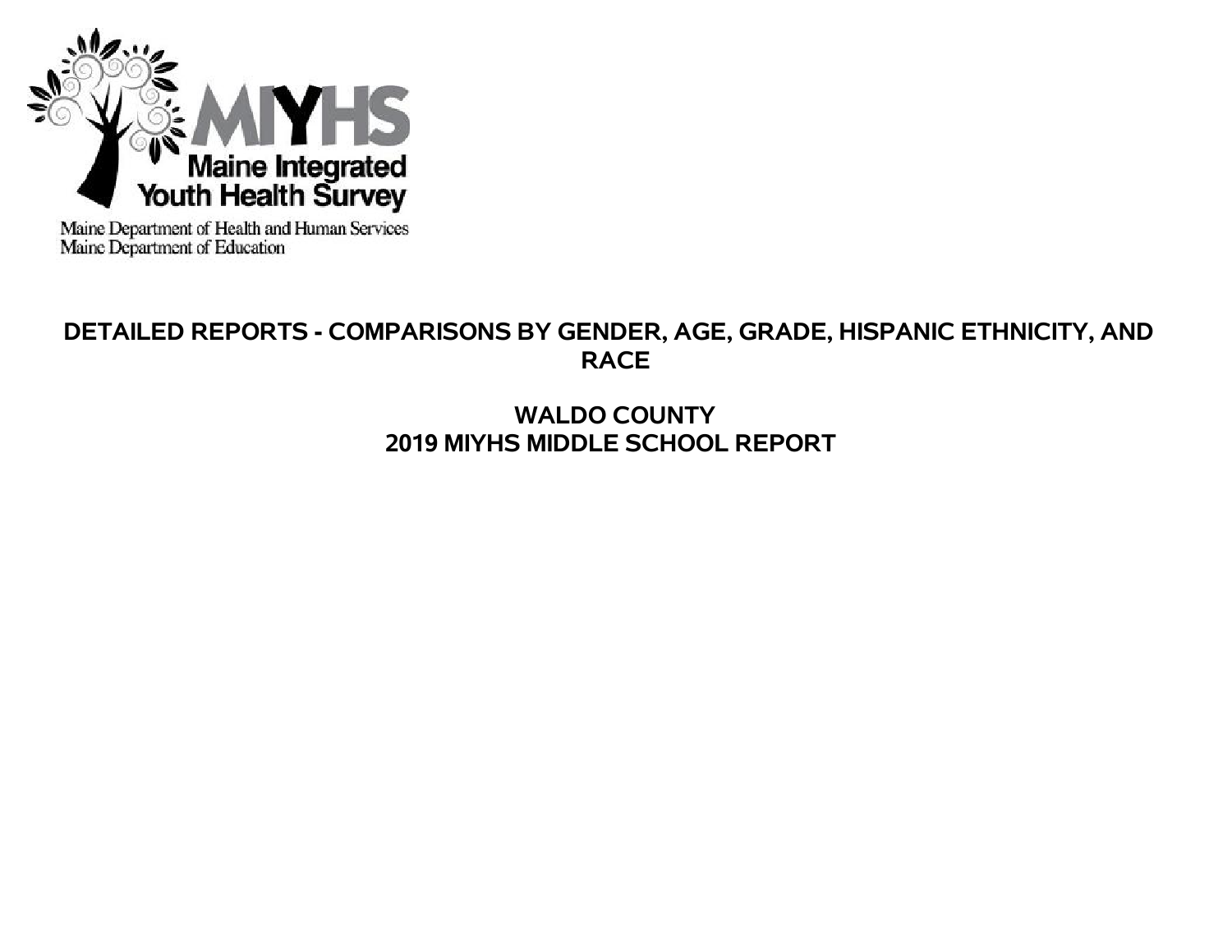MIYHS

Maine Integrated Youth Health Survey

Maine Department of Health and Human Services
Maine Department of Education

# DETAILED REPORTS - COMPARISONS BY GENDER, AGE, GRADE, HISPANIC ETHNICITY, AND RACE

## WALDO COUNTY
## 2019 MIYHS MIDDLE SCHOOL REPORT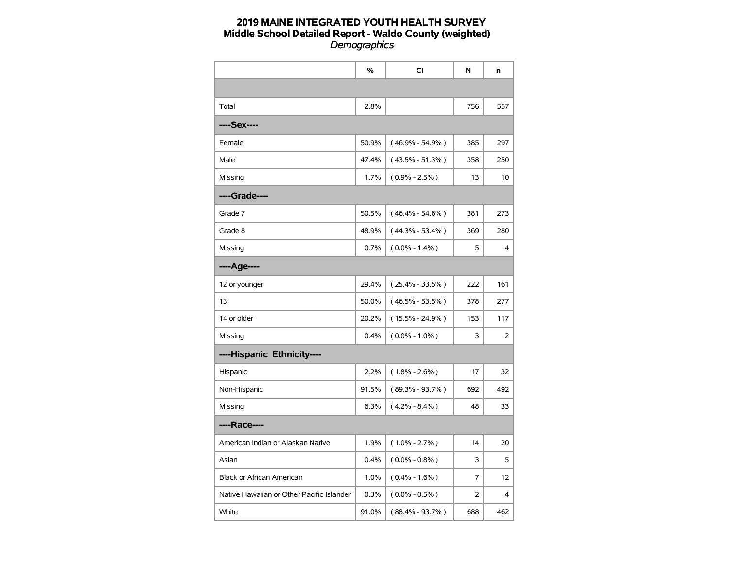# 2019 MAINE INTEGRATED YOUTH HEALTH SURVEY
## Middle School Detailed Report - Waldo County (weighted)
*Demographics*

| | % | CI | N | n |
|---|---|---|---|---|
| | | | | |
| Total | 2.8% | | 756 | 557 |
| **----Sex----** | | | | |
| Female | 50.9% | ( 46.9% - 54.9% ) | 385 | 297 |
| Male | 47.4% | ( 43.5% - 51.3% ) | 358 | 250 |
| Missing | 1.7% | ( 0.9% - 2.5% ) | 13 | 10 |
| **----Grade----** | | | | |
| Grade 7 | 50.5% | ( 46.4% - 54.6% ) | 381 | 273 |
| Grade 8 | 48.9% | ( 44.3% - 53.4% ) | 369 | 280 |
| Missing | 0.7% | ( 0.0% - 1.4% ) | 5 | 4 |
| **----Age----** | | | | |
| 12 or younger | 29.4% | ( 25.4% - 33.5% ) | 222 | 161 |
| 13 | 50.0% | ( 46.5% - 53.5% ) | 378 | 277 |
| 14 or older | 20.2% | ( 15.5% - 24.9% ) | 153 | 117 |
| Missing | 0.4% | ( 0.0% - 1.0% ) | 3 | 2 |
| **----Hispanic Ethnicity----** | | | | |
| Hispanic | 2.2% | ( 1.8% - 2.6% ) | 17 | 32 |
| Non-Hispanic | 91.5% | ( 89.3% - 93.7% ) | 692 | 492 |
| Missing | 6.3% | ( 4.2% - 8.4% ) | 48 | 33 |
| **----Race----** | | | | |
| American Indian or Alaskan Native | 1.9% | ( 1.0% - 2.7% ) | 14 | 20 |
| Asian | 0.4% | ( 0.0% - 0.8% ) | 3 | 5 |
| Black or African American | 1.0% | ( 0.4% - 1.6% ) | 7 | 12 |
| Native Hawaiian or Other Pacific Islander | 0.3% | ( 0.0% - 0.5% ) | 2 | 4 |
| White | 91.0% | ( 88.4% - 93.7% ) | 688 | 462 |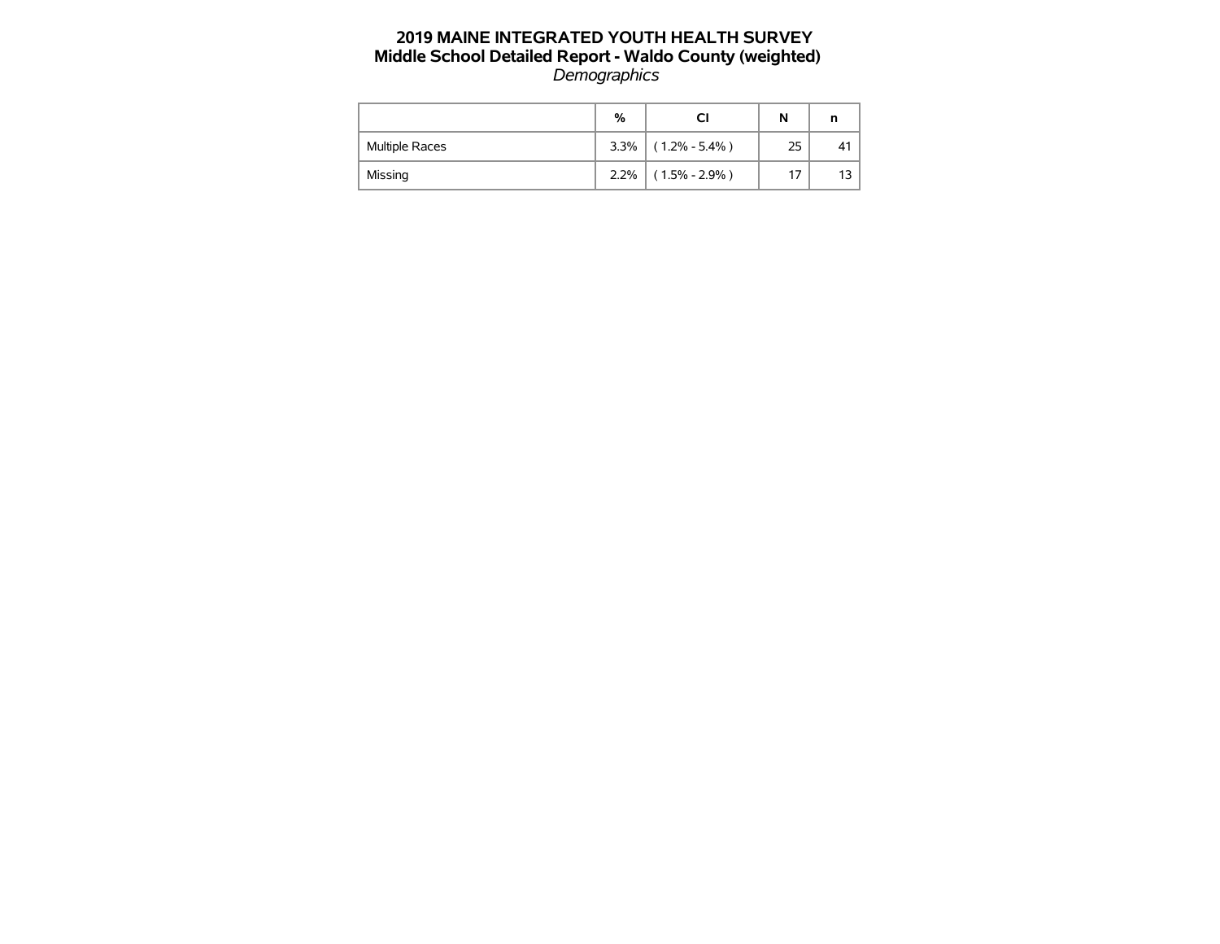# 2019 MAINE INTEGRATED YOUTH HEALTH SURVEY
## Middle School Detailed Report - Waldo County (weighted)
*Demographics*

| | % | CI | N | n |
|---|---|---|---|---|
| Multiple Races | 3.3% | ( 1.2% - 5.4% ) | 25 | 41 |
| Missing | 2.2% | ( 1.5% - 2.9% ) | 17 | 13 |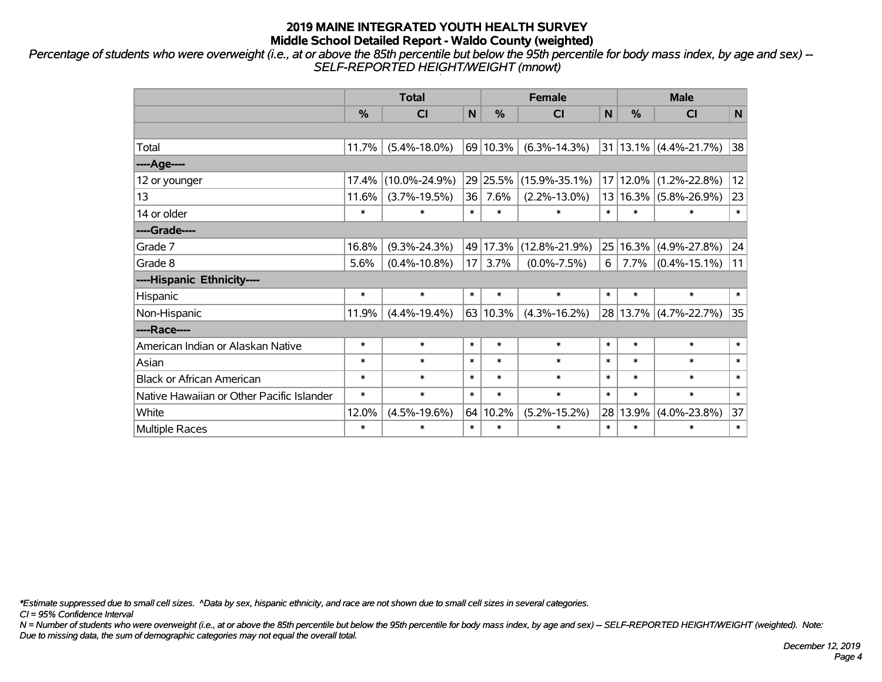**2019 MAINE INTEGRATED YOUTH HEALTH SURVEY**
**Middle School Detailed Report - Waldo County (weighted)**

*Percentage of students who were overweight (i.e., at or above the 85th percentile but below the 95th percentile for body mass index, by age and sex) -- SELF-REPORTED HEIGHT/WEIGHT (mnowt)*

| | Total | | | Female | | | Male | | |
|---|---|---|---|---|---|---|---|---|---|
| | % | CI | N | % | CI | N | % | CI | N |
| | | | | | | | | | |
| Total | 11.7% | (5.4%-18.0%) | 69 | 10.3% | (6.3%-14.3%) | 31 | 13.1% | (4.4%-21.7%) | 38 |
| ----Age---- | | | | | | | | | |
| 12 or younger | 17.4% | (10.0%-24.9%) | 29 | 25.5% | (15.9%-35.1%) | 17 | 12.0% | (1.2%-22.8%) | 12 |
| 13 | 11.6% | (3.7%-19.5%) | 36 | 7.6% | (2.2%-13.0%) | 13 | 16.3% | (5.8%-26.9%) | 23 |
| 14 or older | * | * | * | * | * | * | * | * | * |
| ----Grade---- | | | | | | | | | |
| Grade 7 | 16.8% | (9.3%-24.3%) | 49 | 17.3% | (12.8%-21.9%) | 25 | 16.3% | (4.9%-27.8%) | 24 |
| Grade 8 | 5.6% | (0.4%-10.8%) | 17 | 3.7% | (0.0%-7.5%) | 6 | 7.7% | (0.4%-15.1%) | 11 |
| ----Hispanic Ethnicity---- | | | | | | | | | |
| Hispanic | * | * | * | * | * | * | * | * | * |
| Non-Hispanic | 11.9% | (4.4%-19.4%) | 63 | 10.3% | (4.3%-16.2%) | 28 | 13.7% | (4.7%-22.7%) | 35 |
| ----Race---- | | | | | | | | | |
| American Indian or Alaskan Native | * | * | * | * | * | * | * | * | * |
| Asian | * | * | * | * | * | * | * | * | * |
| Black or African American | * | * | * | * | * | * | * | * | * |
| Native Hawaiian or Other Pacific Islander | * | * | * | * | * | * | * | * | * |
| White | 12.0% | (4.5%-19.6%) | 64 | 10.2% | (5.2%-15.2%) | 28 | 13.9% | (4.0%-23.8%) | 37 |
| Multiple Races | * | * | * | * | * | * | * | * | * |

*\*Estimate suppressed due to small cell sizes. ^Data by sex, hispanic ethnicity, and race are not shown due to small cell sizes in several categories.*
*CI = 95% Confidence Interval*
*N = Number of students who were overweight (i.e., at or above the 85th percentile but below the 95th percentile for body mass index, by age and sex) -- SELF-REPORTED HEIGHT/WEIGHT (weighted). Note: Due to missing data, the sum of demographic categories may not equal the overall total.*

*December 12, 2019*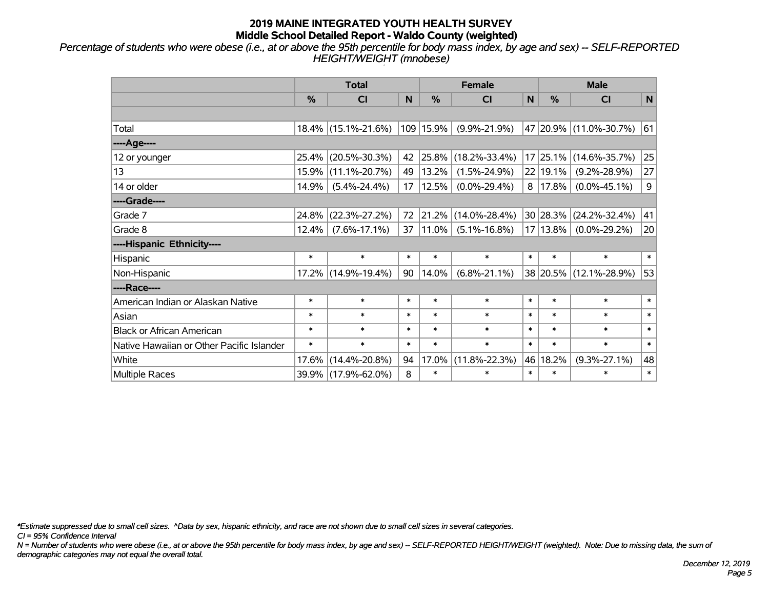# 2019 MAINE INTEGRATED YOUTH HEALTH SURVEY
## Middle School Detailed Report - Waldo County (weighted)

*Percentage of students who were obese (i.e., at or above the 95th percentile for body mass index, by age and sex) -- SELF-REPORTED HEIGHT/WEIGHT (mnobese)*

| | Total | | | Female | | | Male | | |
|---|---|---|---|---|---|---|---|---|---|
| | % | CI | N | % | CI | N | % | CI | N |
| | | | | | | | | | |
| Total | 18.4% | (15.1%-21.6%) | 109 | 15.9% | (9.9%-21.9%) | 47 | 20.9% | (11.0%-30.7%) | 61 |
| ----Age---- | | | | | | | | | |
| 12 or younger | 25.4% | (20.5%-30.3%) | 42 | 25.8% | (18.2%-33.4%) | 17 | 25.1% | (14.6%-35.7%) | 25 |
| 13 | 15.9% | (11.1%-20.7%) | 49 | 13.2% | (1.5%-24.9%) | 22 | 19.1% | (9.2%-28.9%) | 27 |
| 14 or older | 14.9% | (5.4%-24.4%) | 17 | 12.5% | (0.0%-29.4%) | 8 | 17.8% | (0.0%-45.1%) | 9 |
| ----Grade---- | | | | | | | | | |
| Grade 7 | 24.8% | (22.3%-27.2%) | 72 | 21.2% | (14.0%-28.4%) | 30 | 28.3% | (24.2%-32.4%) | 41 |
| Grade 8 | 12.4% | (7.6%-17.1%) | 37 | 11.0% | (5.1%-16.8%) | 17 | 13.8% | (0.0%-29.2%) | 20 |
| ----Hispanic Ethnicity---- | | | | | | | | | |
| Hispanic | * | * | * | * | * | * | * | * | * |
| Non-Hispanic | 17.2% | (14.9%-19.4%) | 90 | 14.0% | (6.8%-21.1%) | 38 | 20.5% | (12.1%-28.9%) | 53 |
| ----Race---- | | | | | | | | | |
| American Indian or Alaskan Native | * | * | * | * | * | * | * | * | * |
| Asian | * | * | * | * | * | * | * | * | * |
| Black or African American | * | * | * | * | * | * | * | * | * |
| Native Hawaiian or Other Pacific Islander | * | * | * | * | * | * | * | * | * |
| White | 17.6% | (14.4%-20.8%) | 94 | 17.0% | (11.8%-22.3%) | 46 | 18.2% | (9.3%-27.1%) | 48 |
| Multiple Races | 39.9% | (17.9%-62.0%) | 8 | * | * | * | * | * | * |

*\*Estimate suppressed due to small cell sizes. ^Data by sex, hispanic ethnicity, and race are not shown due to small cell sizes in several categories.*

*CI = 95% Confidence Interval*

*N = Number of students who were obese (i.e., at or above the 95th percentile for body mass index, by age and sex) -- SELF-REPORTED HEIGHT/WEIGHT (weighted). Note: Due to missing data, the sum of demographic categories may not equal the overall total.*

*December 12, 2019*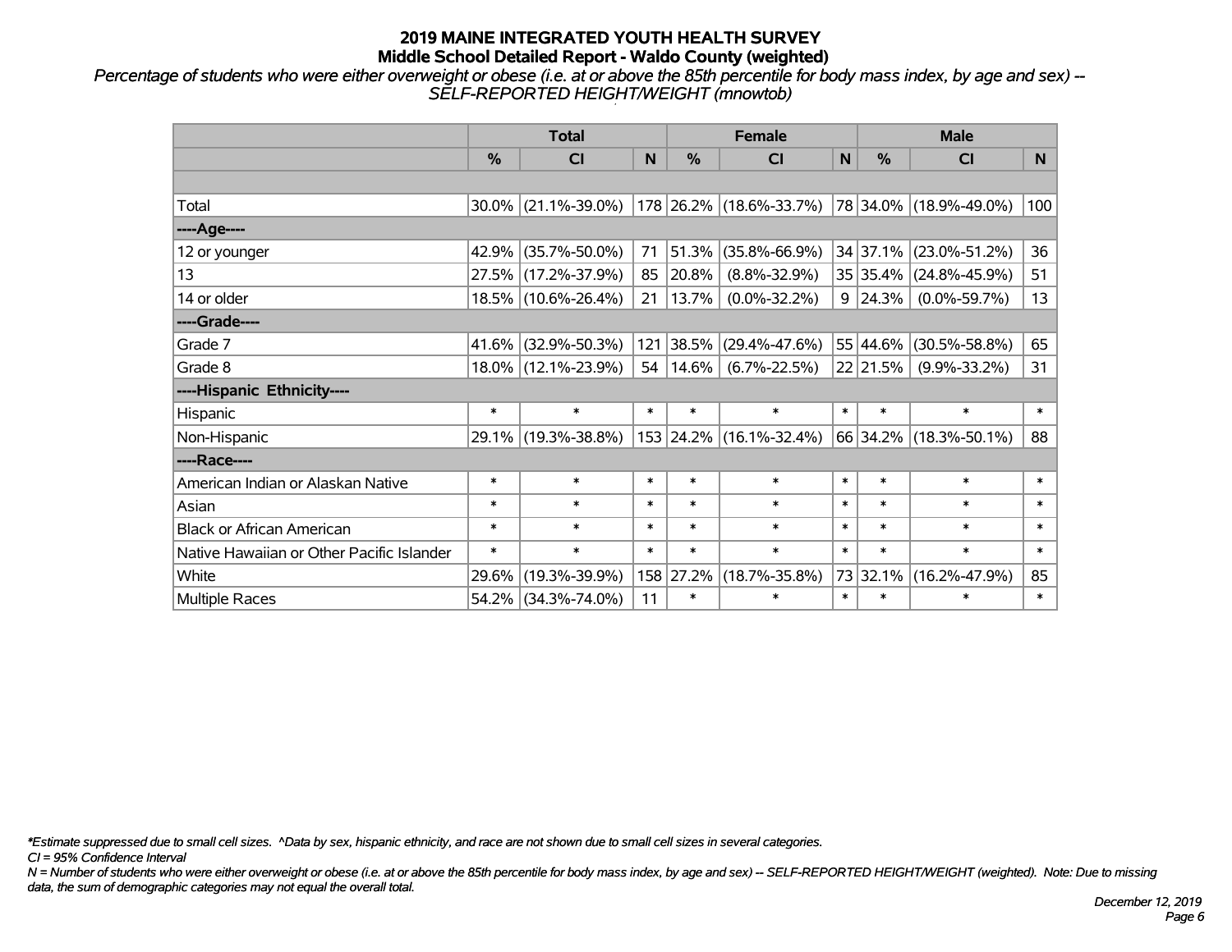# 2019 MAINE INTEGRATED YOUTH HEALTH SURVEY
## Middle School Detailed Report - Waldo County (weighted)

*Percentage of students who were either overweight or obese (i.e. at or above the 85th percentile for body mass index, by age and sex) -- SELF-REPORTED HEIGHT/WEIGHT (mnowtob)*

| | Total | | | Female | | | Male | | |
|---|---|---|---|---|---|---|---|---|---|
| | % | CI | N | % | CI | N | % | CI | N |
| | | | | | | | | | |
| Total | 30.0% | (21.1%-39.0%) | 178 | 26.2% | (18.6%-33.7%) | 78 | 34.0% | (18.9%-49.0%) | 100 |
| ----Age---- | | | | | | | | | |
| 12 or younger | 42.9% | (35.7%-50.0%) | 71 | 51.3% | (35.8%-66.9%) | 34 | 37.1% | (23.0%-51.2%) | 36 |
| 13 | 27.5% | (17.2%-37.9%) | 85 | 20.8% | (8.8%-32.9%) | 35 | 35.4% | (24.8%-45.9%) | 51 |
| 14 or older | 18.5% | (10.6%-26.4%) | 21 | 13.7% | (0.0%-32.2%) | 9 | 24.3% | (0.0%-59.7%) | 13 |
| ----Grade---- | | | | | | | | | |
| Grade 7 | 41.6% | (32.9%-50.3%) | 121 | 38.5% | (29.4%-47.6%) | 55 | 44.6% | (30.5%-58.8%) | 65 |
| Grade 8 | 18.0% | (12.1%-23.9%) | 54 | 14.6% | (6.7%-22.5%) | 22 | 21.5% | (9.9%-33.2%) | 31 |
| ----Hispanic Ethnicity---- | | | | | | | | | |
| Hispanic | * | * | * | * | * | * | * | * | * |
| Non-Hispanic | 29.1% | (19.3%-38.8%) | 153 | 24.2% | (16.1%-32.4%) | 66 | 34.2% | (18.3%-50.1%) | 88 |
| ----Race---- | | | | | | | | | |
| American Indian or Alaskan Native | * | * | * | * | * | * | * | * | * |
| Asian | * | * | * | * | * | * | * | * | * |
| Black or African American | * | * | * | * | * | * | * | * | * |
| Native Hawaiian or Other Pacific Islander | * | * | * | * | * | * | * | * | * |
| White | 29.6% | (19.3%-39.9%) | 158 | 27.2% | (18.7%-35.8%) | 73 | 32.1% | (16.2%-47.9%) | 85 |
| Multiple Races | 54.2% | (34.3%-74.0%) | 11 | * | * | * | * | * | * |

*\*Estimate suppressed due to small cell sizes. ^Data by sex, hispanic ethnicity, and race are not shown due to small cell sizes in several categories.*

*CI = 95% Confidence Interval*

*N = Number of students who were either overweight or obese (i.e. at or above the 85th percentile for body mass index, by age and sex) -- SELF-REPORTED HEIGHT/WEIGHT (weighted). Note: Due to missing data, the sum of demographic categories may not equal the overall total.*

*December 12, 2019*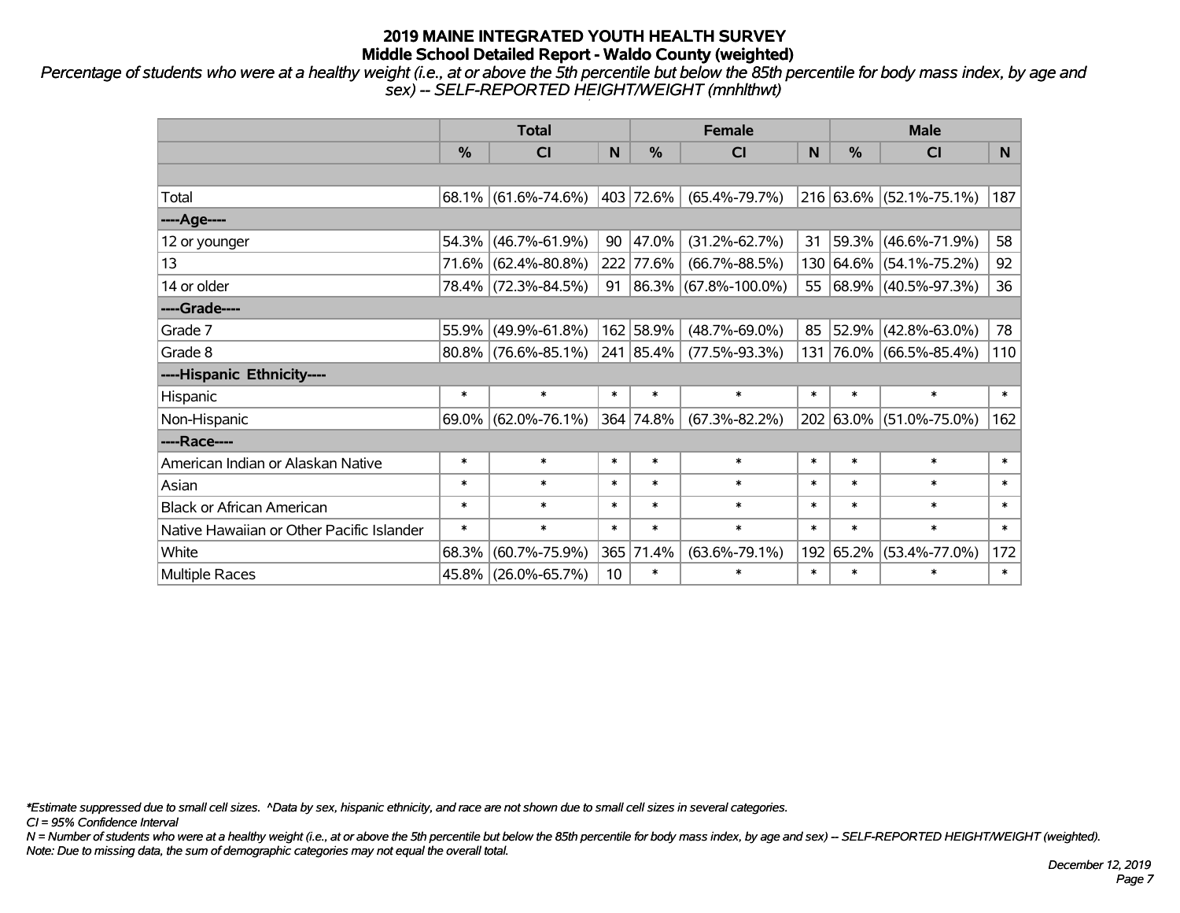# 2019 MAINE INTEGRATED YOUTH HEALTH SURVEY
## Middle School Detailed Report - Waldo County (weighted)

*Percentage of students who were at a healthy weight (i.e., at or above the 5th percentile but below the 85th percentile for body mass index, by age and sex) -- SELF-REPORTED HEIGHT/WEIGHT (mnhlthwt)*

| | Total | | | Female | | | Male | | |
|---|---|---|---|---|---|---|---|---|---|
| | % | CI | N | % | CI | N | % | CI | N |
| | | | | | | | | | |
| Total | 68.1% | (61.6%-74.6%) | 403 | 72.6% | (65.4%-79.7%) | 216 | 63.6% | (52.1%-75.1%) | 187 |
| ----Age---- | | | | | | | | | |
| 12 or younger | 54.3% | (46.7%-61.9%) | 90 | 47.0% | (31.2%-62.7%) | 31 | 59.3% | (46.6%-71.9%) | 58 |
| 13 | 71.6% | (62.4%-80.8%) | 222 | 77.6% | (66.7%-88.5%) | 130 | 64.6% | (54.1%-75.2%) | 92 |
| 14 or older | 78.4% | (72.3%-84.5%) | 91 | 86.3% | (67.8%-100.0%) | 55 | 68.9% | (40.5%-97.3%) | 36 |
| ----Grade---- | | | | | | | | | |
| Grade 7 | 55.9% | (49.9%-61.8%) | 162 | 58.9% | (48.7%-69.0%) | 85 | 52.9% | (42.8%-63.0%) | 78 |
| Grade 8 | 80.8% | (76.6%-85.1%) | 241 | 85.4% | (77.5%-93.3%) | 131 | 76.0% | (66.5%-85.4%) | 110 |
| ----Hispanic Ethnicity---- | | | | | | | | | |
| Hispanic | * | * | * | * | * | * | * | * | * |
| Non-Hispanic | 69.0% | (62.0%-76.1%) | 364 | 74.8% | (67.3%-82.2%) | 202 | 63.0% | (51.0%-75.0%) | 162 |
| ----Race---- | | | | | | | | | |
| American Indian or Alaskan Native | * | * | * | * | * | * | * | * | * |
| Asian | * | * | * | * | * | * | * | * | * |
| Black or African American | * | * | * | * | * | * | * | * | * |
| Native Hawaiian or Other Pacific Islander | * | * | * | * | * | * | * | * | * |
| White | 68.3% | (60.7%-75.9%) | 365 | 71.4% | (63.6%-79.1%) | 192 | 65.2% | (53.4%-77.0%) | 172 |
| Multiple Races | 45.8% | (26.0%-65.7%) | 10 | * | * | * | * | * | * |

*\*Estimate suppressed due to small cell sizes. ^Data by sex, hispanic ethnicity, and race are not shown due to small cell sizes in several categories.*

*CI = 95% Confidence Interval*

*N = Number of students who were at a healthy weight (i.e., at or above the 5th percentile but below the 85th percentile for body mass index, by age and sex) -- SELF-REPORTED HEIGHT/WEIGHT (weighted).*

*Note: Due to missing data, the sum of demographic categories may not equal the overall total.*

*December 12, 2019*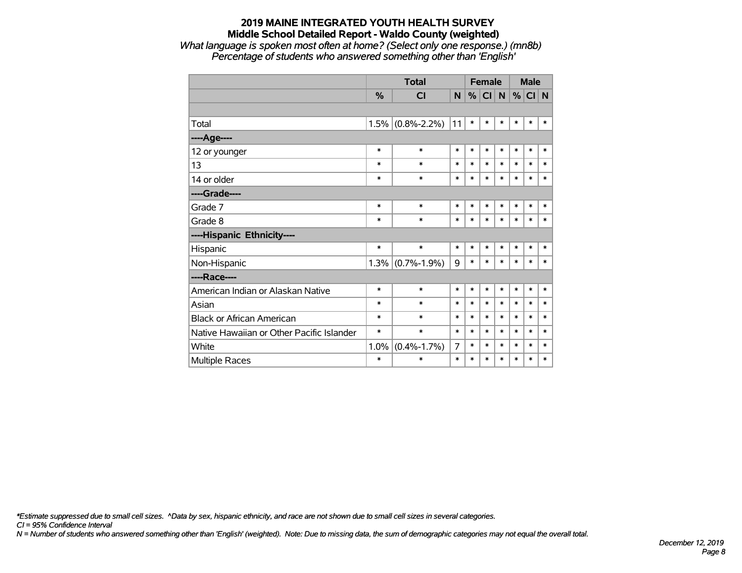# 2019 MAINE INTEGRATED YOUTH HEALTH SURVEY

## Middle School Detailed Report - Waldo County (weighted)

*What language is spoken most often at home? (Select only one response.) (mn8b)*

*Percentage of students who answered something other than 'English'*

| | Total | | | Female | | | Male | | |
|---|---|---|---|---|---|---|---|---|---|
| | % | CI | N | % | CI | N | % | CI | N |
| | | | | | | | | | |
| Total | 1.5% | (0.8%-2.2%) | 11 | * | * | * | * | * | * |
| ----Age---- | | | | | | | | | |
| 12 or younger | * | * | * | * | * | * | * | * | * |
| 13 | * | * | * | * | * | * | * | * | * |
| 14 or older | * | * | * | * | * | * | * | * | * |
| ----Grade---- | | | | | | | | | |
| Grade 7 | * | * | * | * | * | * | * | * | * |
| Grade 8 | * | * | * | * | * | * | * | * | * |
| ----Hispanic Ethnicity---- | | | | | | | | | |
| Hispanic | * | * | * | * | * | * | * | * | * |
| Non-Hispanic | 1.3% | (0.7%-1.9%) | 9 | * | * | * | * | * | * |
| ----Race---- | | | | | | | | | |
| American Indian or Alaskan Native | * | * | * | * | * | * | * | * | * |
| Asian | * | * | * | * | * | * | * | * | * |
| Black or African American | * | * | * | * | * | * | * | * | * |
| Native Hawaiian or Other Pacific Islander | * | * | * | * | * | * | * | * | * |
| White | 1.0% | (0.4%-1.7%) | 7 | * | * | * | * | * | * |
| Multiple Races | * | * | * | * | * | * | * | * | * |

*\*Estimate suppressed due to small cell sizes. ^Data by sex, hispanic ethnicity, and race are not shown due to small cell sizes in several categories.*

*CI = 95% Confidence Interval*

*N = Number of students who answered something other than 'English' (weighted). Note: Due to missing data, the sum of demographic categories may not equal the overall total.*

*December 12, 2019*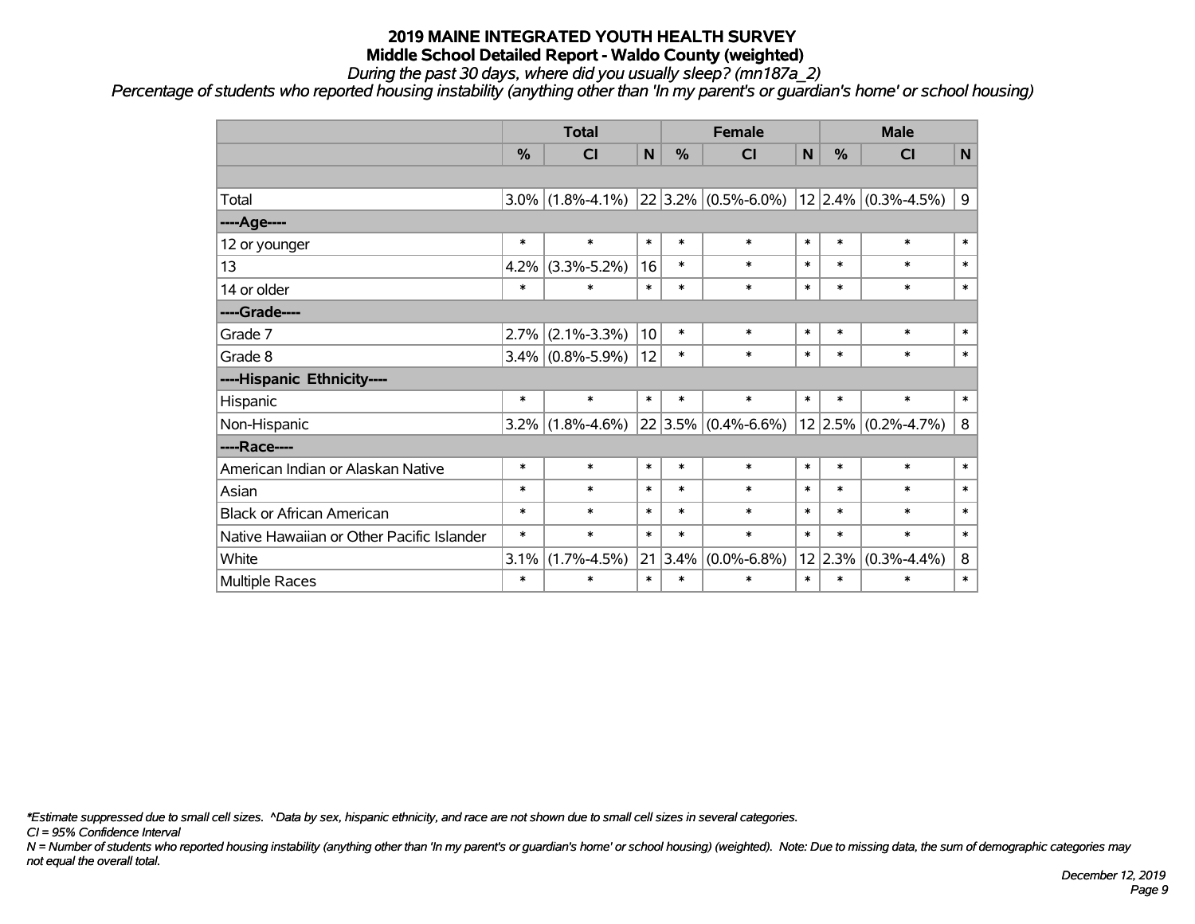**2019 MAINE INTEGRATED YOUTH HEALTH SURVEY**
**Middle School Detailed Report - Waldo County (weighted)**
*During the past 30 days, where did you usually sleep? (mn187a_2)*
*Percentage of students who reported housing instability (anything other than 'In my parent's or guardian's home' or school housing)*

| | Total | | | Female | | | Male | | |
|---|---|---|---|---|---|---|---|---|---|
| | % | CI | N | % | CI | N | % | CI | N |
| | | | | | | | | | |
| Total | 3.0% | (1.8%-4.1%) | 22 | 3.2% | (0.5%-6.0%) | 12 | 2.4% | (0.3%-4.5%) | 9 |
| ----Age---- | | | | | | | | | |
| 12 or younger | * | * | * | * | * | * | * | * | * |
| 13 | 4.2% | (3.3%-5.2%) | 16 | * | * | * | * | * | * |
| 14 or older | * | * | * | * | * | * | * | * | * |
| ----Grade---- | | | | | | | | | |
| Grade 7 | 2.7% | (2.1%-3.3%) | 10 | * | * | * | * | * | * |
| Grade 8 | 3.4% | (0.8%-5.9%) | 12 | * | * | * | * | * | * |
| ----Hispanic Ethnicity---- | | | | | | | | | |
| Hispanic | * | * | * | * | * | * | * | * | * |
| Non-Hispanic | 3.2% | (1.8%-4.6%) | 22 | 3.5% | (0.4%-6.6%) | 12 | 2.5% | (0.2%-4.7%) | 8 |
| ----Race---- | | | | | | | | | |
| American Indian or Alaskan Native | * | * | * | * | * | * | * | * | * |
| Asian | * | * | * | * | * | * | * | * | * |
| Black or African American | * | * | * | * | * | * | * | * | * |
| Native Hawaiian or Other Pacific Islander | * | * | * | * | * | * | * | * | * |
| White | 3.1% | (1.7%-4.5%) | 21 | 3.4% | (0.0%-6.8%) | 12 | 2.3% | (0.3%-4.4%) | 8 |
| Multiple Races | * | * | * | * | * | * | * | * | * |

*\*Estimate suppressed due to small cell sizes. ^Data by sex, hispanic ethnicity, and race are not shown due to small cell sizes in several categories.*
*CI = 95% Confidence Interval*
*N = Number of students who reported housing instability (anything other than 'In my parent's or guardian's home' or school housing) (weighted). Note: Due to missing data, the sum of demographic categories may not equal the overall total.*

*December 12, 2019*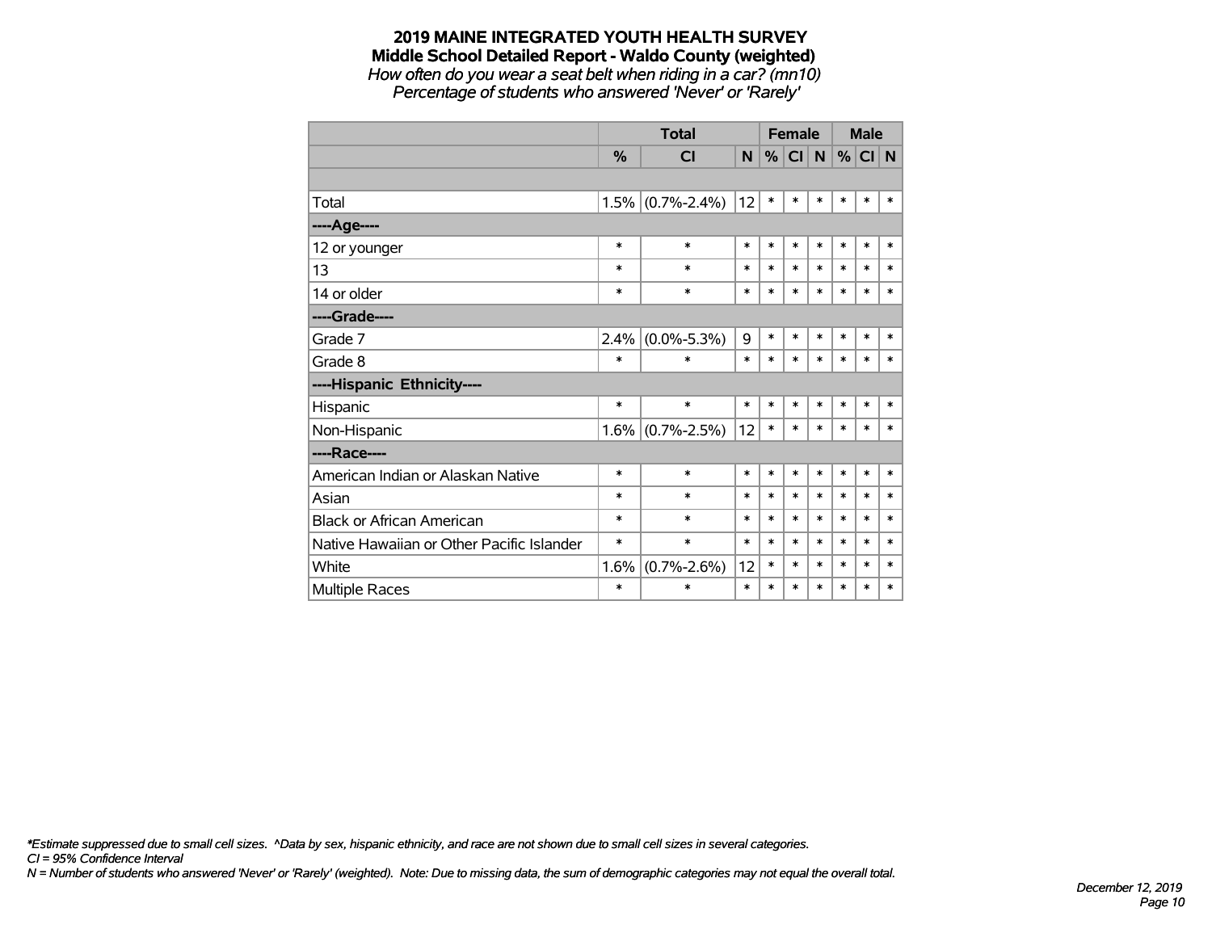# 2019 MAINE INTEGRATED YOUTH HEALTH SURVEY

## Middle School Detailed Report - Waldo County (weighted)

*How often do you wear a seat belt when riding in a car? (mn10)*

*Percentage of students who answered 'Never' or 'Rarely'*

| | Total | | | Female | | | Male | | |
|---|---|---|---|---|---|---|---|---|---|
| | % | CI | N | % | CI | N | % | CI | N |
| | | | | | | | | | |
| Total | 1.5% | (0.7%-2.4%) | 12 | * | * | * | * | * | * |
| ----Age---- | | | | | | | | | |
| 12 or younger | * | * | * | * | * | * | * | * | * |
| 13 | * | * | * | * | * | * | * | * | * |
| 14 or older | * | * | * | * | * | * | * | * | * |
| ----Grade---- | | | | | | | | | |
| Grade 7 | 2.4% | (0.0%-5.3%) | 9 | * | * | * | * | * | * |
| Grade 8 | * | * | * | * | * | * | * | * | * |
| ----Hispanic Ethnicity---- | | | | | | | | | |
| Hispanic | * | * | * | * | * | * | * | * | * |
| Non-Hispanic | 1.6% | (0.7%-2.5%) | 12 | * | * | * | * | * | * |
| ----Race---- | | | | | | | | | |
| American Indian or Alaskan Native | * | * | * | * | * | * | * | * | * |
| Asian | * | * | * | * | * | * | * | * | * |
| Black or African American | * | * | * | * | * | * | * | * | * |
| Native Hawaiian or Other Pacific Islander | * | * | * | * | * | * | * | * | * |
| White | 1.6% | (0.7%-2.6%) | 12 | * | * | * | * | * | * |
| Multiple Races | * | * | * | * | * | * | * | * | * |

*\*Estimate suppressed due to small cell sizes. ^Data by sex, hispanic ethnicity, and race are not shown due to small cell sizes in several categories.*

*CI = 95% Confidence Interval*

*N = Number of students who answered 'Never' or 'Rarely' (weighted). Note: Due to missing data, the sum of demographic categories may not equal the overall total.*

*December 12, 2019*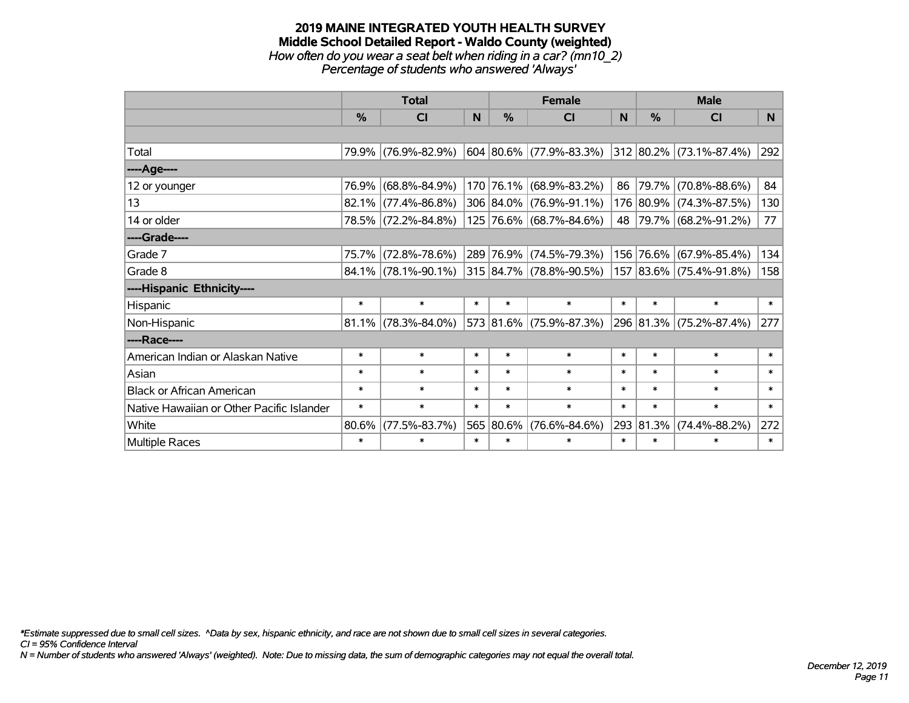# 2019 MAINE INTEGRATED YOUTH HEALTH SURVEY
## Middle School Detailed Report - Waldo County (weighted)
*How often do you wear a seat belt when riding in a car? (mn10_2)*
*Percentage of students who answered 'Always'*

| | Total | | | Female | | | Male | | |
|---|---|---|---|---|---|---|---|---|---|
| | % | CI | N | % | CI | N | % | CI | N |
| Total | 79.9% | (76.9%-82.9%) | 604 | 80.6% | (77.9%-83.3%) | 312 | 80.2% | (73.1%-87.4%) | 292 |
| ----Age---- | | | | | | | | | |
| 12 or younger | 76.9% | (68.8%-84.9%) | 170 | 76.1% | (68.9%-83.2%) | 86 | 79.7% | (70.8%-88.6%) | 84 |
| 13 | 82.1% | (77.4%-86.8%) | 306 | 84.0% | (76.9%-91.1%) | 176 | 80.9% | (74.3%-87.5%) | 130 |
| 14 or older | 78.5% | (72.2%-84.8%) | 125 | 76.6% | (68.7%-84.6%) | 48 | 79.7% | (68.2%-91.2%) | 77 |
| ----Grade---- | | | | | | | | | |
| Grade 7 | 75.7% | (72.8%-78.6%) | 289 | 76.9% | (74.5%-79.3%) | 156 | 76.6% | (67.9%-85.4%) | 134 |
| Grade 8 | 84.1% | (78.1%-90.1%) | 315 | 84.7% | (78.8%-90.5%) | 157 | 83.6% | (75.4%-91.8%) | 158 |
| ----Hispanic Ethnicity---- | | | | | | | | | |
| Hispanic | * | * | * | * | * | * | * | * | * |
| Non-Hispanic | 81.1% | (78.3%-84.0%) | 573 | 81.6% | (75.9%-87.3%) | 296 | 81.3% | (75.2%-87.4%) | 277 |
| ----Race---- | | | | | | | | | |
| American Indian or Alaskan Native | * | * | * | * | * | * | * | * | * |
| Asian | * | * | * | * | * | * | * | * | * |
| Black or African American | * | * | * | * | * | * | * | * | * |
| Native Hawaiian or Other Pacific Islander | * | * | * | * | * | * | * | * | * |
| White | 80.6% | (77.5%-83.7%) | 565 | 80.6% | (76.6%-84.6%) | 293 | 81.3% | (74.4%-88.2%) | 272 |
| Multiple Races | * | * | * | * | * | * | * | * | * |

*\*Estimate suppressed due to small cell sizes. ^Data by sex, hispanic ethnicity, and race are not shown due to small cell sizes in several categories.*
*CI = 95% Confidence Interval*
*N = Number of students who answered 'Always' (weighted). Note: Due to missing data, the sum of demographic categories may not equal the overall total.*

*December 12, 2019*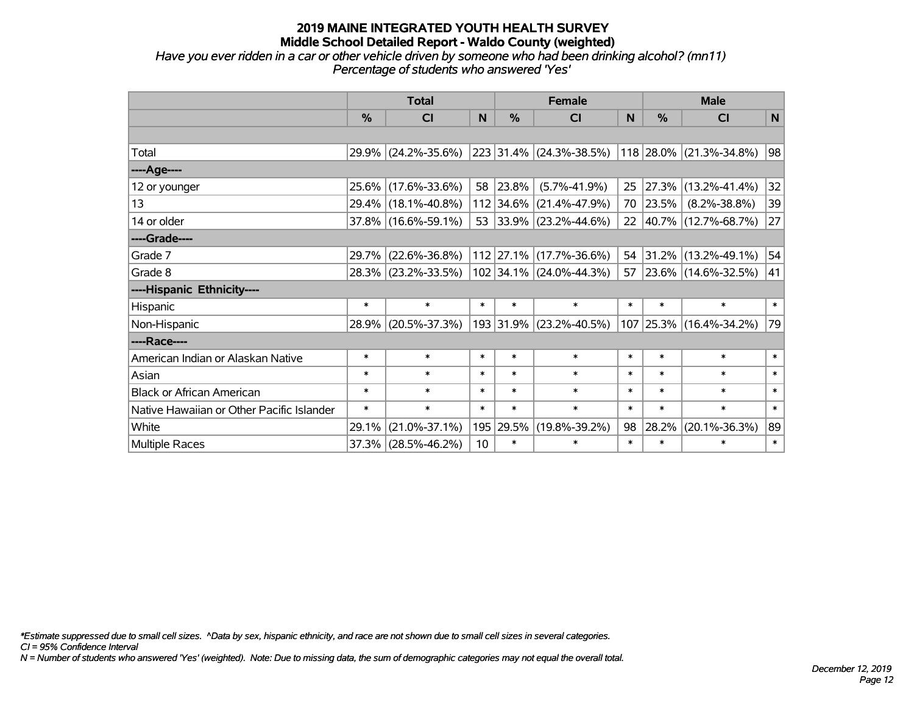**2019 MAINE INTEGRATED YOUTH HEALTH SURVEY**
**Middle School Detailed Report - Waldo County (weighted)**
*Have you ever ridden in a car or other vehicle driven by someone who had been drinking alcohol? (mn11)*
*Percentage of students who answered 'Yes'*

| | Total | | | Female | | | Male | | |
|---|---|---|---|---|---|---|---|---|---|
| | % | CI | N | % | CI | N | % | CI | N |
| | | | | | | | | | |
| Total | 29.9% | (24.2%-35.6%) | 223 | 31.4% | (24.3%-38.5%) | 118 | 28.0% | (21.3%-34.8%) | 98 |
| ----Age---- | | | | | | | | | |
| 12 or younger | 25.6% | (17.6%-33.6%) | 58 | 23.8% | (5.7%-41.9%) | 25 | 27.3% | (13.2%-41.4%) | 32 |
| 13 | 29.4% | (18.1%-40.8%) | 112 | 34.6% | (21.4%-47.9%) | 70 | 23.5% | (8.2%-38.8%) | 39 |
| 14 or older | 37.8% | (16.6%-59.1%) | 53 | 33.9% | (23.2%-44.6%) | 22 | 40.7% | (12.7%-68.7%) | 27 |
| ----Grade---- | | | | | | | | | |
| Grade 7 | 29.7% | (22.6%-36.8%) | 112 | 27.1% | (17.7%-36.6%) | 54 | 31.2% | (13.2%-49.1%) | 54 |
| Grade 8 | 28.3% | (23.2%-33.5%) | 102 | 34.1% | (24.0%-44.3%) | 57 | 23.6% | (14.6%-32.5%) | 41 |
| ----Hispanic Ethnicity---- | | | | | | | | | |
| Hispanic | * | * | * | * | * | * | * | * | * |
| Non-Hispanic | 28.9% | (20.5%-37.3%) | 193 | 31.9% | (23.2%-40.5%) | 107 | 25.3% | (16.4%-34.2%) | 79 |
| ----Race---- | | | | | | | | | |
| American Indian or Alaskan Native | * | * | * | * | * | * | * | * | * |
| Asian | * | * | * | * | * | * | * | * | * |
| Black or African American | * | * | * | * | * | * | * | * | * |
| Native Hawaiian or Other Pacific Islander | * | * | * | * | * | * | * | * | * |
| White | 29.1% | (21.0%-37.1%) | 195 | 29.5% | (19.8%-39.2%) | 98 | 28.2% | (20.1%-36.3%) | 89 |
| Multiple Races | 37.3% | (28.5%-46.2%) | 10 | * | * | * | * | * | * |

*\*Estimate suppressed due to small cell sizes. ^Data by sex, hispanic ethnicity, and race are not shown due to small cell sizes in several categories.*
*CI = 95% Confidence Interval*
*N = Number of students who answered 'Yes' (weighted). Note: Due to missing data, the sum of demographic categories may not equal the overall total.*

*December 12, 2019*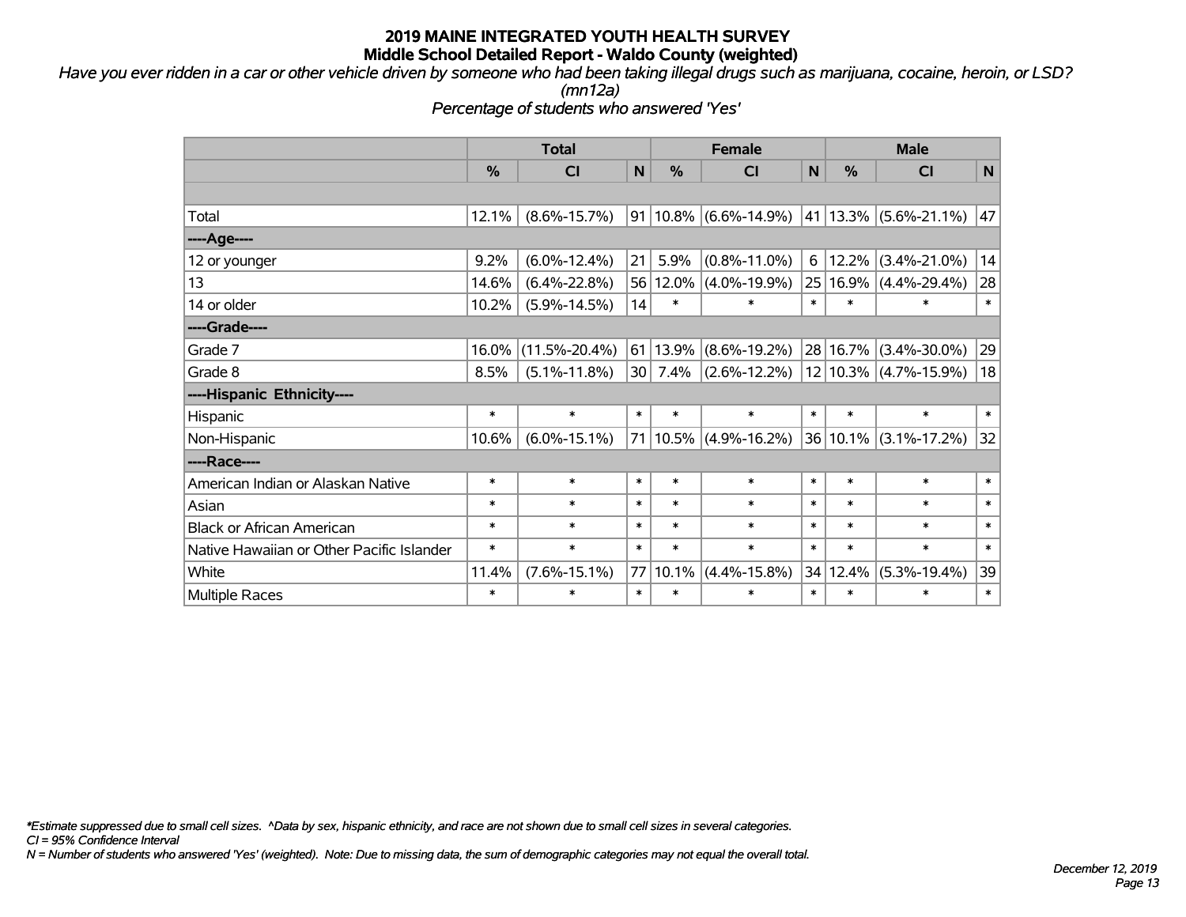# 2019 MAINE INTEGRATED YOUTH HEALTH SURVEY
## Middle School Detailed Report - Waldo County (weighted)

*Have you ever ridden in a car or other vehicle driven by someone who had been taking illegal drugs such as marijuana, cocaine, heroin, or LSD? (mn12a)*

*Percentage of students who answered 'Yes'*

| | Total | | | Female | | | Male | | |
|---|---|---|---|---|---|---|---|---|---|
| | % | CI | N | % | CI | N | % | CI | N |
| Total | 12.1% | (8.6%-15.7%) | 91 | 10.8% | (6.6%-14.9%) | 41 | 13.3% | (5.6%-21.1%) | 47 |
| ----Age---- | | | | | | | | | |
| 12 or younger | 9.2% | (6.0%-12.4%) | 21 | 5.9% | (0.8%-11.0%) | 6 | 12.2% | (3.4%-21.0%) | 14 |
| 13 | 14.6% | (6.4%-22.8%) | 56 | 12.0% | (4.0%-19.9%) | 25 | 16.9% | (4.4%-29.4%) | 28 |
| 14 or older | 10.2% | (5.9%-14.5%) | 14 | * | * | * | * | * | * |
| ----Grade---- | | | | | | | | | |
| Grade 7 | 16.0% | (11.5%-20.4%) | 61 | 13.9% | (8.6%-19.2%) | 28 | 16.7% | (3.4%-30.0%) | 29 |
| Grade 8 | 8.5% | (5.1%-11.8%) | 30 | 7.4% | (2.6%-12.2%) | 12 | 10.3% | (4.7%-15.9%) | 18 |
| ----Hispanic Ethnicity---- | | | | | | | | | |
| Hispanic | * | * | * | * | * | * | * | * | * |
| Non-Hispanic | 10.6% | (6.0%-15.1%) | 71 | 10.5% | (4.9%-16.2%) | 36 | 10.1% | (3.1%-17.2%) | 32 |
| ----Race---- | | | | | | | | | |
| American Indian or Alaskan Native | * | * | * | * | * | * | * | * | * |
| Asian | * | * | * | * | * | * | * | * | * |
| Black or African American | * | * | * | * | * | * | * | * | * |
| Native Hawaiian or Other Pacific Islander | * | * | * | * | * | * | * | * | * |
| White | 11.4% | (7.6%-15.1%) | 77 | 10.1% | (4.4%-15.8%) | 34 | 12.4% | (5.3%-19.4%) | 39 |
| Multiple Races | * | * | * | * | * | * | * | * | * |

*\*Estimate suppressed due to small cell sizes. ^Data by sex, hispanic ethnicity, and race are not shown due to small cell sizes in several categories.*
*CI = 95% Confidence Interval*
*N = Number of students who answered 'Yes' (weighted). Note: Due to missing data, the sum of demographic categories may not equal the overall total.*

*December 12, 2019*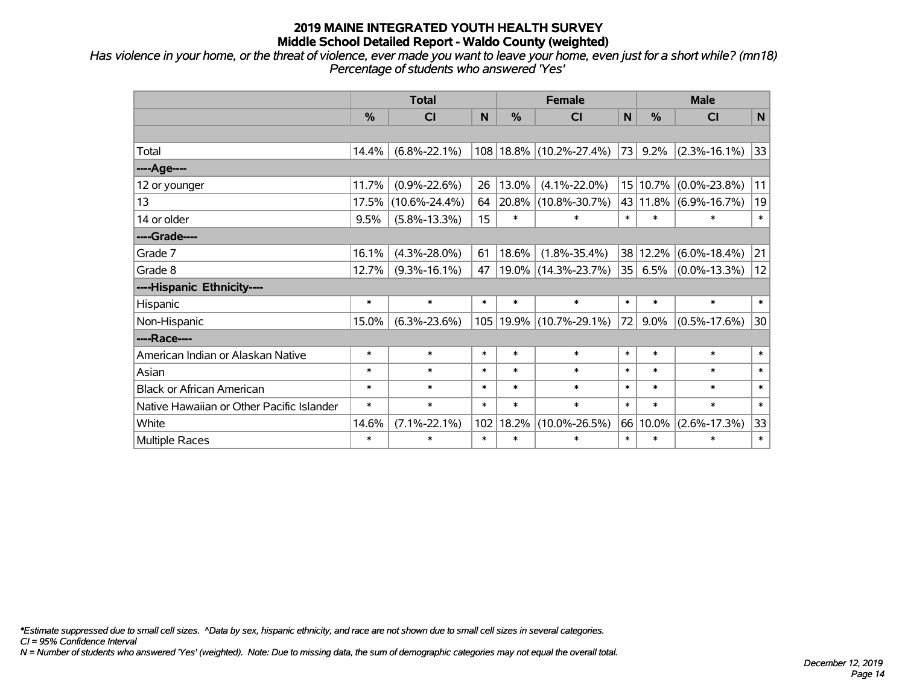# 2019 MAINE INTEGRATED YOUTH HEALTH SURVEY
## Middle School Detailed Report - Waldo County (weighted)

*Has violence in your home, or the threat of violence, ever made you want to leave your home, even just for a short while? (mn18)*
*Percentage of students who answered 'Yes'*

| | Total | | | Female | | | Male | | |
|---|---|---|---|---|---|---|---|---|---|
| | % | CI | N | % | CI | N | % | CI | N |
| Total | 14.4% | (6.8%-22.1%) | 108 | 18.8% | (10.2%-27.4%) | 73 | 9.2% | (2.3%-16.1%) | 33 |
| ----Age---- | | | | | | | | | |
| 12 or younger | 11.7% | (0.9%-22.6%) | 26 | 13.0% | (4.1%-22.0%) | 15 | 10.7% | (0.0%-23.8%) | 11 |
| 13 | 17.5% | (10.6%-24.4%) | 64 | 20.8% | (10.8%-30.7%) | 43 | 11.8% | (6.9%-16.7%) | 19 |
| 14 or older | 9.5% | (5.8%-13.3%) | 15 | * | * | * | * | * | * |
| ----Grade---- | | | | | | | | | |
| Grade 7 | 16.1% | (4.3%-28.0%) | 61 | 18.6% | (1.8%-35.4%) | 38 | 12.2% | (6.0%-18.4%) | 21 |
| Grade 8 | 12.7% | (9.3%-16.1%) | 47 | 19.0% | (14.3%-23.7%) | 35 | 6.5% | (0.0%-13.3%) | 12 |
| ----Hispanic Ethnicity---- | | | | | | | | | |
| Hispanic | * | * | * | * | * | * | * | * | * |
| Non-Hispanic | 15.0% | (6.3%-23.6%) | 105 | 19.9% | (10.7%-29.1%) | 72 | 9.0% | (0.5%-17.6%) | 30 |
| ----Race---- | | | | | | | | | |
| American Indian or Alaskan Native | * | * | * | * | * | * | * | * | * |
| Asian | * | * | * | * | * | * | * | * | * |
| Black or African American | * | * | * | * | * | * | * | * | * |
| Native Hawaiian or Other Pacific Islander | * | * | * | * | * | * | * | * | * |
| White | 14.6% | (7.1%-22.1%) | 102 | 18.2% | (10.0%-26.5%) | 66 | 10.0% | (2.6%-17.3%) | 33 |
| Multiple Races | * | * | * | * | * | * | * | * | * |

*\*Estimate suppressed due to small cell sizes. ^Data by sex, hispanic ethnicity, and race are not shown due to small cell sizes in several categories.*
*CI = 95% Confidence Interval*
*N = Number of students who answered 'Yes' (weighted). Note: Due to missing data, the sum of demographic categories may not equal the overall total.*

*December 12, 2019*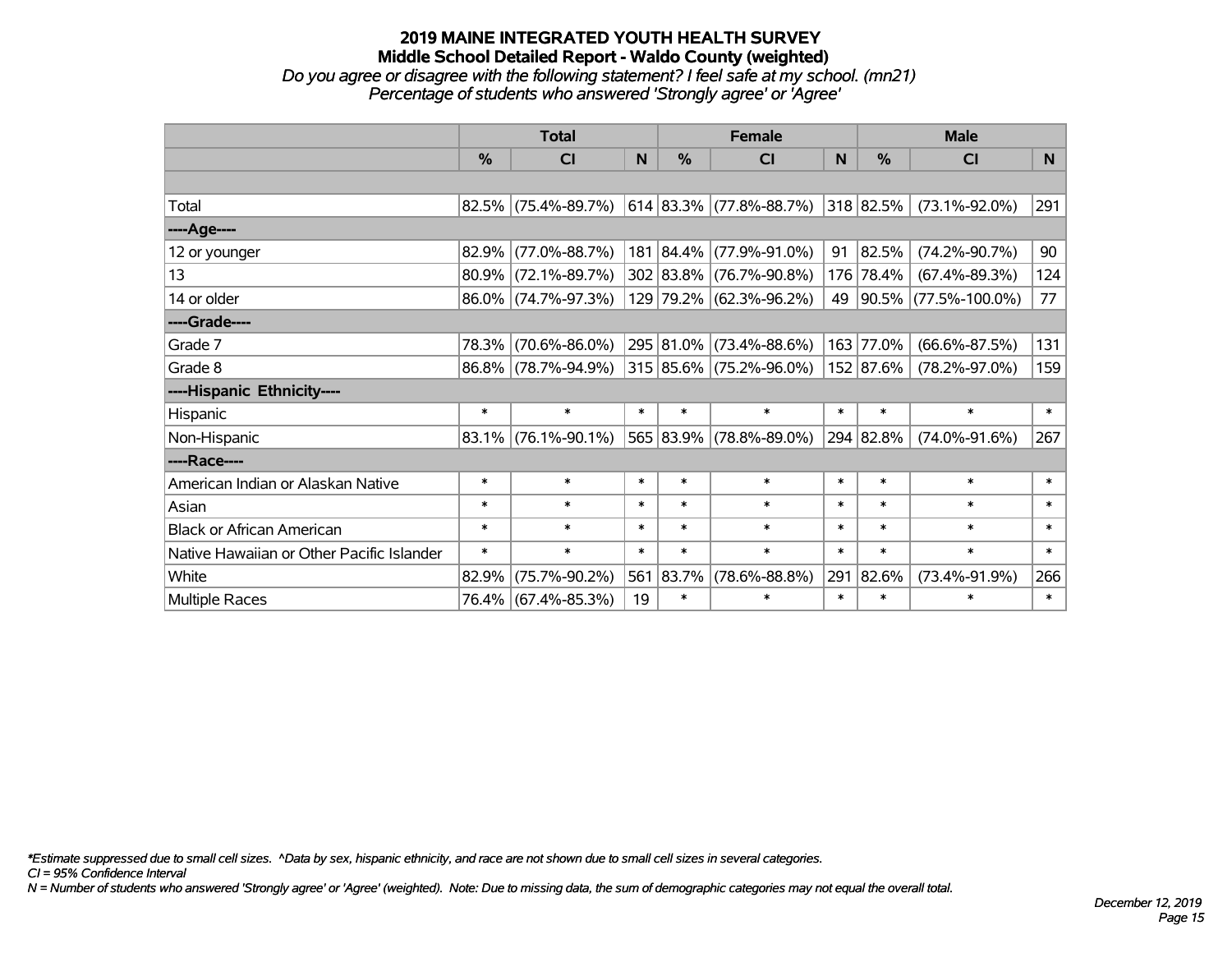# 2019 MAINE INTEGRATED YOUTH HEALTH SURVEY

## Middle School Detailed Report - Waldo County (weighted)

*Do you agree or disagree with the following statement? I feel safe at my school. (mn21)*
*Percentage of students who answered 'Strongly agree' or 'Agree'*

| | Total | | | Female | | | Male | | |
|---|---|---|---|---|---|---|---|---|---|
| | % | CI | N | % | CI | N | % | CI | N |
| Total | 82.5% | (75.4%-89.7%) | 614 | 83.3% | (77.8%-88.7%) | 318 | 82.5% | (73.1%-92.0%) | 291 |
| ----Age---- | | | | | | | | | |
| 12 or younger | 82.9% | (77.0%-88.7%) | 181 | 84.4% | (77.9%-91.0%) | 91 | 82.5% | (74.2%-90.7%) | 90 |
| 13 | 80.9% | (72.1%-89.7%) | 302 | 83.8% | (76.7%-90.8%) | 176 | 78.4% | (67.4%-89.3%) | 124 |
| 14 or older | 86.0% | (74.7%-97.3%) | 129 | 79.2% | (62.3%-96.2%) | 49 | 90.5% | (77.5%-100.0%) | 77 |
| ----Grade---- | | | | | | | | | |
| Grade 7 | 78.3% | (70.6%-86.0%) | 295 | 81.0% | (73.4%-88.6%) | 163 | 77.0% | (66.6%-87.5%) | 131 |
| Grade 8 | 86.8% | (78.7%-94.9%) | 315 | 85.6% | (75.2%-96.0%) | 152 | 87.6% | (78.2%-97.0%) | 159 |
| ----Hispanic Ethnicity---- | | | | | | | | | |
| Hispanic | * | * | * | * | * | * | * | * | * |
| Non-Hispanic | 83.1% | (76.1%-90.1%) | 565 | 83.9% | (78.8%-89.0%) | 294 | 82.8% | (74.0%-91.6%) | 267 |
| ----Race---- | | | | | | | | | |
| American Indian or Alaskan Native | * | * | * | * | * | * | * | * | * |
| Asian | * | * | * | * | * | * | * | * | * |
| Black or African American | * | * | * | * | * | * | * | * | * |
| Native Hawaiian or Other Pacific Islander | * | * | * | * | * | * | * | * | * |
| White | 82.9% | (75.7%-90.2%) | 561 | 83.7% | (78.6%-88.8%) | 291 | 82.6% | (73.4%-91.9%) | 266 |
| Multiple Races | 76.4% | (67.4%-85.3%) | 19 | * | * | * | * | * | * |

*\*Estimate suppressed due to small cell sizes. ^Data by sex, hispanic ethnicity, and race are not shown due to small cell sizes in several categories.*
*CI = 95% Confidence Interval*
*N = Number of students who answered 'Strongly agree' or 'Agree' (weighted). Note: Due to missing data, the sum of demographic categories may not equal the overall total.*

*December 12, 2019*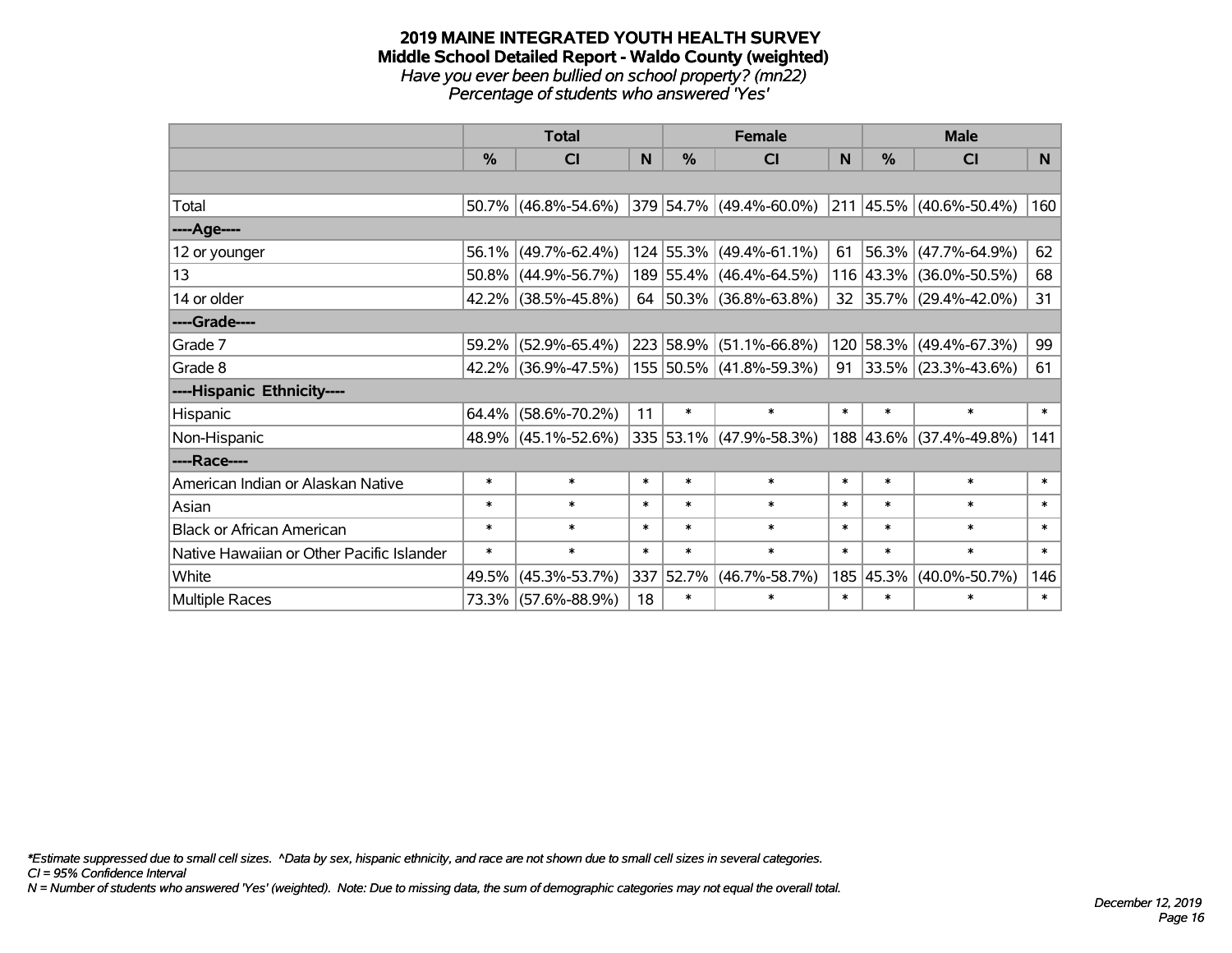# 2019 MAINE INTEGRATED YOUTH HEALTH SURVEY
## Middle School Detailed Report - Waldo County (weighted)
*Have you ever been bullied on school property? (mn22)*
*Percentage of students who answered 'Yes'*

| | Total | | | Female | | | Male | | |
|---|---|---|---|---|---|---|---|---|---|
| | % | CI | N | % | CI | N | % | CI | N |
| | | | | | | | | | |
| Total | 50.7% | (46.8%-54.6%) | 379 | 54.7% | (49.4%-60.0%) | 211 | 45.5% | (40.6%-50.4%) | 160 |
| ----Age---- | | | | | | | | | |
| 12 or younger | 56.1% | (49.7%-62.4%) | 124 | 55.3% | (49.4%-61.1%) | 61 | 56.3% | (47.7%-64.9%) | 62 |
| 13 | 50.8% | (44.9%-56.7%) | 189 | 55.4% | (46.4%-64.5%) | 116 | 43.3% | (36.0%-50.5%) | 68 |
| 14 or older | 42.2% | (38.5%-45.8%) | 64 | 50.3% | (36.8%-63.8%) | 32 | 35.7% | (29.4%-42.0%) | 31 |
| ----Grade---- | | | | | | | | | |
| Grade 7 | 59.2% | (52.9%-65.4%) | 223 | 58.9% | (51.1%-66.8%) | 120 | 58.3% | (49.4%-67.3%) | 99 |
| Grade 8 | 42.2% | (36.9%-47.5%) | 155 | 50.5% | (41.8%-59.3%) | 91 | 33.5% | (23.3%-43.6%) | 61 |
| ----Hispanic Ethnicity---- | | | | | | | | | |
| Hispanic | 64.4% | (58.6%-70.2%) | 11 | * | * | * | * | * | * |
| Non-Hispanic | 48.9% | (45.1%-52.6%) | 335 | 53.1% | (47.9%-58.3%) | 188 | 43.6% | (37.4%-49.8%) | 141 |
| ----Race---- | | | | | | | | | |
| American Indian or Alaskan Native | * | * | * | * | * | * | * | * | * |
| Asian | * | * | * | * | * | * | * | * | * |
| Black or African American | * | * | * | * | * | * | * | * | * |
| Native Hawaiian or Other Pacific Islander | * | * | * | * | * | * | * | * | * |
| White | 49.5% | (45.3%-53.7%) | 337 | 52.7% | (46.7%-58.7%) | 185 | 45.3% | (40.0%-50.7%) | 146 |
| Multiple Races | 73.3% | (57.6%-88.9%) | 18 | * | * | * | * | * | * |

*\*Estimate suppressed due to small cell sizes. ^Data by sex, hispanic ethnicity, and race are not shown due to small cell sizes in several categories.*
*CI = 95% Confidence Interval*
*N = Number of students who answered 'Yes' (weighted). Note: Due to missing data, the sum of demographic categories may not equal the overall total.*

*December 12, 2019*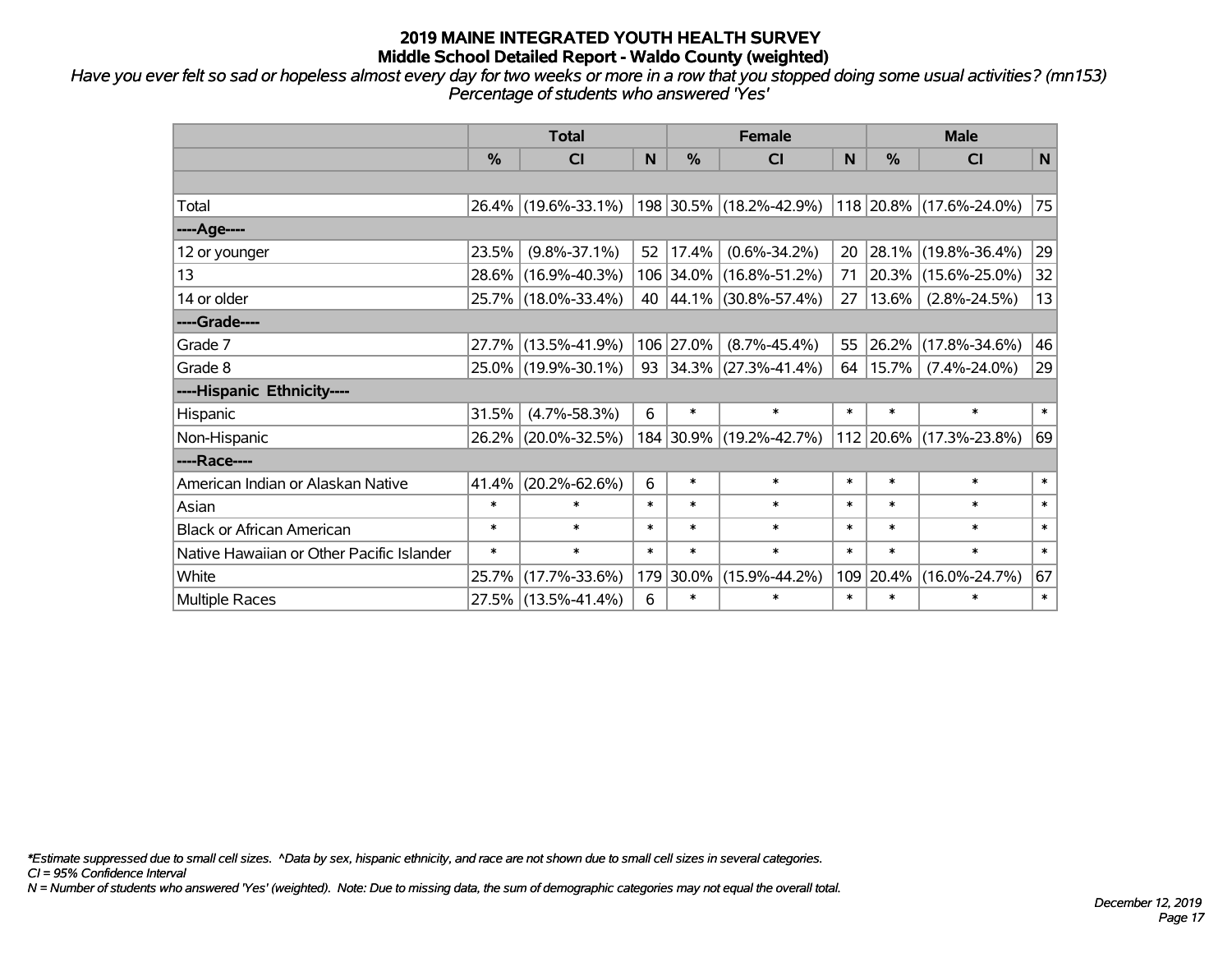## 2019 MAINE INTEGRATED YOUTH HEALTH SURVEY
### Middle School Detailed Report - Waldo County (weighted)

*Have you ever felt so sad or hopeless almost every day for two weeks or more in a row that you stopped doing some usual activities? (mn153)*
*Percentage of students who answered 'Yes'*

| | Total | | | Female | | | Male | | |
|---|---|---|---|---|---|---|---|---|---|
| | % | CI | N | % | CI | N | % | CI | N |
| | | | | | | | | | |
| Total | 26.4% | (19.6%-33.1%) | 198 | 30.5% | (18.2%-42.9%) | 118 | 20.8% | (17.6%-24.0%) | 75 |
| ----Age---- | | | | | | | | | |
| 12 or younger | 23.5% | (9.8%-37.1%) | 52 | 17.4% | (0.6%-34.2%) | 20 | 28.1% | (19.8%-36.4%) | 29 |
| 13 | 28.6% | (16.9%-40.3%) | 106 | 34.0% | (16.8%-51.2%) | 71 | 20.3% | (15.6%-25.0%) | 32 |
| 14 or older | 25.7% | (18.0%-33.4%) | 40 | 44.1% | (30.8%-57.4%) | 27 | 13.6% | (2.8%-24.5%) | 13 |
| ----Grade---- | | | | | | | | | |
| Grade 7 | 27.7% | (13.5%-41.9%) | 106 | 27.0% | (8.7%-45.4%) | 55 | 26.2% | (17.8%-34.6%) | 46 |
| Grade 8 | 25.0% | (19.9%-30.1%) | 93 | 34.3% | (27.3%-41.4%) | 64 | 15.7% | (7.4%-24.0%) | 29 |
| ----Hispanic Ethnicity---- | | | | | | | | | |
| Hispanic | 31.5% | (4.7%-58.3%) | 6 | * | * | * | * | * | * |
| Non-Hispanic | 26.2% | (20.0%-32.5%) | 184 | 30.9% | (19.2%-42.7%) | 112 | 20.6% | (17.3%-23.8%) | 69 |
| ----Race---- | | | | | | | | | |
| American Indian or Alaskan Native | 41.4% | (20.2%-62.6%) | 6 | * | * | * | * | * | * |
| Asian | * | * | * | * | * | * | * | * | * |
| Black or African American | * | * | * | * | * | * | * | * | * |
| Native Hawaiian or Other Pacific Islander | * | * | * | * | * | * | * | * | * |
| White | 25.7% | (17.7%-33.6%) | 179 | 30.0% | (15.9%-44.2%) | 109 | 20.4% | (16.0%-24.7%) | 67 |
| Multiple Races | 27.5% | (13.5%-41.4%) | 6 | * | * | * | * | * | * |

*\*Estimate suppressed due to small cell sizes. ^Data by sex, hispanic ethnicity, and race are not shown due to small cell sizes in several categories.*
*CI = 95% Confidence Interval*
*N = Number of students who answered 'Yes' (weighted). Note: Due to missing data, the sum of demographic categories may not equal the overall total.*

*December 12, 2019*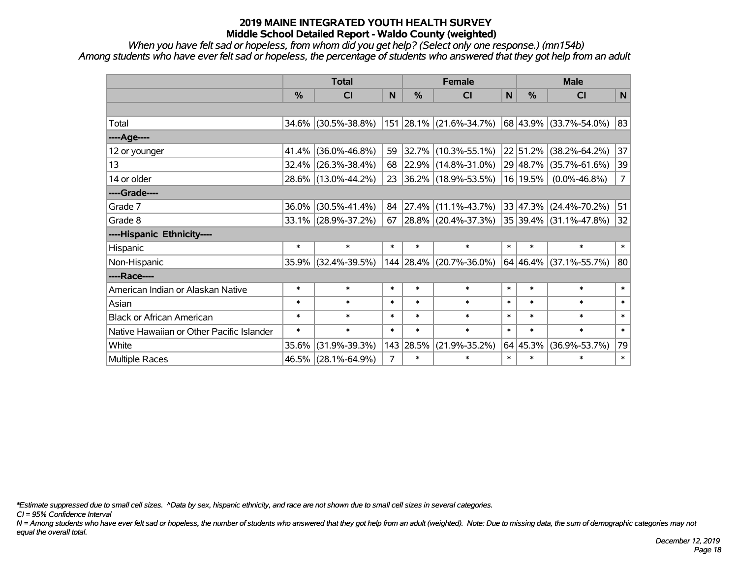# 2019 MAINE INTEGRATED YOUTH HEALTH SURVEY
## Middle School Detailed Report - Waldo County (weighted)

*When you have felt sad or hopeless, from whom did you get help? (Select only one response.) (mn154b)*
*Among students who have ever felt sad or hopeless, the percentage of students who answered that they got help from an adult*

| | Total | | | Female | | | Male | | |
|---|---|---|---|---|---|---|---|---|---|
| | % | CI | N | % | CI | N | % | CI | N |
| Total | 34.6% | (30.5%-38.8%) | 151 | 28.1% | (21.6%-34.7%) | 68 | 43.9% | (33.7%-54.0%) | 83 |
| ----Age---- | | | | | | | | | |
| 12 or younger | 41.4% | (36.0%-46.8%) | 59 | 32.7% | (10.3%-55.1%) | 22 | 51.2% | (38.2%-64.2%) | 37 |
| 13 | 32.4% | (26.3%-38.4%) | 68 | 22.9% | (14.8%-31.0%) | 29 | 48.7% | (35.7%-61.6%) | 39 |
| 14 or older | 28.6% | (13.0%-44.2%) | 23 | 36.2% | (18.9%-53.5%) | 16 | 19.5% | (0.0%-46.8%) | 7 |
| ----Grade---- | | | | | | | | | |
| Grade 7 | 36.0% | (30.5%-41.4%) | 84 | 27.4% | (11.1%-43.7%) | 33 | 47.3% | (24.4%-70.2%) | 51 |
| Grade 8 | 33.1% | (28.9%-37.2%) | 67 | 28.8% | (20.4%-37.3%) | 35 | 39.4% | (31.1%-47.8%) | 32 |
| ----Hispanic Ethnicity---- | | | | | | | | | |
| Hispanic | * | * | * | * | * | * | * | * | * |
| Non-Hispanic | 35.9% | (32.4%-39.5%) | 144 | 28.4% | (20.7%-36.0%) | 64 | 46.4% | (37.1%-55.7%) | 80 |
| ----Race---- | | | | | | | | | |
| American Indian or Alaskan Native | * | * | * | * | * | * | * | * | * |
| Asian | * | * | * | * | * | * | * | * | * |
| Black or African American | * | * | * | * | * | * | * | * | * |
| Native Hawaiian or Other Pacific Islander | * | * | * | * | * | * | * | * | * |
| White | 35.6% | (31.9%-39.3%) | 143 | 28.5% | (21.9%-35.2%) | 64 | 45.3% | (36.9%-53.7%) | 79 |
| Multiple Races | 46.5% | (28.1%-64.9%) | 7 | * | * | * | * | * | * |

*\*Estimate suppressed due to small cell sizes. ^Data by sex, hispanic ethnicity, and race are not shown due to small cell sizes in several categories.*

*CI = 95% Confidence Interval*

*N = Among students who have ever felt sad or hopeless, the number of students who answered that they got help from an adult (weighted). Note: Due to missing data, the sum of demographic categories may not equal the overall total.*

*December 12, 2019*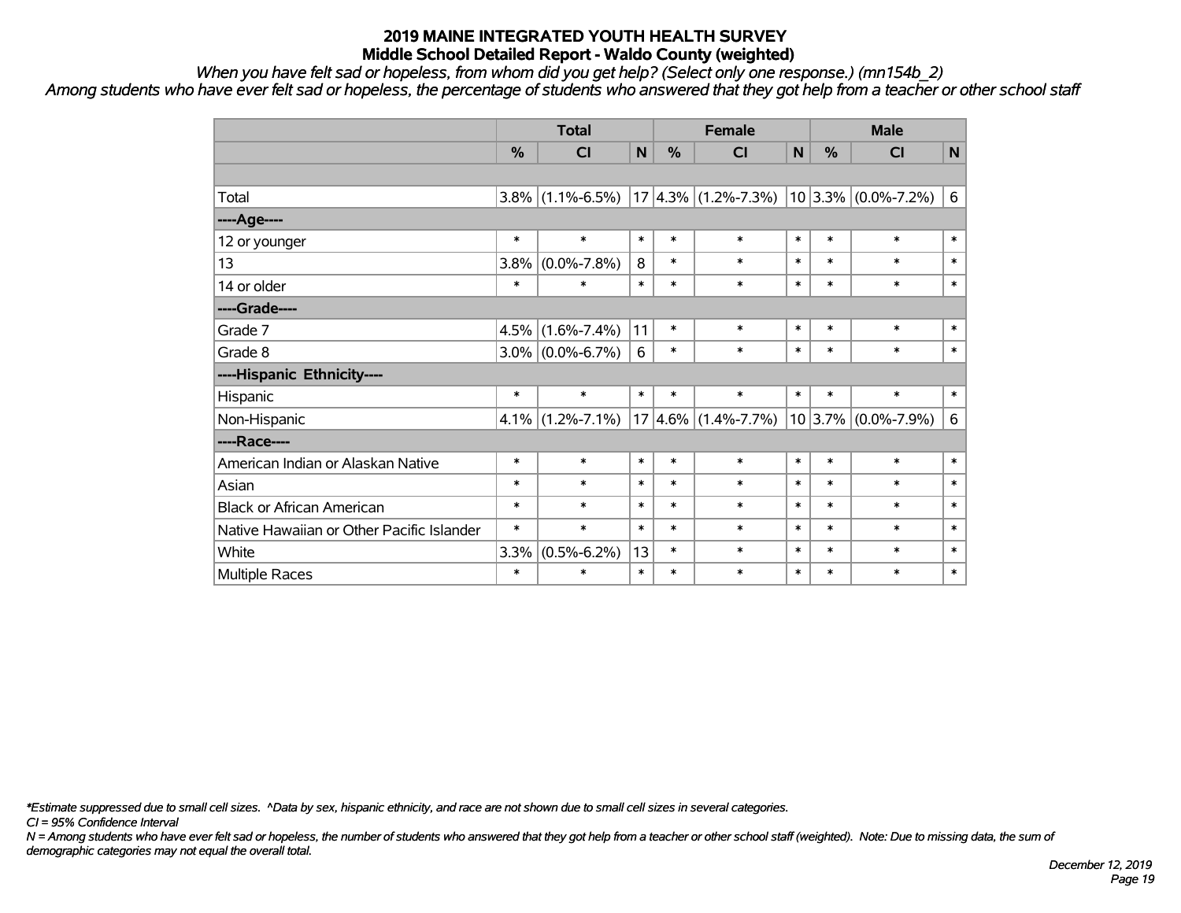# 2019 MAINE INTEGRATED YOUTH HEALTH SURVEY
## Middle School Detailed Report - Waldo County (weighted)

*When you have felt sad or hopeless, from whom did you get help? (Select only one response.) (mn154b_2)*

*Among students who have ever felt sad or hopeless, the percentage of students who answered that they got help from a teacher or other school staff*

| | Total | | | Female | | | Male | | |
|---|---|---|---|---|---|---|---|---|---|
| | % | CI | N | % | CI | N | % | CI | N |
| | | | | | | | | | |
| Total | 3.8% | (1.1%-6.5%) | 17 | 4.3% | (1.2%-7.3%) | 10 | 3.3% | (0.0%-7.2%) | 6 |
| ----Age---- | | | | | | | | | |
| 12 or younger | * | * | * | * | * | * | * | * | * |
| 13 | 3.8% | (0.0%-7.8%) | 8 | * | * | * | * | * | * |
| 14 or older | * | * | * | * | * | * | * | * | * |
| ----Grade---- | | | | | | | | | |
| Grade 7 | 4.5% | (1.6%-7.4%) | 11 | * | * | * | * | * | * |
| Grade 8 | 3.0% | (0.0%-6.7%) | 6 | * | * | * | * | * | * |
| ----Hispanic Ethnicity---- | | | | | | | | | |
| Hispanic | * | * | * | * | * | * | * | * | * |
| Non-Hispanic | 4.1% | (1.2%-7.1%) | 17 | 4.6% | (1.4%-7.7%) | 10 | 3.7% | (0.0%-7.9%) | 6 |
| ----Race---- | | | | | | | | | |
| American Indian or Alaskan Native | * | * | * | * | * | * | * | * | * |
| Asian | * | * | * | * | * | * | * | * | * |
| Black or African American | * | * | * | * | * | * | * | * | * |
| Native Hawaiian or Other Pacific Islander | * | * | * | * | * | * | * | * | * |
| White | 3.3% | (0.5%-6.2%) | 13 | * | * | * | * | * | * |
| Multiple Races | * | * | * | * | * | * | * | * | * |

*\*Estimate suppressed due to small cell sizes. ^Data by sex, hispanic ethnicity, and race are not shown due to small cell sizes in several categories.*

*CI = 95% Confidence Interval*

*N = Among students who have ever felt sad or hopeless, the number of students who answered that they got help from a teacher or other school staff (weighted). Note: Due to missing data, the sum of demographic categories may not equal the overall total.*

*December 12, 2019*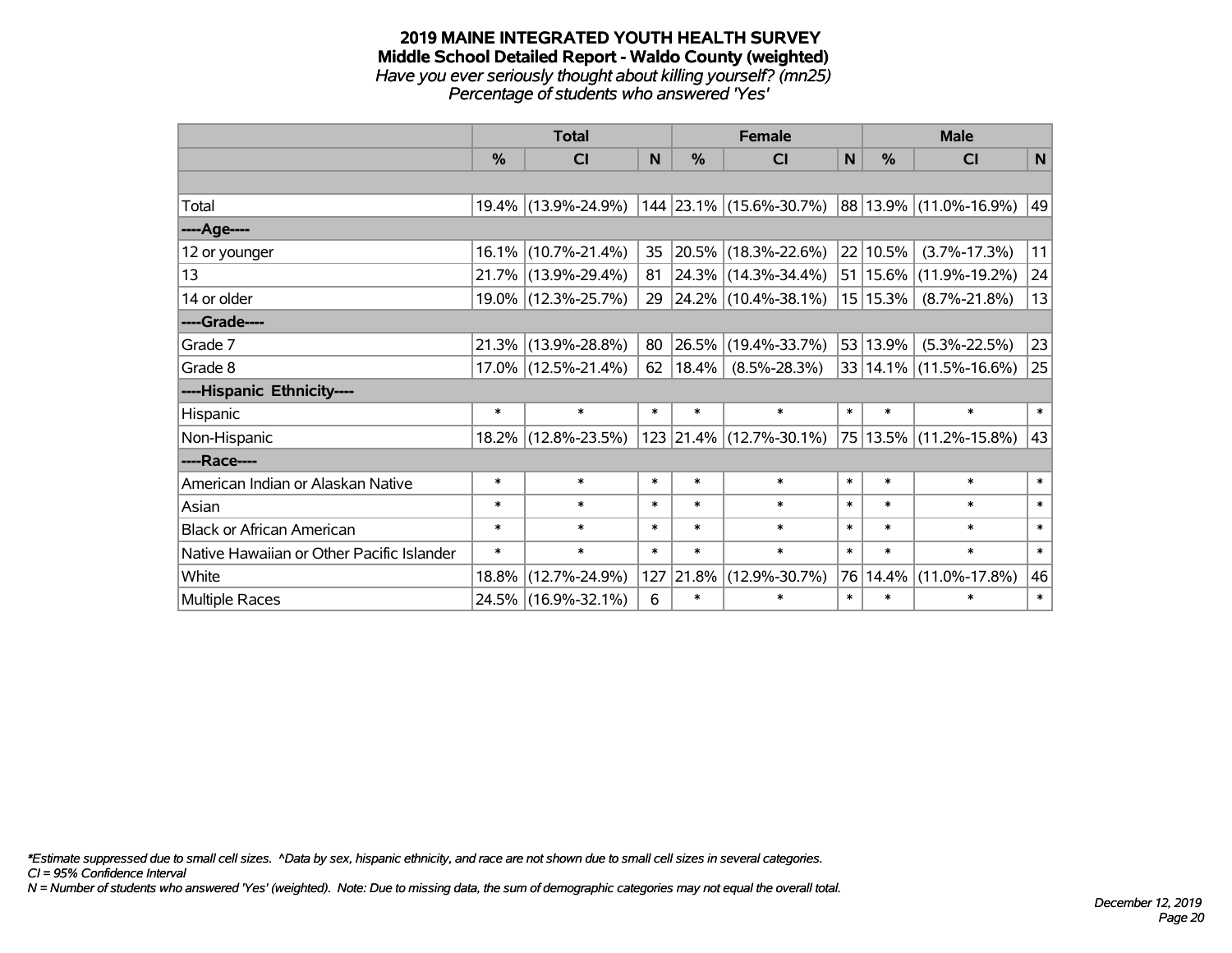# 2019 MAINE INTEGRATED YOUTH HEALTH SURVEY
## Middle School Detailed Report - Waldo County (weighted)
### *Have you ever seriously thought about killing yourself? (mn25)*
### *Percentage of students who answered 'Yes'*

| | Total | | | Female | | | Male | | |
|---|---|---|---|---|---|---|---|---|---|
| | % | CI | N | % | CI | N | % | CI | N |
| | | | | | | | | | |
| Total | 19.4% | (13.9%-24.9%) | 144 | 23.1% | (15.6%-30.7%) | 88 | 13.9% | (11.0%-16.9%) | 49 |
| ----Age---- | | | | | | | | | |
| 12 or younger | 16.1% | (10.7%-21.4%) | 35 | 20.5% | (18.3%-22.6%) | 22 | 10.5% | (3.7%-17.3%) | 11 |
| 13 | 21.7% | (13.9%-29.4%) | 81 | 24.3% | (14.3%-34.4%) | 51 | 15.6% | (11.9%-19.2%) | 24 |
| 14 or older | 19.0% | (12.3%-25.7%) | 29 | 24.2% | (10.4%-38.1%) | 15 | 15.3% | (8.7%-21.8%) | 13 |
| ----Grade---- | | | | | | | | | |
| Grade 7 | 21.3% | (13.9%-28.8%) | 80 | 26.5% | (19.4%-33.7%) | 53 | 13.9% | (5.3%-22.5%) | 23 |
| Grade 8 | 17.0% | (12.5%-21.4%) | 62 | 18.4% | (8.5%-28.3%) | 33 | 14.1% | (11.5%-16.6%) | 25 |
| ----Hispanic Ethnicity---- | | | | | | | | | |
| Hispanic | * | * | * | * | * | * | * | * | * |
| Non-Hispanic | 18.2% | (12.8%-23.5%) | 123 | 21.4% | (12.7%-30.1%) | 75 | 13.5% | (11.2%-15.8%) | 43 |
| ----Race---- | | | | | | | | | |
| American Indian or Alaskan Native | * | * | * | * | * | * | * | * | * |
| Asian | * | * | * | * | * | * | * | * | * |
| Black or African American | * | * | * | * | * | * | * | * | * |
| Native Hawaiian or Other Pacific Islander | * | * | * | * | * | * | * | * | * |
| White | 18.8% | (12.7%-24.9%) | 127 | 21.8% | (12.9%-30.7%) | 76 | 14.4% | (11.0%-17.8%) | 46 |
| Multiple Races | 24.5% | (16.9%-32.1%) | 6 | * | * | * | * | * | * |

*\*Estimate suppressed due to small cell sizes. ^Data by sex, hispanic ethnicity, and race are not shown due to small cell sizes in several categories.*
*CI = 95% Confidence Interval*
*N = Number of students who answered 'Yes' (weighted). Note: Due to missing data, the sum of demographic categories may not equal the overall total.*

*December 12, 2019*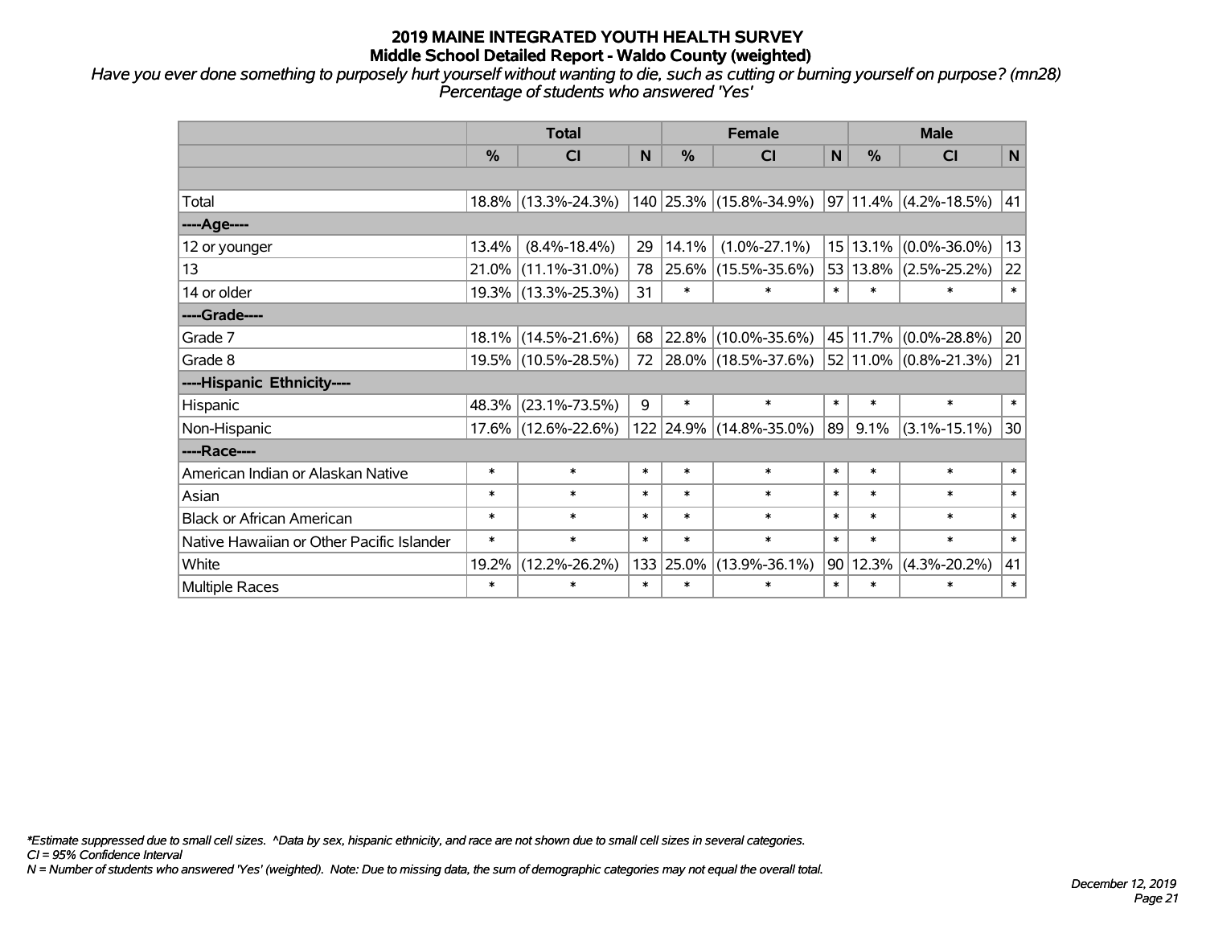# 2019 MAINE INTEGRATED YOUTH HEALTH SURVEY
## Middle School Detailed Report - Waldo County (weighted)

*Have you ever done something to purposely hurt yourself without wanting to die, such as cutting or burning yourself on purpose? (mn28)*
*Percentage of students who answered 'Yes'*

| | Total | | | Female | | | Male | | |
|---|---|---|---|---|---|---|---|---|---|
| | % | CI | N | % | CI | N | % | CI | N |
| Total | 18.8% | (13.3%-24.3%) | 140 | 25.3% | (15.8%-34.9%) | 97 | 11.4% | (4.2%-18.5%) | 41 |
| ----Age---- | | | | | | | | | |
| 12 or younger | 13.4% | (8.4%-18.4%) | 29 | 14.1% | (1.0%-27.1%) | 15 | 13.1% | (0.0%-36.0%) | 13 |
| 13 | 21.0% | (11.1%-31.0%) | 78 | 25.6% | (15.5%-35.6%) | 53 | 13.8% | (2.5%-25.2%) | 22 |
| 14 or older | 19.3% | (13.3%-25.3%) | 31 | * | * | * | * | * | * |
| ----Grade---- | | | | | | | | | |
| Grade 7 | 18.1% | (14.5%-21.6%) | 68 | 22.8% | (10.0%-35.6%) | 45 | 11.7% | (0.0%-28.8%) | 20 |
| Grade 8 | 19.5% | (10.5%-28.5%) | 72 | 28.0% | (18.5%-37.6%) | 52 | 11.0% | (0.8%-21.3%) | 21 |
| ----Hispanic Ethnicity---- | | | | | | | | | |
| Hispanic | 48.3% | (23.1%-73.5%) | 9 | * | * | * | * | * | * |
| Non-Hispanic | 17.6% | (12.6%-22.6%) | 122 | 24.9% | (14.8%-35.0%) | 89 | 9.1% | (3.1%-15.1%) | 30 |
| ----Race---- | | | | | | | | | |
| American Indian or Alaskan Native | * | * | * | * | * | * | * | * | * |
| Asian | * | * | * | * | * | * | * | * | * |
| Black or African American | * | * | * | * | * | * | * | * | * |
| Native Hawaiian or Other Pacific Islander | * | * | * | * | * | * | * | * | * |
| White | 19.2% | (12.2%-26.2%) | 133 | 25.0% | (13.9%-36.1%) | 90 | 12.3% | (4.3%-20.2%) | 41 |
| Multiple Races | * | * | * | * | * | * | * | * | * |

*\*Estimate suppressed due to small cell sizes. ^Data by sex, hispanic ethnicity, and race are not shown due to small cell sizes in several categories.*
*CI = 95% Confidence Interval*
*N = Number of students who answered 'Yes' (weighted). Note: Due to missing data, the sum of demographic categories may not equal the overall total.*

*December 12, 2019*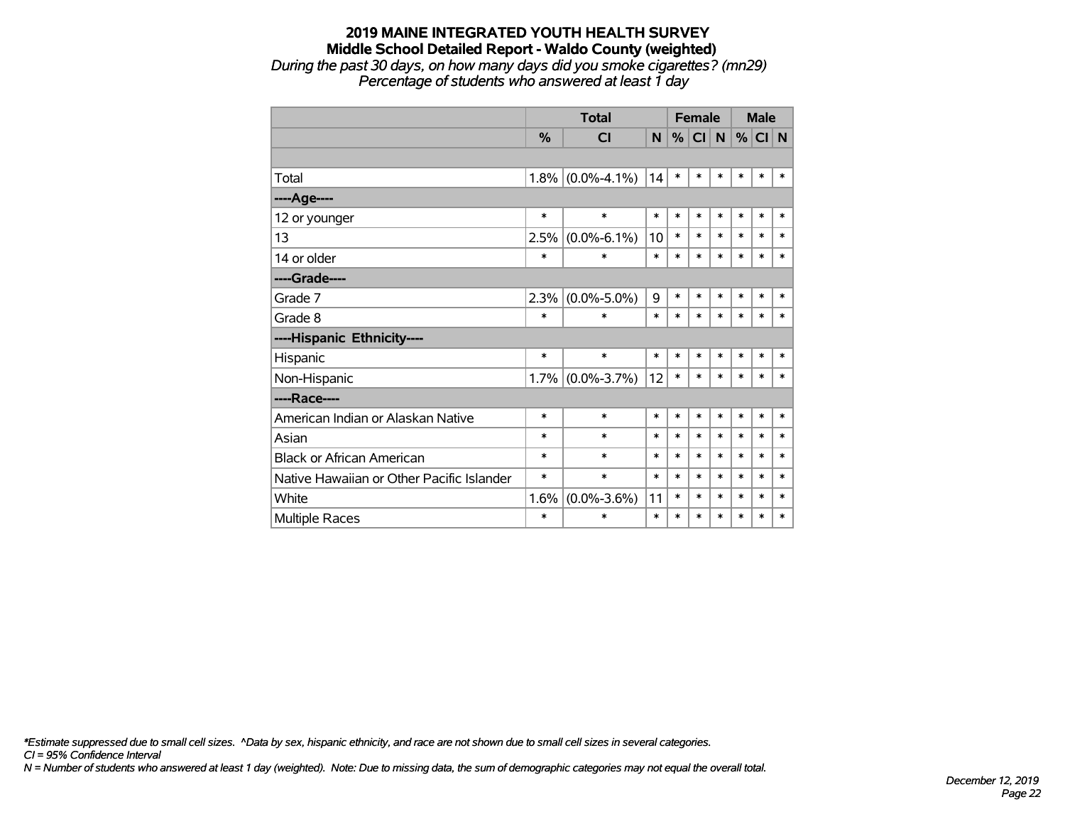**2019 MAINE INTEGRATED YOUTH HEALTH SURVEY**
**Middle School Detailed Report - Waldo County (weighted)**
*During the past 30 days, on how many days did you smoke cigarettes? (mn29)*
*Percentage of students who answered at least 1 day*

| | Total | | | Female | | | Male | | |
|---|---|---|---|---|---|---|---|---|---|
| | % | CI | N | % | CI | N | % | CI | N |
| | | | | | | | | | |
| Total | 1.8% | (0.0%-4.1%) | 14 | * | * | * | * | * | * |
| ----Age---- | | | | | | | | | |
| 12 or younger | * | * | * | * | * | * | * | * | * |
| 13 | 2.5% | (0.0%-6.1%) | 10 | * | * | * | * | * | * |
| 14 or older | * | * | * | * | * | * | * | * | * |
| ----Grade---- | | | | | | | | | |
| Grade 7 | 2.3% | (0.0%-5.0%) | 9 | * | * | * | * | * | * |
| Grade 8 | * | * | * | * | * | * | * | * | * |
| ----Hispanic Ethnicity---- | | | | | | | | | |
| Hispanic | * | * | * | * | * | * | * | * | * |
| Non-Hispanic | 1.7% | (0.0%-3.7%) | 12 | * | * | * | * | * | * |
| ----Race---- | | | | | | | | | |
| American Indian or Alaskan Native | * | * | * | * | * | * | * | * | * |
| Asian | * | * | * | * | * | * | * | * | * |
| Black or African American | * | * | * | * | * | * | * | * | * |
| Native Hawaiian or Other Pacific Islander | * | * | * | * | * | * | * | * | * |
| White | 1.6% | (0.0%-3.6%) | 11 | * | * | * | * | * | * |
| Multiple Races | * | * | * | * | * | * | * | * | * |

*\*Estimate suppressed due to small cell sizes. ^Data by sex, hispanic ethnicity, and race are not shown due to small cell sizes in several categories.*
*CI = 95% Confidence Interval*
*N = Number of students who answered at least 1 day (weighted). Note: Due to missing data, the sum of demographic categories may not equal the overall total.*

*December 12, 2019*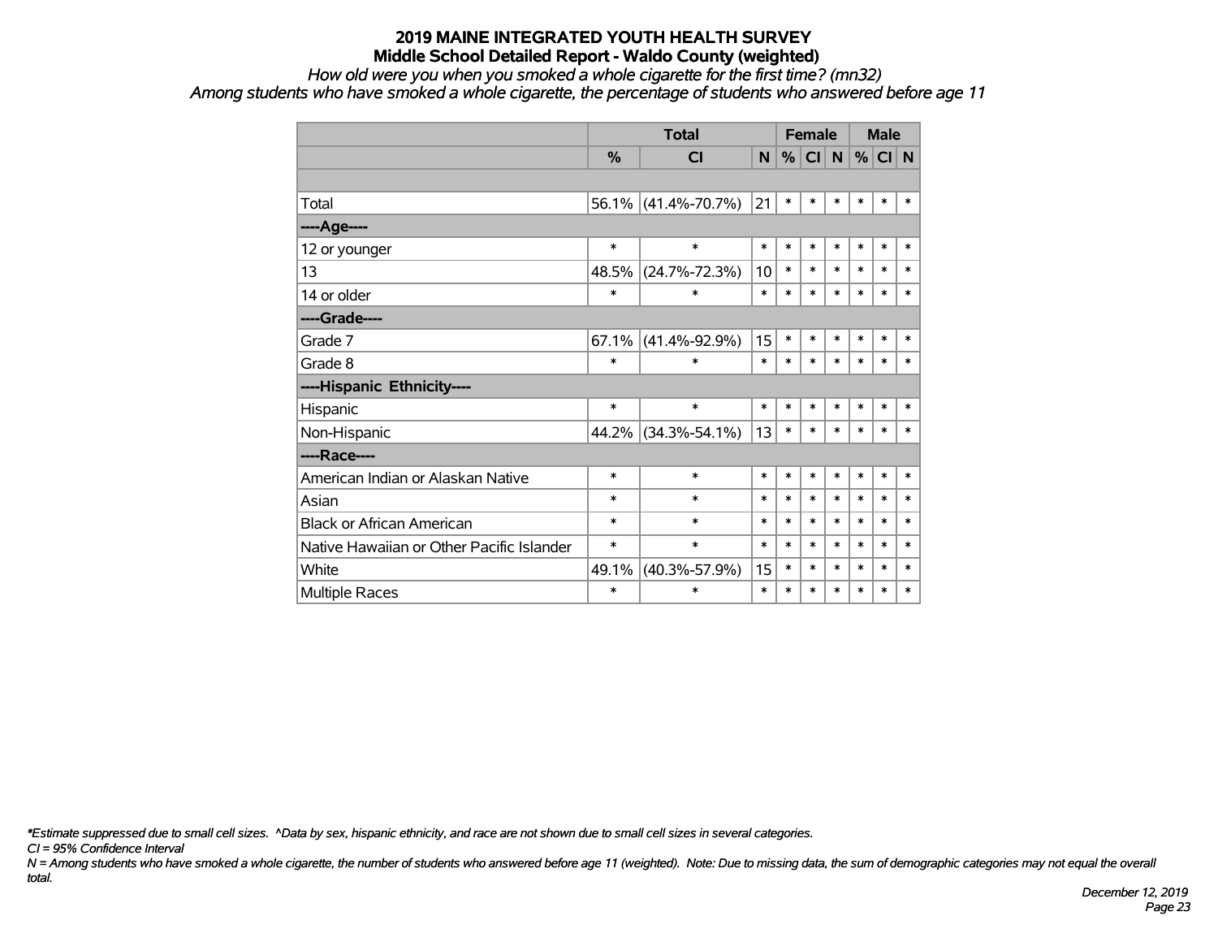## 2019 MAINE INTEGRATED YOUTH HEALTH SURVEY
### Middle School Detailed Report - Waldo County (weighted)

*How old were you when you smoked a whole cigarette for the first time? (mn32)*

*Among students who have smoked a whole cigarette, the percentage of students who answered before age 11*

| | Total | | | Female | | | Male | | |
|---|---|---|---|---|---|---|---|---|---|
| | % | CI | N | % | CI | N | % | CI | N |
| | | | | | | | | | |
| Total | 56.1% | (41.4%-70.7%) | 21 | * | * | * | * | * | * |
| ----Age---- | | | | | | | | | |
| 12 or younger | * | * | * | * | * | * | * | * | * |
| 13 | 48.5% | (24.7%-72.3%) | 10 | * | * | * | * | * | * |
| 14 or older | * | * | * | * | * | * | * | * | * |
| ----Grade---- | | | | | | | | | |
| Grade 7 | 67.1% | (41.4%-92.9%) | 15 | * | * | * | * | * | * |
| Grade 8 | * | * | * | * | * | * | * | * | * |
| ----Hispanic Ethnicity---- | | | | | | | | | |
| Hispanic | * | * | * | * | * | * | * | * | * |
| Non-Hispanic | 44.2% | (34.3%-54.1%) | 13 | * | * | * | * | * | * |
| ----Race---- | | | | | | | | | |
| American Indian or Alaskan Native | * | * | * | * | * | * | * | * | * |
| Asian | * | * | * | * | * | * | * | * | * |
| Black or African American | * | * | * | * | * | * | * | * | * |
| Native Hawaiian or Other Pacific Islander | * | * | * | * | * | * | * | * | * |
| White | 49.1% | (40.3%-57.9%) | 15 | * | * | * | * | * | * |
| Multiple Races | * | * | * | * | * | * | * | * | * |

*\*Estimate suppressed due to small cell sizes. ^Data by sex, hispanic ethnicity, and race are not shown due to small cell sizes in several categories.*

*CI = 95% Confidence Interval*

*N = Among students who have smoked a whole cigarette, the number of students who answered before age 11 (weighted). Note: Due to missing data, the sum of demographic categories may not equal the overall total.*

*December 12, 2019*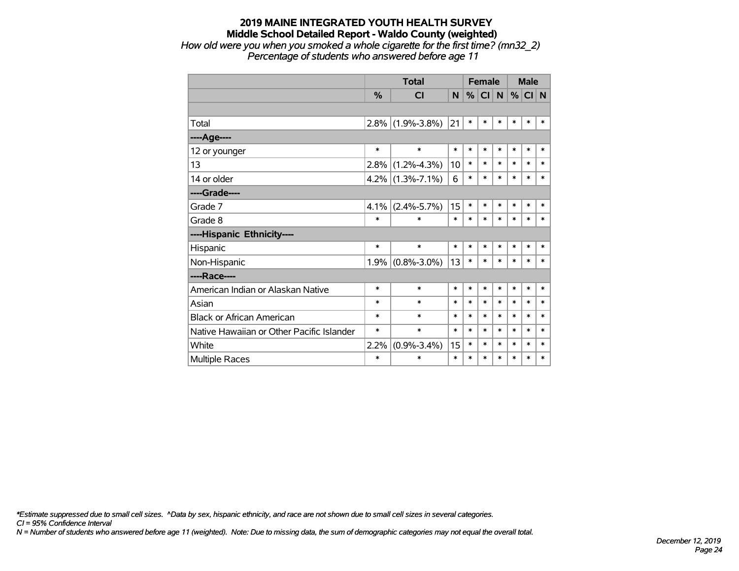# 2019 MAINE INTEGRATED YOUTH HEALTH SURVEY
## Middle School Detailed Report - Waldo County (weighted)
*How old were you when you smoked a whole cigarette for the first time? (mn32_2)*
*Percentage of students who answered before age 11*

| | Total | | | Female | | | Male | | |
|---|---|---|---|---|---|---|---|---|---|
| | % | CI | N | % | CI | N | % | CI | N |
| | | | | | | | | | |
| Total | 2.8% | (1.9%-3.8%) | 21 | * | * | * | * | * | * |
| ----Age---- | | | | | | | | | |
| 12 or younger | * | * | * | * | * | * | * | * | * |
| 13 | 2.8% | (1.2%-4.3%) | 10 | * | * | * | * | * | * |
| 14 or older | 4.2% | (1.3%-7.1%) | 6 | * | * | * | * | * | * |
| ----Grade---- | | | | | | | | | |
| Grade 7 | 4.1% | (2.4%-5.7%) | 15 | * | * | * | * | * | * |
| Grade 8 | * | * | * | * | * | * | * | * | * |
| ----Hispanic Ethnicity---- | | | | | | | | | |
| Hispanic | * | * | * | * | * | * | * | * | * |
| Non-Hispanic | 1.9% | (0.8%-3.0%) | 13 | * | * | * | * | * | * |
| ----Race---- | | | | | | | | | |
| American Indian or Alaskan Native | * | * | * | * | * | * | * | * | * |
| Asian | * | * | * | * | * | * | * | * | * |
| Black or African American | * | * | * | * | * | * | * | * | * |
| Native Hawaiian or Other Pacific Islander | * | * | * | * | * | * | * | * | * |
| White | 2.2% | (0.9%-3.4%) | 15 | * | * | * | * | * | * |
| Multiple Races | * | * | * | * | * | * | * | * | * |

*\*Estimate suppressed due to small cell sizes. ^Data by sex, hispanic ethnicity, and race are not shown due to small cell sizes in several categories.*
*CI = 95% Confidence Interval*
*N = Number of students who answered before age 11 (weighted). Note: Due to missing data, the sum of demographic categories may not equal the overall total.*

*December 12, 2019*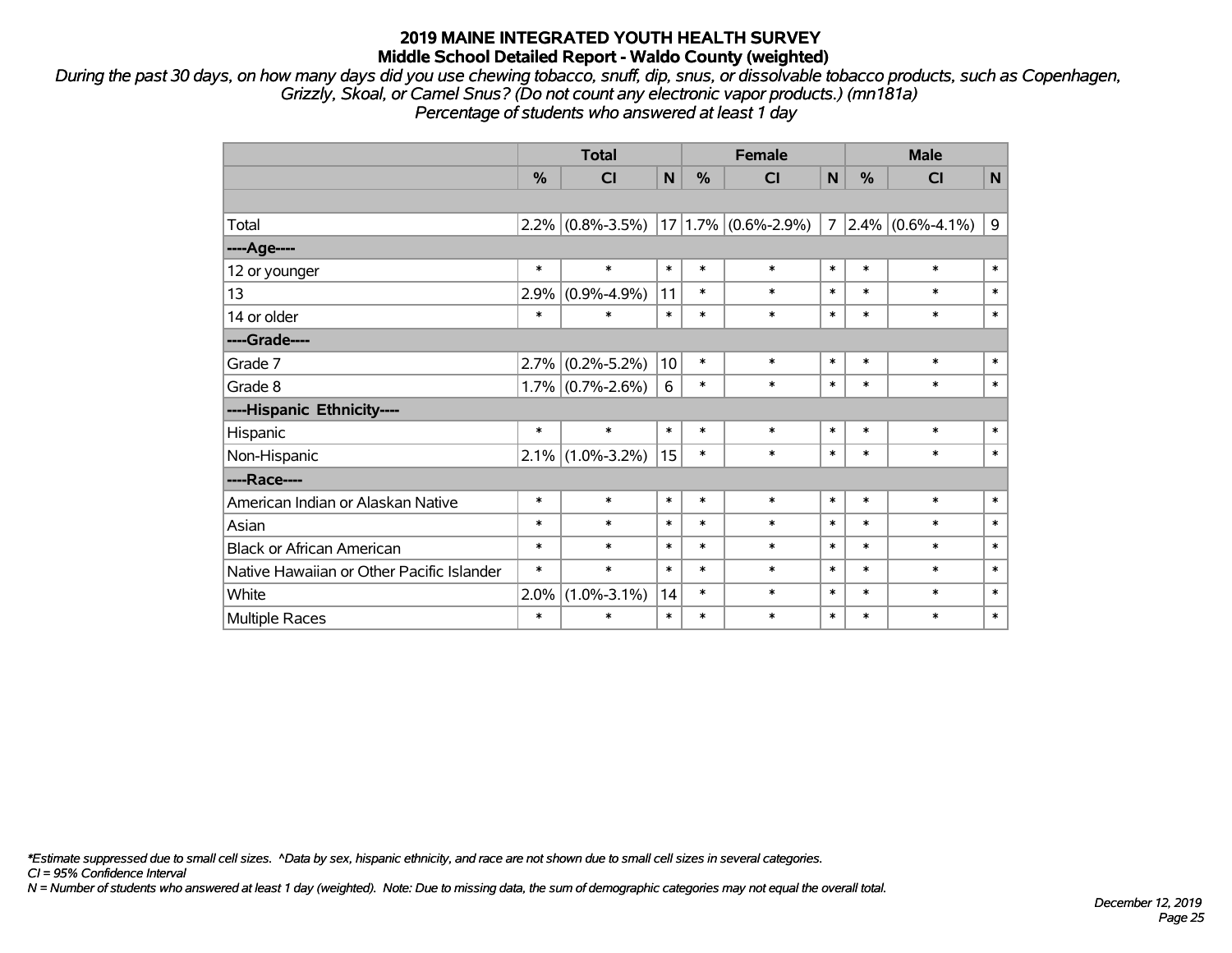# 2019 MAINE INTEGRATED YOUTH HEALTH SURVEY
## Middle School Detailed Report - Waldo County (weighted)

*During the past 30 days, on how many days did you use chewing tobacco, snuff, dip, snus, or dissolvable tobacco products, such as Copenhagen, Grizzly, Skoal, or Camel Snus? (Do not count any electronic vapor products.) (mn181a)*
*Percentage of students who answered at least 1 day*

| | Total | | | Female | | | Male | | |
|---|---|---|---|---|---|---|---|---|---|
| | % | CI | N | % | CI | N | % | CI | N |
| Total | 2.2% | (0.8%-3.5%) | 17 | 1.7% | (0.6%-2.9%) | 7 | 2.4% | (0.6%-4.1%) | 9 |
| ----Age---- | | | | | | | | | |
| 12 or younger | * | * | * | * | * | * | * | * | * |
| 13 | 2.9% | (0.9%-4.9%) | 11 | * | * | * | * | * | * |
| 14 or older | * | * | * | * | * | * | * | * | * |
| ----Grade---- | | | | | | | | | |
| Grade 7 | 2.7% | (0.2%-5.2%) | 10 | * | * | * | * | * | * |
| Grade 8 | 1.7% | (0.7%-2.6%) | 6 | * | * | * | * | * | * |
| ----Hispanic Ethnicity---- | | | | | | | | | |
| Hispanic | * | * | * | * | * | * | * | * | * |
| Non-Hispanic | 2.1% | (1.0%-3.2%) | 15 | * | * | * | * | * | * |
| ----Race---- | | | | | | | | | |
| American Indian or Alaskan Native | * | * | * | * | * | * | * | * | * |
| Asian | * | * | * | * | * | * | * | * | * |
| Black or African American | * | * | * | * | * | * | * | * | * |
| Native Hawaiian or Other Pacific Islander | * | * | * | * | * | * | * | * | * |
| White | 2.0% | (1.0%-3.1%) | 14 | * | * | * | * | * | * |
| Multiple Races | * | * | * | * | * | * | * | * | * |

*\*Estimate suppressed due to small cell sizes. ^Data by sex, hispanic ethnicity, and race are not shown due to small cell sizes in several categories.*
*CI = 95% Confidence Interval*
*N = Number of students who answered at least 1 day (weighted). Note: Due to missing data, the sum of demographic categories may not equal the overall total.*

*December 12, 2019*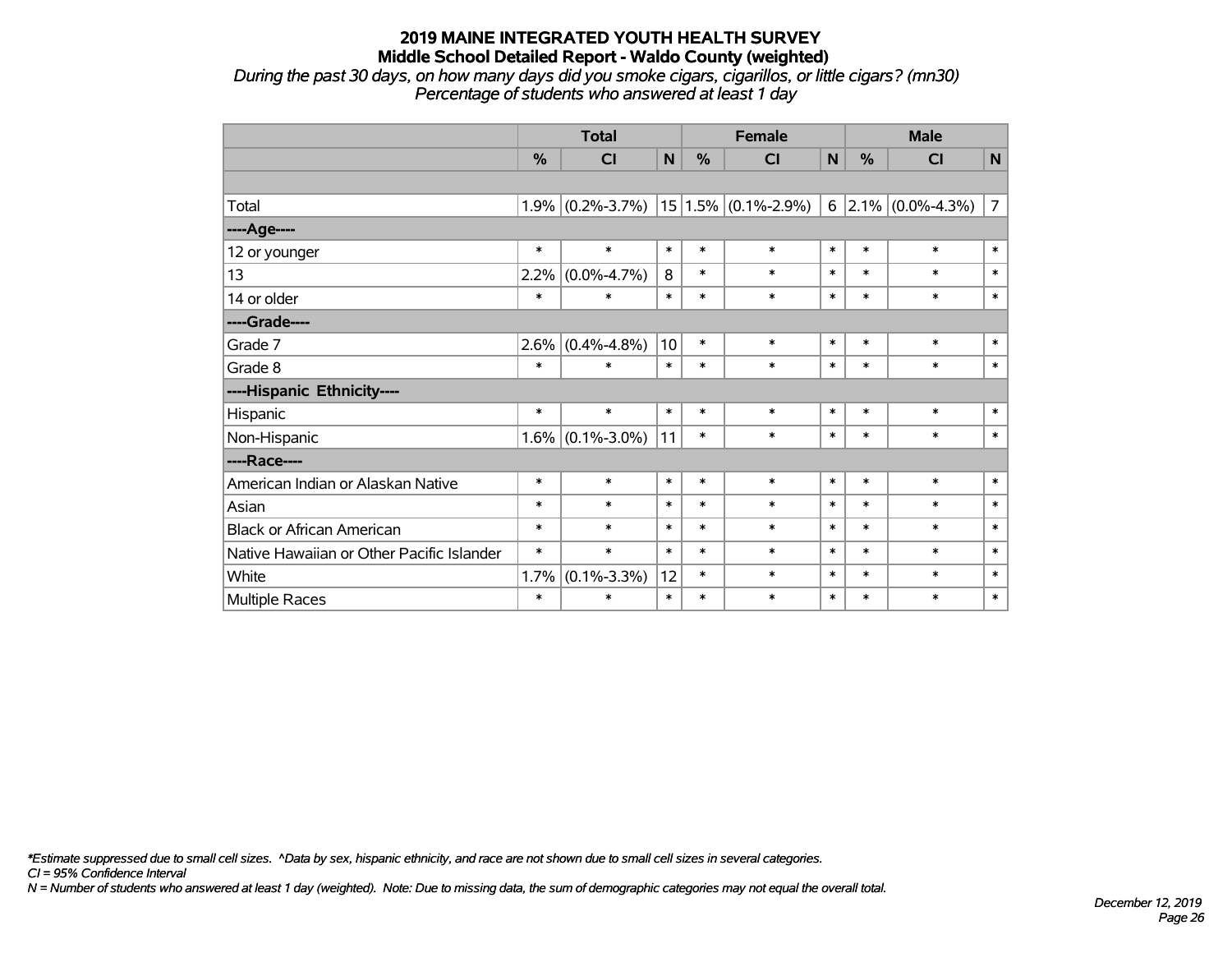# 2019 MAINE INTEGRATED YOUTH HEALTH SURVEY

## Middle School Detailed Report - Waldo County (weighted)

*During the past 30 days, on how many days did you smoke cigars, cigarillos, or little cigars? (mn30)*

*Percentage of students who answered at least 1 day*

| | Total | | | Female | | | Male | | |
|---|---|---|---|---|---|---|---|---|---|
| | % | CI | N | % | CI | N | % | CI | N |
| | | | | | | | | | |
| Total | 1.9% | (0.2%-3.7%) | 15 | 1.5% | (0.1%-2.9%) | 6 | 2.1% | (0.0%-4.3%) | 7 |
| ----Age---- | | | | | | | | | |
| 12 or younger | * | * | * | * | * | * | * | * | * |
| 13 | 2.2% | (0.0%-4.7%) | 8 | * | * | * | * | * | * |
| 14 or older | * | * | * | * | * | * | * | * | * |
| ----Grade---- | | | | | | | | | |
| Grade 7 | 2.6% | (0.4%-4.8%) | 10 | * | * | * | * | * | * |
| Grade 8 | * | * | * | * | * | * | * | * | * |
| ----Hispanic Ethnicity---- | | | | | | | | | |
| Hispanic | * | * | * | * | * | * | * | * | * |
| Non-Hispanic | 1.6% | (0.1%-3.0%) | 11 | * | * | * | * | * | * |
| ----Race---- | | | | | | | | | |
| American Indian or Alaskan Native | * | * | * | * | * | * | * | * | * |
| Asian | * | * | * | * | * | * | * | * | * |
| Black or African American | * | * | * | * | * | * | * | * | * |
| Native Hawaiian or Other Pacific Islander | * | * | * | * | * | * | * | * | * |
| White | 1.7% | (0.1%-3.3%) | 12 | * | * | * | * | * | * |
| Multiple Races | * | * | * | * | * | * | * | * | * |

*\*Estimate suppressed due to small cell sizes. ^Data by sex, hispanic ethnicity, and race are not shown due to small cell sizes in several categories.*

*CI = 95% Confidence Interval*

*N = Number of students who answered at least 1 day (weighted). Note: Due to missing data, the sum of demographic categories may not equal the overall total.*

*December 12, 2019*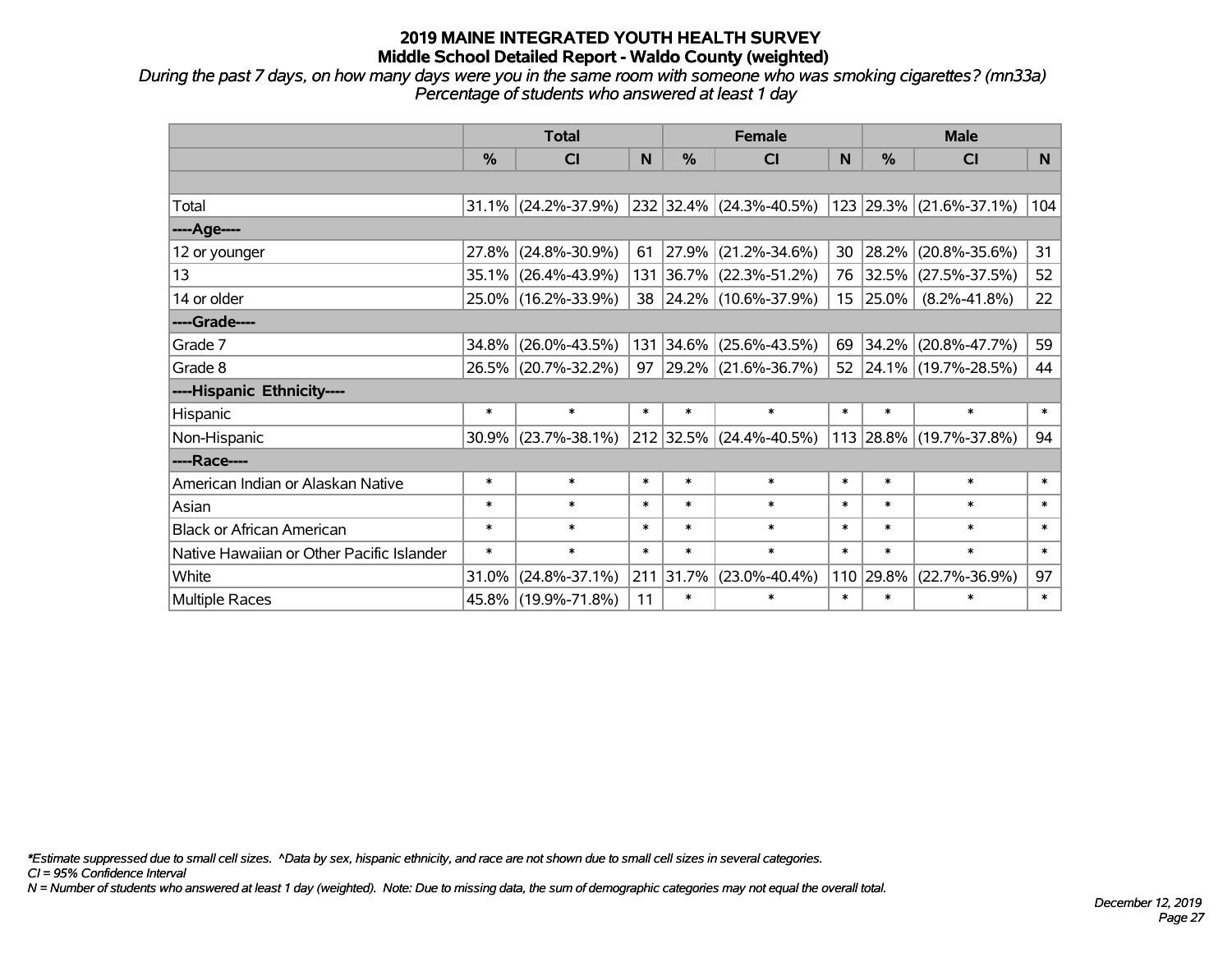# 2019 MAINE INTEGRATED YOUTH HEALTH SURVEY
## Middle School Detailed Report - Waldo County (weighted)

*During the past 7 days, on how many days were you in the same room with someone who was smoking cigarettes? (mn33a)*
*Percentage of students who answered at least 1 day*

| | Total | | | Female | | | Male | | |
|---|---|---|---|---|---|---|---|---|---|
| | % | CI | N | % | CI | N | % | CI | N |
| Total | 31.1% | (24.2%-37.9%) | 232 | 32.4% | (24.3%-40.5%) | 123 | 29.3% | (21.6%-37.1%) | 104 |
| ----Age---- | | | | | | | | | |
| 12 or younger | 27.8% | (24.8%-30.9%) | 61 | 27.9% | (21.2%-34.6%) | 30 | 28.2% | (20.8%-35.6%) | 31 |
| 13 | 35.1% | (26.4%-43.9%) | 131 | 36.7% | (22.3%-51.2%) | 76 | 32.5% | (27.5%-37.5%) | 52 |
| 14 or older | 25.0% | (16.2%-33.9%) | 38 | 24.2% | (10.6%-37.9%) | 15 | 25.0% | (8.2%-41.8%) | 22 |
| ----Grade---- | | | | | | | | | |
| Grade 7 | 34.8% | (26.0%-43.5%) | 131 | 34.6% | (25.6%-43.5%) | 69 | 34.2% | (20.8%-47.7%) | 59 |
| Grade 8 | 26.5% | (20.7%-32.2%) | 97 | 29.2% | (21.6%-36.7%) | 52 | 24.1% | (19.7%-28.5%) | 44 |
| ----Hispanic Ethnicity---- | | | | | | | | | |
| Hispanic | * | * | * | * | * | * | * | * | * |
| Non-Hispanic | 30.9% | (23.7%-38.1%) | 212 | 32.5% | (24.4%-40.5%) | 113 | 28.8% | (19.7%-37.8%) | 94 |
| ----Race---- | | | | | | | | | |
| American Indian or Alaskan Native | * | * | * | * | * | * | * | * | * |
| Asian | * | * | * | * | * | * | * | * | * |
| Black or African American | * | * | * | * | * | * | * | * | * |
| Native Hawaiian or Other Pacific Islander | * | * | * | * | * | * | * | * | * |
| White | 31.0% | (24.8%-37.1%) | 211 | 31.7% | (23.0%-40.4%) | 110 | 29.8% | (22.7%-36.9%) | 97 |
| Multiple Races | 45.8% | (19.9%-71.8%) | 11 | * | * | * | * | * | * |

*\*Estimate suppressed due to small cell sizes. ^Data by sex, hispanic ethnicity, and race are not shown due to small cell sizes in several categories.*
*CI = 95% Confidence Interval*
*N = Number of students who answered at least 1 day (weighted). Note: Due to missing data, the sum of demographic categories may not equal the overall total.*

*December 12, 2019*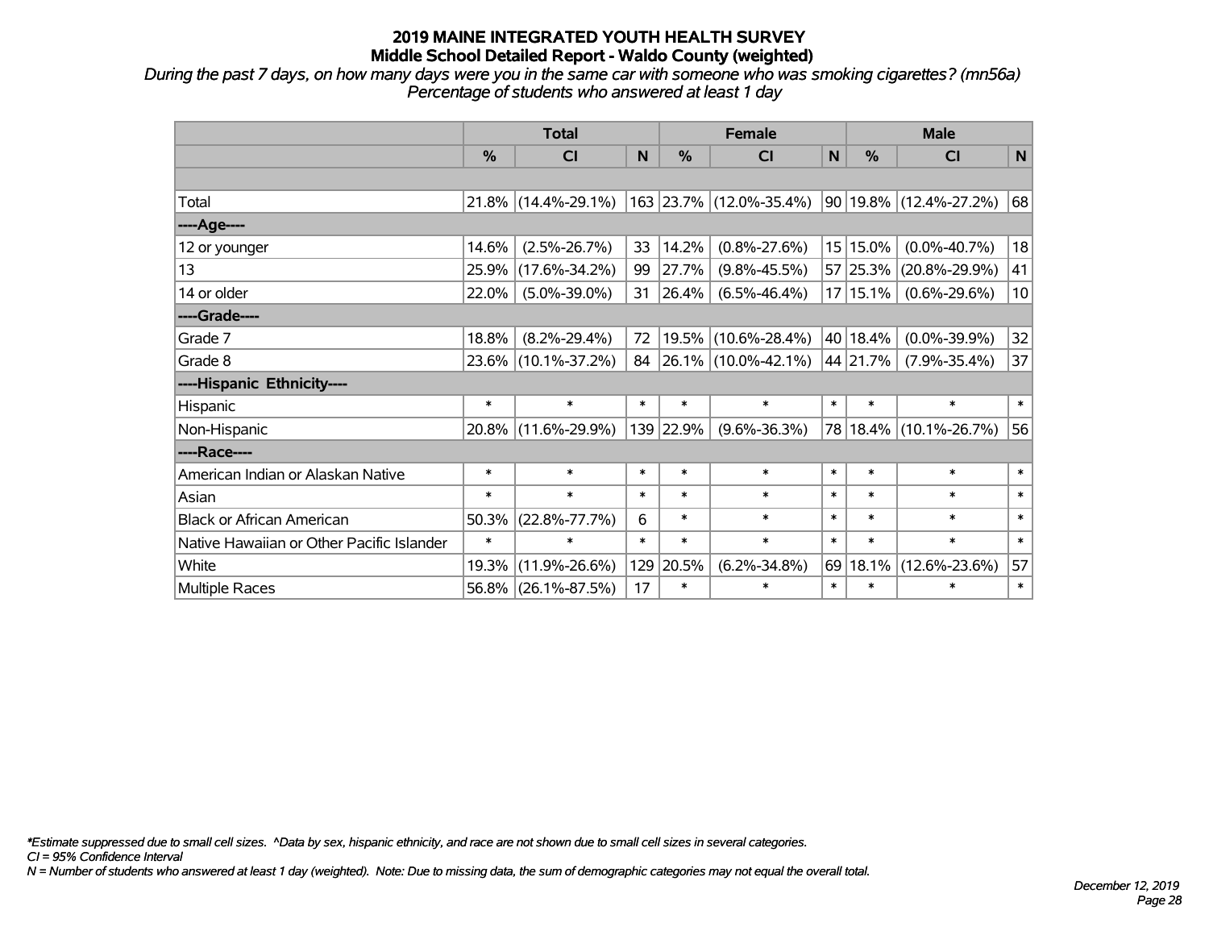# 2019 MAINE INTEGRATED YOUTH HEALTH SURVEY
## Middle School Detailed Report - Waldo County (weighted)

*During the past 7 days, on how many days were you in the same car with someone who was smoking cigarettes? (mn56a)*
*Percentage of students who answered at least 1 day*

| | Total | | | Female | | | Male | | |
|---|---|---|---|---|---|---|---|---|---|
| | % | CI | N | % | CI | N | % | CI | N |
| | | | | | | | | | |
| Total | 21.8% | (14.4%-29.1%) | 163 | 23.7% | (12.0%-35.4%) | 90 | 19.8% | (12.4%-27.2%) | 68 |
| ----Age---- | | | | | | | | | |
| 12 or younger | 14.6% | (2.5%-26.7%) | 33 | 14.2% | (0.8%-27.6%) | 15 | 15.0% | (0.0%-40.7%) | 18 |
| 13 | 25.9% | (17.6%-34.2%) | 99 | 27.7% | (9.8%-45.5%) | 57 | 25.3% | (20.8%-29.9%) | 41 |
| 14 or older | 22.0% | (5.0%-39.0%) | 31 | 26.4% | (6.5%-46.4%) | 17 | 15.1% | (0.6%-29.6%) | 10 |
| ----Grade---- | | | | | | | | | |
| Grade 7 | 18.8% | (8.2%-29.4%) | 72 | 19.5% | (10.6%-28.4%) | 40 | 18.4% | (0.0%-39.9%) | 32 |
| Grade 8 | 23.6% | (10.1%-37.2%) | 84 | 26.1% | (10.0%-42.1%) | 44 | 21.7% | (7.9%-35.4%) | 37 |
| ----Hispanic Ethnicity---- | | | | | | | | | |
| Hispanic | * | * | * | * | * | * | * | * | * |
| Non-Hispanic | 20.8% | (11.6%-29.9%) | 139 | 22.9% | (9.6%-36.3%) | 78 | 18.4% | (10.1%-26.7%) | 56 |
| ----Race---- | | | | | | | | | |
| American Indian or Alaskan Native | * | * | * | * | * | * | * | * | * |
| Asian | * | * | * | * | * | * | * | * | * |
| Black or African American | 50.3% | (22.8%-77.7%) | 6 | * | * | * | * | * | * |
| Native Hawaiian or Other Pacific Islander | * | * | * | * | * | * | * | * | * |
| White | 19.3% | (11.9%-26.6%) | 129 | 20.5% | (6.2%-34.8%) | 69 | 18.1% | (12.6%-23.6%) | 57 |
| Multiple Races | 56.8% | (26.1%-87.5%) | 17 | * | * | * | * | * | * |

*Estimate suppressed due to small cell sizes. ^Data by sex, hispanic ethnicity, and race are not shown due to small cell sizes in several categories.*
*CI = 95% Confidence Interval*
*N = Number of students who answered at least 1 day (weighted). Note: Due to missing data, the sum of demographic categories may not equal the overall total.*

*December 12, 2019*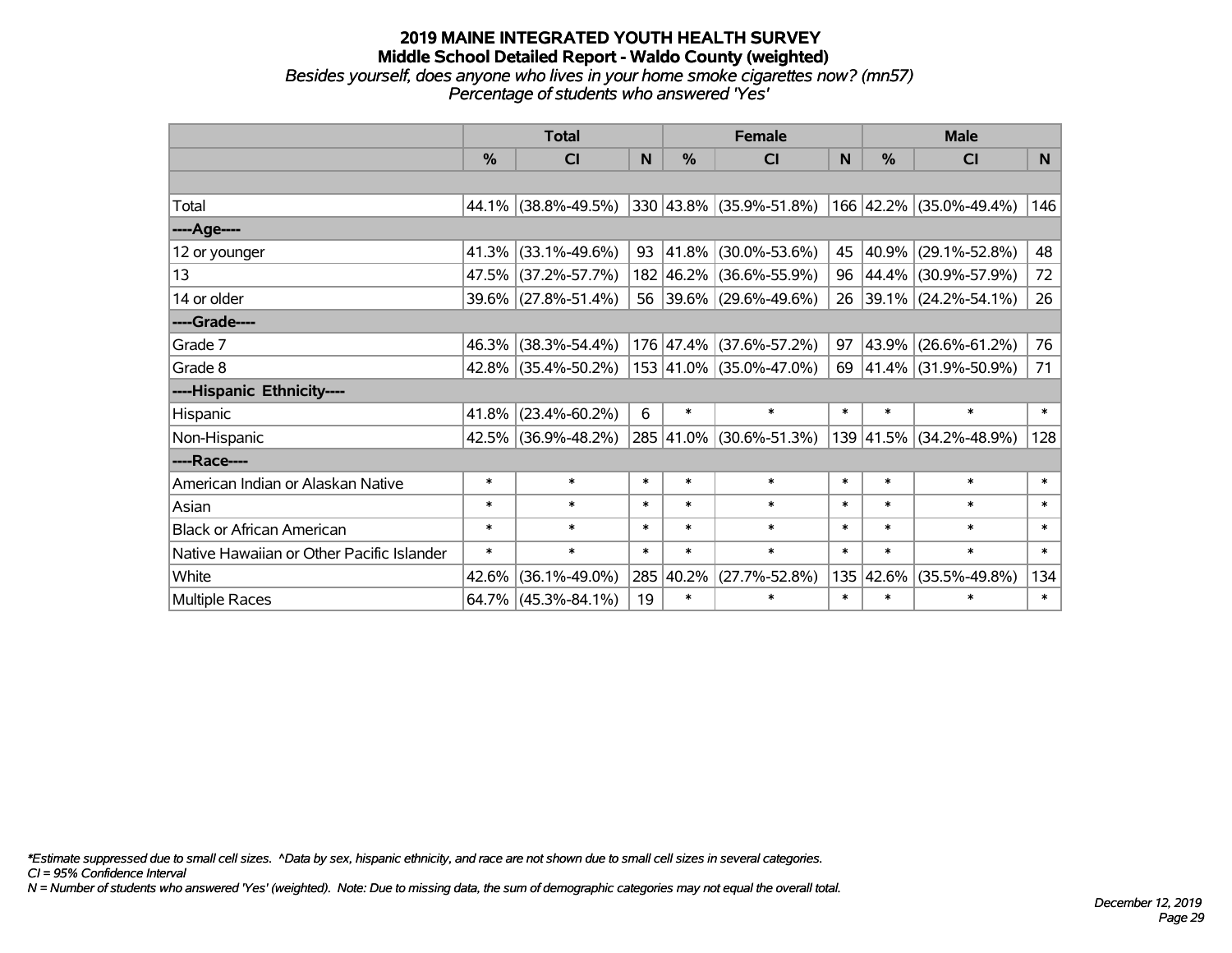# 2019 MAINE INTEGRATED YOUTH HEALTH SURVEY
## Middle School Detailed Report - Waldo County (weighted)
*Besides yourself, does anyone who lives in your home smoke cigarettes now? (mn57)*
*Percentage of students who answered 'Yes'*

| | Total | | | Female | | | Male | | |
|---|---|---|---|---|---|---|---|---|---|
| | % | CI | N | % | CI | N | % | CI | N |
| Total | 44.1% | (38.8%-49.5%) | 330 | 43.8% | (35.9%-51.8%) | 166 | 42.2% | (35.0%-49.4%) | 146 |
| ----Age---- | | | | | | | | | |
| 12 or younger | 41.3% | (33.1%-49.6%) | 93 | 41.8% | (30.0%-53.6%) | 45 | 40.9% | (29.1%-52.8%) | 48 |
| 13 | 47.5% | (37.2%-57.7%) | 182 | 46.2% | (36.6%-55.9%) | 96 | 44.4% | (30.9%-57.9%) | 72 |
| 14 or older | 39.6% | (27.8%-51.4%) | 56 | 39.6% | (29.6%-49.6%) | 26 | 39.1% | (24.2%-54.1%) | 26 |
| ----Grade---- | | | | | | | | | |
| Grade 7 | 46.3% | (38.3%-54.4%) | 176 | 47.4% | (37.6%-57.2%) | 97 | 43.9% | (26.6%-61.2%) | 76 |
| Grade 8 | 42.8% | (35.4%-50.2%) | 153 | 41.0% | (35.0%-47.0%) | 69 | 41.4% | (31.9%-50.9%) | 71 |
| ----Hispanic Ethnicity---- | | | | | | | | | |
| Hispanic | 41.8% | (23.4%-60.2%) | 6 | * | * | * | * | * | * |
| Non-Hispanic | 42.5% | (36.9%-48.2%) | 285 | 41.0% | (30.6%-51.3%) | 139 | 41.5% | (34.2%-48.9%) | 128 |
| ----Race---- | | | | | | | | | |
| American Indian or Alaskan Native | * | * | * | * | * | * | * | * | * |
| Asian | * | * | * | * | * | * | * | * | * |
| Black or African American | * | * | * | * | * | * | * | * | * |
| Native Hawaiian or Other Pacific Islander | * | * | * | * | * | * | * | * | * |
| White | 42.6% | (36.1%-49.0%) | 285 | 40.2% | (27.7%-52.8%) | 135 | 42.6% | (35.5%-49.8%) | 134 |
| Multiple Races | 64.7% | (45.3%-84.1%) | 19 | * | * | * | * | * | * |

*\*Estimate suppressed due to small cell sizes. ^Data by sex, hispanic ethnicity, and race are not shown due to small cell sizes in several categories.*
*CI = 95% Confidence Interval*
*N = Number of students who answered 'Yes' (weighted). Note: Due to missing data, the sum of demographic categories may not equal the overall total.*

*December 12, 2019*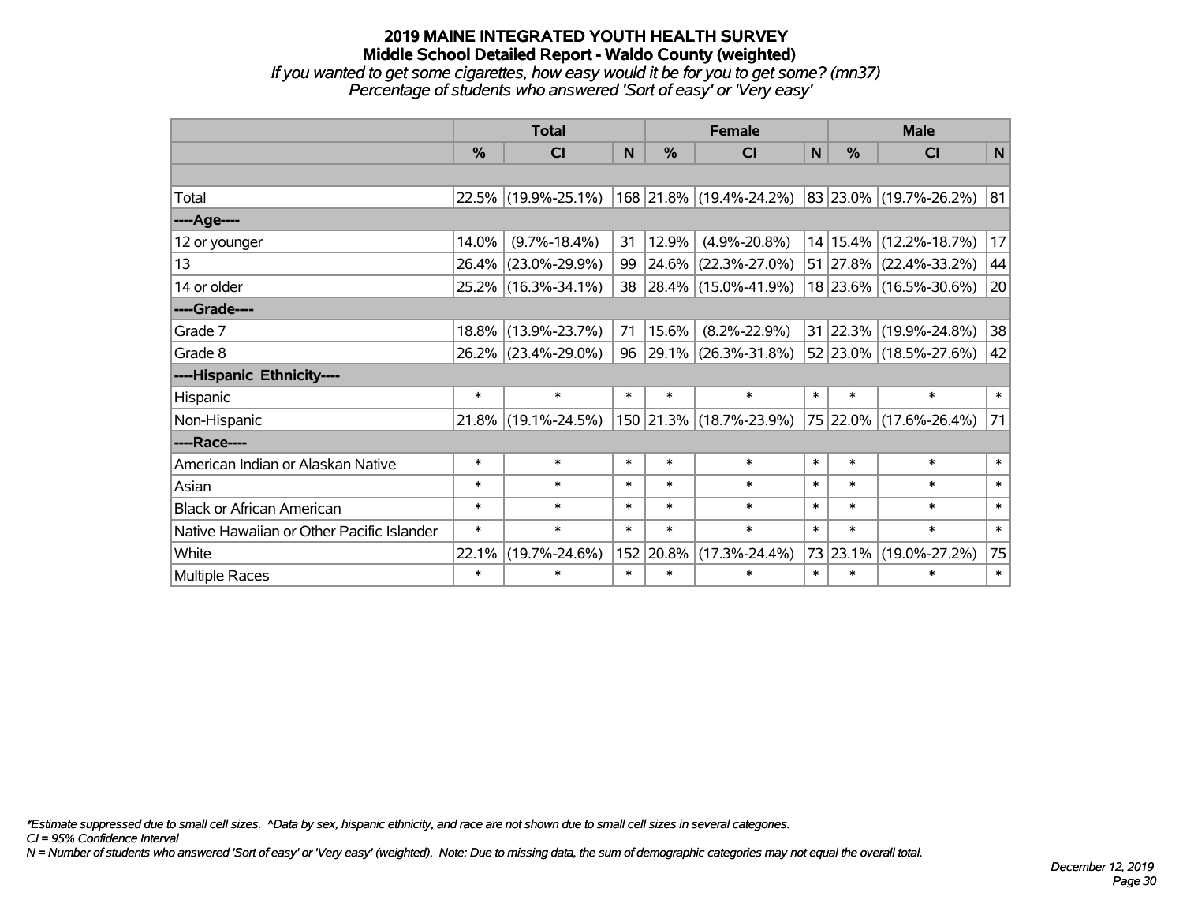# 2019 MAINE INTEGRATED YOUTH HEALTH SURVEY

## Middle School Detailed Report - Waldo County (weighted)

*If you wanted to get some cigarettes, how easy would it be for you to get some? (mn37)*

*Percentage of students who answered 'Sort of easy' or 'Very easy'*

| | Total | | | Female | | | Male | | |
|---|---|---|---|---|---|---|---|---|---|
| | % | CI | N | % | CI | N | % | CI | N |
| | | | | | | | | | |
| Total | 22.5% | (19.9%-25.1%) | 168 | 21.8% | (19.4%-24.2%) | 83 | 23.0% | (19.7%-26.2%) | 81 |
| ----Age---- | | | | | | | | | |
| 12 or younger | 14.0% | (9.7%-18.4%) | 31 | 12.9% | (4.9%-20.8%) | 14 | 15.4% | (12.2%-18.7%) | 17 |
| 13 | 26.4% | (23.0%-29.9%) | 99 | 24.6% | (22.3%-27.0%) | 51 | 27.8% | (22.4%-33.2%) | 44 |
| 14 or older | 25.2% | (16.3%-34.1%) | 38 | 28.4% | (15.0%-41.9%) | 18 | 23.6% | (16.5%-30.6%) | 20 |
| ----Grade---- | | | | | | | | | |
| Grade 7 | 18.8% | (13.9%-23.7%) | 71 | 15.6% | (8.2%-22.9%) | 31 | 22.3% | (19.9%-24.8%) | 38 |
| Grade 8 | 26.2% | (23.4%-29.0%) | 96 | 29.1% | (26.3%-31.8%) | 52 | 23.0% | (18.5%-27.6%) | 42 |
| ----Hispanic Ethnicity---- | | | | | | | | | |
| Hispanic | * | * | * | * | * | * | * | * | * |
| Non-Hispanic | 21.8% | (19.1%-24.5%) | 150 | 21.3% | (18.7%-23.9%) | 75 | 22.0% | (17.6%-26.4%) | 71 |
| ----Race---- | | | | | | | | | |
| American Indian or Alaskan Native | * | * | * | * | * | * | * | * | * |
| Asian | * | * | * | * | * | * | * | * | * |
| Black or African American | * | * | * | * | * | * | * | * | * |
| Native Hawaiian or Other Pacific Islander | * | * | * | * | * | * | * | * | * |
| White | 22.1% | (19.7%-24.6%) | 152 | 20.8% | (17.3%-24.4%) | 73 | 23.1% | (19.0%-27.2%) | 75 |
| Multiple Races | * | * | * | * | * | * | * | * | * |

*\*Estimate suppressed due to small cell sizes. ^Data by sex, hispanic ethnicity, and race are not shown due to small cell sizes in several categories.*

*CI = 95% Confidence Interval*

*N = Number of students who answered 'Sort of easy' or 'Very easy' (weighted). Note: Due to missing data, the sum of demographic categories may not equal the overall total.*

*December 12, 2019*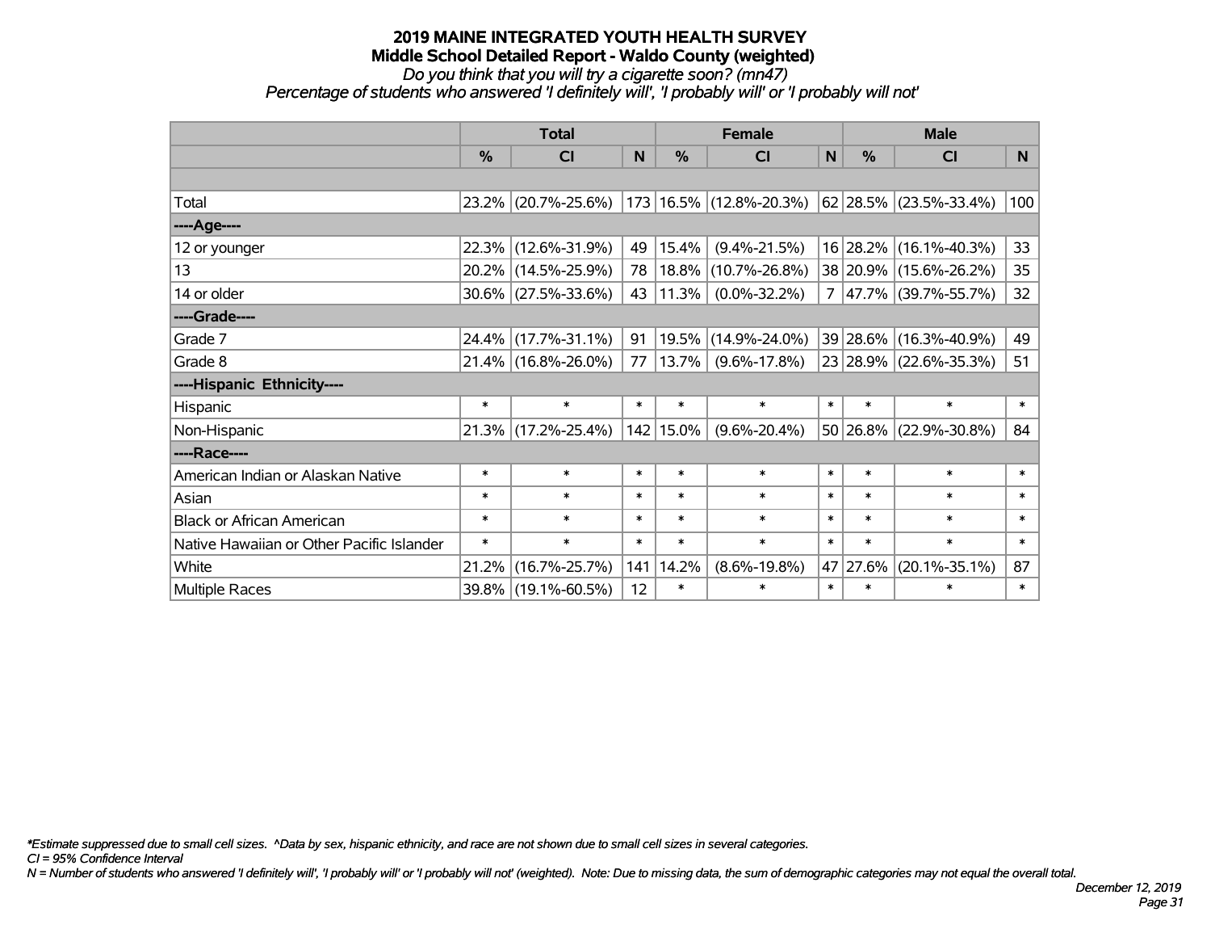# 2019 MAINE INTEGRATED YOUTH HEALTH SURVEY
## Middle School Detailed Report - Waldo County (weighted)
*Do you think that you will try a cigarette soon? (mn47)*
*Percentage of students who answered 'I definitely will', 'I probably will' or 'I probably will not'*

| | Total | | | Female | | | Male | | |
|---|---|---|---|---|---|---|---|---|---|
| | % | CI | N | % | CI | N | % | CI | N |
| | | | | | | | | | |
| Total | 23.2% | (20.7%-25.6%) | 173 | 16.5% | (12.8%-20.3%) | 62 | 28.5% | (23.5%-33.4%) | 100 |
| ----Age---- | | | | | | | | | |
| 12 or younger | 22.3% | (12.6%-31.9%) | 49 | 15.4% | (9.4%-21.5%) | 16 | 28.2% | (16.1%-40.3%) | 33 |
| 13 | 20.2% | (14.5%-25.9%) | 78 | 18.8% | (10.7%-26.8%) | 38 | 20.9% | (15.6%-26.2%) | 35 |
| 14 or older | 30.6% | (27.5%-33.6%) | 43 | 11.3% | (0.0%-32.2%) | 7 | 47.7% | (39.7%-55.7%) | 32 |
| ----Grade---- | | | | | | | | | |
| Grade 7 | 24.4% | (17.7%-31.1%) | 91 | 19.5% | (14.9%-24.0%) | 39 | 28.6% | (16.3%-40.9%) | 49 |
| Grade 8 | 21.4% | (16.8%-26.0%) | 77 | 13.7% | (9.6%-17.8%) | 23 | 28.9% | (22.6%-35.3%) | 51 |
| ----Hispanic Ethnicity---- | | | | | | | | | |
| Hispanic | * | * | * | * | * | * | * | * | * |
| Non-Hispanic | 21.3% | (17.2%-25.4%) | 142 | 15.0% | (9.6%-20.4%) | 50 | 26.8% | (22.9%-30.8%) | 84 |
| ----Race---- | | | | | | | | | |
| American Indian or Alaskan Native | * | * | * | * | * | * | * | * | * |
| Asian | * | * | * | * | * | * | * | * | * |
| Black or African American | * | * | * | * | * | * | * | * | * |
| Native Hawaiian or Other Pacific Islander | * | * | * | * | * | * | * | * | * |
| White | 21.2% | (16.7%-25.7%) | 141 | 14.2% | (8.6%-19.8%) | 47 | 27.6% | (20.1%-35.1%) | 87 |
| Multiple Races | 39.8% | (19.1%-60.5%) | 12 | * | * | * | * | * | * |

*\*Estimate suppressed due to small cell sizes. ^Data by sex, hispanic ethnicity, and race are not shown due to small cell sizes in several categories.*

*CI = 95% Confidence Interval*

*N = Number of students who answered 'I definitely will', 'I probably will' or 'I probably will not' (weighted). Note: Due to missing data, the sum of demographic categories may not equal the overall total.*

*December 12, 2019*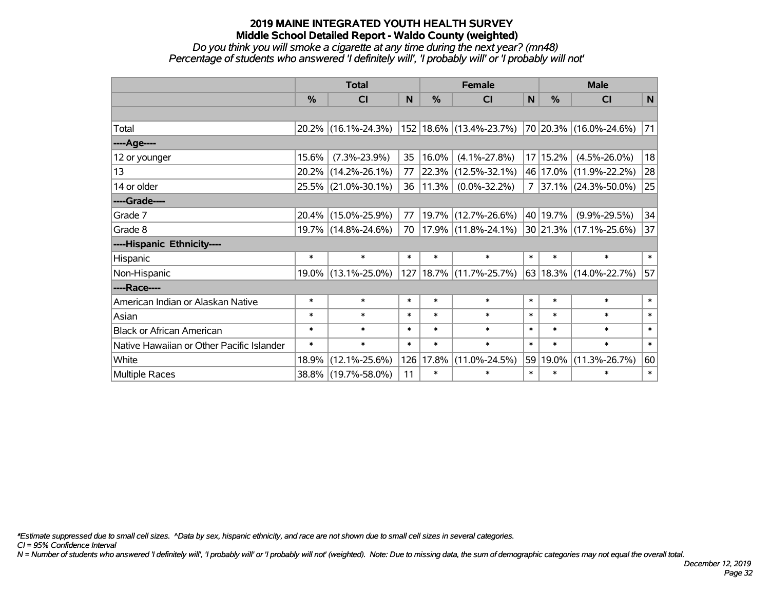# 2019 MAINE INTEGRATED YOUTH HEALTH SURVEY

## Middle School Detailed Report - Waldo County (weighted)

*Do you think you will smoke a cigarette at any time during the next year? (mn48)*

*Percentage of students who answered 'I definitely will', 'I probably will' or 'I probably will not'*

| | Total | | | Female | | | Male | | |
|---|---|---|---|---|---|---|---|---|---|
| | % | CI | N | % | CI | N | % | CI | N |
| | | | | | | | | | |
| Total | 20.2% | (16.1%-24.3%) | 152 | 18.6% | (13.4%-23.7%) | 70 | 20.3% | (16.0%-24.6%) | 71 |
| ----Age---- | | | | | | | | | |
| 12 or younger | 15.6% | (7.3%-23.9%) | 35 | 16.0% | (4.1%-27.8%) | 17 | 15.2% | (4.5%-26.0%) | 18 |
| 13 | 20.2% | (14.2%-26.1%) | 77 | 22.3% | (12.5%-32.1%) | 46 | 17.0% | (11.9%-22.2%) | 28 |
| 14 or older | 25.5% | (21.0%-30.1%) | 36 | 11.3% | (0.0%-32.2%) | 7 | 37.1% | (24.3%-50.0%) | 25 |
| ----Grade---- | | | | | | | | | |
| Grade 7 | 20.4% | (15.0%-25.9%) | 77 | 19.7% | (12.7%-26.6%) | 40 | 19.7% | (9.9%-29.5%) | 34 |
| Grade 8 | 19.7% | (14.8%-24.6%) | 70 | 17.9% | (11.8%-24.1%) | 30 | 21.3% | (17.1%-25.6%) | 37 |
| ----Hispanic Ethnicity---- | | | | | | | | | |
| Hispanic | * | * | * | * | * | * | * | * | * |
| Non-Hispanic | 19.0% | (13.1%-25.0%) | 127 | 18.7% | (11.7%-25.7%) | 63 | 18.3% | (14.0%-22.7%) | 57 |
| ----Race---- | | | | | | | | | |
| American Indian or Alaskan Native | * | * | * | * | * | * | * | * | * |
| Asian | * | * | * | * | * | * | * | * | * |
| Black or African American | * | * | * | * | * | * | * | * | * |
| Native Hawaiian or Other Pacific Islander | * | * | * | * | * | * | * | * | * |
| White | 18.9% | (12.1%-25.6%) | 126 | 17.8% | (11.0%-24.5%) | 59 | 19.0% | (11.3%-26.7%) | 60 |
| Multiple Races | 38.8% | (19.7%-58.0%) | 11 | * | * | * | * | * | * |

*\*Estimate suppressed due to small cell sizes. ^Data by sex, hispanic ethnicity, and race are not shown due to small cell sizes in several categories.*

*CI = 95% Confidence Interval*

*N = Number of students who answered 'I definitely will', 'I probably will' or 'I probably will not' (weighted). Note: Due to missing data, the sum of demographic categories may not equal the overall total.*

*December 12, 2019*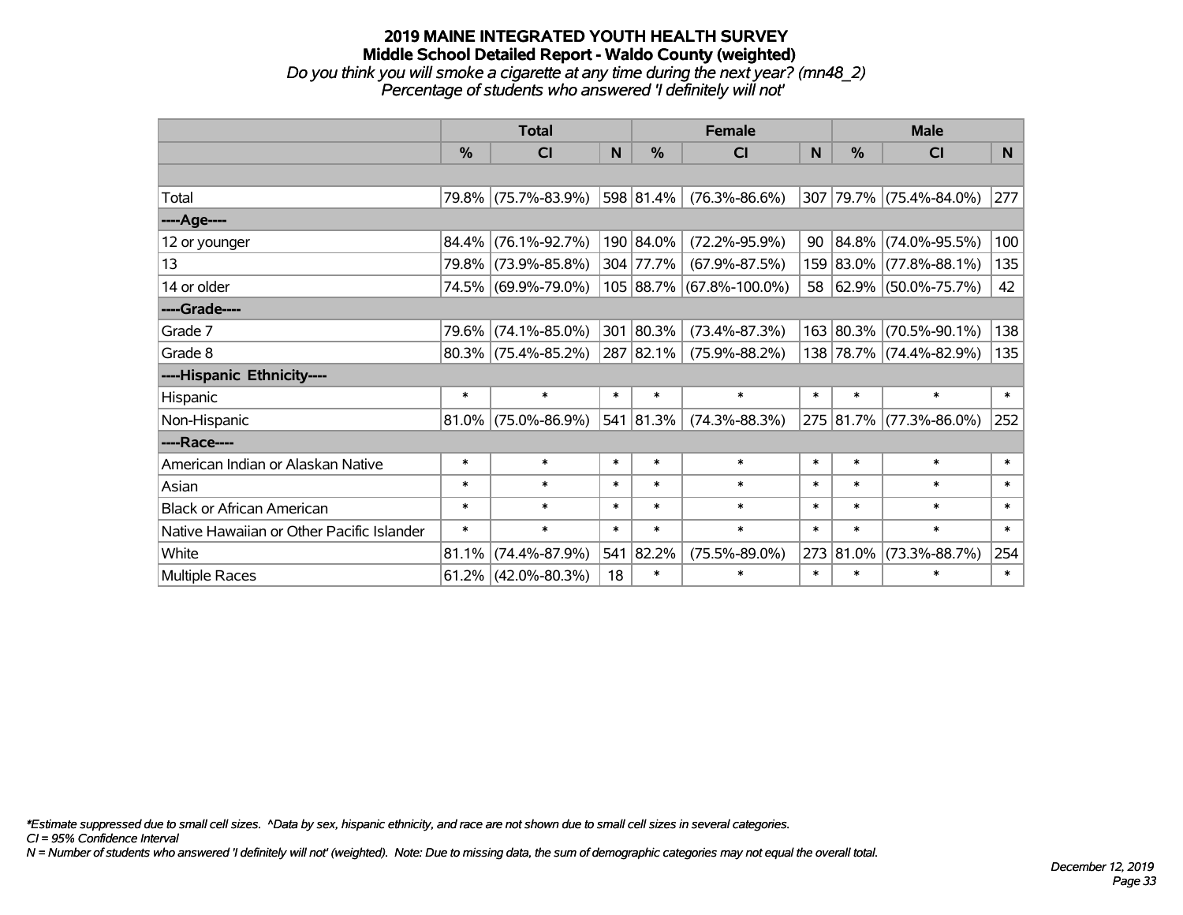# 2019 MAINE INTEGRATED YOUTH HEALTH SURVEY
## Middle School Detailed Report - Waldo County (weighted)
*Do you think you will smoke a cigarette at any time during the next year? (mn48_2)*
*Percentage of students who answered 'I definitely will not'*

| | Total | | | Female | | | Male | | |
|---|---|---|---|---|---|---|---|---|---|
| | % | CI | N | % | CI | N | % | CI | N |
| | | | | | | | | | |
| Total | 79.8% | (75.7%-83.9%) | 598 | 81.4% | (76.3%-86.6%) | 307 | 79.7% | (75.4%-84.0%) | 277 |
| ----Age---- | | | | | | | | | |
| 12 or younger | 84.4% | (76.1%-92.7%) | 190 | 84.0% | (72.2%-95.9%) | 90 | 84.8% | (74.0%-95.5%) | 100 |
| 13 | 79.8% | (73.9%-85.8%) | 304 | 77.7% | (67.9%-87.5%) | 159 | 83.0% | (77.8%-88.1%) | 135 |
| 14 or older | 74.5% | (69.9%-79.0%) | 105 | 88.7% | (67.8%-100.0%) | 58 | 62.9% | (50.0%-75.7%) | 42 |
| ----Grade---- | | | | | | | | | |
| Grade 7 | 79.6% | (74.1%-85.0%) | 301 | 80.3% | (73.4%-87.3%) | 163 | 80.3% | (70.5%-90.1%) | 138 |
| Grade 8 | 80.3% | (75.4%-85.2%) | 287 | 82.1% | (75.9%-88.2%) | 138 | 78.7% | (74.4%-82.9%) | 135 |
| ----Hispanic Ethnicity---- | | | | | | | | | |
| Hispanic | * | * | * | * | * | * | * | * | * |
| Non-Hispanic | 81.0% | (75.0%-86.9%) | 541 | 81.3% | (74.3%-88.3%) | 275 | 81.7% | (77.3%-86.0%) | 252 |
| ----Race---- | | | | | | | | | |
| American Indian or Alaskan Native | * | * | * | * | * | * | * | * | * |
| Asian | * | * | * | * | * | * | * | * | * |
| Black or African American | * | * | * | * | * | * | * | * | * |
| Native Hawaiian or Other Pacific Islander | * | * | * | * | * | * | * | * | * |
| White | 81.1% | (74.4%-87.9%) | 541 | 82.2% | (75.5%-89.0%) | 273 | 81.0% | (73.3%-88.7%) | 254 |
| Multiple Races | 61.2% | (42.0%-80.3%) | 18 | * | * | * | * | * | * |

*\*Estimate suppressed due to small cell sizes. ^Data by sex, hispanic ethnicity, and race are not shown due to small cell sizes in several categories.*
*CI = 95% Confidence Interval*
*N = Number of students who answered 'I definitely will not' (weighted). Note: Due to missing data, the sum of demographic categories may not equal the overall total.*

*December 12, 2019*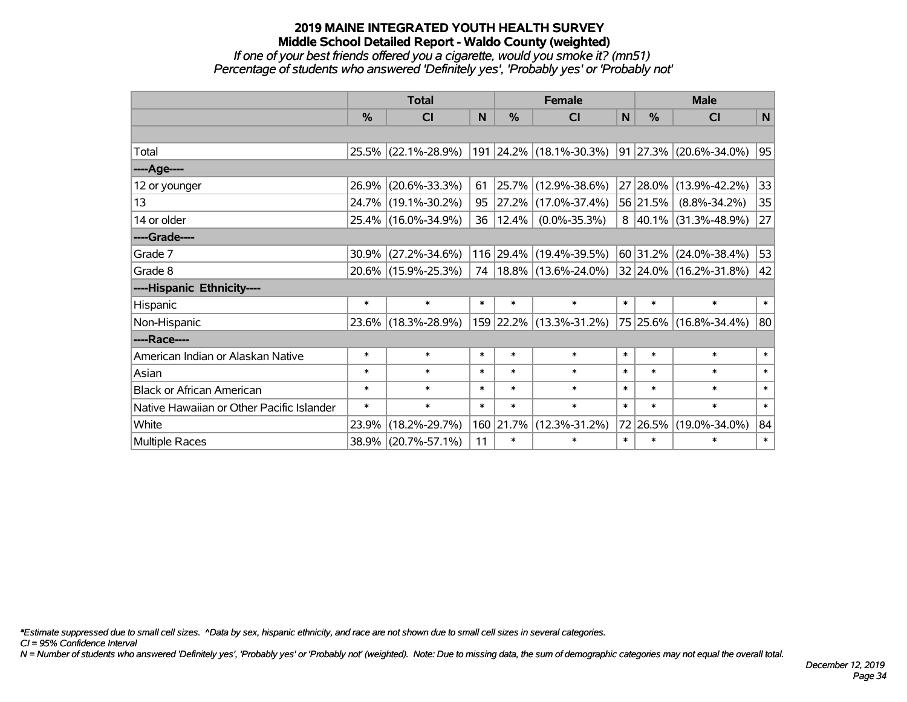# 2019 MAINE INTEGRATED YOUTH HEALTH SURVEY
## Middle School Detailed Report - Waldo County (weighted)
*If one of your best friends offered you a cigarette, would you smoke it? (mn51)*
*Percentage of students who answered 'Definitely yes', 'Probably yes' or 'Probably not'*

| | Total | | | Female | | | Male | | |
|---|---|---|---|---|---|---|---|---|---|
| | % | CI | N | % | CI | N | % | CI | N |
| | | | | | | | | | |
| Total | 25.5% | (22.1%-28.9%) | 191 | 24.2% | (18.1%-30.3%) | 91 | 27.3% | (20.6%-34.0%) | 95 |
| ----Age---- | | | | | | | | | |
| 12 or younger | 26.9% | (20.6%-33.3%) | 61 | 25.7% | (12.9%-38.6%) | 27 | 28.0% | (13.9%-42.2%) | 33 |
| 13 | 24.7% | (19.1%-30.2%) | 95 | 27.2% | (17.0%-37.4%) | 56 | 21.5% | (8.8%-34.2%) | 35 |
| 14 or older | 25.4% | (16.0%-34.9%) | 36 | 12.4% | (0.0%-35.3%) | 8 | 40.1% | (31.3%-48.9%) | 27 |
| ----Grade---- | | | | | | | | | |
| Grade 7 | 30.9% | (27.2%-34.6%) | 116 | 29.4% | (19.4%-39.5%) | 60 | 31.2% | (24.0%-38.4%) | 53 |
| Grade 8 | 20.6% | (15.9%-25.3%) | 74 | 18.8% | (13.6%-24.0%) | 32 | 24.0% | (16.2%-31.8%) | 42 |
| ----Hispanic Ethnicity---- | | | | | | | | | |
| Hispanic | * | * | * | * | * | * | * | * | * |
| Non-Hispanic | 23.6% | (18.3%-28.9%) | 159 | 22.2% | (13.3%-31.2%) | 75 | 25.6% | (16.8%-34.4%) | 80 |
| ----Race---- | | | | | | | | | |
| American Indian or Alaskan Native | * | * | * | * | * | * | * | * | * |
| Asian | * | * | * | * | * | * | * | * | * |
| Black or African American | * | * | * | * | * | * | * | * | * |
| Native Hawaiian or Other Pacific Islander | * | * | * | * | * | * | * | * | * |
| White | 23.9% | (18.2%-29.7%) | 160 | 21.7% | (12.3%-31.2%) | 72 | 26.5% | (19.0%-34.0%) | 84 |
| Multiple Races | 38.9% | (20.7%-57.1%) | 11 | * | * | * | * | * | * |

*\*Estimate suppressed due to small cell sizes. ^Data by sex, hispanic ethnicity, and race are not shown due to small cell sizes in several categories.*
*CI = 95% Confidence Interval*
*N = Number of students who answered 'Definitely yes', 'Probably yes' or 'Probably not' (weighted). Note: Due to missing data, the sum of demographic categories may not equal the overall total.*

*December 12, 2019*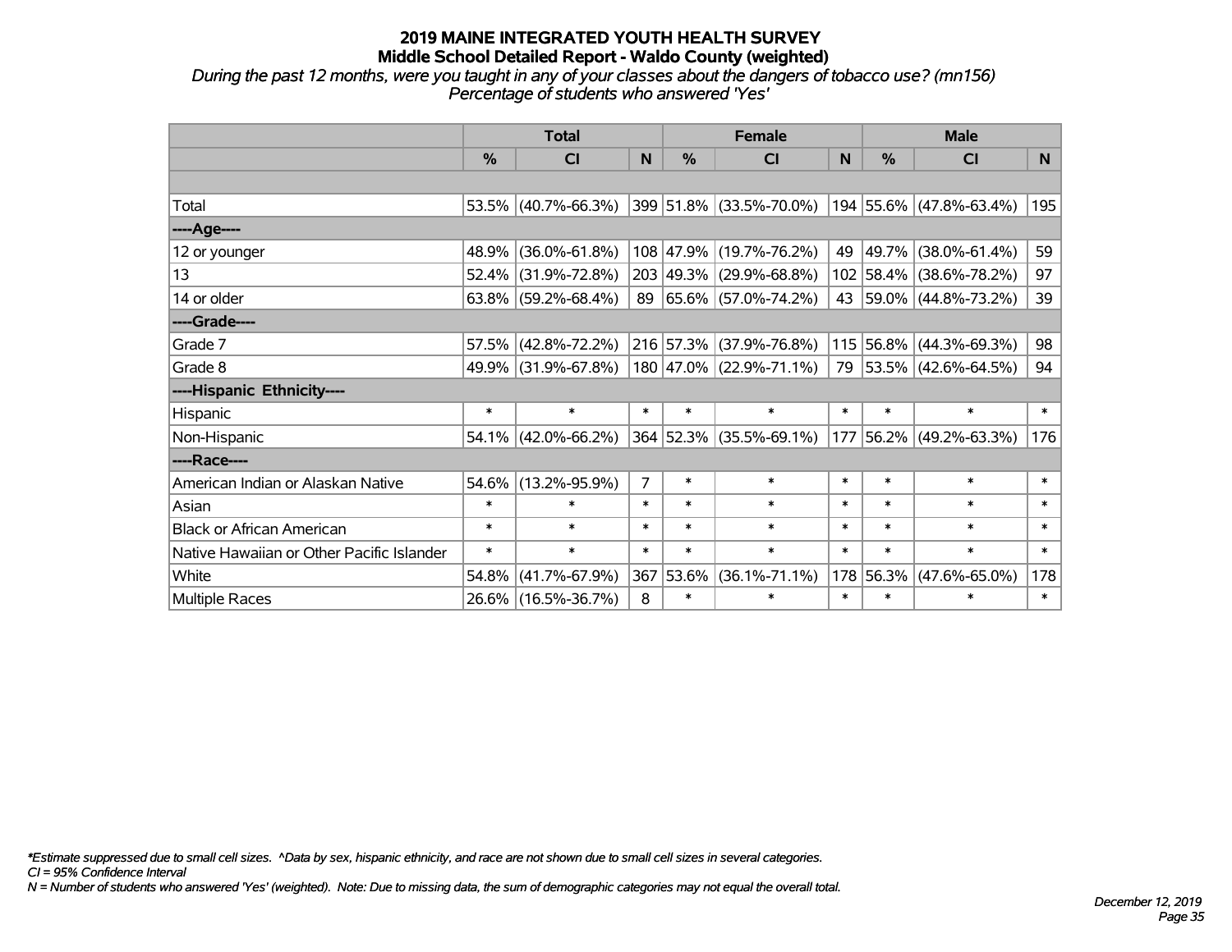# 2019 MAINE INTEGRATED YOUTH HEALTH SURVEY
## Middle School Detailed Report - Waldo County (weighted)

*During the past 12 months, were you taught in any of your classes about the dangers of tobacco use? (mn156)*
*Percentage of students who answered 'Yes'*

| | Total | | | Female | | | Male | | |
|---|---|---|---|---|---|---|---|---|---|
| | % | CI | N | % | CI | N | % | CI | N |
| Total | 53.5% | (40.7%-66.3%) | 399 | 51.8% | (33.5%-70.0%) | 194 | 55.6% | (47.8%-63.4%) | 195 |
| ----Age---- | | | | | | | | | |
| 12 or younger | 48.9% | (36.0%-61.8%) | 108 | 47.9% | (19.7%-76.2%) | 49 | 49.7% | (38.0%-61.4%) | 59 |
| 13 | 52.4% | (31.9%-72.8%) | 203 | 49.3% | (29.9%-68.8%) | 102 | 58.4% | (38.6%-78.2%) | 97 |
| 14 or older | 63.8% | (59.2%-68.4%) | 89 | 65.6% | (57.0%-74.2%) | 43 | 59.0% | (44.8%-73.2%) | 39 |
| ----Grade---- | | | | | | | | | |
| Grade 7 | 57.5% | (42.8%-72.2%) | 216 | 57.3% | (37.9%-76.8%) | 115 | 56.8% | (44.3%-69.3%) | 98 |
| Grade 8 | 49.9% | (31.9%-67.8%) | 180 | 47.0% | (22.9%-71.1%) | 79 | 53.5% | (42.6%-64.5%) | 94 |
| ----Hispanic Ethnicity---- | | | | | | | | | |
| Hispanic | * | * | * | * | * | * | * | * | * |
| Non-Hispanic | 54.1% | (42.0%-66.2%) | 364 | 52.3% | (35.5%-69.1%) | 177 | 56.2% | (49.2%-63.3%) | 176 |
| ----Race---- | | | | | | | | | |
| American Indian or Alaskan Native | 54.6% | (13.2%-95.9%) | 7 | * | * | * | * | * | * |
| Asian | * | * | * | * | * | * | * | * | * |
| Black or African American | * | * | * | * | * | * | * | * | * |
| Native Hawaiian or Other Pacific Islander | * | * | * | * | * | * | * | * | * |
| White | 54.8% | (41.7%-67.9%) | 367 | 53.6% | (36.1%-71.1%) | 178 | 56.3% | (47.6%-65.0%) | 178 |
| Multiple Races | 26.6% | (16.5%-36.7%) | 8 | * | * | * | * | * | * |

*\*Estimate suppressed due to small cell sizes. ^Data by sex, hispanic ethnicity, and race are not shown due to small cell sizes in several categories.*
*CI = 95% Confidence Interval*
*N = Number of students who answered 'Yes' (weighted). Note: Due to missing data, the sum of demographic categories may not equal the overall total.*

*December 12, 2019*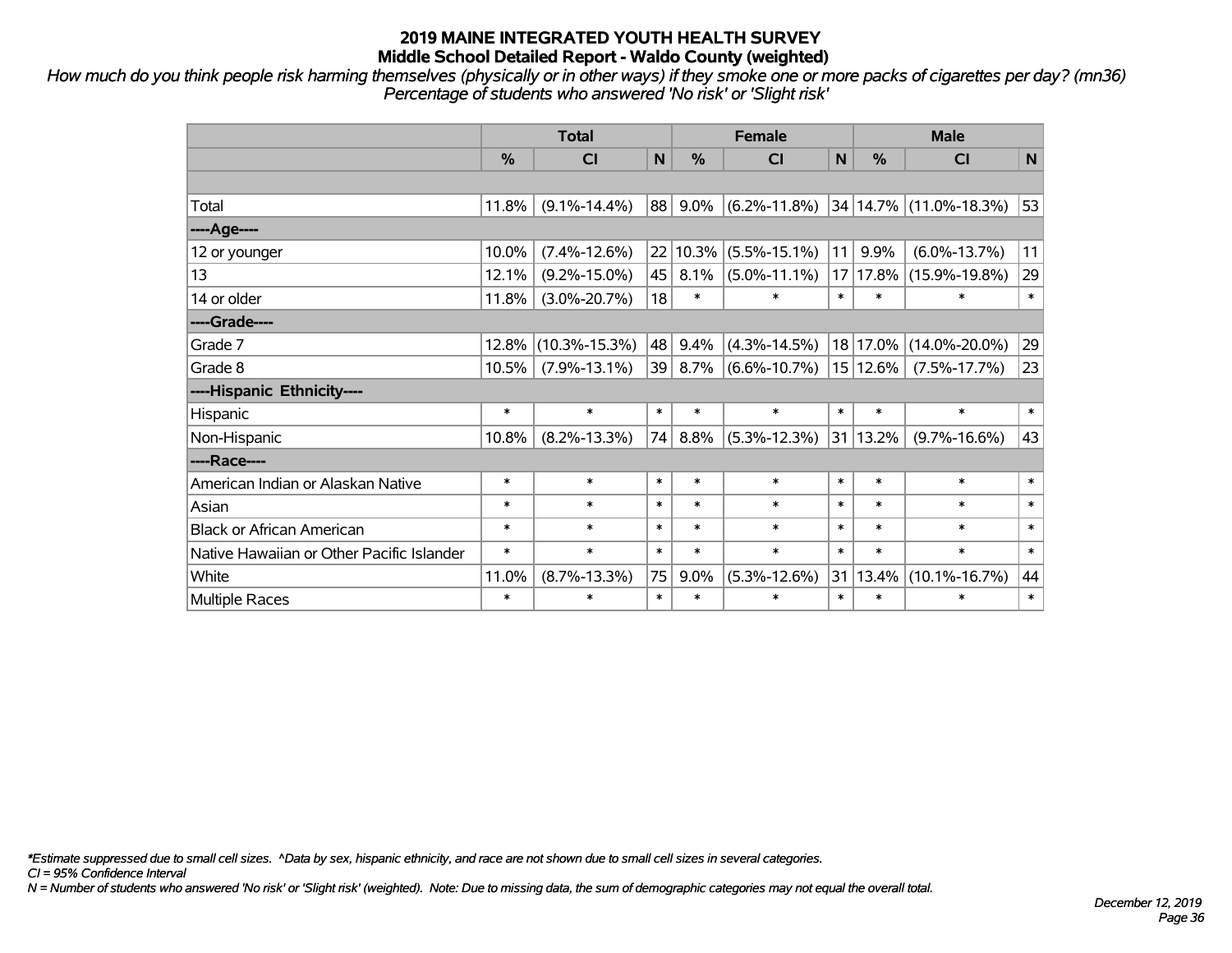# 2019 MAINE INTEGRATED YOUTH HEALTH SURVEY
## Middle School Detailed Report - Waldo County (weighted)

*How much do you think people risk harming themselves (physically or in other ways) if they smoke one or more packs of cigarettes per day? (mn36)*
*Percentage of students who answered 'No risk' or 'Slight risk'*

| | Total | | | Female | | | Male | | |
|---|---|---|---|---|---|---|---|---|---|
| | % | CI | N | % | CI | N | % | CI | N |
| Total | 11.8% | (9.1%-14.4%) | 88 | 9.0% | (6.2%-11.8%) | 34 | 14.7% | (11.0%-18.3%) | 53 |
| ----Age---- | | | | | | | | | |
| 12 or younger | 10.0% | (7.4%-12.6%) | 22 | 10.3% | (5.5%-15.1%) | 11 | 9.9% | (6.0%-13.7%) | 11 |
| 13 | 12.1% | (9.2%-15.0%) | 45 | 8.1% | (5.0%-11.1%) | 17 | 17.8% | (15.9%-19.8%) | 29 |
| 14 or older | 11.8% | (3.0%-20.7%) | 18 | * | * | * | * | * | * |
| ----Grade---- | | | | | | | | | |
| Grade 7 | 12.8% | (10.3%-15.3%) | 48 | 9.4% | (4.3%-14.5%) | 18 | 17.0% | (14.0%-20.0%) | 29 |
| Grade 8 | 10.5% | (7.9%-13.1%) | 39 | 8.7% | (6.6%-10.7%) | 15 | 12.6% | (7.5%-17.7%) | 23 |
| ----Hispanic Ethnicity---- | | | | | | | | | |
| Hispanic | * | * | * | * | * | * | * | * | * |
| Non-Hispanic | 10.8% | (8.2%-13.3%) | 74 | 8.8% | (5.3%-12.3%) | 31 | 13.2% | (9.7%-16.6%) | 43 |
| ----Race---- | | | | | | | | | |
| American Indian or Alaskan Native | * | * | * | * | * | * | * | * | * |
| Asian | * | * | * | * | * | * | * | * | * |
| Black or African American | * | * | * | * | * | * | * | * | * |
| Native Hawaiian or Other Pacific Islander | * | * | * | * | * | * | * | * | * |
| White | 11.0% | (8.7%-13.3%) | 75 | 9.0% | (5.3%-12.6%) | 31 | 13.4% | (10.1%-16.7%) | 44 |
| Multiple Races | * | * | * | * | * | * | * | * | * |

*\*Estimate suppressed due to small cell sizes. ^Data by sex, hispanic ethnicity, and race are not shown due to small cell sizes in several categories.*
*CI = 95% Confidence Interval*
*N = Number of students who answered 'No risk' or 'Slight risk' (weighted). Note: Due to missing data, the sum of demographic categories may not equal the overall total.*

*December 12, 2019*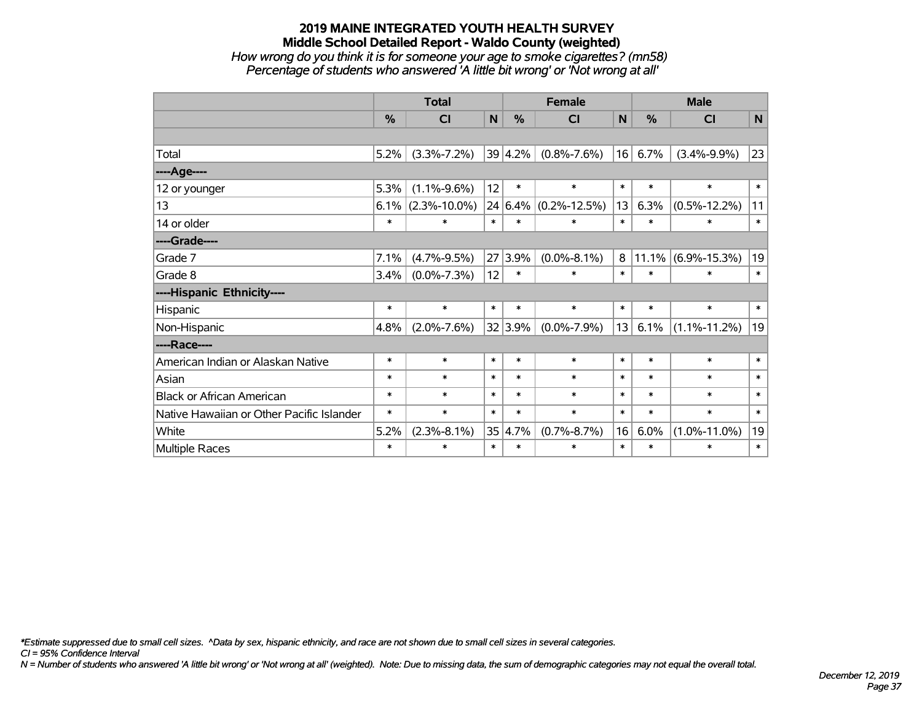# 2019 MAINE INTEGRATED YOUTH HEALTH SURVEY
## Middle School Detailed Report - Waldo County (weighted)

*How wrong do you think it is for someone your age to smoke cigarettes? (mn58)*
*Percentage of students who answered 'A little bit wrong' or 'Not wrong at all'*

| | Total | | | Female | | | Male | | |
|---|---|---|---|---|---|---|---|---|---|
| | % | CI | N | % | CI | N | % | CI | N |
| | | | | | | | | | |
| Total | 5.2% | (3.3%-7.2%) | 39 | 4.2% | (0.8%-7.6%) | 16 | 6.7% | (3.4%-9.9%) | 23 |
| ----Age---- | | | | | | | | | |
| 12 or younger | 5.3% | (1.1%-9.6%) | 12 | * | * | * | * | * | * |
| 13 | 6.1% | (2.3%-10.0%) | 24 | 6.4% | (0.2%-12.5%) | 13 | 6.3% | (0.5%-12.2%) | 11 |
| 14 or older | * | * | * | * | * | * | * | * | * |
| ----Grade---- | | | | | | | | | |
| Grade 7 | 7.1% | (4.7%-9.5%) | 27 | 3.9% | (0.0%-8.1%) | 8 | 11.1% | (6.9%-15.3%) | 19 |
| Grade 8 | 3.4% | (0.0%-7.3%) | 12 | * | * | * | * | * | * |
| ----Hispanic Ethnicity---- | | | | | | | | | |
| Hispanic | * | * | * | * | * | * | * | * | * |
| Non-Hispanic | 4.8% | (2.0%-7.6%) | 32 | 3.9% | (0.0%-7.9%) | 13 | 6.1% | (1.1%-11.2%) | 19 |
| ----Race---- | | | | | | | | | |
| American Indian or Alaskan Native | * | * | * | * | * | * | * | * | * |
| Asian | * | * | * | * | * | * | * | * | * |
| Black or African American | * | * | * | * | * | * | * | * | * |
| Native Hawaiian or Other Pacific Islander | * | * | * | * | * | * | * | * | * |
| White | 5.2% | (2.3%-8.1%) | 35 | 4.7% | (0.7%-8.7%) | 16 | 6.0% | (1.0%-11.0%) | 19 |
| Multiple Races | * | * | * | * | * | * | * | * | * |

*\*Estimate suppressed due to small cell sizes. ^Data by sex, hispanic ethnicity, and race are not shown due to small cell sizes in several categories.*
*CI = 95% Confidence Interval*
*N = Number of students who answered 'A little bit wrong' or 'Not wrong at all' (weighted). Note: Due to missing data, the sum of demographic categories may not equal the overall total.*

*December 12, 2019*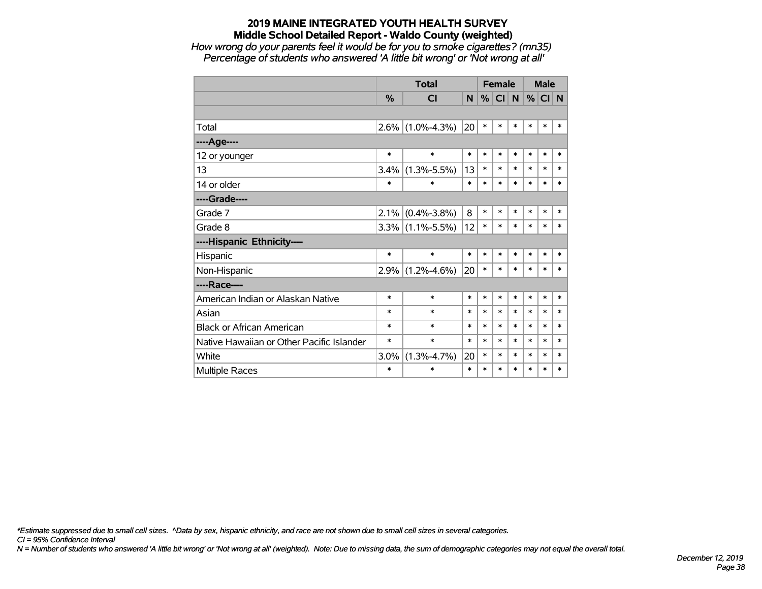# 2019 MAINE INTEGRATED YOUTH HEALTH SURVEY
## Middle School Detailed Report - Waldo County (weighted)
*How wrong do your parents feel it would be for you to smoke cigarettes? (mn35)*
*Percentage of students who answered 'A little bit wrong' or 'Not wrong at all'*

| | Total | | | Female | | | Male | | |
|---|---|---|---|---|---|---|---|---|---|
| | % | CI | N | % | CI | N | % | CI | N |
| | | | | | | | | | |
| Total | 2.6% | (1.0%-4.3%) | 20 | * | * | * | * | * | * |
| ----Age---- | | | | | | | | | |
| 12 or younger | * | * | * | * | * | * | * | * | * |
| 13 | 3.4% | (1.3%-5.5%) | 13 | * | * | * | * | * | * |
| 14 or older | * | * | * | * | * | * | * | * | * |
| ----Grade---- | | | | | | | | | |
| Grade 7 | 2.1% | (0.4%-3.8%) | 8 | * | * | * | * | * | * |
| Grade 8 | 3.3% | (1.1%-5.5%) | 12 | * | * | * | * | * | * |
| ----Hispanic Ethnicity---- | | | | | | | | | |
| Hispanic | * | * | * | * | * | * | * | * | * |
| Non-Hispanic | 2.9% | (1.2%-4.6%) | 20 | * | * | * | * | * | * |
| ----Race---- | | | | | | | | | |
| American Indian or Alaskan Native | * | * | * | * | * | * | * | * | * |
| Asian | * | * | * | * | * | * | * | * | * |
| Black or African American | * | * | * | * | * | * | * | * | * |
| Native Hawaiian or Other Pacific Islander | * | * | * | * | * | * | * | * | * |
| White | 3.0% | (1.3%-4.7%) | 20 | * | * | * | * | * | * |
| Multiple Races | * | * | * | * | * | * | * | * | * |

*\*Estimate suppressed due to small cell sizes. ^Data by sex, hispanic ethnicity, and race are not shown due to small cell sizes in several categories.*
*CI = 95% Confidence Interval*
*N = Number of students who answered 'A little bit wrong' or 'Not wrong at all' (weighted). Note: Due to missing data, the sum of demographic categories may not equal the overall total.*

*December 12, 2019*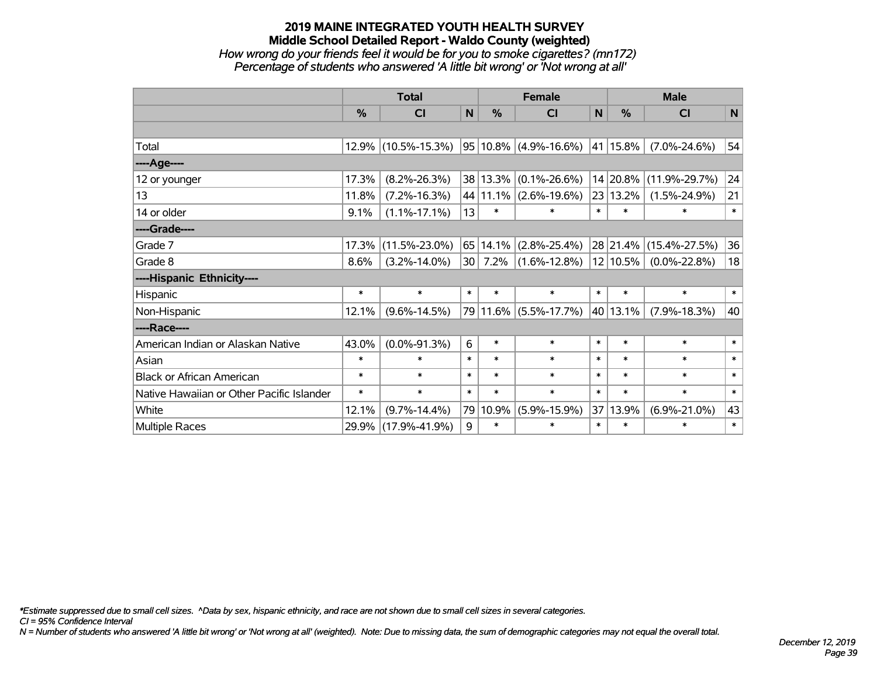# 2019 MAINE INTEGRATED YOUTH HEALTH SURVEY
## Middle School Detailed Report - Waldo County (weighted)
*How wrong do your friends feel it would be for you to smoke cigarettes? (mn172)*
*Percentage of students who answered 'A little bit wrong' or 'Not wrong at all'*

| | Total | | | Female | | | Male | | |
|---|---|---|---|---|---|---|---|---|---|
| | % | CI | N | % | CI | N | % | CI | N |
| | | | | | | | | | |
| Total | 12.9% | (10.5%-15.3%) | 95 | 10.8% | (4.9%-16.6%) | 41 | 15.8% | (7.0%-24.6%) | 54 |
| ----Age---- | | | | | | | | | |
| 12 or younger | 17.3% | (8.2%-26.3%) | 38 | 13.3% | (0.1%-26.6%) | 14 | 20.8% | (11.9%-29.7%) | 24 |
| 13 | 11.8% | (7.2%-16.3%) | 44 | 11.1% | (2.6%-19.6%) | 23 | 13.2% | (1.5%-24.9%) | 21 |
| 14 or older | 9.1% | (1.1%-17.1%) | 13 | * | * | * | * | * | * |
| ----Grade---- | | | | | | | | | |
| Grade 7 | 17.3% | (11.5%-23.0%) | 65 | 14.1% | (2.8%-25.4%) | 28 | 21.4% | (15.4%-27.5%) | 36 |
| Grade 8 | 8.6% | (3.2%-14.0%) | 30 | 7.2% | (1.6%-12.8%) | 12 | 10.5% | (0.0%-22.8%) | 18 |
| ----Hispanic Ethnicity---- | | | | | | | | | |
| Hispanic | * | * | * | * | * | * | * | * | * |
| Non-Hispanic | 12.1% | (9.6%-14.5%) | 79 | 11.6% | (5.5%-17.7%) | 40 | 13.1% | (7.9%-18.3%) | 40 |
| ----Race---- | | | | | | | | | |
| American Indian or Alaskan Native | 43.0% | (0.0%-91.3%) | 6 | * | * | * | * | * | * |
| Asian | * | * | * | * | * | * | * | * | * |
| Black or African American | * | * | * | * | * | * | * | * | * |
| Native Hawaiian or Other Pacific Islander | * | * | * | * | * | * | * | * | * |
| White | 12.1% | (9.7%-14.4%) | 79 | 10.9% | (5.9%-15.9%) | 37 | 13.9% | (6.9%-21.0%) | 43 |
| Multiple Races | 29.9% | (17.9%-41.9%) | 9 | * | * | * | * | * | * |

*\*Estimate suppressed due to small cell sizes. ^Data by sex, hispanic ethnicity, and race are not shown due to small cell sizes in several categories.*
*CI = 95% Confidence Interval*
*N = Number of students who answered 'A little bit wrong' or 'Not wrong at all' (weighted). Note: Due to missing data, the sum of demographic categories may not equal the overall total.*

*December 12, 2019*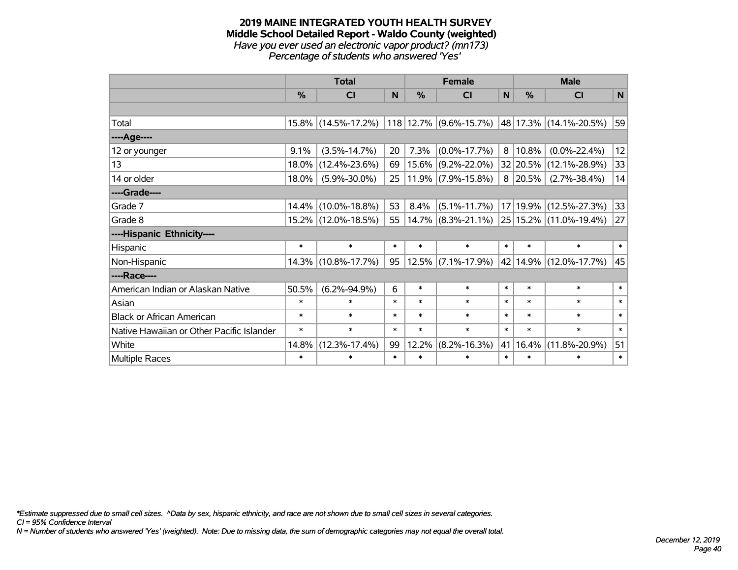# 2019 MAINE INTEGRATED YOUTH HEALTH SURVEY
## Middle School Detailed Report - Waldo County (weighted)
*Have you ever used an electronic vapor product? (mn173)*
*Percentage of students who answered 'Yes'*

| | Total | | | Female | | | Male | | |
|---|---|---|---|---|---|---|---|---|---|
| | % | CI | N | % | CI | N | % | CI | N |
| | | | | | | | | | |
| Total | 15.8% | (14.5%-17.2%) | 118 | 12.7% | (9.6%-15.7%) | 48 | 17.3% | (14.1%-20.5%) | 59 |
| ----Age---- | | | | | | | | | |
| 12 or younger | 9.1% | (3.5%-14.7%) | 20 | 7.3% | (0.0%-17.7%) | 8 | 10.8% | (0.0%-22.4%) | 12 |
| 13 | 18.0% | (12.4%-23.6%) | 69 | 15.6% | (9.2%-22.0%) | 32 | 20.5% | (12.1%-28.9%) | 33 |
| 14 or older | 18.0% | (5.9%-30.0%) | 25 | 11.9% | (7.9%-15.8%) | 8 | 20.5% | (2.7%-38.4%) | 14 |
| ----Grade---- | | | | | | | | | |
| Grade 7 | 14.4% | (10.0%-18.8%) | 53 | 8.4% | (5.1%-11.7%) | 17 | 19.9% | (12.5%-27.3%) | 33 |
| Grade 8 | 15.2% | (12.0%-18.5%) | 55 | 14.7% | (8.3%-21.1%) | 25 | 15.2% | (11.0%-19.4%) | 27 |
| ----Hispanic Ethnicity---- | | | | | | | | | |
| Hispanic | * | * | * | * | * | * | * | * | * |
| Non-Hispanic | 14.3% | (10.8%-17.7%) | 95 | 12.5% | (7.1%-17.9%) | 42 | 14.9% | (12.0%-17.7%) | 45 |
| ----Race---- | | | | | | | | | |
| American Indian or Alaskan Native | 50.5% | (6.2%-94.9%) | 6 | * | * | * | * | * | * |
| Asian | * | * | * | * | * | * | * | * | * |
| Black or African American | * | * | * | * | * | * | * | * | * |
| Native Hawaiian or Other Pacific Islander | * | * | * | * | * | * | * | * | * |
| White | 14.8% | (12.3%-17.4%) | 99 | 12.2% | (8.2%-16.3%) | 41 | 16.4% | (11.8%-20.9%) | 51 |
| Multiple Races | * | * | * | * | * | * | * | * | * |

*\*Estimate suppressed due to small cell sizes. ^Data by sex, hispanic ethnicity, and race are not shown due to small cell sizes in several categories.*
*CI = 95% Confidence Interval*
*N = Number of students who answered 'Yes' (weighted). Note: Due to missing data, the sum of demographic categories may not equal the overall total.*

*December 12, 2019*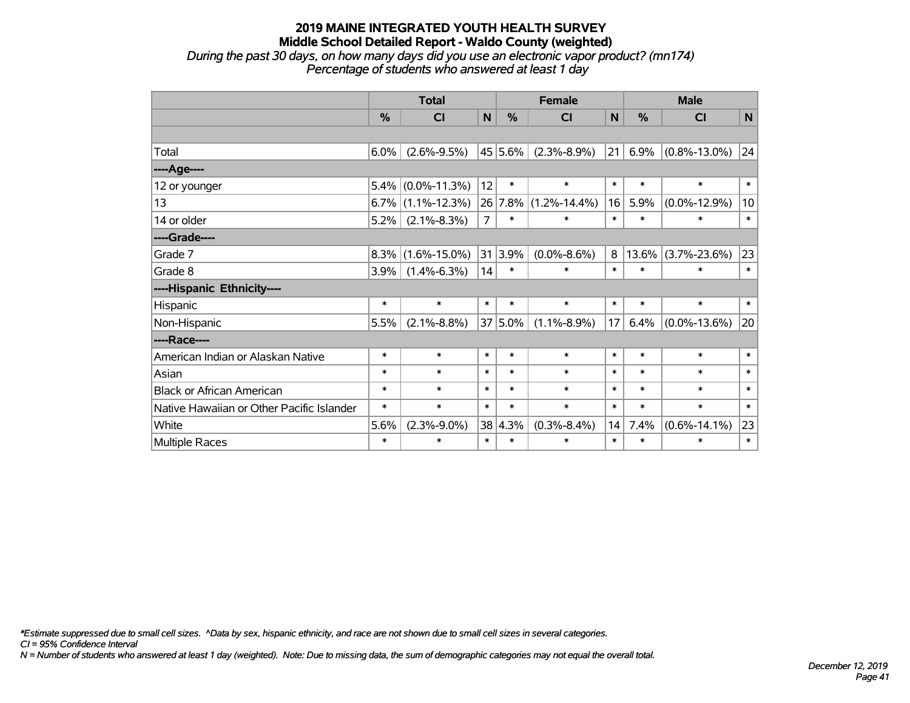# 2019 MAINE INTEGRATED YOUTH HEALTH SURVEY
## Middle School Detailed Report - Waldo County (weighted)
*During the past 30 days, on how many days did you use an electronic vapor product? (mn174)*
*Percentage of students who answered at least 1 day*

| | Total | | | Female | | | Male | | |
|---|---|---|---|---|---|---|---|---|---|
| | % | CI | N | % | CI | N | % | CI | N |
| | | | | | | | | | |
| Total | 6.0% | (2.6%-9.5%) | 45 | 5.6% | (2.3%-8.9%) | 21 | 6.9% | (0.8%-13.0%) | 24 |
| ----Age---- | | | | | | | | | |
| 12 or younger | 5.4% | (0.0%-11.3%) | 12 | * | * | * | * | * | * |
| 13 | 6.7% | (1.1%-12.3%) | 26 | 7.8% | (1.2%-14.4%) | 16 | 5.9% | (0.0%-12.9%) | 10 |
| 14 or older | 5.2% | (2.1%-8.3%) | 7 | * | * | * | * | * | * |
| ----Grade---- | | | | | | | | | |
| Grade 7 | 8.3% | (1.6%-15.0%) | 31 | 3.9% | (0.0%-8.6%) | 8 | 13.6% | (3.7%-23.6%) | 23 |
| Grade 8 | 3.9% | (1.4%-6.3%) | 14 | * | * | * | * | * | * |
| ----Hispanic Ethnicity---- | | | | | | | | | |
| Hispanic | * | * | * | * | * | * | * | * | * |
| Non-Hispanic | 5.5% | (2.1%-8.8%) | 37 | 5.0% | (1.1%-8.9%) | 17 | 6.4% | (0.0%-13.6%) | 20 |
| ----Race---- | | | | | | | | | |
| American Indian or Alaskan Native | * | * | * | * | * | * | * | * | * |
| Asian | * | * | * | * | * | * | * | * | * |
| Black or African American | * | * | * | * | * | * | * | * | * |
| Native Hawaiian or Other Pacific Islander | * | * | * | * | * | * | * | * | * |
| White | 5.6% | (2.3%-9.0%) | 38 | 4.3% | (0.3%-8.4%) | 14 | 7.4% | (0.6%-14.1%) | 23 |
| Multiple Races | * | * | * | * | * | * | * | * | * |

*\*Estimate suppressed due to small cell sizes. ^Data by sex, hispanic ethnicity, and race are not shown due to small cell sizes in several categories.*
*CI = 95% Confidence Interval*
*N = Number of students who answered at least 1 day (weighted). Note: Due to missing data, the sum of demographic categories may not equal the overall total.*

*December 12, 2019*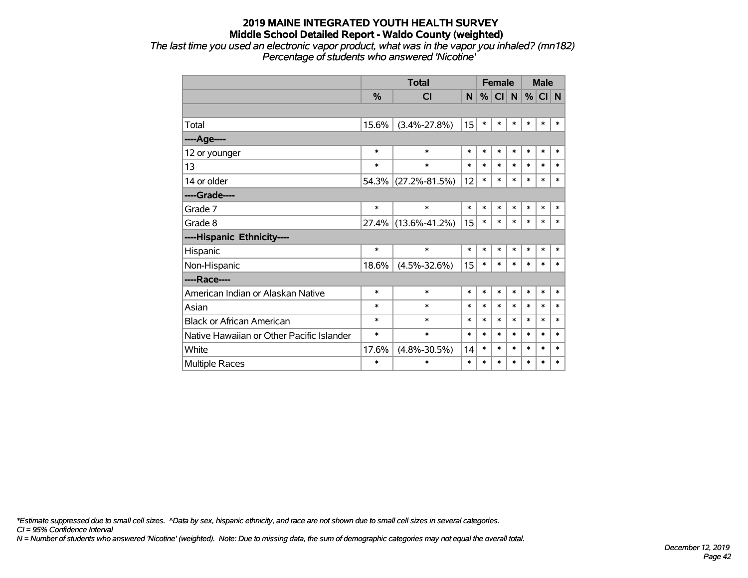# 2019 MAINE INTEGRATED YOUTH HEALTH SURVEY
## Middle School Detailed Report - Waldo County (weighted)

*The last time you used an electronic vapor product, what was in the vapor you inhaled? (mn182)*
*Percentage of students who answered 'Nicotine'*

| | Total | | | Female | | | Male | | |
|---|---|---|---|---|---|---|---|---|---|
| | % | CI | N | % | CI | N | % | CI | N |
| | | | | | | | | | |
| Total | 15.6% | (3.4%-27.8%) | 15 | * | * | * | * | * | * |
| ----Age---- | | | | | | | | | |
| 12 or younger | * | * | * | * | * | * | * | * | * |
| 13 | * | * | * | * | * | * | * | * | * |
| 14 or older | 54.3% | (27.2%-81.5%) | 12 | * | * | * | * | * | * |
| ----Grade---- | | | | | | | | | |
| Grade 7 | * | * | * | * | * | * | * | * | * |
| Grade 8 | 27.4% | (13.6%-41.2%) | 15 | * | * | * | * | * | * |
| ----Hispanic Ethnicity---- | | | | | | | | | |
| Hispanic | * | * | * | * | * | * | * | * | * |
| Non-Hispanic | 18.6% | (4.5%-32.6%) | 15 | * | * | * | * | * | * |
| ----Race---- | | | | | | | | | |
| American Indian or Alaskan Native | * | * | * | * | * | * | * | * | * |
| Asian | * | * | * | * | * | * | * | * | * |
| Black or African American | * | * | * | * | * | * | * | * | * |
| Native Hawaiian or Other Pacific Islander | * | * | * | * | * | * | * | * | * |
| White | 17.6% | (4.8%-30.5%) | 14 | * | * | * | * | * | * |
| Multiple Races | * | * | * | * | * | * | * | * | * |

*\*Estimate suppressed due to small cell sizes. ^Data by sex, hispanic ethnicity, and race are not shown due to small cell sizes in several categories.*
*CI = 95% Confidence Interval*
*N = Number of students who answered 'Nicotine' (weighted). Note: Due to missing data, the sum of demographic categories may not equal the overall total.*

*December 12, 2019*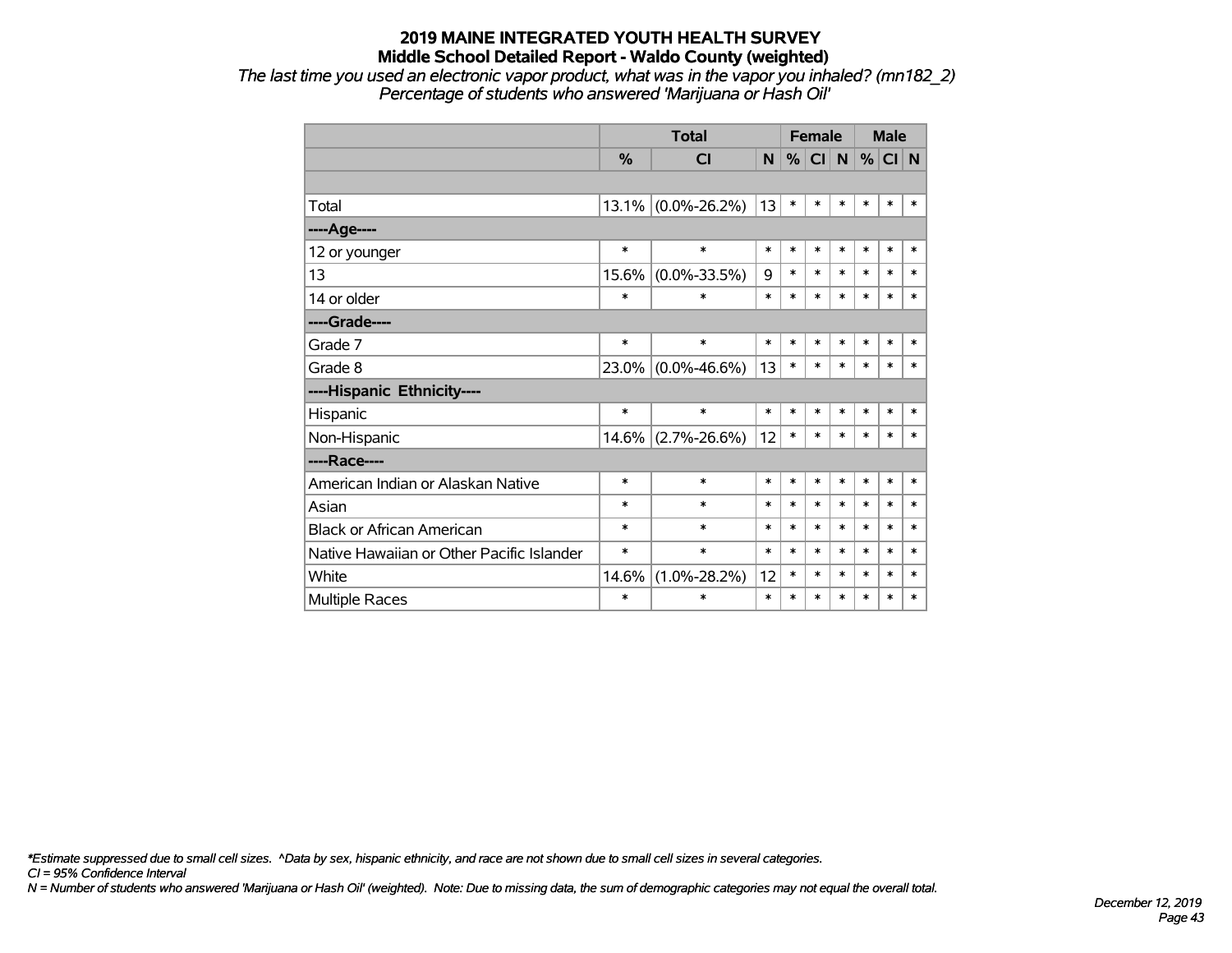# 2019 MAINE INTEGRATED YOUTH HEALTH SURVEY
## Middle School Detailed Report - Waldo County (weighted)

*The last time you used an electronic vapor product, what was in the vapor you inhaled? (mn182_2)*
*Percentage of students who answered 'Marijuana or Hash Oil'*

| | Total | | | Female | | | Male | | |
|---|---|---|---|---|---|---|---|---|---|
| | % | CI | N | % | CI | N | % | CI | N |
| | | | | | | | | | |
| Total | 13.1% | (0.0%-26.2%) | 13 | * | * | * | * | * | * |
| ----Age---- | | | | | | | | | |
| 12 or younger | * | * | * | * | * | * | * | * | * |
| 13 | 15.6% | (0.0%-33.5%) | 9 | * | * | * | * | * | * |
| 14 or older | * | * | * | * | * | * | * | * | * |
| ----Grade---- | | | | | | | | | |
| Grade 7 | * | * | * | * | * | * | * | * | * |
| Grade 8 | 23.0% | (0.0%-46.6%) | 13 | * | * | * | * | * | * |
| ----Hispanic Ethnicity---- | | | | | | | | | |
| Hispanic | * | * | * | * | * | * | * | * | * |
| Non-Hispanic | 14.6% | (2.7%-26.6%) | 12 | * | * | * | * | * | * |
| ----Race---- | | | | | | | | | |
| American Indian or Alaskan Native | * | * | * | * | * | * | * | * | * |
| Asian | * | * | * | * | * | * | * | * | * |
| Black or African American | * | * | * | * | * | * | * | * | * |
| Native Hawaiian or Other Pacific Islander | * | * | * | * | * | * | * | * | * |
| White | 14.6% | (1.0%-28.2%) | 12 | * | * | * | * | * | * |
| Multiple Races | * | * | * | * | * | * | * | * | * |

*\*Estimate suppressed due to small cell sizes. ^Data by sex, hispanic ethnicity, and race are not shown due to small cell sizes in several categories.*
*CI = 95% Confidence Interval*
*N = Number of students who answered 'Marijuana or Hash Oil' (weighted). Note: Due to missing data, the sum of demographic categories may not equal the overall total.*

*December 12, 2019*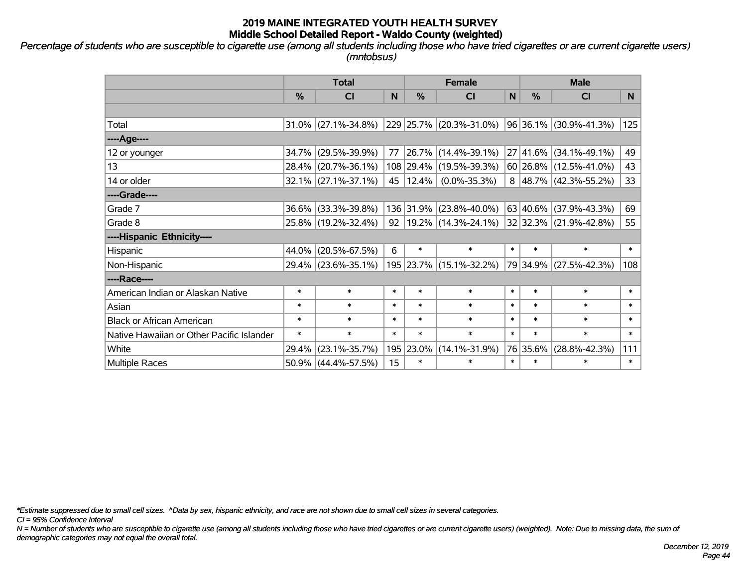# 2019 MAINE INTEGRATED YOUTH HEALTH SURVEY
## Middle School Detailed Report - Waldo County (weighted)

*Percentage of students who are susceptible to cigarette use (among all students including those who have tried cigarettes or are current cigarette users) (mntobsus)*

| | Total | | | Female | | | Male | | |
|---|---|---|---|---|---|---|---|---|---|
| | % | CI | N | % | CI | N | % | CI | N |
| Total | 31.0% | (27.1%-34.8%) | 229 | 25.7% | (20.3%-31.0%) | 96 | 36.1% | (30.9%-41.3%) | 125 |
| ----Age---- | | | | | | | | | |
| 12 or younger | 34.7% | (29.5%-39.9%) | 77 | 26.7% | (14.4%-39.1%) | 27 | 41.6% | (34.1%-49.1%) | 49 |
| 13 | 28.4% | (20.7%-36.1%) | 108 | 29.4% | (19.5%-39.3%) | 60 | 26.8% | (12.5%-41.0%) | 43 |
| 14 or older | 32.1% | (27.1%-37.1%) | 45 | 12.4% | (0.0%-35.3%) | 8 | 48.7% | (42.3%-55.2%) | 33 |
| ----Grade---- | | | | | | | | | |
| Grade 7 | 36.6% | (33.3%-39.8%) | 136 | 31.9% | (23.8%-40.0%) | 63 | 40.6% | (37.9%-43.3%) | 69 |
| Grade 8 | 25.8% | (19.2%-32.4%) | 92 | 19.2% | (14.3%-24.1%) | 32 | 32.3% | (21.9%-42.8%) | 55 |
| ----Hispanic Ethnicity---- | | | | | | | | | |
| Hispanic | 44.0% | (20.5%-67.5%) | 6 | * | * | * | * | * | * |
| Non-Hispanic | 29.4% | (23.6%-35.1%) | 195 | 23.7% | (15.1%-32.2%) | 79 | 34.9% | (27.5%-42.3%) | 108 |
| ----Race---- | | | | | | | | | |
| American Indian or Alaskan Native | * | * | * | * | * | * | * | * | * |
| Asian | * | * | * | * | * | * | * | * | * |
| Black or African American | * | * | * | * | * | * | * | * | * |
| Native Hawaiian or Other Pacific Islander | * | * | * | * | * | * | * | * | * |
| White | 29.4% | (23.1%-35.7%) | 195 | 23.0% | (14.1%-31.9%) | 76 | 35.6% | (28.8%-42.3%) | 111 |
| Multiple Races | 50.9% | (44.4%-57.5%) | 15 | * | * | * | * | * | * |

*\*Estimate suppressed due to small cell sizes. ^Data by sex, hispanic ethnicity, and race are not shown due to small cell sizes in several categories.*

*CI = 95% Confidence Interval*

*N = Number of students who are susceptible to cigarette use (among all students including those who have tried cigarettes or are current cigarette users) (weighted). Note: Due to missing data, the sum of demographic categories may not equal the overall total.*

*December 12, 2019*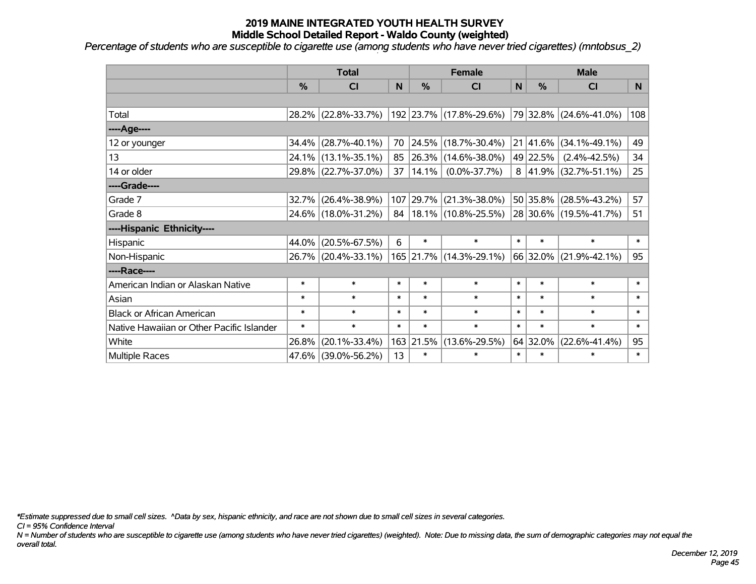# 2019 MAINE INTEGRATED YOUTH HEALTH SURVEY
## Middle School Detailed Report - Waldo County (weighted)

*Percentage of students who are susceptible to cigarette use (among students who have never tried cigarettes) (mntobsus_2)*

| | Total | | | Female | | | Male | | |
|---|---|---|---|---|---|---|---|---|---|
| | % | CI | N | % | CI | N | % | CI | N |
| | | | | | | | | | |
| Total | 28.2% | (22.8%-33.7%) | 192 | 23.7% | (17.8%-29.6%) | 79 | 32.8% | (24.6%-41.0%) | 108 |
| ----Age---- | | | | | | | | | |
| 12 or younger | 34.4% | (28.7%-40.1%) | 70 | 24.5% | (18.7%-30.4%) | 21 | 41.6% | (34.1%-49.1%) | 49 |
| 13 | 24.1% | (13.1%-35.1%) | 85 | 26.3% | (14.6%-38.0%) | 49 | 22.5% | (2.4%-42.5%) | 34 |
| 14 or older | 29.8% | (22.7%-37.0%) | 37 | 14.1% | (0.0%-37.7%) | 8 | 41.9% | (32.7%-51.1%) | 25 |
| ----Grade---- | | | | | | | | | |
| Grade 7 | 32.7% | (26.4%-38.9%) | 107 | 29.7% | (21.3%-38.0%) | 50 | 35.8% | (28.5%-43.2%) | 57 |
| Grade 8 | 24.6% | (18.0%-31.2%) | 84 | 18.1% | (10.8%-25.5%) | 28 | 30.6% | (19.5%-41.7%) | 51 |
| ----Hispanic Ethnicity---- | | | | | | | | | |
| Hispanic | 44.0% | (20.5%-67.5%) | 6 | * | * | * | * | * | * |
| Non-Hispanic | 26.7% | (20.4%-33.1%) | 165 | 21.7% | (14.3%-29.1%) | 66 | 32.0% | (21.9%-42.1%) | 95 |
| ----Race---- | | | | | | | | | |
| American Indian or Alaskan Native | * | * | * | * | * | * | * | * | * |
| Asian | * | * | * | * | * | * | * | * | * |
| Black or African American | * | * | * | * | * | * | * | * | * |
| Native Hawaiian or Other Pacific Islander | * | * | * | * | * | * | * | * | * |
| White | 26.8% | (20.1%-33.4%) | 163 | 21.5% | (13.6%-29.5%) | 64 | 32.0% | (22.6%-41.4%) | 95 |
| Multiple Races | 47.6% | (39.0%-56.2%) | 13 | * | * | * | * | * | * |

*\*Estimate suppressed due to small cell sizes. ^Data by sex, hispanic ethnicity, and race are not shown due to small cell sizes in several categories.*

*CI = 95% Confidence Interval*

*N = Number of students who are susceptible to cigarette use (among students who have never tried cigarettes) (weighted). Note: Due to missing data, the sum of demographic categories may not equal the overall total.*

*December 12, 2019*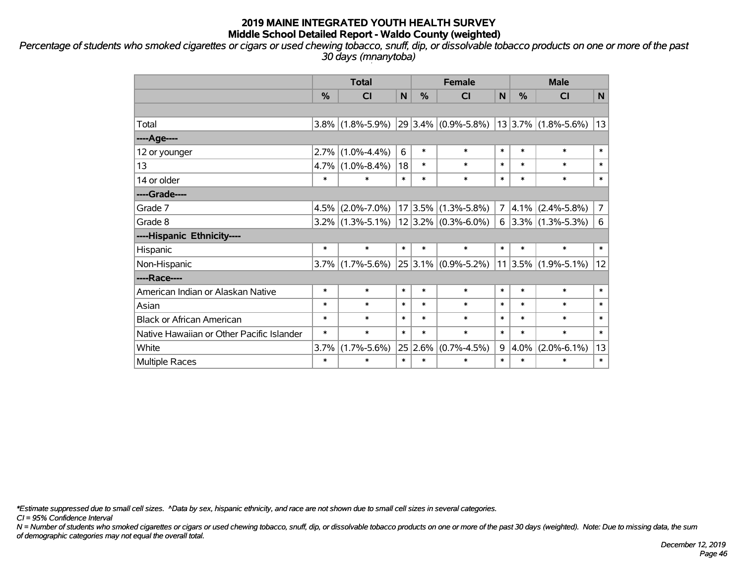# 2019 MAINE INTEGRATED YOUTH HEALTH SURVEY
## Middle School Detailed Report - Waldo County (weighted)

*Percentage of students who smoked cigarettes or cigars or used chewing tobacco, snuff, dip, or dissolvable tobacco products on one or more of the past 30 days (mnanytoba)*

| | Total | | | Female | | | Male | | |
|---|---|---|---|---|---|---|---|---|---|
| | % | CI | N | % | CI | N | % | CI | N |
| | | | | | | | | | |
| Total | 3.8% | (1.8%-5.9%) | 29 | 3.4% | (0.9%-5.8%) | 13 | 3.7% | (1.8%-5.6%) | 13 |
| ----Age---- | | | | | | | | | |
| 12 or younger | 2.7% | (1.0%-4.4%) | 6 | * | * | * | * | * | * |
| 13 | 4.7% | (1.0%-8.4%) | 18 | * | * | * | * | * | * |
| 14 or older | * | * | * | * | * | * | * | * | * |
| ----Grade---- | | | | | | | | | |
| Grade 7 | 4.5% | (2.0%-7.0%) | 17 | 3.5% | (1.3%-5.8%) | 7 | 4.1% | (2.4%-5.8%) | 7 |
| Grade 8 | 3.2% | (1.3%-5.1%) | 12 | 3.2% | (0.3%-6.0%) | 6 | 3.3% | (1.3%-5.3%) | 6 |
| ----Hispanic Ethnicity---- | | | | | | | | | |
| Hispanic | * | * | * | * | * | * | * | * | * |
| Non-Hispanic | 3.7% | (1.7%-5.6%) | 25 | 3.1% | (0.9%-5.2%) | 11 | 3.5% | (1.9%-5.1%) | 12 |
| ----Race---- | | | | | | | | | |
| American Indian or Alaskan Native | * | * | * | * | * | * | * | * | * |
| Asian | * | * | * | * | * | * | * | * | * |
| Black or African American | * | * | * | * | * | * | * | * | * |
| Native Hawaiian or Other Pacific Islander | * | * | * | * | * | * | * | * | * |
| White | 3.7% | (1.7%-5.6%) | 25 | 2.6% | (0.7%-4.5%) | 9 | 4.0% | (2.0%-6.1%) | 13 |
| Multiple Races | * | * | * | * | * | * | * | * | * |

*\*Estimate suppressed due to small cell sizes. ^Data by sex, hispanic ethnicity, and race are not shown due to small cell sizes in several categories.*

*CI = 95% Confidence Interval*

*N = Number of students who smoked cigarettes or cigars or used chewing tobacco, snuff, dip, or dissolvable tobacco products on one or more of the past 30 days (weighted). Note: Due to missing data, the sum of demographic categories may not equal the overall total.*

*December 12, 2019*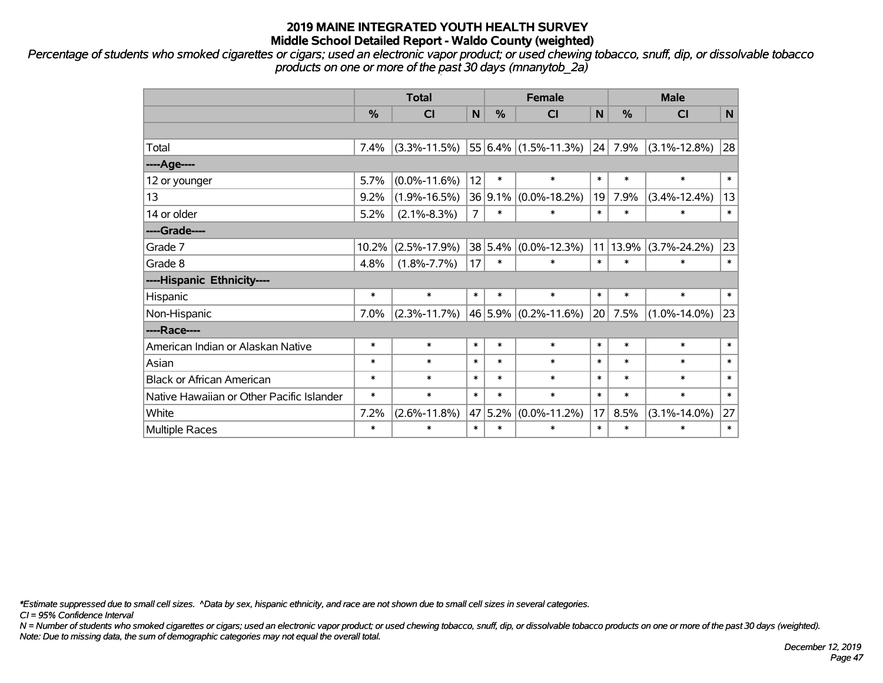# 2019 MAINE INTEGRATED YOUTH HEALTH SURVEY
## Middle School Detailed Report - Waldo County (weighted)

*Percentage of students who smoked cigarettes or cigars; used an electronic vapor product; or used chewing tobacco, snuff, dip, or dissolvable tobacco products on one or more of the past 30 days (mnanytob_2a)*

| | Total | | | Female | | | Male | | |
|---|---|---|---|---|---|---|---|---|---|
| | % | CI | N | % | CI | N | % | CI | N |
| | | | | | | | | | |
| Total | 7.4% | (3.3%-11.5%) | 55 | 6.4% | (1.5%-11.3%) | 24 | 7.9% | (3.1%-12.8%) | 28 |
| ----Age---- | | | | | | | | | |
| 12 or younger | 5.7% | (0.0%-11.6%) | 12 | * | * | * | * | * | * |
| 13 | 9.2% | (1.9%-16.5%) | 36 | 9.1% | (0.0%-18.2%) | 19 | 7.9% | (3.4%-12.4%) | 13 |
| 14 or older | 5.2% | (2.1%-8.3%) | 7 | * | * | * | * | * | * |
| ----Grade---- | | | | | | | | | |
| Grade 7 | 10.2% | (2.5%-17.9%) | 38 | 5.4% | (0.0%-12.3%) | 11 | 13.9% | (3.7%-24.2%) | 23 |
| Grade 8 | 4.8% | (1.8%-7.7%) | 17 | * | * | * | * | * | * |
| ----Hispanic Ethnicity---- | | | | | | | | | |
| Hispanic | * | * | * | * | * | * | * | * | * |
| Non-Hispanic | 7.0% | (2.3%-11.7%) | 46 | 5.9% | (0.2%-11.6%) | 20 | 7.5% | (1.0%-14.0%) | 23 |
| ----Race---- | | | | | | | | | |
| American Indian or Alaskan Native | * | * | * | * | * | * | * | * | * |
| Asian | * | * | * | * | * | * | * | * | * |
| Black or African American | * | * | * | * | * | * | * | * | * |
| Native Hawaiian or Other Pacific Islander | * | * | * | * | * | * | * | * | * |
| White | 7.2% | (2.6%-11.8%) | 47 | 5.2% | (0.0%-11.2%) | 17 | 8.5% | (3.1%-14.0%) | 27 |
| Multiple Races | * | * | * | * | * | * | * | * | * |

*\*Estimate suppressed due to small cell sizes. ^Data by sex, hispanic ethnicity, and race are not shown due to small cell sizes in several categories.*

*CI = 95% Confidence Interval*

*N = Number of students who smoked cigarettes or cigars; used an electronic vapor product; or used chewing tobacco, snuff, dip, or dissolvable tobacco products on one or more of the past 30 days (weighted).*

*Note: Due to missing data, the sum of demographic categories may not equal the overall total.*

*December 12, 2019*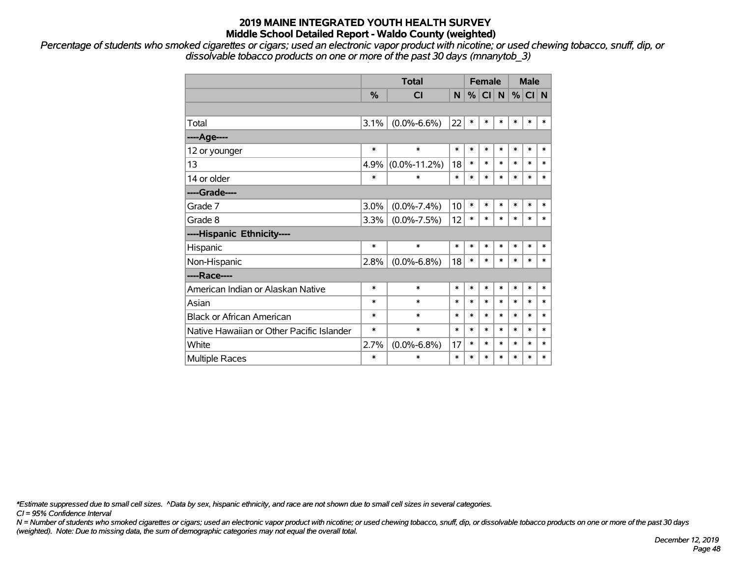# 2019 MAINE INTEGRATED YOUTH HEALTH SURVEY
## Middle School Detailed Report - Waldo County (weighted)

*Percentage of students who smoked cigarettes or cigars; used an electronic vapor product with nicotine; or used chewing tobacco, snuff, dip, or dissolvable tobacco products on one or more of the past 30 days (mnanytob_3)*

| | Total | | | Female | | | Male | | |
|---|---|---|---|---|---|---|---|---|---|
| | % | CI | N | % | CI | N | % | CI | N |
| | | | | | | | | | |
| Total | 3.1% | (0.0%-6.6%) | 22 | * | * | * | * | * | * |
| ----Age---- | | | | | | | | | |
| 12 or younger | * | * | * | * | * | * | * | * | * |
| 13 | 4.9% | (0.0%-11.2%) | 18 | * | * | * | * | * | * |
| 14 or older | * | * | * | * | * | * | * | * | * |
| ----Grade---- | | | | | | | | | |
| Grade 7 | 3.0% | (0.0%-7.4%) | 10 | * | * | * | * | * | * |
| Grade 8 | 3.3% | (0.0%-7.5%) | 12 | * | * | * | * | * | * |
| ----Hispanic Ethnicity---- | | | | | | | | | |
| Hispanic | * | * | * | * | * | * | * | * | * |
| Non-Hispanic | 2.8% | (0.0%-6.8%) | 18 | * | * | * | * | * | * |
| ----Race---- | | | | | | | | | |
| American Indian or Alaskan Native | * | * | * | * | * | * | * | * | * |
| Asian | * | * | * | * | * | * | * | * | * |
| Black or African American | * | * | * | * | * | * | * | * | * |
| Native Hawaiian or Other Pacific Islander | * | * | * | * | * | * | * | * | * |
| White | 2.7% | (0.0%-6.8%) | 17 | * | * | * | * | * | * |
| Multiple Races | * | * | * | * | * | * | * | * | * |

*\*Estimate suppressed due to small cell sizes. ^Data by sex, hispanic ethnicity, and race are not shown due to small cell sizes in several categories.*

*CI = 95% Confidence Interval*

*N = Number of students who smoked cigarettes or cigars; used an electronic vapor product with nicotine; or used chewing tobacco, snuff, dip, or dissolvable tobacco products on one or more of the past 30 days (weighted). Note: Due to missing data, the sum of demographic categories may not equal the overall total.*

*December 12, 2019*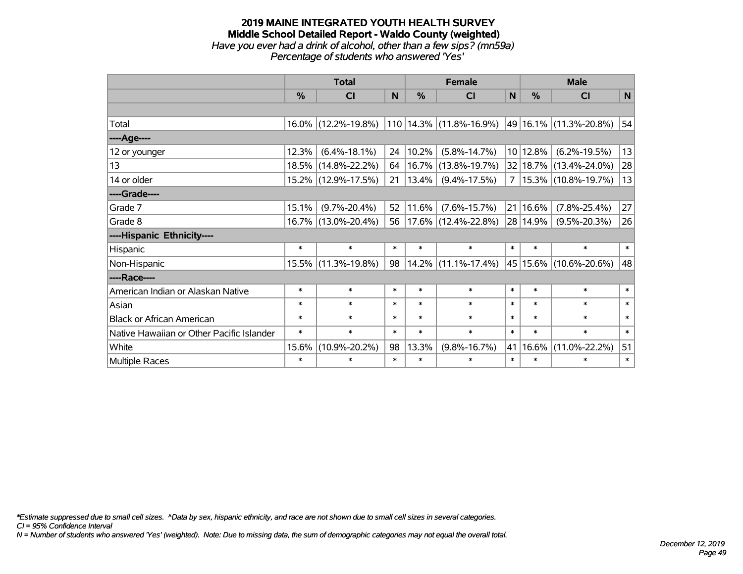# 2019 MAINE INTEGRATED YOUTH HEALTH SURVEY

## Middle School Detailed Report - Waldo County (weighted)

*Have you ever had a drink of alcohol, other than a few sips? (mn59a)*

*Percentage of students who answered 'Yes'*

| | Total | | | Female | | | Male | | |
|---|---|---|---|---|---|---|---|---|---|
| | % | CI | N | % | CI | N | % | CI | N |
| | | | | | | | | | |
| Total | 16.0% | (12.2%-19.8%) | 110 | 14.3% | (11.8%-16.9%) | 49 | 16.1% | (11.3%-20.8%) | 54 |
| ----Age---- | | | | | | | | | |
| 12 or younger | 12.3% | (6.4%-18.1%) | 24 | 10.2% | (5.8%-14.7%) | 10 | 12.8% | (6.2%-19.5%) | 13 |
| 13 | 18.5% | (14.8%-22.2%) | 64 | 16.7% | (13.8%-19.7%) | 32 | 18.7% | (13.4%-24.0%) | 28 |
| 14 or older | 15.2% | (12.9%-17.5%) | 21 | 13.4% | (9.4%-17.5%) | 7 | 15.3% | (10.8%-19.7%) | 13 |
| ----Grade---- | | | | | | | | | |
| Grade 7 | 15.1% | (9.7%-20.4%) | 52 | 11.6% | (7.6%-15.7%) | 21 | 16.6% | (7.8%-25.4%) | 27 |
| Grade 8 | 16.7% | (13.0%-20.4%) | 56 | 17.6% | (12.4%-22.8%) | 28 | 14.9% | (9.5%-20.3%) | 26 |
| ----Hispanic Ethnicity---- | | | | | | | | | |
| Hispanic | * | * | * | * | * | * | * | * | * |
| Non-Hispanic | 15.5% | (11.3%-19.8%) | 98 | 14.2% | (11.1%-17.4%) | 45 | 15.6% | (10.6%-20.6%) | 48 |
| ----Race---- | | | | | | | | | |
| American Indian or Alaskan Native | * | * | * | * | * | * | * | * | * |
| Asian | * | * | * | * | * | * | * | * | * |
| Black or African American | * | * | * | * | * | * | * | * | * |
| Native Hawaiian or Other Pacific Islander | * | * | * | * | * | * | * | * | * |
| White | 15.6% | (10.9%-20.2%) | 98 | 13.3% | (9.8%-16.7%) | 41 | 16.6% | (11.0%-22.2%) | 51 |
| Multiple Races | * | * | * | * | * | * | * | * | * |

*Estimate suppressed due to small cell sizes. ^Data by sex, hispanic ethnicity, and race are not shown due to small cell sizes in several categories.
CI = 95% Confidence Interval
N = Number of students who answered 'Yes' (weighted). Note: Due to missing data, the sum of demographic categories may not equal the overall total.

*December 12, 2019*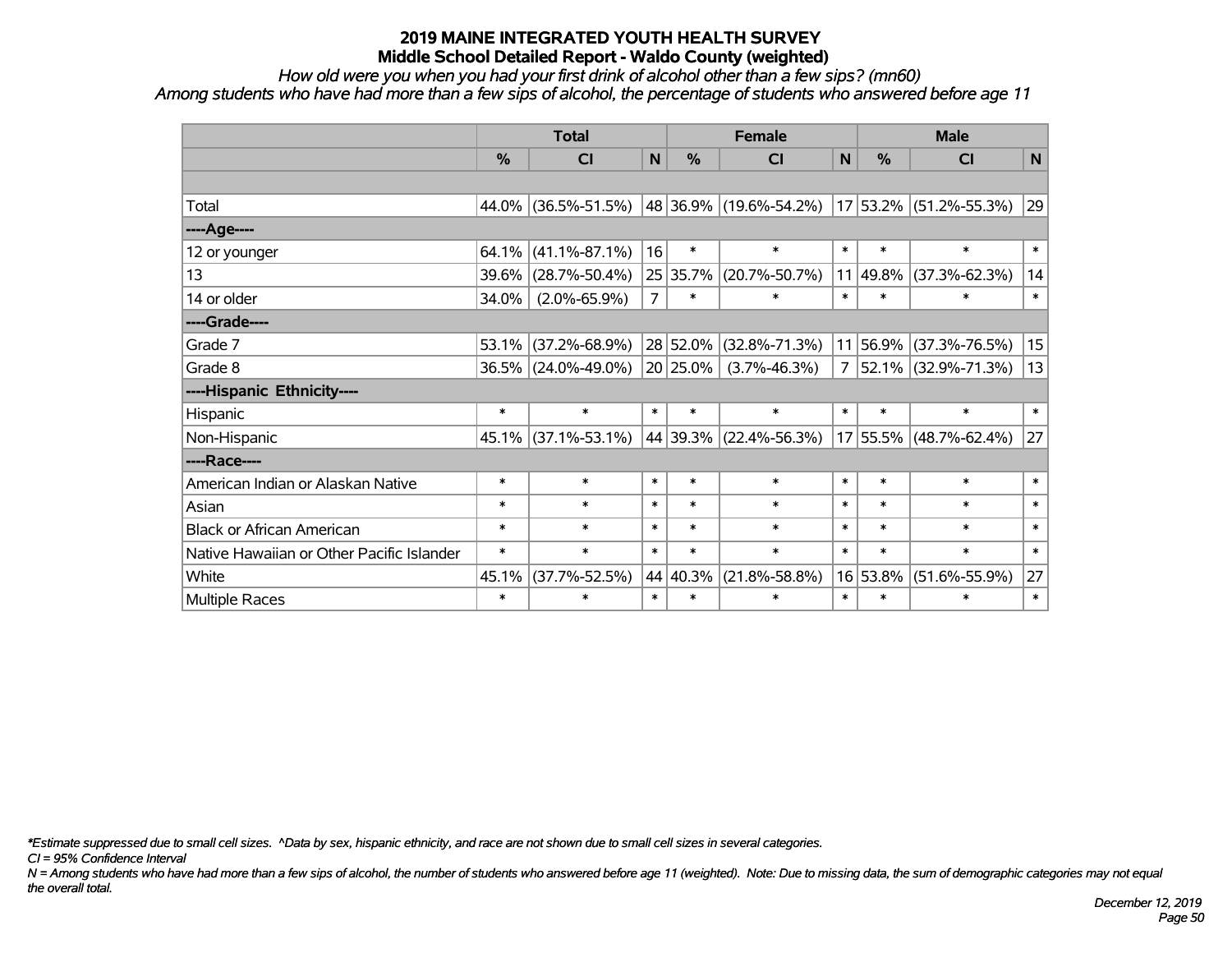# 2019 MAINE INTEGRATED YOUTH HEALTH SURVEY
## Middle School Detailed Report - Waldo County (weighted)

*How old were you when you had your first drink of alcohol other than a few sips? (mn60)*
*Among students who have had more than a few sips of alcohol, the percentage of students who answered before age 11*

| | Total | | | Female | | | Male | | |
|---|---|---|---|---|---|---|---|---|---|
| | % | CI | N | % | CI | N | % | CI | N |
| Total | 44.0% | (36.5%-51.5%) | 48 | 36.9% | (19.6%-54.2%) | 17 | 53.2% | (51.2%-55.3%) | 29 |
| ----Age---- | | | | | | | | | |
| 12 or younger | 64.1% | (41.1%-87.1%) | 16 | * | * | * | * | * | * |
| 13 | 39.6% | (28.7%-50.4%) | 25 | 35.7% | (20.7%-50.7%) | 11 | 49.8% | (37.3%-62.3%) | 14 |
| 14 or older | 34.0% | (2.0%-65.9%) | 7 | * | * | * | * | * | * |
| ----Grade---- | | | | | | | | | |
| Grade 7 | 53.1% | (37.2%-68.9%) | 28 | 52.0% | (32.8%-71.3%) | 11 | 56.9% | (37.3%-76.5%) | 15 |
| Grade 8 | 36.5% | (24.0%-49.0%) | 20 | 25.0% | (3.7%-46.3%) | 7 | 52.1% | (32.9%-71.3%) | 13 |
| ----Hispanic Ethnicity---- | | | | | | | | | |
| Hispanic | * | * | * | * | * | * | * | * | * |
| Non-Hispanic | 45.1% | (37.1%-53.1%) | 44 | 39.3% | (22.4%-56.3%) | 17 | 55.5% | (48.7%-62.4%) | 27 |
| ----Race---- | | | | | | | | | |
| American Indian or Alaskan Native | * | * | * | * | * | * | * | * | * |
| Asian | * | * | * | * | * | * | * | * | * |
| Black or African American | * | * | * | * | * | * | * | * | * |
| Native Hawaiian or Other Pacific Islander | * | * | * | * | * | * | * | * | * |
| White | 45.1% | (37.7%-52.5%) | 44 | 40.3% | (21.8%-58.8%) | 16 | 53.8% | (51.6%-55.9%) | 27 |
| Multiple Races | * | * | * | * | * | * | * | * | * |

*\*Estimate suppressed due to small cell sizes. ^Data by sex, hispanic ethnicity, and race are not shown due to small cell sizes in several categories.*

*CI = 95% Confidence Interval*

*N = Among students who have had more than a few sips of alcohol, the number of students who answered before age 11 (weighted). Note: Due to missing data, the sum of demographic categories may not equal the overall total.*

*December 12, 2019*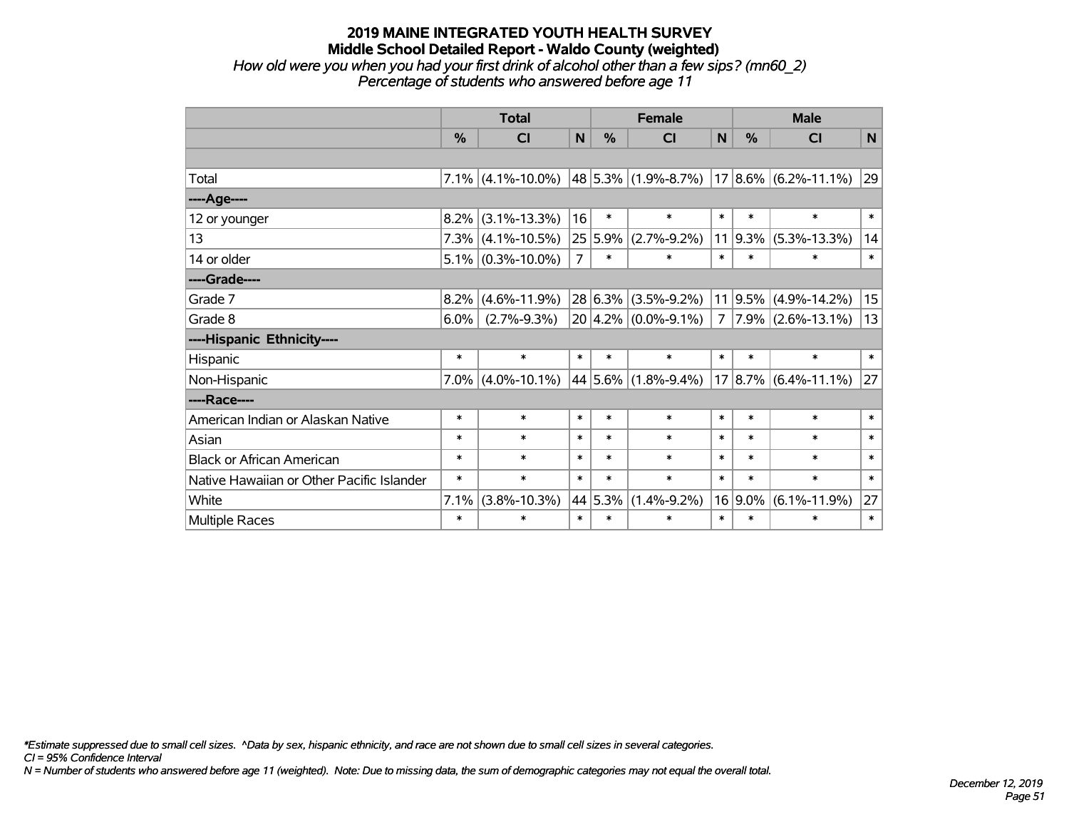# 2019 MAINE INTEGRATED YOUTH HEALTH SURVEY
## Middle School Detailed Report - Waldo County (weighted)
*How old were you when you had your first drink of alcohol other than a few sips? (mn60_2)*
*Percentage of students who answered before age 11*

| | Total | | | Female | | | Male | | |
|---|---|---|---|---|---|---|---|---|---|
| | % | CI | N | % | CI | N | % | CI | N |
| | | | | | | | | | |
| Total | 7.1% | (4.1%-10.0%) | 48 | 5.3% | (1.9%-8.7%) | 17 | 8.6% | (6.2%-11.1%) | 29 |
| ----Age---- | | | | | | | | | |
| 12 or younger | 8.2% | (3.1%-13.3%) | 16 | * | * | * | * | * | * |
| 13 | 7.3% | (4.1%-10.5%) | 25 | 5.9% | (2.7%-9.2%) | 11 | 9.3% | (5.3%-13.3%) | 14 |
| 14 or older | 5.1% | (0.3%-10.0%) | 7 | * | * | * | * | * | * |
| ----Grade---- | | | | | | | | | |
| Grade 7 | 8.2% | (4.6%-11.9%) | 28 | 6.3% | (3.5%-9.2%) | 11 | 9.5% | (4.9%-14.2%) | 15 |
| Grade 8 | 6.0% | (2.7%-9.3%) | 20 | 4.2% | (0.0%-9.1%) | 7 | 7.9% | (2.6%-13.1%) | 13 |
| ----Hispanic Ethnicity---- | | | | | | | | | |
| Hispanic | * | * | * | * | * | * | * | * | * |
| Non-Hispanic | 7.0% | (4.0%-10.1%) | 44 | 5.6% | (1.8%-9.4%) | 17 | 8.7% | (6.4%-11.1%) | 27 |
| ----Race---- | | | | | | | | | |
| American Indian or Alaskan Native | * | * | * | * | * | * | * | * | * |
| Asian | * | * | * | * | * | * | * | * | * |
| Black or African American | * | * | * | * | * | * | * | * | * |
| Native Hawaiian or Other Pacific Islander | * | * | * | * | * | * | * | * | * |
| White | 7.1% | (3.8%-10.3%) | 44 | 5.3% | (1.4%-9.2%) | 16 | 9.0% | (6.1%-11.9%) | 27 |
| Multiple Races | * | * | * | * | * | * | * | * | * |

*\*Estimate suppressed due to small cell sizes. ^Data by sex, hispanic ethnicity, and race are not shown due to small cell sizes in several categories.*
*CI = 95% Confidence Interval*
*N = Number of students who answered before age 11 (weighted). Note: Due to missing data, the sum of demographic categories may not equal the overall total.*

*December 12, 2019*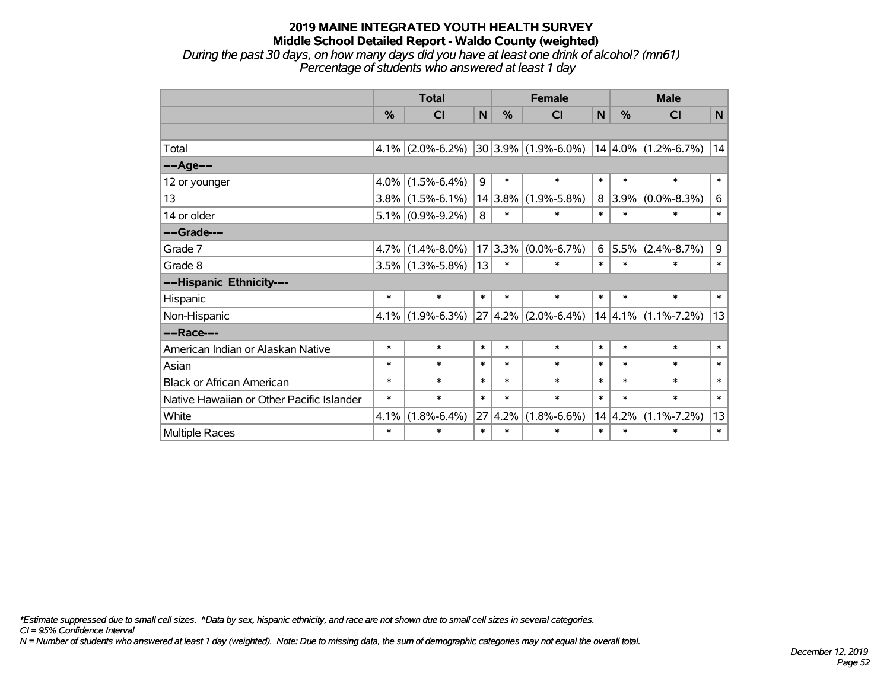# 2019 MAINE INTEGRATED YOUTH HEALTH SURVEY
## Middle School Detailed Report - Waldo County (weighted)
*During the past 30 days, on how many days did you have at least one drink of alcohol? (mn61)*
*Percentage of students who answered at least 1 day*

| | Total | | | Female | | | Male | | |
|---|---|---|---|---|---|---|---|---|---|
| | % | CI | N | % | CI | N | % | CI | N |
| | | | | | | | | | |
| Total | 4.1% | (2.0%-6.2%) | 30 | 3.9% | (1.9%-6.0%) | 14 | 4.0% | (1.2%-6.7%) | 14 |
| ----Age---- | | | | | | | | | |
| 12 or younger | 4.0% | (1.5%-6.4%) | 9 | * | * | * | * | * | * |
| 13 | 3.8% | (1.5%-6.1%) | 14 | 3.8% | (1.9%-5.8%) | 8 | 3.9% | (0.0%-8.3%) | 6 |
| 14 or older | 5.1% | (0.9%-9.2%) | 8 | * | * | * | * | * | * |
| ----Grade---- | | | | | | | | | |
| Grade 7 | 4.7% | (1.4%-8.0%) | 17 | 3.3% | (0.0%-6.7%) | 6 | 5.5% | (2.4%-8.7%) | 9 |
| Grade 8 | 3.5% | (1.3%-5.8%) | 13 | * | * | * | * | * | * |
| ----Hispanic Ethnicity---- | | | | | | | | | |
| Hispanic | * | * | * | * | * | * | * | * | * |
| Non-Hispanic | 4.1% | (1.9%-6.3%) | 27 | 4.2% | (2.0%-6.4%) | 14 | 4.1% | (1.1%-7.2%) | 13 |
| ----Race---- | | | | | | | | | |
| American Indian or Alaskan Native | * | * | * | * | * | * | * | * | * |
| Asian | * | * | * | * | * | * | * | * | * |
| Black or African American | * | * | * | * | * | * | * | * | * |
| Native Hawaiian or Other Pacific Islander | * | * | * | * | * | * | * | * | * |
| White | 4.1% | (1.8%-6.4%) | 27 | 4.2% | (1.8%-6.6%) | 14 | 4.2% | (1.1%-7.2%) | 13 |
| Multiple Races | * | * | * | * | * | * | * | * | * |

*\*Estimate suppressed due to small cell sizes. ^Data by sex, hispanic ethnicity, and race are not shown due to small cell sizes in several categories.*
*CI = 95% Confidence Interval*
*N = Number of students who answered at least 1 day (weighted). Note: Due to missing data, the sum of demographic categories may not equal the overall total.*

*December 12, 2019*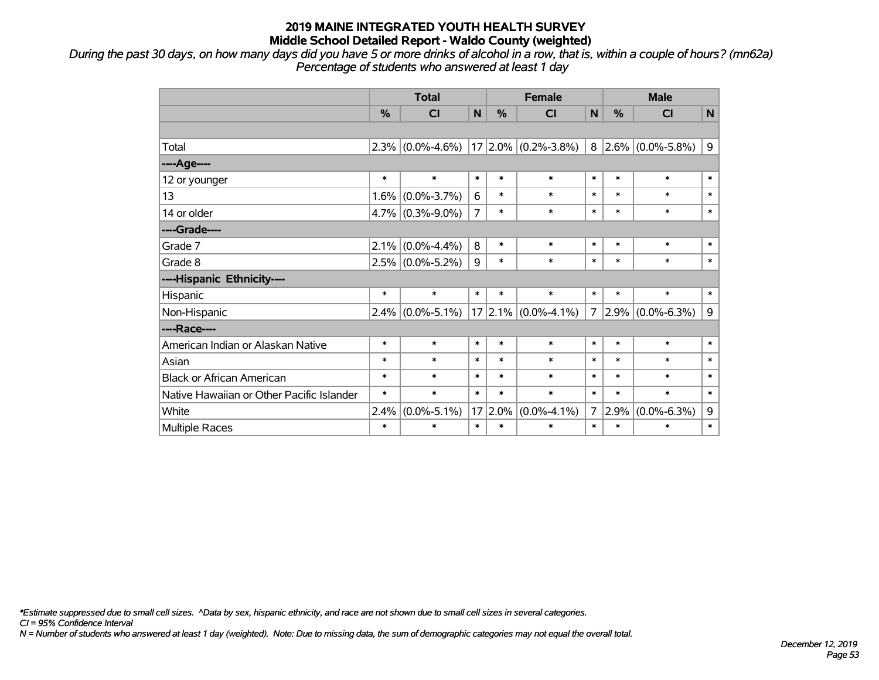# 2019 MAINE INTEGRATED YOUTH HEALTH SURVEY
## Middle School Detailed Report - Waldo County (weighted)

*During the past 30 days, on how many days did you have 5 or more drinks of alcohol in a row, that is, within a couple of hours? (mn62a)*
*Percentage of students who answered at least 1 day*

| | Total | | | Female | | | Male | | |
|---|---|---|---|---|---|---|---|---|---|
| | % | CI | N | % | CI | N | % | CI | N |
| Total | 2.3% | (0.0%-4.6%) | 17 | 2.0% | (0.2%-3.8%) | 8 | 2.6% | (0.0%-5.8%) | 9 |
| ----Age---- | | | | | | | | | |
| 12 or younger | * | * | * | * | * | * | * | * | * |
| 13 | 1.6% | (0.0%-3.7%) | 6 | * | * | * | * | * | * |
| 14 or older | 4.7% | (0.3%-9.0%) | 7 | * | * | * | * | * | * |
| ----Grade---- | | | | | | | | | |
| Grade 7 | 2.1% | (0.0%-4.4%) | 8 | * | * | * | * | * | * |
| Grade 8 | 2.5% | (0.0%-5.2%) | 9 | * | * | * | * | * | * |
| ----Hispanic Ethnicity---- | | | | | | | | | |
| Hispanic | * | * | * | * | * | * | * | * | * |
| Non-Hispanic | 2.4% | (0.0%-5.1%) | 17 | 2.1% | (0.0%-4.1%) | 7 | 2.9% | (0.0%-6.3%) | 9 |
| ----Race---- | | | | | | | | | |
| American Indian or Alaskan Native | * | * | * | * | * | * | * | * | * |
| Asian | * | * | * | * | * | * | * | * | * |
| Black or African American | * | * | * | * | * | * | * | * | * |
| Native Hawaiian or Other Pacific Islander | * | * | * | * | * | * | * | * | * |
| White | 2.4% | (0.0%-5.1%) | 17 | 2.0% | (0.0%-4.1%) | 7 | 2.9% | (0.0%-6.3%) | 9 |
| Multiple Races | * | * | * | * | * | * | * | * | * |

*\*Estimate suppressed due to small cell sizes. ^Data by sex, hispanic ethnicity, and race are not shown due to small cell sizes in several categories.*
*CI = 95% Confidence Interval*
*N = Number of students who answered at least 1 day (weighted). Note: Due to missing data, the sum of demographic categories may not equal the overall total.*

*December 12, 2019*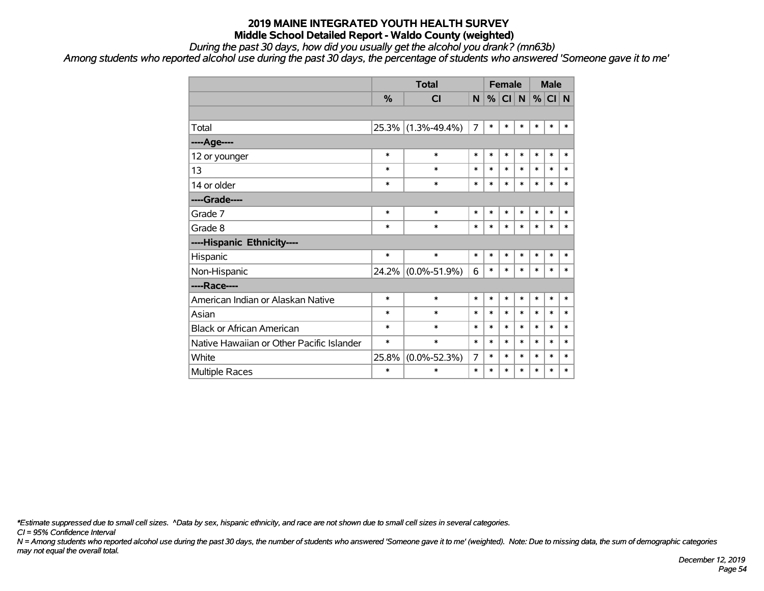# 2019 MAINE INTEGRATED YOUTH HEALTH SURVEY
## Middle School Detailed Report - Waldo County (weighted)

*During the past 30 days, how did you usually get the alcohol you drank? (mn63b)*

*Among students who reported alcohol use during the past 30 days, the percentage of students who answered 'Someone gave it to me'*

| | Total | | | Female | | | Male | | |
|---|---|---|---|---|---|---|---|---|---|
| | % | CI | N | % | CI | N | % | CI | N |
| | | | | | | | | | |
| Total | 25.3% | (1.3%-49.4%) | 7 | * | * | * | * | * | * |
| ----Age---- | | | | | | | | | |
| 12 or younger | * | * | * | * | * | * | * | * | * |
| 13 | * | * | * | * | * | * | * | * | * |
| 14 or older | * | * | * | * | * | * | * | * | * |
| ----Grade---- | | | | | | | | | |
| Grade 7 | * | * | * | * | * | * | * | * | * |
| Grade 8 | * | * | * | * | * | * | * | * | * |
| ----Hispanic Ethnicity---- | | | | | | | | | |
| Hispanic | * | * | * | * | * | * | * | * | * |
| Non-Hispanic | 24.2% | (0.0%-51.9%) | 6 | * | * | * | * | * | * |
| ----Race---- | | | | | | | | | |
| American Indian or Alaskan Native | * | * | * | * | * | * | * | * | * |
| Asian | * | * | * | * | * | * | * | * | * |
| Black or African American | * | * | * | * | * | * | * | * | * |
| Native Hawaiian or Other Pacific Islander | * | * | * | * | * | * | * | * | * |
| White | 25.8% | (0.0%-52.3%) | 7 | * | * | * | * | * | * |
| Multiple Races | * | * | * | * | * | * | * | * | * |

*\*Estimate suppressed due to small cell sizes. ^Data by sex, hispanic ethnicity, and race are not shown due to small cell sizes in several categories.*

*CI = 95% Confidence Interval*

*N = Among students who reported alcohol use during the past 30 days, the number of students who answered 'Someone gave it to me' (weighted). Note: Due to missing data, the sum of demographic categories may not equal the overall total.*

*December 12, 2019*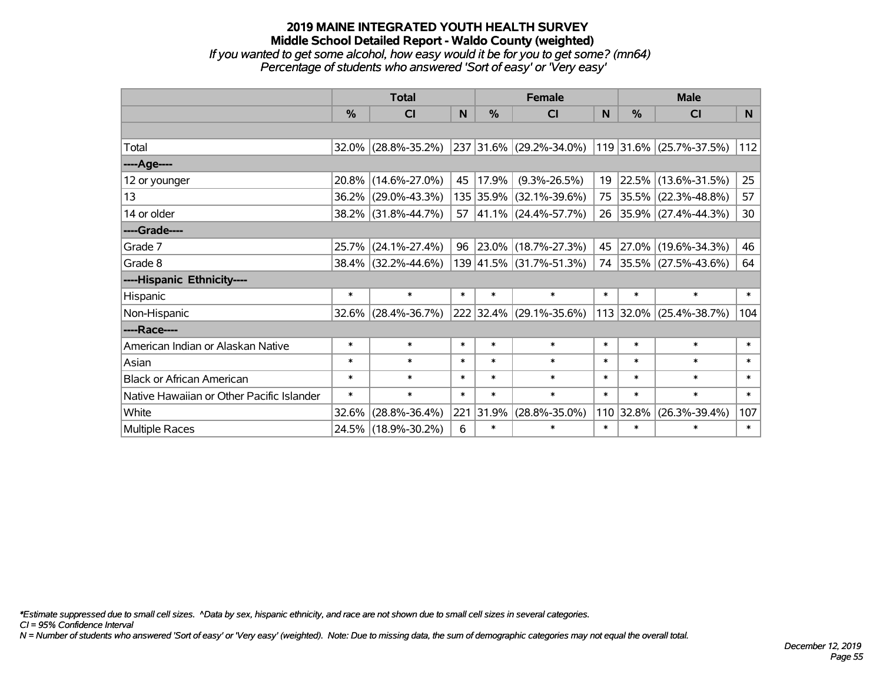# 2019 MAINE INTEGRATED YOUTH HEALTH SURVEY

## Middle School Detailed Report - Waldo County (weighted)

*If you wanted to get some alcohol, how easy would it be for you to get some? (mn64)*

*Percentage of students who answered 'Sort of easy' or 'Very easy'*

| | Total | | | Female | | | Male | | |
|---|---|---|---|---|---|---|---|---|---|
| | % | CI | N | % | CI | N | % | CI | N |
| Total | 32.0% | (28.8%-35.2%) | 237 | 31.6% | (29.2%-34.0%) | 119 | 31.6% | (25.7%-37.5%) | 112 |
| ----Age---- | | | | | | | | | |
| 12 or younger | 20.8% | (14.6%-27.0%) | 45 | 17.9% | (9.3%-26.5%) | 19 | 22.5% | (13.6%-31.5%) | 25 |
| 13 | 36.2% | (29.0%-43.3%) | 135 | 35.9% | (32.1%-39.6%) | 75 | 35.5% | (22.3%-48.8%) | 57 |
| 14 or older | 38.2% | (31.8%-44.7%) | 57 | 41.1% | (24.4%-57.7%) | 26 | 35.9% | (27.4%-44.3%) | 30 |
| ----Grade---- | | | | | | | | | |
| Grade 7 | 25.7% | (24.1%-27.4%) | 96 | 23.0% | (18.7%-27.3%) | 45 | 27.0% | (19.6%-34.3%) | 46 |
| Grade 8 | 38.4% | (32.2%-44.6%) | 139 | 41.5% | (31.7%-51.3%) | 74 | 35.5% | (27.5%-43.6%) | 64 |
| ----Hispanic Ethnicity---- | | | | | | | | | |
| Hispanic | * | * | * | * | * | * | * | * | * |
| Non-Hispanic | 32.6% | (28.4%-36.7%) | 222 | 32.4% | (29.1%-35.6%) | 113 | 32.0% | (25.4%-38.7%) | 104 |
| ----Race---- | | | | | | | | | |
| American Indian or Alaskan Native | * | * | * | * | * | * | * | * | * |
| Asian | * | * | * | * | * | * | * | * | * |
| Black or African American | * | * | * | * | * | * | * | * | * |
| Native Hawaiian or Other Pacific Islander | * | * | * | * | * | * | * | * | * |
| White | 32.6% | (28.8%-36.4%) | 221 | 31.9% | (28.8%-35.0%) | 110 | 32.8% | (26.3%-39.4%) | 107 |
| Multiple Races | 24.5% | (18.9%-30.2%) | 6 | * | * | * | * | * | * |

*Estimate suppressed due to small cell sizes. ^Data by sex, hispanic ethnicity, and race are not shown due to small cell sizes in several categories.

CI = 95% Confidence Interval

N = Number of students who answered 'Sort of easy' or 'Very easy' (weighted). Note: Due to missing data, the sum of demographic categories may not equal the overall total.

December 12, 2019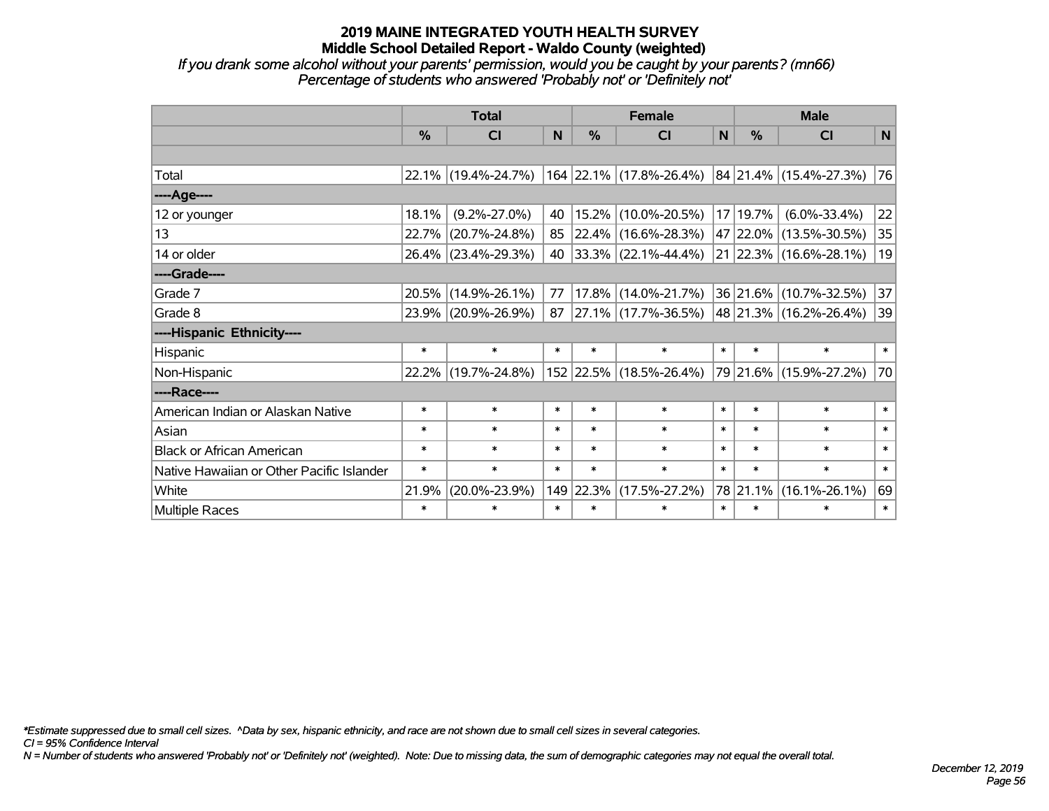# 2019 MAINE INTEGRATED YOUTH HEALTH SURVEY
## Middle School Detailed Report - Waldo County (weighted)
*If you drank some alcohol without your parents' permission, would you be caught by your parents? (mn66)*
*Percentage of students who answered 'Probably not' or 'Definitely not'*

| | Total | | | Female | | | Male | | |
|---|---|---|---|---|---|---|---|---|---|
| | % | CI | N | % | CI | N | % | CI | N |
| | | | | | | | | | |
| Total | 22.1% | (19.4%-24.7%) | 164 | 22.1% | (17.8%-26.4%) | 84 | 21.4% | (15.4%-27.3%) | 76 |
| ----Age---- | | | | | | | | | |
| 12 or younger | 18.1% | (9.2%-27.0%) | 40 | 15.2% | (10.0%-20.5%) | 17 | 19.7% | (6.0%-33.4%) | 22 |
| 13 | 22.7% | (20.7%-24.8%) | 85 | 22.4% | (16.6%-28.3%) | 47 | 22.0% | (13.5%-30.5%) | 35 |
| 14 or older | 26.4% | (23.4%-29.3%) | 40 | 33.3% | (22.1%-44.4%) | 21 | 22.3% | (16.6%-28.1%) | 19 |
| ----Grade---- | | | | | | | | | |
| Grade 7 | 20.5% | (14.9%-26.1%) | 77 | 17.8% | (14.0%-21.7%) | 36 | 21.6% | (10.7%-32.5%) | 37 |
| Grade 8 | 23.9% | (20.9%-26.9%) | 87 | 27.1% | (17.7%-36.5%) | 48 | 21.3% | (16.2%-26.4%) | 39 |
| ----Hispanic Ethnicity---- | | | | | | | | | |
| Hispanic | * | * | * | * | * | * | * | * | * |
| Non-Hispanic | 22.2% | (19.7%-24.8%) | 152 | 22.5% | (18.5%-26.4%) | 79 | 21.6% | (15.9%-27.2%) | 70 |
| ----Race---- | | | | | | | | | |
| American Indian or Alaskan Native | * | * | * | * | * | * | * | * | * |
| Asian | * | * | * | * | * | * | * | * | * |
| Black or African American | * | * | * | * | * | * | * | * | * |
| Native Hawaiian or Other Pacific Islander | * | * | * | * | * | * | * | * | * |
| White | 21.9% | (20.0%-23.9%) | 149 | 22.3% | (17.5%-27.2%) | 78 | 21.1% | (16.1%-26.1%) | 69 |
| Multiple Races | * | * | * | * | * | * | * | * | * |

*\*Estimate suppressed due to small cell sizes. ^Data by sex, hispanic ethnicity, and race are not shown due to small cell sizes in several categories.*
*CI = 95% Confidence Interval*
*N = Number of students who answered 'Probably not' or 'Definitely not' (weighted). Note: Due to missing data, the sum of demographic categories may not equal the overall total.*

*December 12, 2019*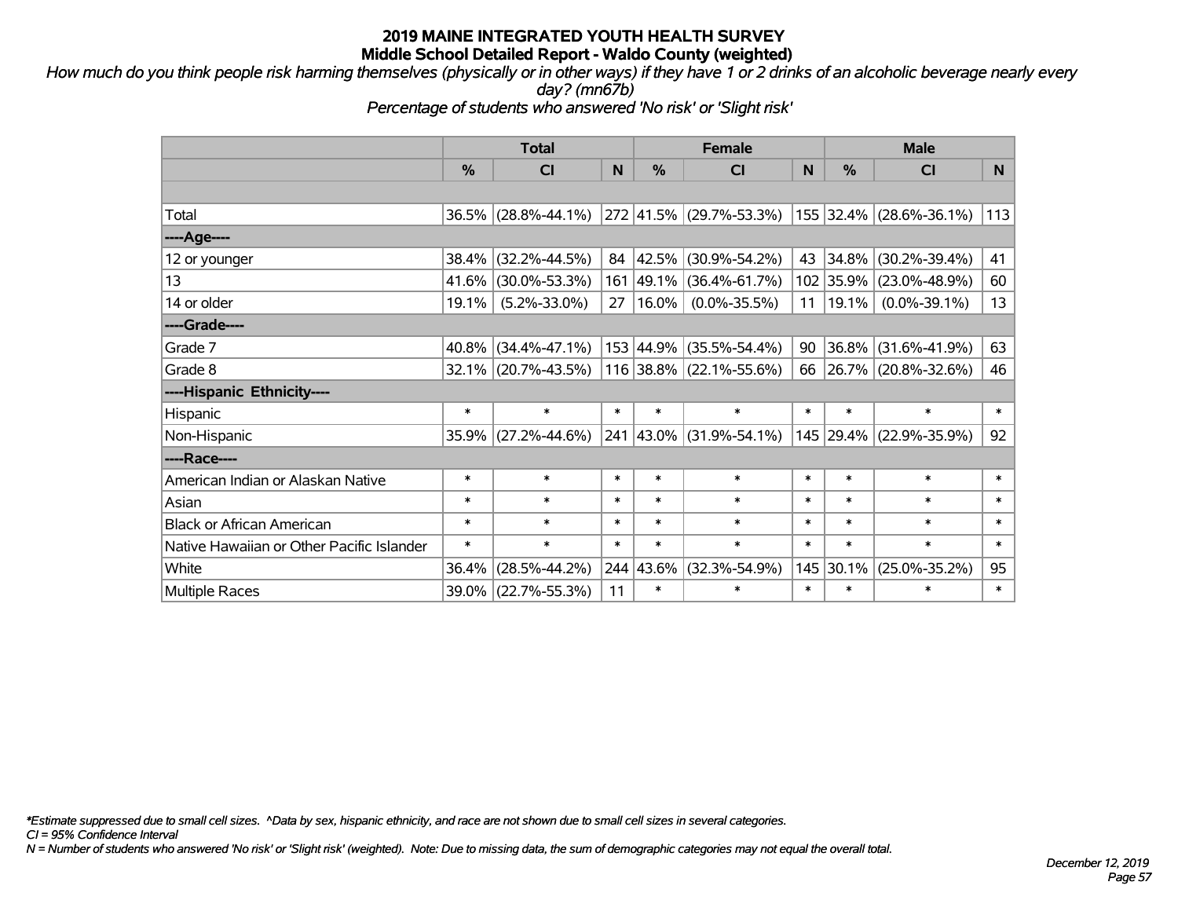# 2019 MAINE INTEGRATED YOUTH HEALTH SURVEY
## Middle School Detailed Report - Waldo County (weighted)

*How much do you think people risk harming themselves (physically or in other ways) if they have 1 or 2 drinks of an alcoholic beverage nearly every day? (mn67b)*

*Percentage of students who answered 'No risk' or 'Slight risk'*

| | Total | | | Female | | | Male | | |
|---|---|---|---|---|---|---|---|---|---|
| | % | CI | N | % | CI | N | % | CI | N |
| | | | | | | | | | |
| Total | 36.5% | (28.8%-44.1%) | 272 | 41.5% | (29.7%-53.3%) | 155 | 32.4% | (28.6%-36.1%) | 113 |
| ----Age---- | | | | | | | | | |
| 12 or younger | 38.4% | (32.2%-44.5%) | 84 | 42.5% | (30.9%-54.2%) | 43 | 34.8% | (30.2%-39.4%) | 41 |
| 13 | 41.6% | (30.0%-53.3%) | 161 | 49.1% | (36.4%-61.7%) | 102 | 35.9% | (23.0%-48.9%) | 60 |
| 14 or older | 19.1% | (5.2%-33.0%) | 27 | 16.0% | (0.0%-35.5%) | 11 | 19.1% | (0.0%-39.1%) | 13 |
| ----Grade---- | | | | | | | | | |
| Grade 7 | 40.8% | (34.4%-47.1%) | 153 | 44.9% | (35.5%-54.4%) | 90 | 36.8% | (31.6%-41.9%) | 63 |
| Grade 8 | 32.1% | (20.7%-43.5%) | 116 | 38.8% | (22.1%-55.6%) | 66 | 26.7% | (20.8%-32.6%) | 46 |
| ----Hispanic Ethnicity---- | | | | | | | | | |
| Hispanic | * | * | * | * | * | * | * | * | * |
| Non-Hispanic | 35.9% | (27.2%-44.6%) | 241 | 43.0% | (31.9%-54.1%) | 145 | 29.4% | (22.9%-35.9%) | 92 |
| ----Race---- | | | | | | | | | |
| American Indian or Alaskan Native | * | * | * | * | * | * | * | * | * |
| Asian | * | * | * | * | * | * | * | * | * |
| Black or African American | * | * | * | * | * | * | * | * | * |
| Native Hawaiian or Other Pacific Islander | * | * | * | * | * | * | * | * | * |
| White | 36.4% | (28.5%-44.2%) | 244 | 43.6% | (32.3%-54.9%) | 145 | 30.1% | (25.0%-35.2%) | 95 |
| Multiple Races | 39.0% | (22.7%-55.3%) | 11 | * | * | * | * | * | * |

*\*Estimate suppressed due to small cell sizes. ^Data by sex, hispanic ethnicity, and race are not shown due to small cell sizes in several categories.*

*CI = 95% Confidence Interval*

*N = Number of students who answered 'No risk' or 'Slight risk' (weighted). Note: Due to missing data, the sum of demographic categories may not equal the overall total.*

*December 12, 2019*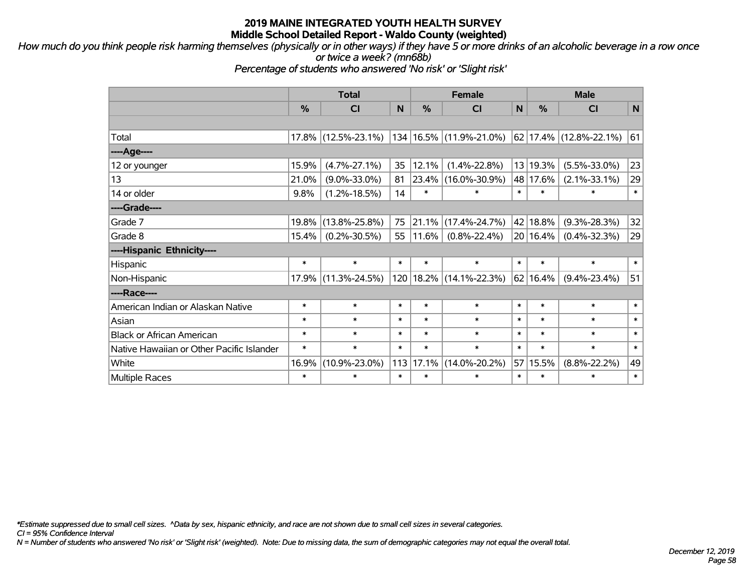# 2019 MAINE INTEGRATED YOUTH HEALTH SURVEY
## Middle School Detailed Report - Waldo County (weighted)

*How much do you think people risk harming themselves (physically or in other ways) if they have 5 or more drinks of an alcoholic beverage in a row once or twice a week? (mn68b)*

*Percentage of students who answered 'No risk' or 'Slight risk'*

| | Total | | | Female | | | Male | | |
|---|---|---|---|---|---|---|---|---|---|
| | % | CI | N | % | CI | N | % | CI | N |
| Total | 17.8% | (12.5%-23.1%) | 134 | 16.5% | (11.9%-21.0%) | 62 | 17.4% | (12.8%-22.1%) | 61 |
| ----Age---- | | | | | | | | | |
| 12 or younger | 15.9% | (4.7%-27.1%) | 35 | 12.1% | (1.4%-22.8%) | 13 | 19.3% | (5.5%-33.0%) | 23 |
| 13 | 21.0% | (9.0%-33.0%) | 81 | 23.4% | (16.0%-30.9%) | 48 | 17.6% | (2.1%-33.1%) | 29 |
| 14 or older | 9.8% | (1.2%-18.5%) | 14 | * | * | * | * | * | * |
| ----Grade---- | | | | | | | | | |
| Grade 7 | 19.8% | (13.8%-25.8%) | 75 | 21.1% | (17.4%-24.7%) | 42 | 18.8% | (9.3%-28.3%) | 32 |
| Grade 8 | 15.4% | (0.2%-30.5%) | 55 | 11.6% | (0.8%-22.4%) | 20 | 16.4% | (0.4%-32.3%) | 29 |
| ----Hispanic Ethnicity---- | | | | | | | | | |
| Hispanic | * | * | * | * | * | * | * | * | * |
| Non-Hispanic | 17.9% | (11.3%-24.5%) | 120 | 18.2% | (14.1%-22.3%) | 62 | 16.4% | (9.4%-23.4%) | 51 |
| ----Race---- | | | | | | | | | |
| American Indian or Alaskan Native | * | * | * | * | * | * | * | * | * |
| Asian | * | * | * | * | * | * | * | * | * |
| Black or African American | * | * | * | * | * | * | * | * | * |
| Native Hawaiian or Other Pacific Islander | * | * | * | * | * | * | * | * | * |
| White | 16.9% | (10.9%-23.0%) | 113 | 17.1% | (14.0%-20.2%) | 57 | 15.5% | (8.8%-22.2%) | 49 |
| Multiple Races | * | * | * | * | * | * | * | * | * |

*Estimate suppressed due to small cell sizes. ^Data by sex, hispanic ethnicity, and race are not shown due to small cell sizes in several categories.

CI = 95% Confidence Interval

N = Number of students who answered 'No risk' or 'Slight risk' (weighted). Note: Due to missing data, the sum of demographic categories may not equal the overall total.

December 12, 2019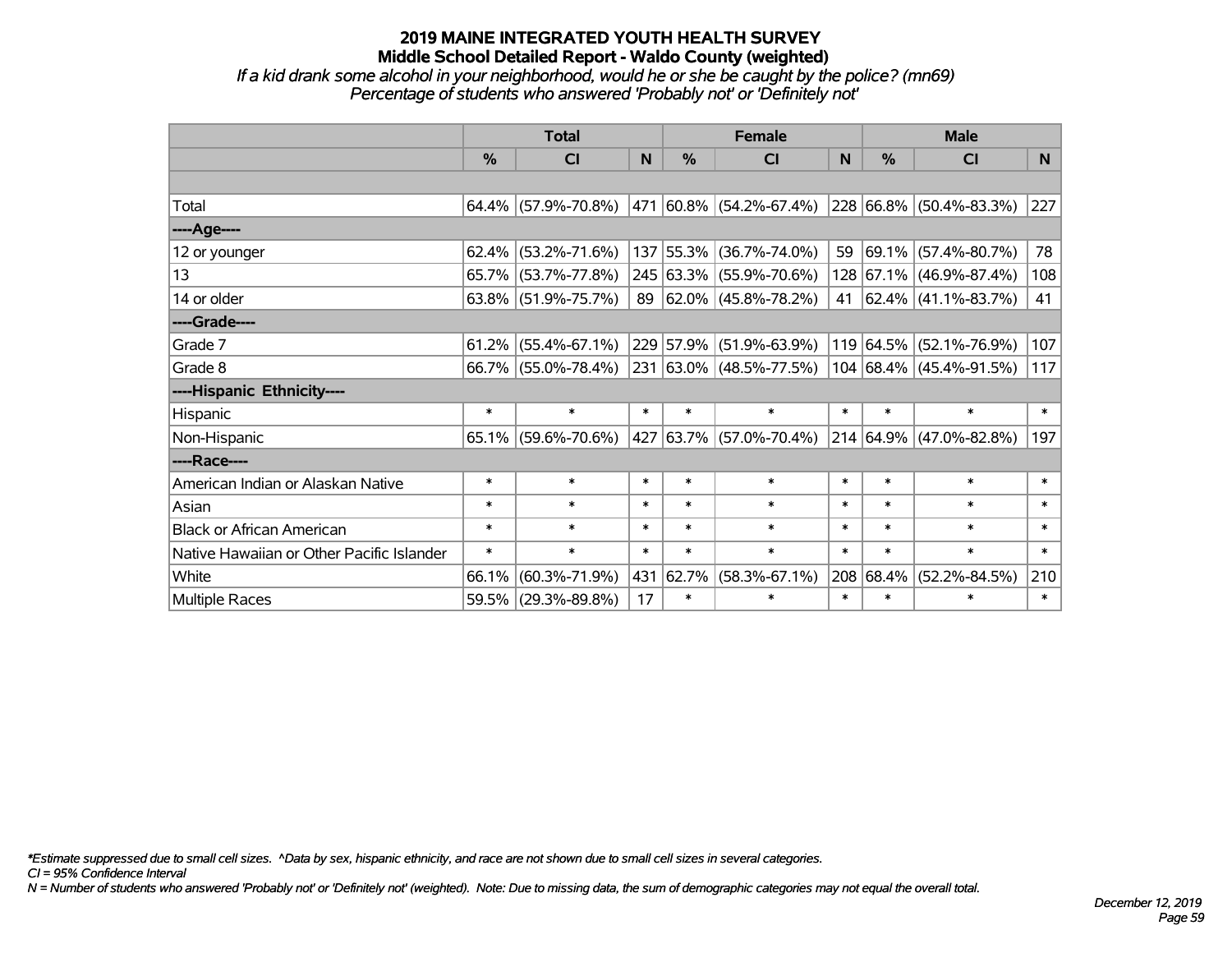# 2019 MAINE INTEGRATED YOUTH HEALTH SURVEY
## Middle School Detailed Report - Waldo County (weighted)
### *If a kid drank some alcohol in your neighborhood, would he or she be caught by the police? (mn69)*
### *Percentage of students who answered 'Probably not' or 'Definitely not'*

| | Total | | | Female | | | Male | | |
|---|---|---|---|---|---|---|---|---|---|
| | % | CI | N | % | CI | N | % | CI | N |
| | | | | | | | | | |
| Total | 64.4% | (57.9%-70.8%) | 471 | 60.8% | (54.2%-67.4%) | 228 | 66.8% | (50.4%-83.3%) | 227 |
| ----Age---- | | | | | | | | | |
| 12 or younger | 62.4% | (53.2%-71.6%) | 137 | 55.3% | (36.7%-74.0%) | 59 | 69.1% | (57.4%-80.7%) | 78 |
| 13 | 65.7% | (53.7%-77.8%) | 245 | 63.3% | (55.9%-70.6%) | 128 | 67.1% | (46.9%-87.4%) | 108 |
| 14 or older | 63.8% | (51.9%-75.7%) | 89 | 62.0% | (45.8%-78.2%) | 41 | 62.4% | (41.1%-83.7%) | 41 |
| ----Grade---- | | | | | | | | | |
| Grade 7 | 61.2% | (55.4%-67.1%) | 229 | 57.9% | (51.9%-63.9%) | 119 | 64.5% | (52.1%-76.9%) | 107 |
| Grade 8 | 66.7% | (55.0%-78.4%) | 231 | 63.0% | (48.5%-77.5%) | 104 | 68.4% | (45.4%-91.5%) | 117 |
| ----Hispanic Ethnicity---- | | | | | | | | | |
| Hispanic | * | * | * | * | * | * | * | * | * |
| Non-Hispanic | 65.1% | (59.6%-70.6%) | 427 | 63.7% | (57.0%-70.4%) | 214 | 64.9% | (47.0%-82.8%) | 197 |
| ----Race---- | | | | | | | | | |
| American Indian or Alaskan Native | * | * | * | * | * | * | * | * | * |
| Asian | * | * | * | * | * | * | * | * | * |
| Black or African American | * | * | * | * | * | * | * | * | * |
| Native Hawaiian or Other Pacific Islander | * | * | * | * | * | * | * | * | * |
| White | 66.1% | (60.3%-71.9%) | 431 | 62.7% | (58.3%-67.1%) | 208 | 68.4% | (52.2%-84.5%) | 210 |
| Multiple Races | 59.5% | (29.3%-89.8%) | 17 | * | * | * | * | * | * |

*\*Estimate suppressed due to small cell sizes. ^Data by sex, hispanic ethnicity, and race are not shown due to small cell sizes in several categories.*

*CI = 95% Confidence Interval*

*N = Number of students who answered 'Probably not' or 'Definitely not' (weighted). Note: Due to missing data, the sum of demographic categories may not equal the overall total.*

*December 12, 2019*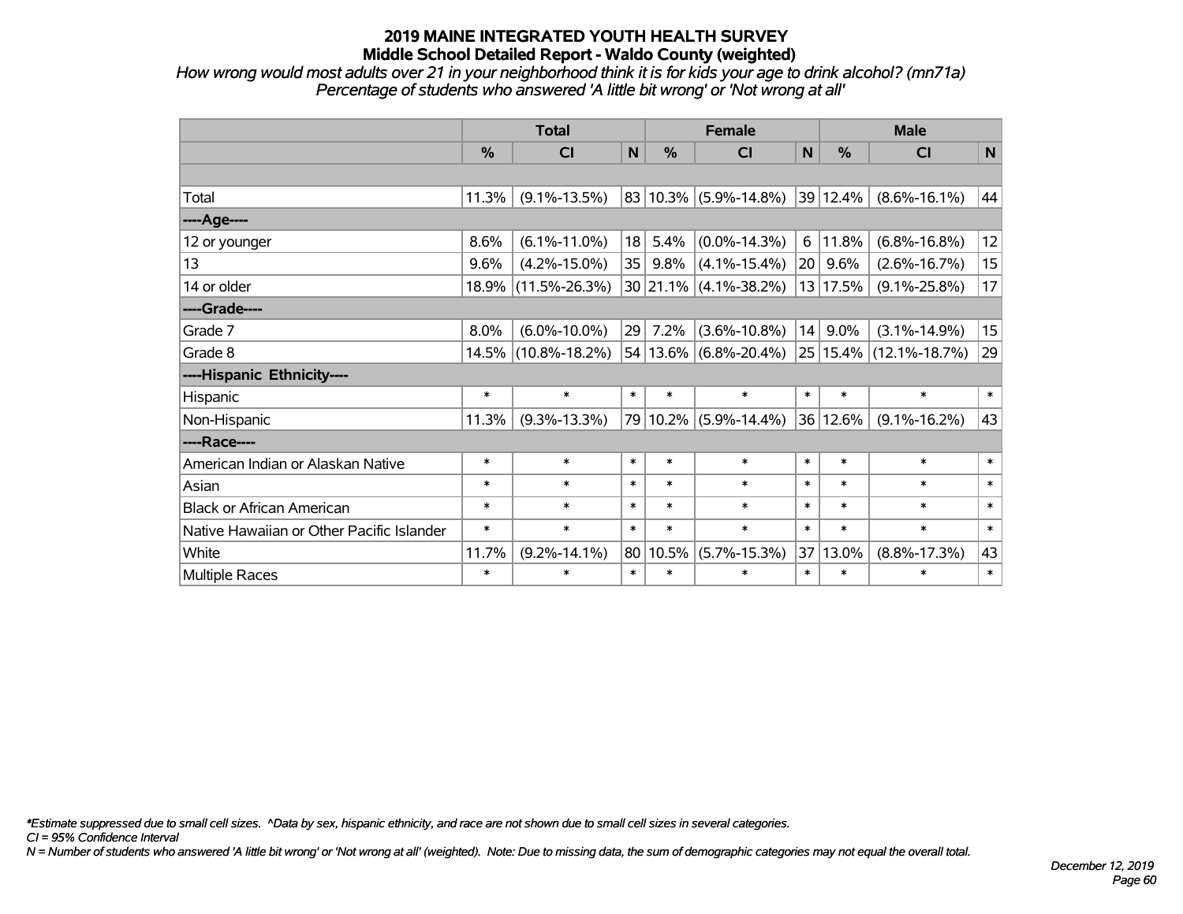# 2019 MAINE INTEGRATED YOUTH HEALTH SURVEY
## Middle School Detailed Report - Waldo County (weighted)

*How wrong would most adults over 21 in your neighborhood think it is for kids your age to drink alcohol? (mn71a)*
*Percentage of students who answered 'A little bit wrong' or 'Not wrong at all'*

| | Total | | | Female | | | Male | | |
|---|---|---|---|---|---|---|---|---|---|
| | % | CI | N | % | CI | N | % | CI | N |
| Total | 11.3% | (9.1%-13.5%) | 83 | 10.3% | (5.9%-14.8%) | 39 | 12.4% | (8.6%-16.1%) | 44 |
| ----Age---- | | | | | | | | | |
| 12 or younger | 8.6% | (6.1%-11.0%) | 18 | 5.4% | (0.0%-14.3%) | 6 | 11.8% | (6.8%-16.8%) | 12 |
| 13 | 9.6% | (4.2%-15.0%) | 35 | 9.8% | (4.1%-15.4%) | 20 | 9.6% | (2.6%-16.7%) | 15 |
| 14 or older | 18.9% | (11.5%-26.3%) | 30 | 21.1% | (4.1%-38.2%) | 13 | 17.5% | (9.1%-25.8%) | 17 |
| ----Grade---- | | | | | | | | | |
| Grade 7 | 8.0% | (6.0%-10.0%) | 29 | 7.2% | (3.6%-10.8%) | 14 | 9.0% | (3.1%-14.9%) | 15 |
| Grade 8 | 14.5% | (10.8%-18.2%) | 54 | 13.6% | (6.8%-20.4%) | 25 | 15.4% | (12.1%-18.7%) | 29 |
| ----Hispanic Ethnicity---- | | | | | | | | | |
| Hispanic | * | * | * | * | * | * | * | * | * |
| Non-Hispanic | 11.3% | (9.3%-13.3%) | 79 | 10.2% | (5.9%-14.4%) | 36 | 12.6% | (9.1%-16.2%) | 43 |
| ----Race---- | | | | | | | | | |
| American Indian or Alaskan Native | * | * | * | * | * | * | * | * | * |
| Asian | * | * | * | * | * | * | * | * | * |
| Black or African American | * | * | * | * | * | * | * | * | * |
| Native Hawaiian or Other Pacific Islander | * | * | * | * | * | * | * | * | * |
| White | 11.7% | (9.2%-14.1%) | 80 | 10.5% | (5.7%-15.3%) | 37 | 13.0% | (8.8%-17.3%) | 43 |
| Multiple Races | * | * | * | * | * | * | * | * | * |

*\*Estimate suppressed due to small cell sizes. ^Data by sex, hispanic ethnicity, and race are not shown due to small cell sizes in several categories.*
*CI = 95% Confidence Interval*
*N = Number of students who answered 'A little bit wrong' or 'Not wrong at all' (weighted). Note: Due to missing data, the sum of demographic categories may not equal the overall total.*

*December 12, 2019*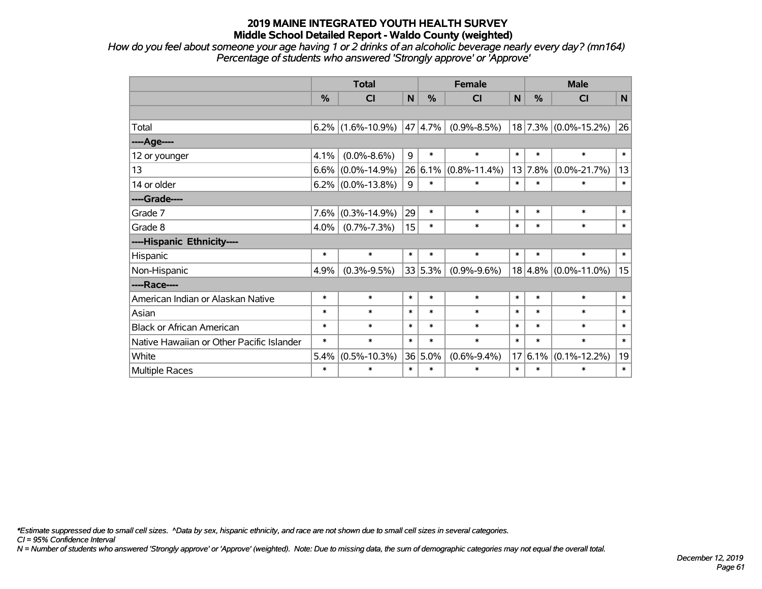# 2019 MAINE INTEGRATED YOUTH HEALTH SURVEY
## Middle School Detailed Report - Waldo County (weighted)

*How do you feel about someone your age having 1 or 2 drinks of an alcoholic beverage nearly every day? (mn164)*
*Percentage of students who answered 'Strongly approve' or 'Approve'*

| | Total | | | Female | | | Male | | |
|---|---|---|---|---|---|---|---|---|---|
| | % | CI | N | % | CI | N | % | CI | N |
| | | | | | | | | | |
| Total | 6.2% | (1.6%-10.9%) | 47 | 4.7% | (0.9%-8.5%) | 18 | 7.3% | (0.0%-15.2%) | 26 |
| ----Age---- | | | | | | | | | |
| 12 or younger | 4.1% | (0.0%-8.6%) | 9 | * | * | * | * | * | * |
| 13 | 6.6% | (0.0%-14.9%) | 26 | 6.1% | (0.8%-11.4%) | 13 | 7.8% | (0.0%-21.7%) | 13 |
| 14 or older | 6.2% | (0.0%-13.8%) | 9 | * | * | * | * | * | * |
| ----Grade---- | | | | | | | | | |
| Grade 7 | 7.6% | (0.3%-14.9%) | 29 | * | * | * | * | * | * |
| Grade 8 | 4.0% | (0.7%-7.3%) | 15 | * | * | * | * | * | * |
| ----Hispanic Ethnicity---- | | | | | | | | | |
| Hispanic | * | * | * | * | * | * | * | * | * |
| Non-Hispanic | 4.9% | (0.3%-9.5%) | 33 | 5.3% | (0.9%-9.6%) | 18 | 4.8% | (0.0%-11.0%) | 15 |
| ----Race---- | | | | | | | | | |
| American Indian or Alaskan Native | * | * | * | * | * | * | * | * | * |
| Asian | * | * | * | * | * | * | * | * | * |
| Black or African American | * | * | * | * | * | * | * | * | * |
| Native Hawaiian or Other Pacific Islander | * | * | * | * | * | * | * | * | * |
| White | 5.4% | (0.5%-10.3%) | 36 | 5.0% | (0.6%-9.4%) | 17 | 6.1% | (0.1%-12.2%) | 19 |
| Multiple Races | * | * | * | * | * | * | * | * | * |

*\*Estimate suppressed due to small cell sizes. ^Data by sex, hispanic ethnicity, and race are not shown due to small cell sizes in several categories.*
*CI = 95% Confidence Interval*
*N = Number of students who answered 'Strongly approve' or 'Approve' (weighted). Note: Due to missing data, the sum of demographic categories may not equal the overall total.*

*December 12, 2019*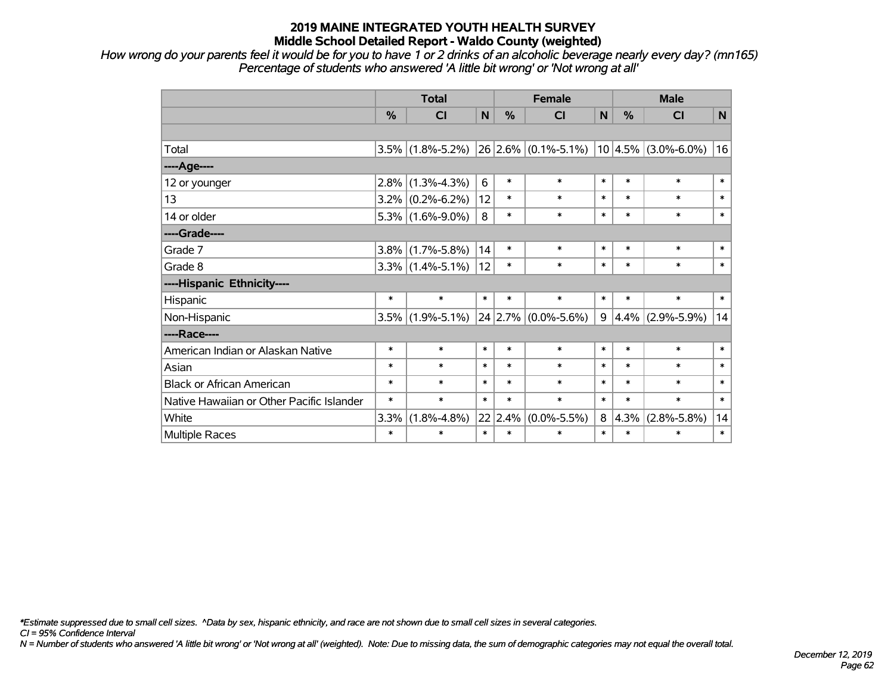# 2019 MAINE INTEGRATED YOUTH HEALTH SURVEY
## Middle School Detailed Report - Waldo County (weighted)

*How wrong do your parents feel it would be for you to have 1 or 2 drinks of an alcoholic beverage nearly every day? (mn165) Percentage of students who answered 'A little bit wrong' or 'Not wrong at all'*

| | Total | | | Female | | | Male | | |
|---|---|---|---|---|---|---|---|---|---|
| | % | CI | N | % | CI | N | % | CI | N |
| | | | | | | | | | |
| Total | 3.5% | (1.8%-5.2%) | 26 | 2.6% | (0.1%-5.1%) | 10 | 4.5% | (3.0%-6.0%) | 16 |
| ----Age---- | | | | | | | | | |
| 12 or younger | 2.8% | (1.3%-4.3%) | 6 | * | * | * | * | * | * |
| 13 | 3.2% | (0.2%-6.2%) | 12 | * | * | * | * | * | * |
| 14 or older | 5.3% | (1.6%-9.0%) | 8 | * | * | * | * | * | * |
| ----Grade---- | | | | | | | | | |
| Grade 7 | 3.8% | (1.7%-5.8%) | 14 | * | * | * | * | * | * |
| Grade 8 | 3.3% | (1.4%-5.1%) | 12 | * | * | * | * | * | * |
| ----Hispanic Ethnicity---- | | | | | | | | | |
| Hispanic | * | * | * | * | * | * | * | * | * |
| Non-Hispanic | 3.5% | (1.9%-5.1%) | 24 | 2.7% | (0.0%-5.6%) | 9 | 4.4% | (2.9%-5.9%) | 14 |
| ----Race---- | | | | | | | | | |
| American Indian or Alaskan Native | * | * | * | * | * | * | * | * | * |
| Asian | * | * | * | * | * | * | * | * | * |
| Black or African American | * | * | * | * | * | * | * | * | * |
| Native Hawaiian or Other Pacific Islander | * | * | * | * | * | * | * | * | * |
| White | 3.3% | (1.8%-4.8%) | 22 | 2.4% | (0.0%-5.5%) | 8 | 4.3% | (2.8%-5.8%) | 14 |
| Multiple Races | * | * | * | * | * | * | * | * | * |

*\*Estimate suppressed due to small cell sizes. ^Data by sex, hispanic ethnicity, and race are not shown due to small cell sizes in several categories.*

*CI = 95% Confidence Interval*

*N = Number of students who answered 'A little bit wrong' or 'Not wrong at all' (weighted). Note: Due to missing data, the sum of demographic categories may not equal the overall total.*

*December 12, 2019*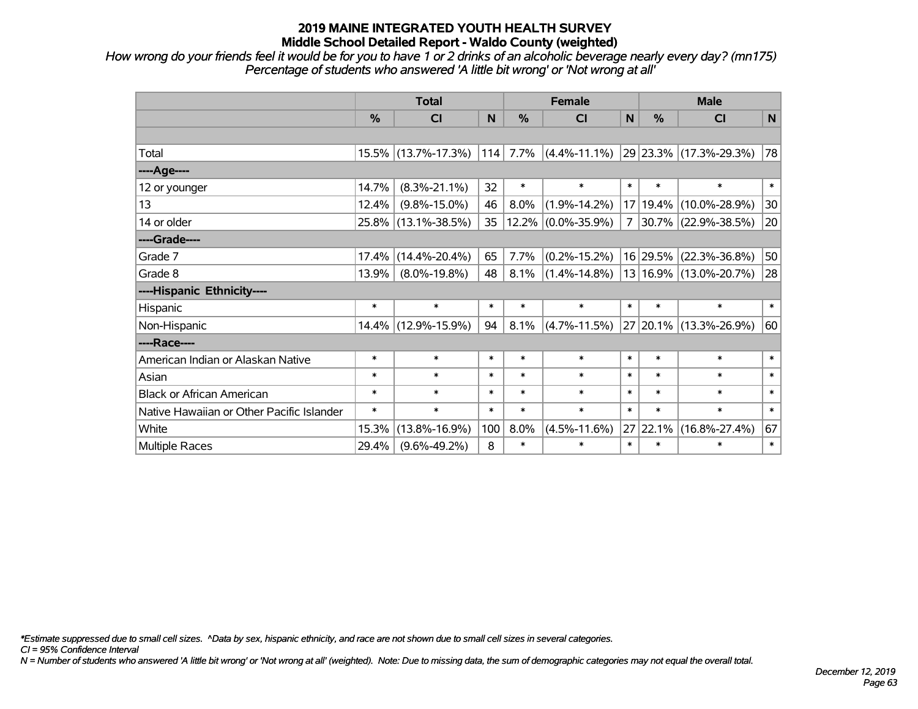# 2019 MAINE INTEGRATED YOUTH HEALTH SURVEY
## Middle School Detailed Report - Waldo County (weighted)

*How wrong do your friends feel it would be for you to have 1 or 2 drinks of an alcoholic beverage nearly every day? (mn175)*
*Percentage of students who answered 'A little bit wrong' or 'Not wrong at all'*

| | Total | | | Female | | | Male | | |
|---|---|---|---|---|---|---|---|---|---|
| | % | CI | N | % | CI | N | % | CI | N |
| Total | 15.5% | (13.7%-17.3%) | 114 | 7.7% | (4.4%-11.1%) | 29 | 23.3% | (17.3%-29.3%) | 78 |
| ----Age---- | | | | | | | | | |
| 12 or younger | 14.7% | (8.3%-21.1%) | 32 | * | * | * | * | * | * |
| 13 | 12.4% | (9.8%-15.0%) | 46 | 8.0% | (1.9%-14.2%) | 17 | 19.4% | (10.0%-28.9%) | 30 |
| 14 or older | 25.8% | (13.1%-38.5%) | 35 | 12.2% | (0.0%-35.9%) | 7 | 30.7% | (22.9%-38.5%) | 20 |
| ----Grade---- | | | | | | | | | |
| Grade 7 | 17.4% | (14.4%-20.4%) | 65 | 7.7% | (0.2%-15.2%) | 16 | 29.5% | (22.3%-36.8%) | 50 |
| Grade 8 | 13.9% | (8.0%-19.8%) | 48 | 8.1% | (1.4%-14.8%) | 13 | 16.9% | (13.0%-20.7%) | 28 |
| ----Hispanic Ethnicity---- | | | | | | | | | |
| Hispanic | * | * | * | * | * | * | * | * | * |
| Non-Hispanic | 14.4% | (12.9%-15.9%) | 94 | 8.1% | (4.7%-11.5%) | 27 | 20.1% | (13.3%-26.9%) | 60 |
| ----Race---- | | | | | | | | | |
| American Indian or Alaskan Native | * | * | * | * | * | * | * | * | * |
| Asian | * | * | * | * | * | * | * | * | * |
| Black or African American | * | * | * | * | * | * | * | * | * |
| Native Hawaiian or Other Pacific Islander | * | * | * | * | * | * | * | * | * |
| White | 15.3% | (13.8%-16.9%) | 100 | 8.0% | (4.5%-11.6%) | 27 | 22.1% | (16.8%-27.4%) | 67 |
| Multiple Races | 29.4% | (9.6%-49.2%) | 8 | * | * | * | * | * | * |

*\*Estimate suppressed due to small cell sizes. ^Data by sex, hispanic ethnicity, and race are not shown due to small cell sizes in several categories.*

*CI = 95% Confidence Interval*

*N = Number of students who answered 'A little bit wrong' or 'Not wrong at all' (weighted). Note: Due to missing data, the sum of demographic categories may not equal the overall total.*

*December 12, 2019*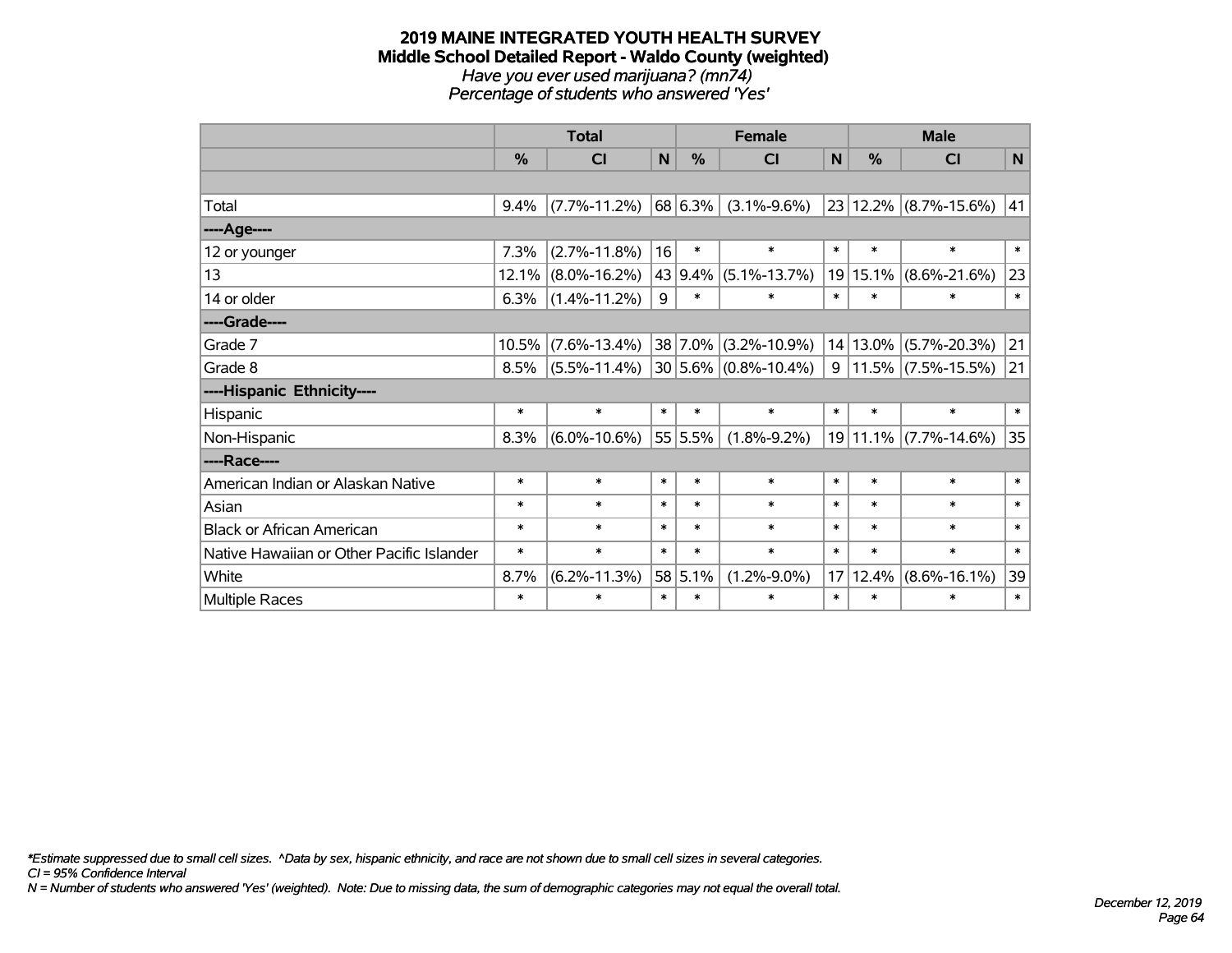# 2019 MAINE INTEGRATED YOUTH HEALTH SURVEY
## Middle School Detailed Report - Waldo County (weighted)
*Have you ever used marijuana? (mn74)*
*Percentage of students who answered 'Yes'*

| | Total | | | Female | | | Male | | |
|---|---|---|---|---|---|---|---|---|---|
| | % | CI | N | % | CI | N | % | CI | N |
| | | | | | | | | | |
| Total | 9.4% | (7.7%-11.2%) | 68 | 6.3% | (3.1%-9.6%) | 23 | 12.2% | (8.7%-15.6%) | 41 |
| ----Age---- | | | | | | | | | |
| 12 or younger | 7.3% | (2.7%-11.8%) | 16 | * | * | * | * | * | * |
| 13 | 12.1% | (8.0%-16.2%) | 43 | 9.4% | (5.1%-13.7%) | 19 | 15.1% | (8.6%-21.6%) | 23 |
| 14 or older | 6.3% | (1.4%-11.2%) | 9 | * | * | * | * | * | * |
| ----Grade---- | | | | | | | | | |
| Grade 7 | 10.5% | (7.6%-13.4%) | 38 | 7.0% | (3.2%-10.9%) | 14 | 13.0% | (5.7%-20.3%) | 21 |
| Grade 8 | 8.5% | (5.5%-11.4%) | 30 | 5.6% | (0.8%-10.4%) | 9 | 11.5% | (7.5%-15.5%) | 21 |
| ----Hispanic Ethnicity---- | | | | | | | | | |
| Hispanic | * | * | * | * | * | * | * | * | * |
| Non-Hispanic | 8.3% | (6.0%-10.6%) | 55 | 5.5% | (1.8%-9.2%) | 19 | 11.1% | (7.7%-14.6%) | 35 |
| ----Race---- | | | | | | | | | |
| American Indian or Alaskan Native | * | * | * | * | * | * | * | * | * |
| Asian | * | * | * | * | * | * | * | * | * |
| Black or African American | * | * | * | * | * | * | * | * | * |
| Native Hawaiian or Other Pacific Islander | * | * | * | * | * | * | * | * | * |
| White | 8.7% | (6.2%-11.3%) | 58 | 5.1% | (1.2%-9.0%) | 17 | 12.4% | (8.6%-16.1%) | 39 |
| Multiple Races | * | * | * | * | * | * | * | * | * |

*\*Estimate suppressed due to small cell sizes. ^Data by sex, hispanic ethnicity, and race are not shown due to small cell sizes in several categories.*
*CI = 95% Confidence Interval*
*N = Number of students who answered 'Yes' (weighted). Note: Due to missing data, the sum of demographic categories may not equal the overall total.*

*December 12, 2019*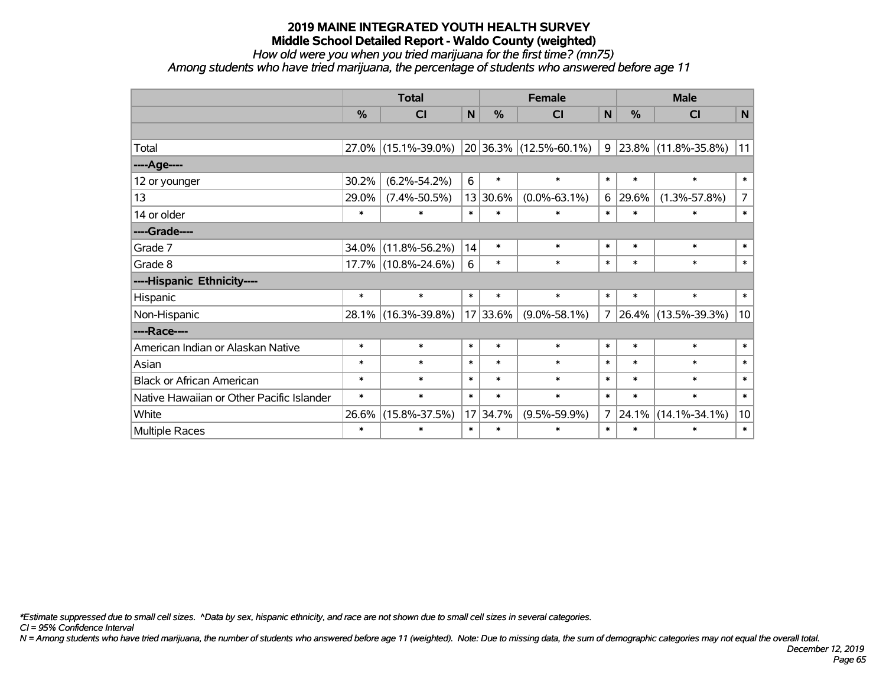# 2019 MAINE INTEGRATED YOUTH HEALTH SURVEY
## Middle School Detailed Report - Waldo County (weighted)
*How old were you when you tried marijuana for the first time? (mn75)*
*Among students who have tried marijuana, the percentage of students who answered before age 11*

| | Total | | | Female | | | Male | | |
|---|---|---|---|---|---|---|---|---|---|
| | % | CI | N | % | CI | N | % | CI | N |
| Total | 27.0% | (15.1%-39.0%) | 20 | 36.3% | (12.5%-60.1%) | 9 | 23.8% | (11.8%-35.8%) | 11 |
| ----Age---- | | | | | | | | | |
| 12 or younger | 30.2% | (6.2%-54.2%) | 6 | * | * | * | * | * | * |
| 13 | 29.0% | (7.4%-50.5%) | 13 | 30.6% | (0.0%-63.1%) | 6 | 29.6% | (1.3%-57.8%) | 7 |
| 14 or older | * | * | * | * | * | * | * | * | * |
| ----Grade---- | | | | | | | | | |
| Grade 7 | 34.0% | (11.8%-56.2%) | 14 | * | * | * | * | * | * |
| Grade 8 | 17.7% | (10.8%-24.6%) | 6 | * | * | * | * | * | * |
| ----Hispanic Ethnicity---- | | | | | | | | | |
| Hispanic | * | * | * | * | * | * | * | * | * |
| Non-Hispanic | 28.1% | (16.3%-39.8%) | 17 | 33.6% | (9.0%-58.1%) | 7 | 26.4% | (13.5%-39.3%) | 10 |
| ----Race---- | | | | | | | | | |
| American Indian or Alaskan Native | * | * | * | * | * | * | * | * | * |
| Asian | * | * | * | * | * | * | * | * | * |
| Black or African American | * | * | * | * | * | * | * | * | * |
| Native Hawaiian or Other Pacific Islander | * | * | * | * | * | * | * | * | * |
| White | 26.6% | (15.8%-37.5%) | 17 | 34.7% | (9.5%-59.9%) | 7 | 24.1% | (14.1%-34.1%) | 10 |
| Multiple Races | * | * | * | * | * | * | * | * | * |

*\*Estimate suppressed due to small cell sizes. ^Data by sex, hispanic ethnicity, and race are not shown due to small cell sizes in several categories.*
*CI = 95% Confidence Interval*
*N = Among students who have tried marijuana, the number of students who answered before age 11 (weighted). Note: Due to missing data, the sum of demographic categories may not equal the overall total.*

*December 12, 2019*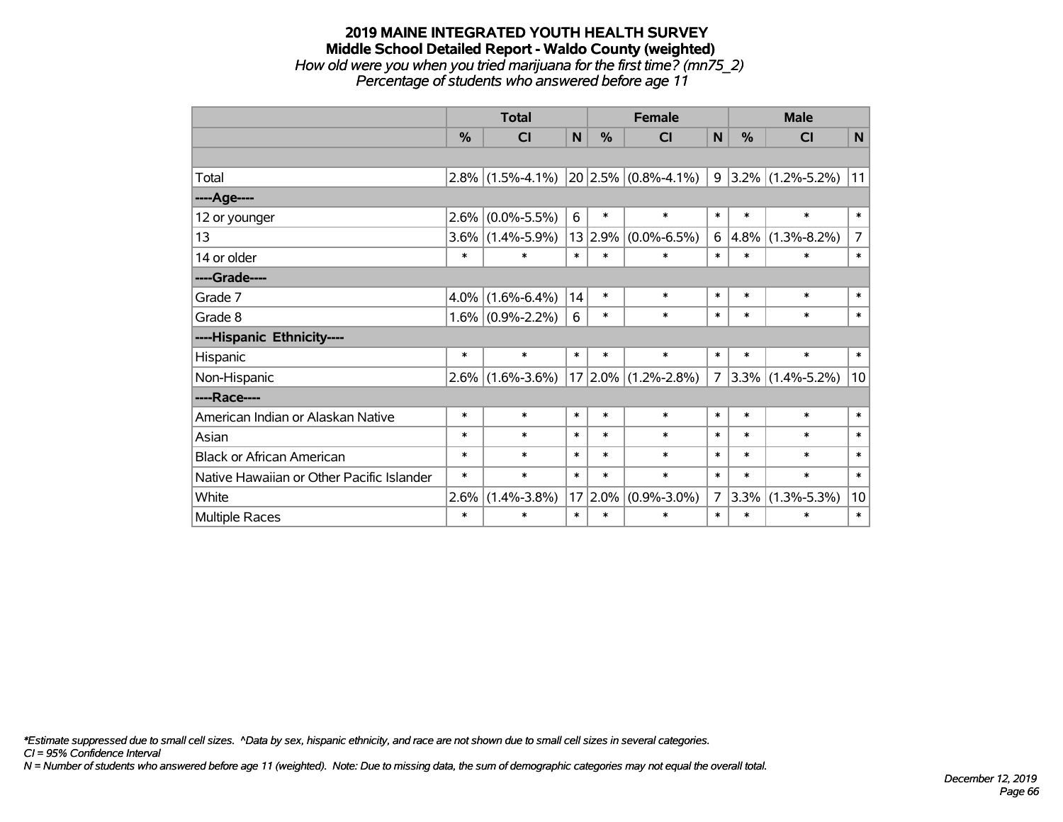# 2019 MAINE INTEGRATED YOUTH HEALTH SURVEY
## Middle School Detailed Report - Waldo County (weighted)
*How old were you when you tried marijuana for the first time? (mn75_2)*
*Percentage of students who answered before age 11*

| | Total | | | Female | | | Male | | |
|---|---|---|---|---|---|---|---|---|---|
| | % | CI | N | % | CI | N | % | CI | N |
| | | | | | | | | | |
| Total | 2.8% | (1.5%-4.1%) | 20 | 2.5% | (0.8%-4.1%) | 9 | 3.2% | (1.2%-5.2%) | 11 |
| ----Age---- | | | | | | | | | |
| 12 or younger | 2.6% | (0.0%-5.5%) | 6 | * | * | * | * | * | * |
| 13 | 3.6% | (1.4%-5.9%) | 13 | 2.9% | (0.0%-6.5%) | 6 | 4.8% | (1.3%-8.2%) | 7 |
| 14 or older | * | * | * | * | * | * | * | * | * |
| ----Grade---- | | | | | | | | | |
| Grade 7 | 4.0% | (1.6%-6.4%) | 14 | * | * | * | * | * | * |
| Grade 8 | 1.6% | (0.9%-2.2%) | 6 | * | * | * | * | * | * |
| ----Hispanic Ethnicity---- | | | | | | | | | |
| Hispanic | * | * | * | * | * | * | * | * | * |
| Non-Hispanic | 2.6% | (1.6%-3.6%) | 17 | 2.0% | (1.2%-2.8%) | 7 | 3.3% | (1.4%-5.2%) | 10 |
| ----Race---- | | | | | | | | | |
| American Indian or Alaskan Native | * | * | * | * | * | * | * | * | * |
| Asian | * | * | * | * | * | * | * | * | * |
| Black or African American | * | * | * | * | * | * | * | * | * |
| Native Hawaiian or Other Pacific Islander | * | * | * | * | * | * | * | * | * |
| White | 2.6% | (1.4%-3.8%) | 17 | 2.0% | (0.9%-3.0%) | 7 | 3.3% | (1.3%-5.3%) | 10 |
| Multiple Races | * | * | * | * | * | * | * | * | * |

*\*Estimate suppressed due to small cell sizes. ^Data by sex, hispanic ethnicity, and race are not shown due to small cell sizes in several categories.*
*CI = 95% Confidence Interval*
*N = Number of students who answered before age 11 (weighted). Note: Due to missing data, the sum of demographic categories may not equal the overall total.*

*December 12, 2019*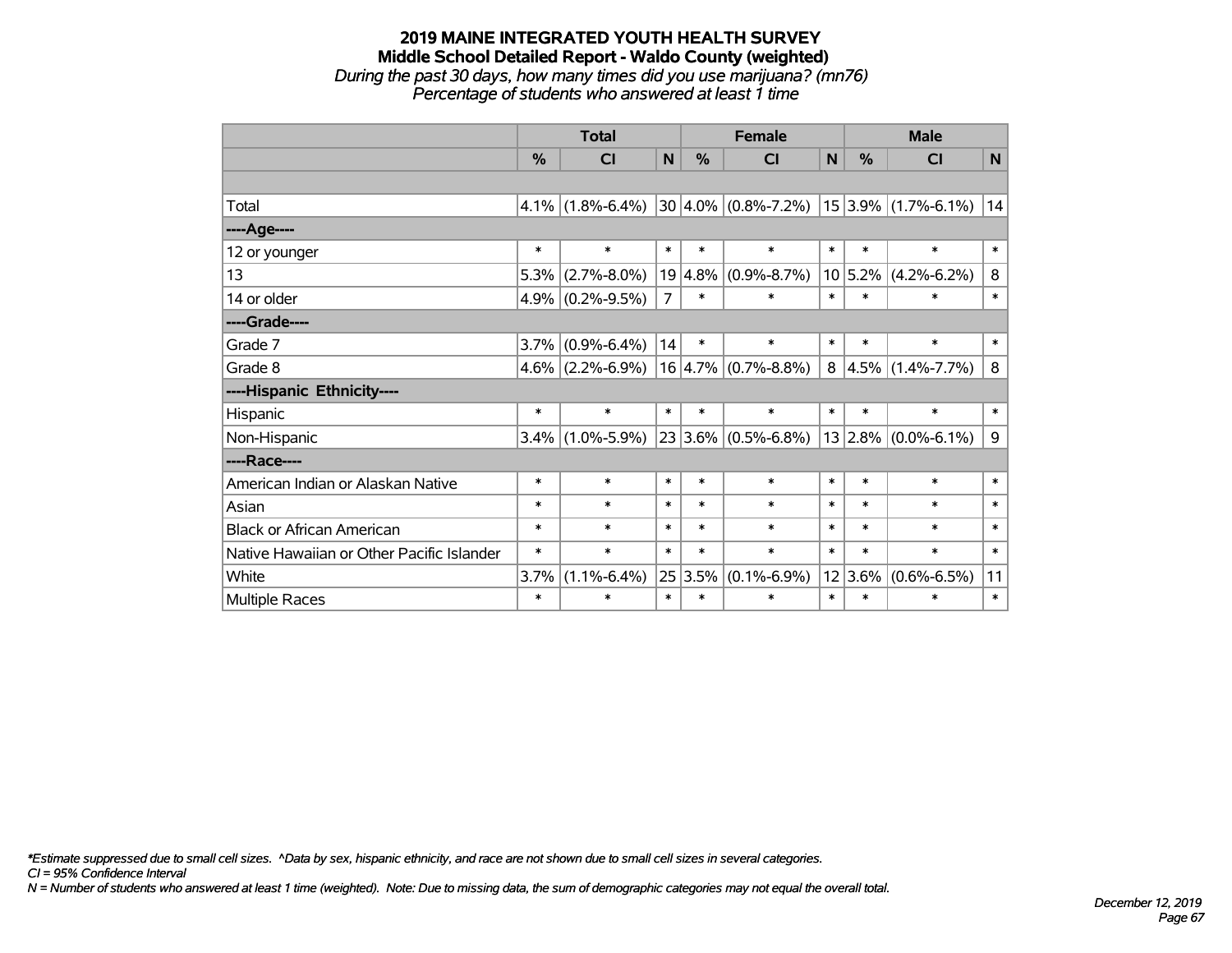# 2019 MAINE INTEGRATED YOUTH HEALTH SURVEY

## Middle School Detailed Report - Waldo County (weighted)

*During the past 30 days, how many times did you use marijuana? (mn76)*

*Percentage of students who answered at least 1 time*

| | Total | | | Female | | | Male | | |
|---|---|---|---|---|---|---|---|---|---|
| | % | CI | N | % | CI | N | % | CI | N |
| | | | | | | | | | |
| Total | 4.1% | (1.8%-6.4%) | 30 | 4.0% | (0.8%-7.2%) | 15 | 3.9% | (1.7%-6.1%) | 14 |
| ----Age---- | | | | | | | | | |
| 12 or younger | * | * | * | * | * | * | * | * | * |
| 13 | 5.3% | (2.7%-8.0%) | 19 | 4.8% | (0.9%-8.7%) | 10 | 5.2% | (4.2%-6.2%) | 8 |
| 14 or older | 4.9% | (0.2%-9.5%) | 7 | * | * | * | * | * | * |
| ----Grade---- | | | | | | | | | |
| Grade 7 | 3.7% | (0.9%-6.4%) | 14 | * | * | * | * | * | * |
| Grade 8 | 4.6% | (2.2%-6.9%) | 16 | 4.7% | (0.7%-8.8%) | 8 | 4.5% | (1.4%-7.7%) | 8 |
| ----Hispanic Ethnicity---- | | | | | | | | | |
| Hispanic | * | * | * | * | * | * | * | * | * |
| Non-Hispanic | 3.4% | (1.0%-5.9%) | 23 | 3.6% | (0.5%-6.8%) | 13 | 2.8% | (0.0%-6.1%) | 9 |
| ----Race---- | | | | | | | | | |
| American Indian or Alaskan Native | * | * | * | * | * | * | * | * | * |
| Asian | * | * | * | * | * | * | * | * | * |
| Black or African American | * | * | * | * | * | * | * | * | * |
| Native Hawaiian or Other Pacific Islander | * | * | * | * | * | * | * | * | * |
| White | 3.7% | (1.1%-6.4%) | 25 | 3.5% | (0.1%-6.9%) | 12 | 3.6% | (0.6%-6.5%) | 11 |
| Multiple Races | * | * | * | * | * | * | * | * | * |

*\*Estimate suppressed due to small cell sizes. ^Data by sex, hispanic ethnicity, and race are not shown due to small cell sizes in several categories.*

*CI = 95% Confidence Interval*

*N = Number of students who answered at least 1 time (weighted). Note: Due to missing data, the sum of demographic categories may not equal the overall total.*

*December 12, 2019*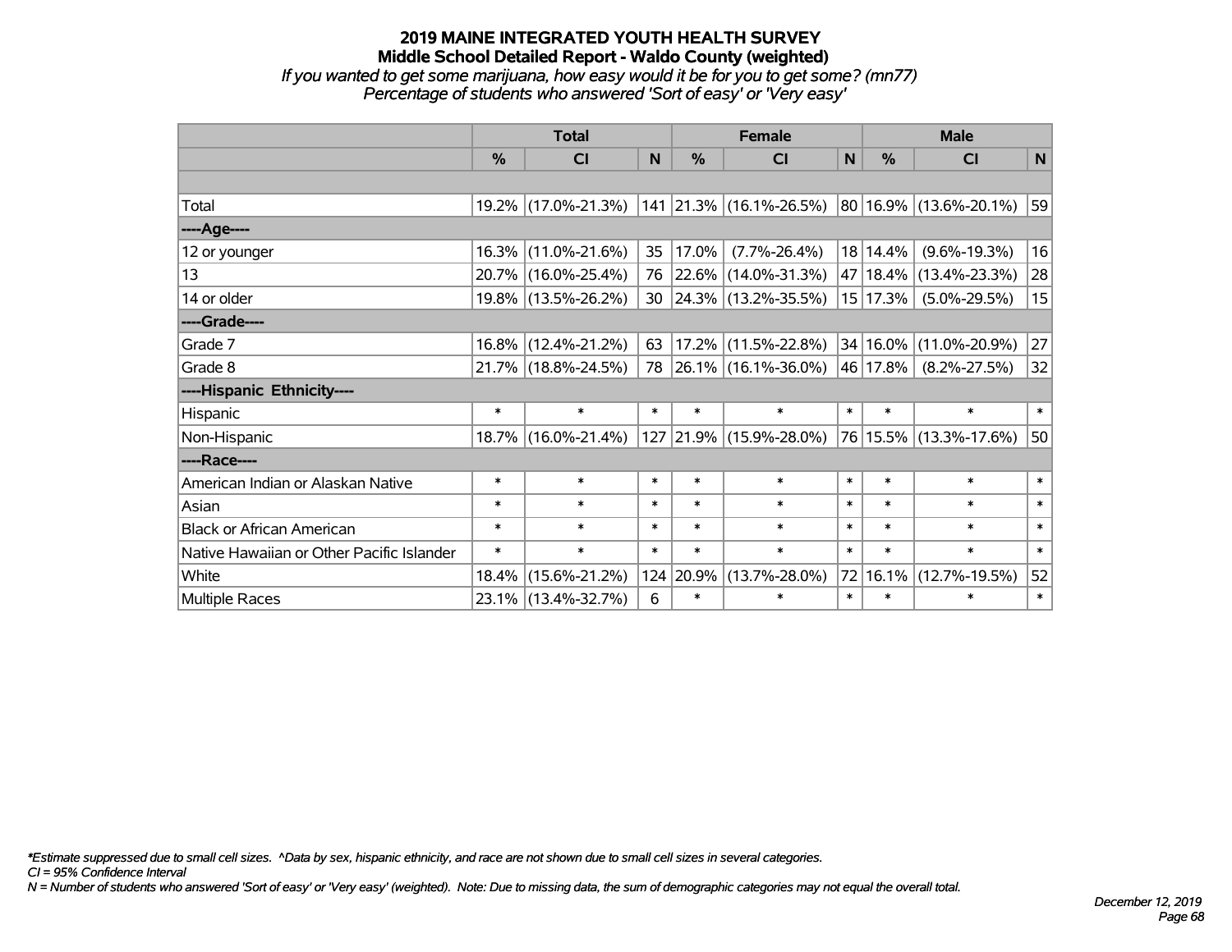# 2019 MAINE INTEGRATED YOUTH HEALTH SURVEY
## Middle School Detailed Report - Waldo County (weighted)
*If you wanted to get some marijuana, how easy would it be for you to get some? (mn77)*
*Percentage of students who answered 'Sort of easy' or 'Very easy'*

| | Total | | | Female | | | Male | | |
|---|---|---|---|---|---|---|---|---|---|
| | % | CI | N | % | CI | N | % | CI | N |
| Total | 19.2% | (17.0%-21.3%) | 141 | 21.3% | (16.1%-26.5%) | 80 | 16.9% | (13.6%-20.1%) | 59 |
| ----Age---- | | | | | | | | | |
| 12 or younger | 16.3% | (11.0%-21.6%) | 35 | 17.0% | (7.7%-26.4%) | 18 | 14.4% | (9.6%-19.3%) | 16 |
| 13 | 20.7% | (16.0%-25.4%) | 76 | 22.6% | (14.0%-31.3%) | 47 | 18.4% | (13.4%-23.3%) | 28 |
| 14 or older | 19.8% | (13.5%-26.2%) | 30 | 24.3% | (13.2%-35.5%) | 15 | 17.3% | (5.0%-29.5%) | 15 |
| ----Grade---- | | | | | | | | | |
| Grade 7 | 16.8% | (12.4%-21.2%) | 63 | 17.2% | (11.5%-22.8%) | 34 | 16.0% | (11.0%-20.9%) | 27 |
| Grade 8 | 21.7% | (18.8%-24.5%) | 78 | 26.1% | (16.1%-36.0%) | 46 | 17.8% | (8.2%-27.5%) | 32 |
| ----Hispanic Ethnicity---- | | | | | | | | | |
| Hispanic | * | * | * | * | * | * | * | * | * |
| Non-Hispanic | 18.7% | (16.0%-21.4%) | 127 | 21.9% | (15.9%-28.0%) | 76 | 15.5% | (13.3%-17.6%) | 50 |
| ----Race---- | | | | | | | | | |
| American Indian or Alaskan Native | * | * | * | * | * | * | * | * | * |
| Asian | * | * | * | * | * | * | * | * | * |
| Black or African American | * | * | * | * | * | * | * | * | * |
| Native Hawaiian or Other Pacific Islander | * | * | * | * | * | * | * | * | * |
| White | 18.4% | (15.6%-21.2%) | 124 | 20.9% | (13.7%-28.0%) | 72 | 16.1% | (12.7%-19.5%) | 52 |
| Multiple Races | 23.1% | (13.4%-32.7%) | 6 | * | * | * | * | * | * |

*\*Estimate suppressed due to small cell sizes. ^Data by sex, hispanic ethnicity, and race are not shown due to small cell sizes in several categories.*

*CI = 95% Confidence Interval*

*N = Number of students who answered 'Sort of easy' or 'Very easy' (weighted). Note: Due to missing data, the sum of demographic categories may not equal the overall total.*

*December 12, 2019*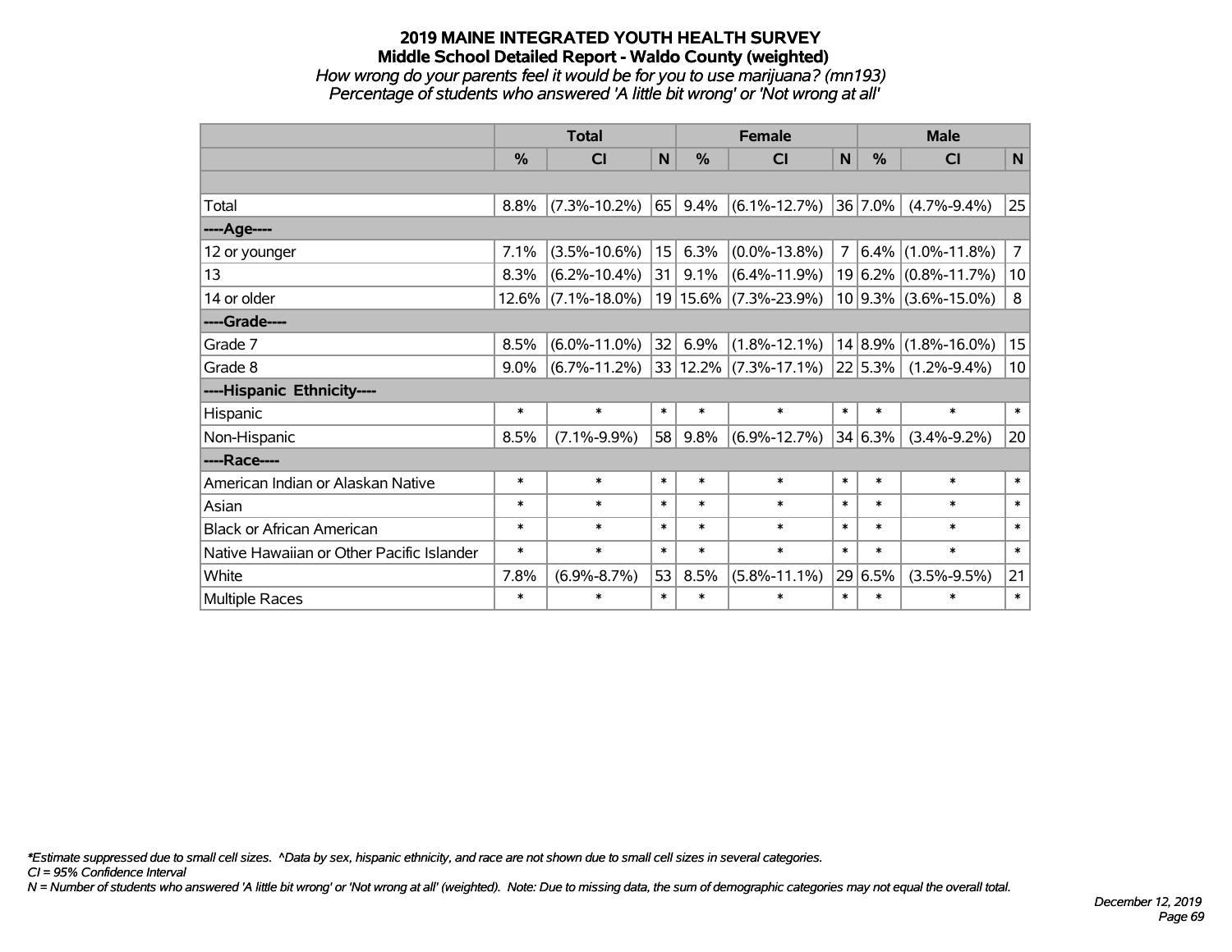# 2019 MAINE INTEGRATED YOUTH HEALTH SURVEY
## Middle School Detailed Report - Waldo County (weighted)

*How wrong do your parents feel it would be for you to use marijuana? (mn193)*
*Percentage of students who answered 'A little bit wrong' or 'Not wrong at all'*

| | Total | | | Female | | | Male | | |
|---|---|---|---|---|---|---|---|---|---|
| | % | CI | N | % | CI | N | % | CI | N |
| | | | | | | | | | |
| Total | 8.8% | (7.3%-10.2%) | 65 | 9.4% | (6.1%-12.7%) | 36 | 7.0% | (4.7%-9.4%) | 25 |
| ----Age---- | | | | | | | | | |
| 12 or younger | 7.1% | (3.5%-10.6%) | 15 | 6.3% | (0.0%-13.8%) | 7 | 6.4% | (1.0%-11.8%) | 7 |
| 13 | 8.3% | (6.2%-10.4%) | 31 | 9.1% | (6.4%-11.9%) | 19 | 6.2% | (0.8%-11.7%) | 10 |
| 14 or older | 12.6% | (7.1%-18.0%) | 19 | 15.6% | (7.3%-23.9%) | 10 | 9.3% | (3.6%-15.0%) | 8 |
| ----Grade---- | | | | | | | | | |
| Grade 7 | 8.5% | (6.0%-11.0%) | 32 | 6.9% | (1.8%-12.1%) | 14 | 8.9% | (1.8%-16.0%) | 15 |
| Grade 8 | 9.0% | (6.7%-11.2%) | 33 | 12.2% | (7.3%-17.1%) | 22 | 5.3% | (1.2%-9.4%) | 10 |
| ----Hispanic Ethnicity---- | | | | | | | | | |
| Hispanic | * | * | * | * | * | * | * | * | * |
| Non-Hispanic | 8.5% | (7.1%-9.9%) | 58 | 9.8% | (6.9%-12.7%) | 34 | 6.3% | (3.4%-9.2%) | 20 |
| ----Race---- | | | | | | | | | |
| American Indian or Alaskan Native | * | * | * | * | * | * | * | * | * |
| Asian | * | * | * | * | * | * | * | * | * |
| Black or African American | * | * | * | * | * | * | * | * | * |
| Native Hawaiian or Other Pacific Islander | * | * | * | * | * | * | * | * | * |
| White | 7.8% | (6.9%-8.7%) | 53 | 8.5% | (5.8%-11.1%) | 29 | 6.5% | (3.5%-9.5%) | 21 |
| Multiple Races | * | * | * | * | * | * | * | * | * |

*\*Estimate suppressed due to small cell sizes. ^Data by sex, hispanic ethnicity, and race are not shown due to small cell sizes in several categories.*
*CI = 95% Confidence Interval*
*N = Number of students who answered 'A little bit wrong' or 'Not wrong at all' (weighted). Note: Due to missing data, the sum of demographic categories may not equal the overall total.*

*December 12, 2019*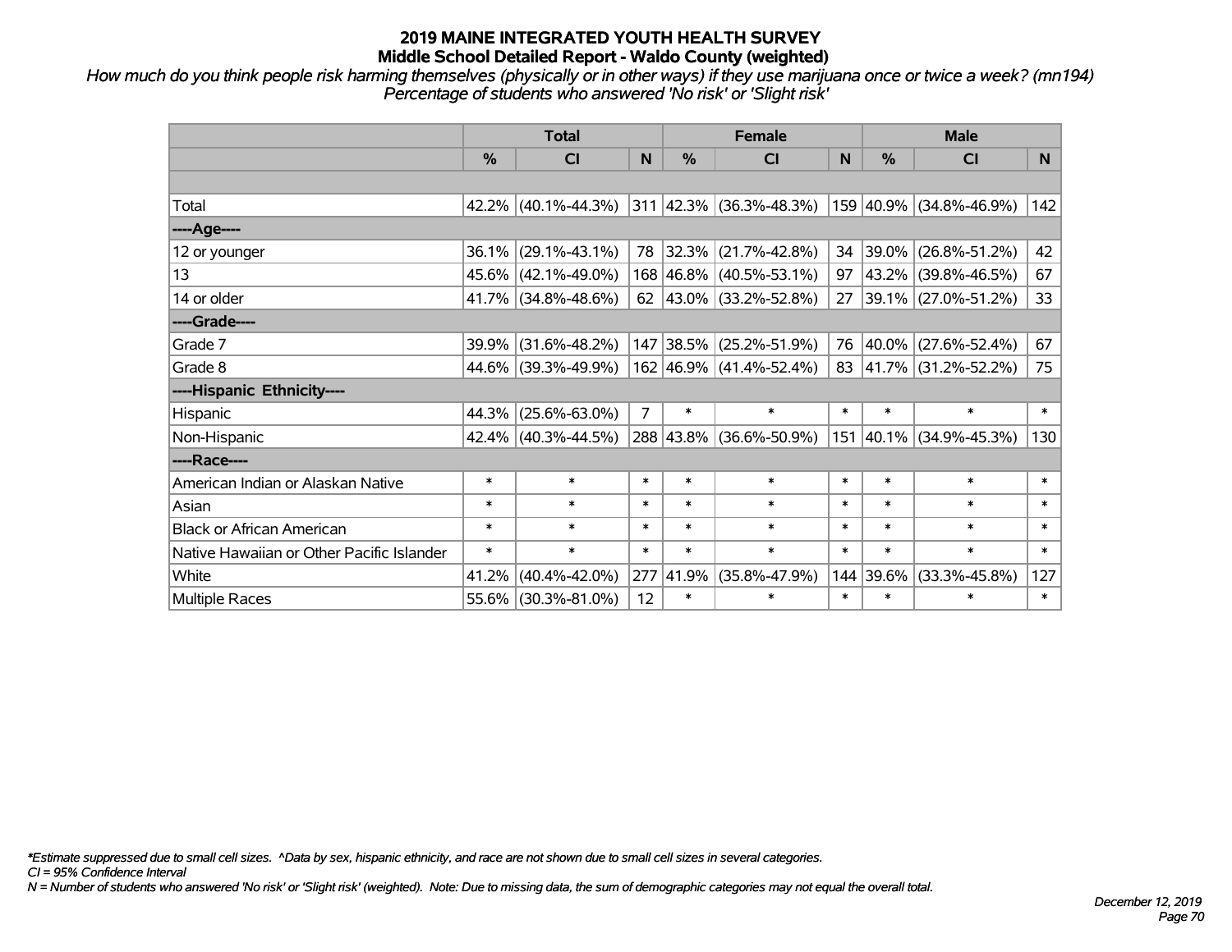# 2019 MAINE INTEGRATED YOUTH HEALTH SURVEY
## Middle School Detailed Report - Waldo County (weighted)

*How much do you think people risk harming themselves (physically or in other ways) if they use marijuana once or twice a week? (mn194)*
*Percentage of students who answered 'No risk' or 'Slight risk'*

| | Total | | | Female | | | Male | | |
|---|---|---|---|---|---|---|---|---|---|
| | % | CI | N | % | CI | N | % | CI | N |
| Total | 42.2% | (40.1%-44.3%) | 311 | 42.3% | (36.3%-48.3%) | 159 | 40.9% | (34.8%-46.9%) | 142 |
| ----Age---- | | | | | | | | | |
| 12 or younger | 36.1% | (29.1%-43.1%) | 78 | 32.3% | (21.7%-42.8%) | 34 | 39.0% | (26.8%-51.2%) | 42 |
| 13 | 45.6% | (42.1%-49.0%) | 168 | 46.8% | (40.5%-53.1%) | 97 | 43.2% | (39.8%-46.5%) | 67 |
| 14 or older | 41.7% | (34.8%-48.6%) | 62 | 43.0% | (33.2%-52.8%) | 27 | 39.1% | (27.0%-51.2%) | 33 |
| ----Grade---- | | | | | | | | | |
| Grade 7 | 39.9% | (31.6%-48.2%) | 147 | 38.5% | (25.2%-51.9%) | 76 | 40.0% | (27.6%-52.4%) | 67 |
| Grade 8 | 44.6% | (39.3%-49.9%) | 162 | 46.9% | (41.4%-52.4%) | 83 | 41.7% | (31.2%-52.2%) | 75 |
| ----Hispanic Ethnicity---- | | | | | | | | | |
| Hispanic | 44.3% | (25.6%-63.0%) | 7 | * | * | * | * | * | * |
| Non-Hispanic | 42.4% | (40.3%-44.5%) | 288 | 43.8% | (36.6%-50.9%) | 151 | 40.1% | (34.9%-45.3%) | 130 |
| ----Race---- | | | | | | | | | |
| American Indian or Alaskan Native | * | * | * | * | * | * | * | * | * |
| Asian | * | * | * | * | * | * | * | * | * |
| Black or African American | * | * | * | * | * | * | * | * | * |
| Native Hawaiian or Other Pacific Islander | * | * | * | * | * | * | * | * | * |
| White | 41.2% | (40.4%-42.0%) | 277 | 41.9% | (35.8%-47.9%) | 144 | 39.6% | (33.3%-45.8%) | 127 |
| Multiple Races | 55.6% | (30.3%-81.0%) | 12 | * | * | * | * | * | * |

*\*Estimate suppressed due to small cell sizes. ^Data by sex, hispanic ethnicity, and race are not shown due to small cell sizes in several categories.*
*CI = 95% Confidence Interval*
*N = Number of students who answered 'No risk' or 'Slight risk' (weighted). Note: Due to missing data, the sum of demographic categories may not equal the overall total.*

*December 12, 2019*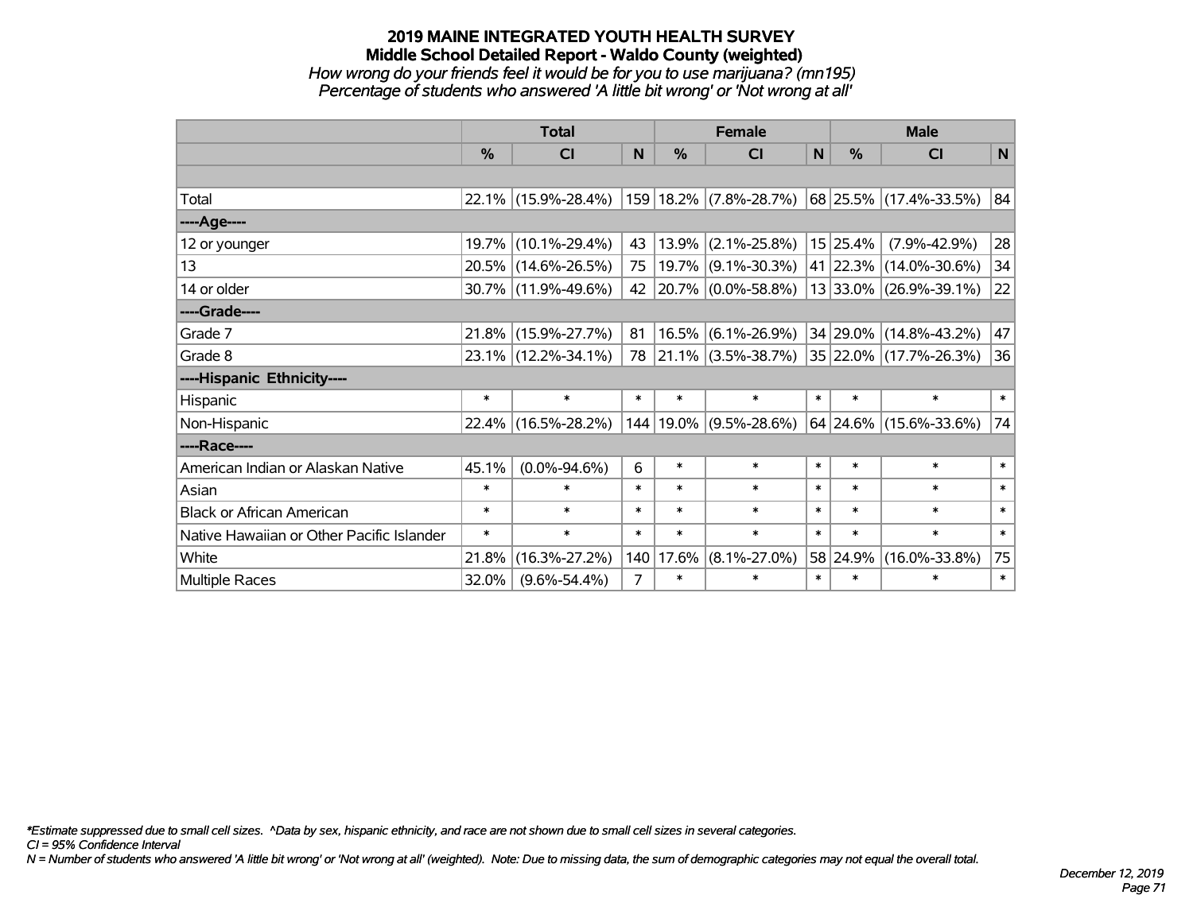# 2019 MAINE INTEGRATED YOUTH HEALTH SURVEY
## Middle School Detailed Report - Waldo County (weighted)
*How wrong do your friends feel it would be for you to use marijuana? (mn195)*
*Percentage of students who answered 'A little bit wrong' or 'Not wrong at all'*

| | Total | | | Female | | | Male | | |
|---|---|---|---|---|---|---|---|---|---|
| | % | CI | N | % | CI | N | % | CI | N |
| | | | | | | | | | |
| Total | 22.1% | (15.9%-28.4%) | 159 | 18.2% | (7.8%-28.7%) | 68 | 25.5% | (17.4%-33.5%) | 84 |
| ----Age---- | | | | | | | | | |
| 12 or younger | 19.7% | (10.1%-29.4%) | 43 | 13.9% | (2.1%-25.8%) | 15 | 25.4% | (7.9%-42.9%) | 28 |
| 13 | 20.5% | (14.6%-26.5%) | 75 | 19.7% | (9.1%-30.3%) | 41 | 22.3% | (14.0%-30.6%) | 34 |
| 14 or older | 30.7% | (11.9%-49.6%) | 42 | 20.7% | (0.0%-58.8%) | 13 | 33.0% | (26.9%-39.1%) | 22 |
| ----Grade---- | | | | | | | | | |
| Grade 7 | 21.8% | (15.9%-27.7%) | 81 | 16.5% | (6.1%-26.9%) | 34 | 29.0% | (14.8%-43.2%) | 47 |
| Grade 8 | 23.1% | (12.2%-34.1%) | 78 | 21.1% | (3.5%-38.7%) | 35 | 22.0% | (17.7%-26.3%) | 36 |
| ----Hispanic Ethnicity---- | | | | | | | | | |
| Hispanic | * | * | * | * | * | * | * | * | * |
| Non-Hispanic | 22.4% | (16.5%-28.2%) | 144 | 19.0% | (9.5%-28.6%) | 64 | 24.6% | (15.6%-33.6%) | 74 |
| ----Race---- | | | | | | | | | |
| American Indian or Alaskan Native | 45.1% | (0.0%-94.6%) | 6 | * | * | * | * | * | * |
| Asian | * | * | * | * | * | * | * | * | * |
| Black or African American | * | * | * | * | * | * | * | * | * |
| Native Hawaiian or Other Pacific Islander | * | * | * | * | * | * | * | * | * |
| White | 21.8% | (16.3%-27.2%) | 140 | 17.6% | (8.1%-27.0%) | 58 | 24.9% | (16.0%-33.8%) | 75 |
| Multiple Races | 32.0% | (9.6%-54.4%) | 7 | * | * | * | * | * | * |

*\*Estimate suppressed due to small cell sizes. ^Data by sex, hispanic ethnicity, and race are not shown due to small cell sizes in several categories.*

*CI = 95% Confidence Interval*

*N = Number of students who answered 'A little bit wrong' or 'Not wrong at all' (weighted). Note: Due to missing data, the sum of demographic categories may not equal the overall total.*

*December 12, 2019*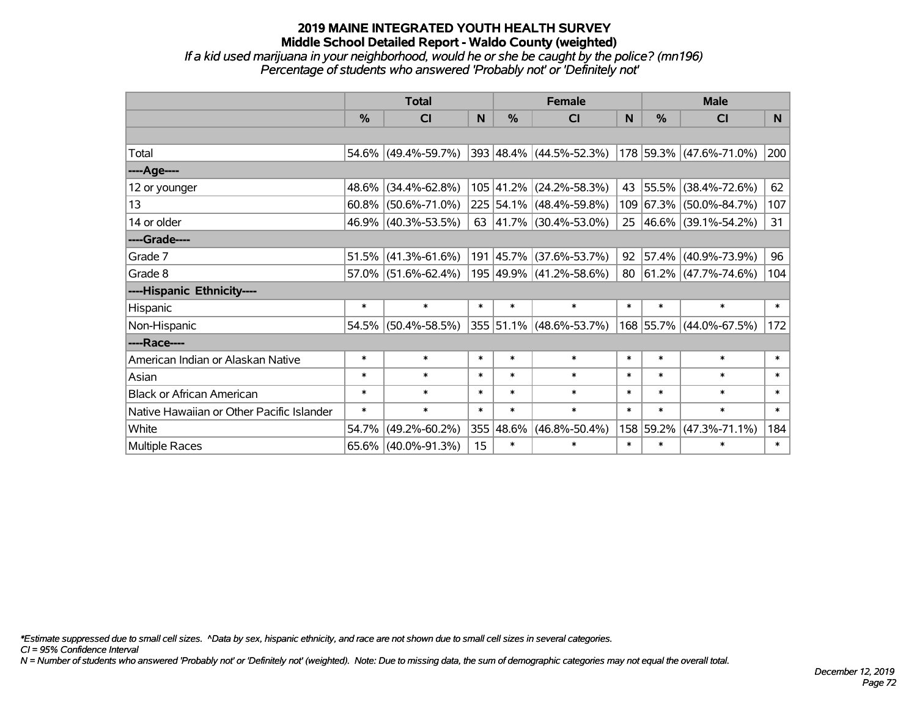# 2019 MAINE INTEGRATED YOUTH HEALTH SURVEY

## Middle School Detailed Report - Waldo County (weighted)

*If a kid used marijuana in your neighborhood, would he or she be caught by the police? (mn196)*

*Percentage of students who answered 'Probably not' or 'Definitely not'*

| | Total | | | Female | | | Male | | |
|---|---|---|---|---|---|---|---|---|---|
| | % | CI | N | % | CI | N | % | CI | N |
| Total | 54.6% | (49.4%-59.7%) | 393 | 48.4% | (44.5%-52.3%) | 178 | 59.3% | (47.6%-71.0%) | 200 |
| ----Age---- | | | | | | | | | |
| 12 or younger | 48.6% | (34.4%-62.8%) | 105 | 41.2% | (24.2%-58.3%) | 43 | 55.5% | (38.4%-72.6%) | 62 |
| 13 | 60.8% | (50.6%-71.0%) | 225 | 54.1% | (48.4%-59.8%) | 109 | 67.3% | (50.0%-84.7%) | 107 |
| 14 or older | 46.9% | (40.3%-53.5%) | 63 | 41.7% | (30.4%-53.0%) | 25 | 46.6% | (39.1%-54.2%) | 31 |
| ----Grade---- | | | | | | | | | |
| Grade 7 | 51.5% | (41.3%-61.6%) | 191 | 45.7% | (37.6%-53.7%) | 92 | 57.4% | (40.9%-73.9%) | 96 |
| Grade 8 | 57.0% | (51.6%-62.4%) | 195 | 49.9% | (41.2%-58.6%) | 80 | 61.2% | (47.7%-74.6%) | 104 |
| ----Hispanic Ethnicity---- | | | | | | | | | |
| Hispanic | * | * | * | * | * | * | * | * | * |
| Non-Hispanic | 54.5% | (50.4%-58.5%) | 355 | 51.1% | (48.6%-53.7%) | 168 | 55.7% | (44.0%-67.5%) | 172 |
| ----Race---- | | | | | | | | | |
| American Indian or Alaskan Native | * | * | * | * | * | * | * | * | * |
| Asian | * | * | * | * | * | * | * | * | * |
| Black or African American | * | * | * | * | * | * | * | * | * |
| Native Hawaiian or Other Pacific Islander | * | * | * | * | * | * | * | * | * |
| White | 54.7% | (49.2%-60.2%) | 355 | 48.6% | (46.8%-50.4%) | 158 | 59.2% | (47.3%-71.1%) | 184 |
| Multiple Races | 65.6% | (40.0%-91.3%) | 15 | * | * | * | * | * | * |

*\*Estimate suppressed due to small cell sizes. ^Data by sex, hispanic ethnicity, and race are not shown due to small cell sizes in several categories.*

*CI = 95% Confidence Interval*

*N = Number of students who answered 'Probably not' or 'Definitely not' (weighted). Note: Due to missing data, the sum of demographic categories may not equal the overall total.*

*December 12, 2019*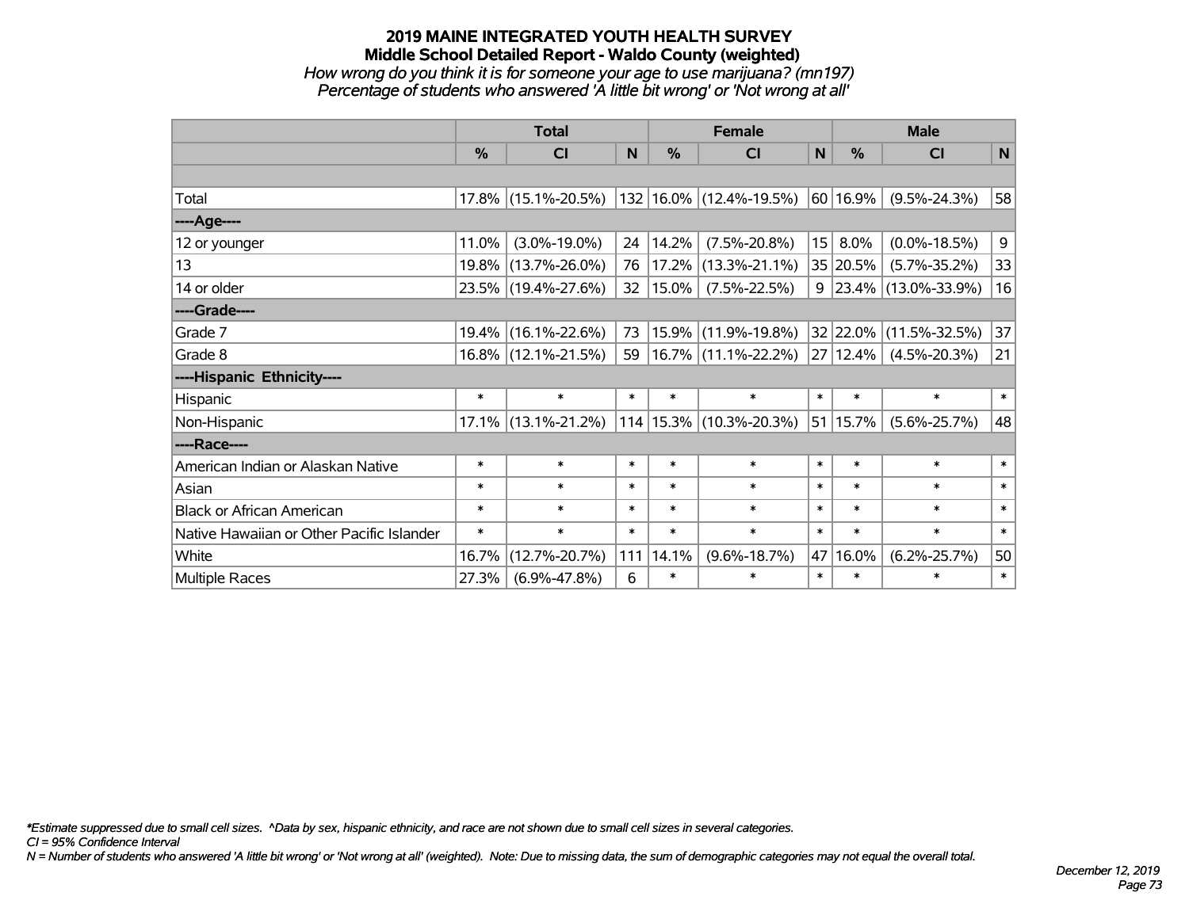# 2019 MAINE INTEGRATED YOUTH HEALTH SURVEY
## Middle School Detailed Report - Waldo County (weighted)
*How wrong do you think it is for someone your age to use marijuana? (mn197)*
*Percentage of students who answered 'A little bit wrong' or 'Not wrong at all'*

| | Total | | | Female | | | Male | | |
|---|---|---|---|---|---|---|---|---|---|
| | % | CI | N | % | CI | N | % | CI | N |
| | | | | | | | | | |
| Total | 17.8% | (15.1%-20.5%) | 132 | 16.0% | (12.4%-19.5%) | 60 | 16.9% | (9.5%-24.3%) | 58 |
| ----Age---- | | | | | | | | | |
| 12 or younger | 11.0% | (3.0%-19.0%) | 24 | 14.2% | (7.5%-20.8%) | 15 | 8.0% | (0.0%-18.5%) | 9 |
| 13 | 19.8% | (13.7%-26.0%) | 76 | 17.2% | (13.3%-21.1%) | 35 | 20.5% | (5.7%-35.2%) | 33 |
| 14 or older | 23.5% | (19.4%-27.6%) | 32 | 15.0% | (7.5%-22.5%) | 9 | 23.4% | (13.0%-33.9%) | 16 |
| ----Grade---- | | | | | | | | | |
| Grade 7 | 19.4% | (16.1%-22.6%) | 73 | 15.9% | (11.9%-19.8%) | 32 | 22.0% | (11.5%-32.5%) | 37 |
| Grade 8 | 16.8% | (12.1%-21.5%) | 59 | 16.7% | (11.1%-22.2%) | 27 | 12.4% | (4.5%-20.3%) | 21 |
| ----Hispanic Ethnicity---- | | | | | | | | | |
| Hispanic | * | * | * | * | * | * | * | * | * |
| Non-Hispanic | 17.1% | (13.1%-21.2%) | 114 | 15.3% | (10.3%-20.3%) | 51 | 15.7% | (5.6%-25.7%) | 48 |
| ----Race---- | | | | | | | | | |
| American Indian or Alaskan Native | * | * | * | * | * | * | * | * | * |
| Asian | * | * | * | * | * | * | * | * | * |
| Black or African American | * | * | * | * | * | * | * | * | * |
| Native Hawaiian or Other Pacific Islander | * | * | * | * | * | * | * | * | * |
| White | 16.7% | (12.7%-20.7%) | 111 | 14.1% | (9.6%-18.7%) | 47 | 16.0% | (6.2%-25.7%) | 50 |
| Multiple Races | 27.3% | (6.9%-47.8%) | 6 | * | * | * | * | * | * |

*\*Estimate suppressed due to small cell sizes. ^Data by sex, hispanic ethnicity, and race are not shown due to small cell sizes in several categories.*
*CI = 95% Confidence Interval*
*N = Number of students who answered 'A little bit wrong' or 'Not wrong at all' (weighted). Note: Due to missing data, the sum of demographic categories may not equal the overall total.*

*December 12, 2019*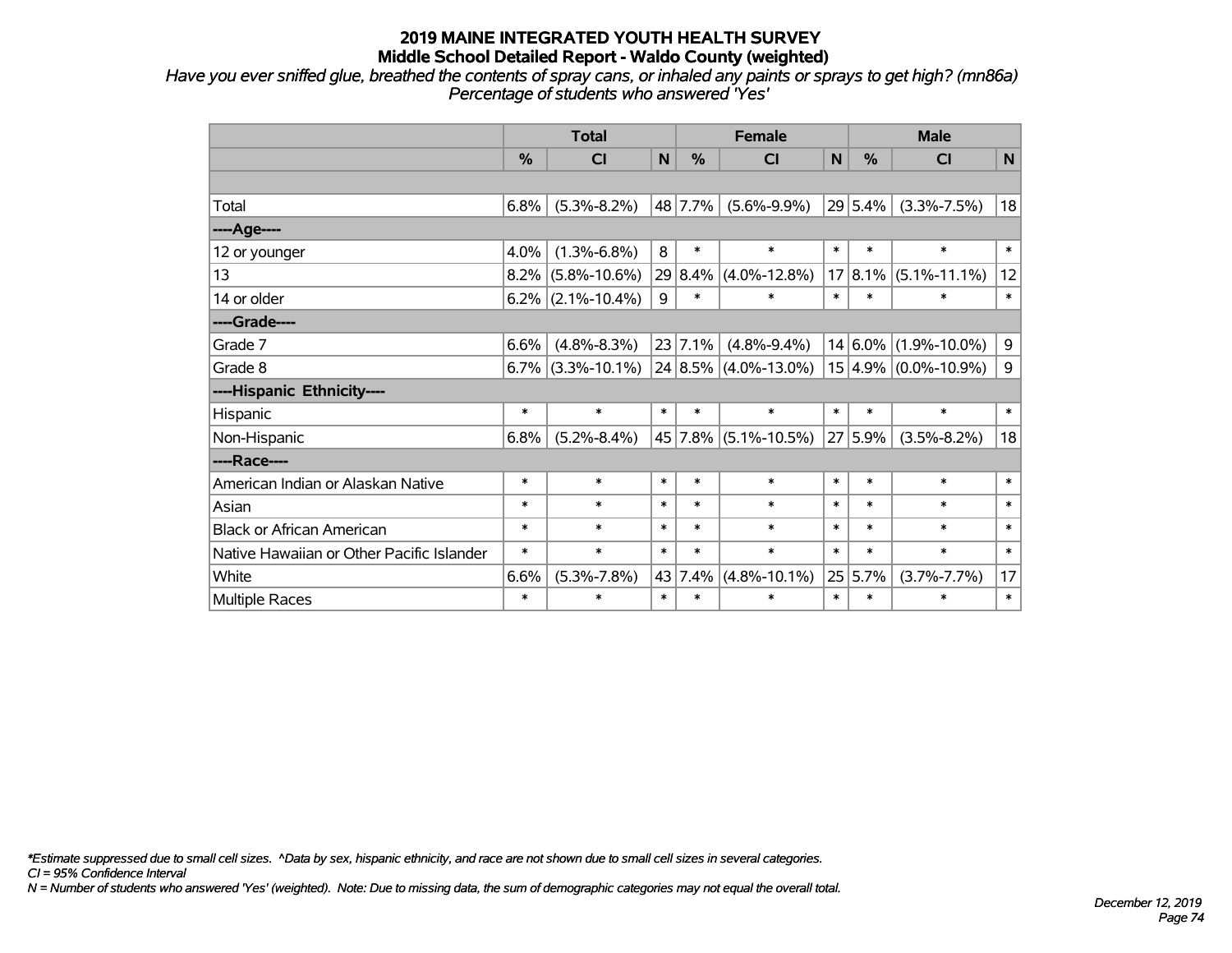# 2019 MAINE INTEGRATED YOUTH HEALTH SURVEY
## Middle School Detailed Report - Waldo County (weighted)

*Have you ever sniffed glue, breathed the contents of spray cans, or inhaled any paints or sprays to get high? (mn86a)*
*Percentage of students who answered 'Yes'*

| | Total | | | Female | | | Male | | |
|---|---|---|---|---|---|---|---|---|---|
| | % | CI | N | % | CI | N | % | CI | N |
| Total | 6.8% | (5.3%-8.2%) | 48 | 7.7% | (5.6%-9.9%) | 29 | 5.4% | (3.3%-7.5%) | 18 |
| **----Age----** | | | | | | | | | |
| 12 or younger | 4.0% | (1.3%-6.8%) | 8 | * | * | * | * | * | * |
| 13 | 8.2% | (5.8%-10.6%) | 29 | 8.4% | (4.0%-12.8%) | 17 | 8.1% | (5.1%-11.1%) | 12 |
| 14 or older | 6.2% | (2.1%-10.4%) | 9 | * | * | * | * | * | * |
| **----Grade----** | | | | | | | | | |
| Grade 7 | 6.6% | (4.8%-8.3%) | 23 | 7.1% | (4.8%-9.4%) | 14 | 6.0% | (1.9%-10.0%) | 9 |
| Grade 8 | 6.7% | (3.3%-10.1%) | 24 | 8.5% | (4.0%-13.0%) | 15 | 4.9% | (0.0%-10.9%) | 9 |
| **----Hispanic Ethnicity----** | | | | | | | | | |
| Hispanic | * | * | * | * | * | * | * | * | * |
| Non-Hispanic | 6.8% | (5.2%-8.4%) | 45 | 7.8% | (5.1%-10.5%) | 27 | 5.9% | (3.5%-8.2%) | 18 |
| **----Race----** | | | | | | | | | |
| American Indian or Alaskan Native | * | * | * | * | * | * | * | * | * |
| Asian | * | * | * | * | * | * | * | * | * |
| Black or African American | * | * | * | * | * | * | * | * | * |
| Native Hawaiian or Other Pacific Islander | * | * | * | * | * | * | * | * | * |
| White | 6.6% | (5.3%-7.8%) | 43 | 7.4% | (4.8%-10.1%) | 25 | 5.7% | (3.7%-7.7%) | 17 |
| Multiple Races | * | * | * | * | * | * | * | * | * |

*\*Estimate suppressed due to small cell sizes. ^Data by sex, hispanic ethnicity, and race are not shown due to small cell sizes in several categories.*
*CI = 95% Confidence Interval*
*N = Number of students who answered 'Yes' (weighted). Note: Due to missing data, the sum of demographic categories may not equal the overall total.*

*December 12, 2019*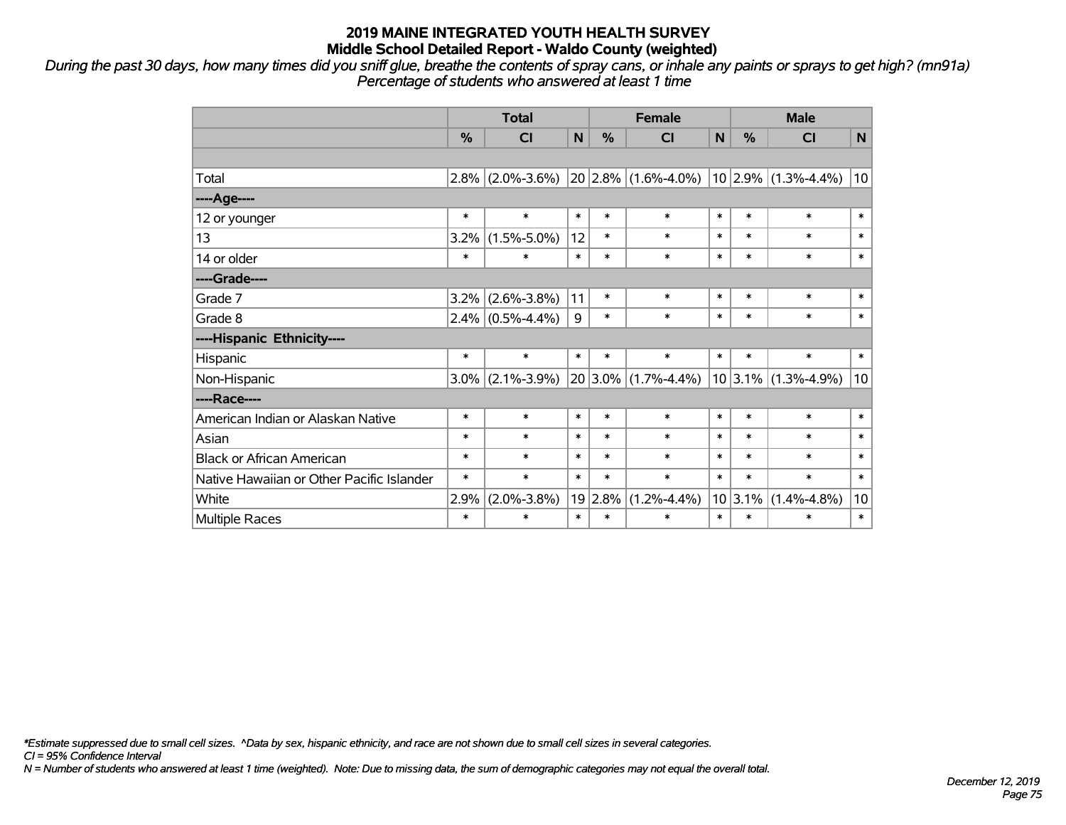# 2019 MAINE INTEGRATED YOUTH HEALTH SURVEY
## Middle School Detailed Report - Waldo County (weighted)

*During the past 30 days, how many times did you sniff glue, breathe the contents of spray cans, or inhale any paints or sprays to get high? (mn91a)*
*Percentage of students who answered at least 1 time*

| | Total | | | Female | | | Male | | |
|---|---|---|---|---|---|---|---|---|---|
| | % | CI | N | % | CI | N | % | CI | N |
| | | | | | | | | | |
| Total | 2.8% | (2.0%-3.6%) | 20 | 2.8% | (1.6%-4.0%) | 10 | 2.9% | (1.3%-4.4%) | 10 |
| ----Age---- | | | | | | | | | |
| 12 or younger | * | * | * | * | * | * | * | * | * |
| 13 | 3.2% | (1.5%-5.0%) | 12 | * | * | * | * | * | * |
| 14 or older | * | * | * | * | * | * | * | * | * |
| ----Grade---- | | | | | | | | | |
| Grade 7 | 3.2% | (2.6%-3.8%) | 11 | * | * | * | * | * | * |
| Grade 8 | 2.4% | (0.5%-4.4%) | 9 | * | * | * | * | * | * |
| ----Hispanic Ethnicity---- | | | | | | | | | |
| Hispanic | * | * | * | * | * | * | * | * | * |
| Non-Hispanic | 3.0% | (2.1%-3.9%) | 20 | 3.0% | (1.7%-4.4%) | 10 | 3.1% | (1.3%-4.9%) | 10 |
| ----Race---- | | | | | | | | | |
| American Indian or Alaskan Native | * | * | * | * | * | * | * | * | * |
| Asian | * | * | * | * | * | * | * | * | * |
| Black or African American | * | * | * | * | * | * | * | * | * |
| Native Hawaiian or Other Pacific Islander | * | * | * | * | * | * | * | * | * |
| White | 2.9% | (2.0%-3.8%) | 19 | 2.8% | (1.2%-4.4%) | 10 | 3.1% | (1.4%-4.8%) | 10 |
| Multiple Races | * | * | * | * | * | * | * | * | * |

*\*Estimate suppressed due to small cell sizes. ^Data by sex, hispanic ethnicity, and race are not shown due to small cell sizes in several categories.*
*CI = 95% Confidence Interval*
*N = Number of students who answered at least 1 time (weighted). Note: Due to missing data, the sum of demographic categories may not equal the overall total.*

*December 12, 2019*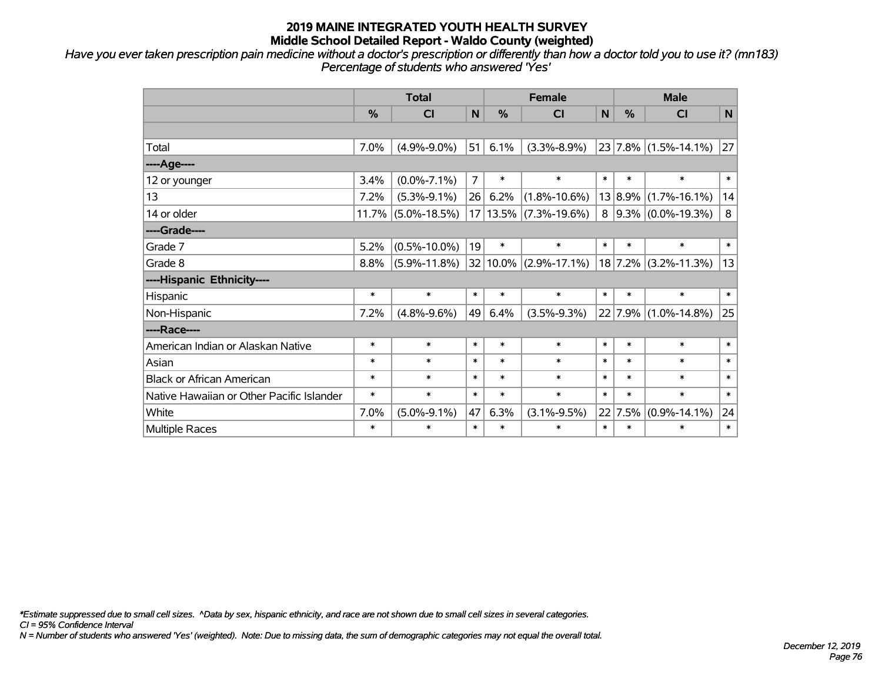# 2019 MAINE INTEGRATED YOUTH HEALTH SURVEY
## Middle School Detailed Report - Waldo County (weighted)

*Have you ever taken prescription pain medicine without a doctor's prescription or differently than how a doctor told you to use it? (mn183)*
*Percentage of students who answered 'Yes'*

| | Total | | | Female | | | Male | | |
|---|---|---|---|---|---|---|---|---|---|
| | % | CI | N | % | CI | N | % | CI | N |
| | | | | | | | | | |
| Total | 7.0% | (4.9%-9.0%) | 51 | 6.1% | (3.3%-8.9%) | 23 | 7.8% | (1.5%-14.1%) | 27 |
| ----Age---- | | | | | | | | | |
| 12 or younger | 3.4% | (0.0%-7.1%) | 7 | * | * | * | * | * | * |
| 13 | 7.2% | (5.3%-9.1%) | 26 | 6.2% | (1.8%-10.6%) | 13 | 8.9% | (1.7%-16.1%) | 14 |
| 14 or older | 11.7% | (5.0%-18.5%) | 17 | 13.5% | (7.3%-19.6%) | 8 | 9.3% | (0.0%-19.3%) | 8 |
| ----Grade---- | | | | | | | | | |
| Grade 7 | 5.2% | (0.5%-10.0%) | 19 | * | * | * | * | * | * |
| Grade 8 | 8.8% | (5.9%-11.8%) | 32 | 10.0% | (2.9%-17.1%) | 18 | 7.2% | (3.2%-11.3%) | 13 |
| ----Hispanic Ethnicity---- | | | | | | | | | |
| Hispanic | * | * | * | * | * | * | * | * | * |
| Non-Hispanic | 7.2% | (4.8%-9.6%) | 49 | 6.4% | (3.5%-9.3%) | 22 | 7.9% | (1.0%-14.8%) | 25 |
| ----Race---- | | | | | | | | | |
| American Indian or Alaskan Native | * | * | * | * | * | * | * | * | * |
| Asian | * | * | * | * | * | * | * | * | * |
| Black or African American | * | * | * | * | * | * | * | * | * |
| Native Hawaiian or Other Pacific Islander | * | * | * | * | * | * | * | * | * |
| White | 7.0% | (5.0%-9.1%) | 47 | 6.3% | (3.1%-9.5%) | 22 | 7.5% | (0.9%-14.1%) | 24 |
| Multiple Races | * | * | * | * | * | * | * | * | * |

*\*Estimate suppressed due to small cell sizes. ^Data by sex, hispanic ethnicity, and race are not shown due to small cell sizes in several categories.*
*CI = 95% Confidence Interval*
*N = Number of students who answered 'Yes' (weighted). Note: Due to missing data, the sum of demographic categories may not equal the overall total.*

*December 12, 2019*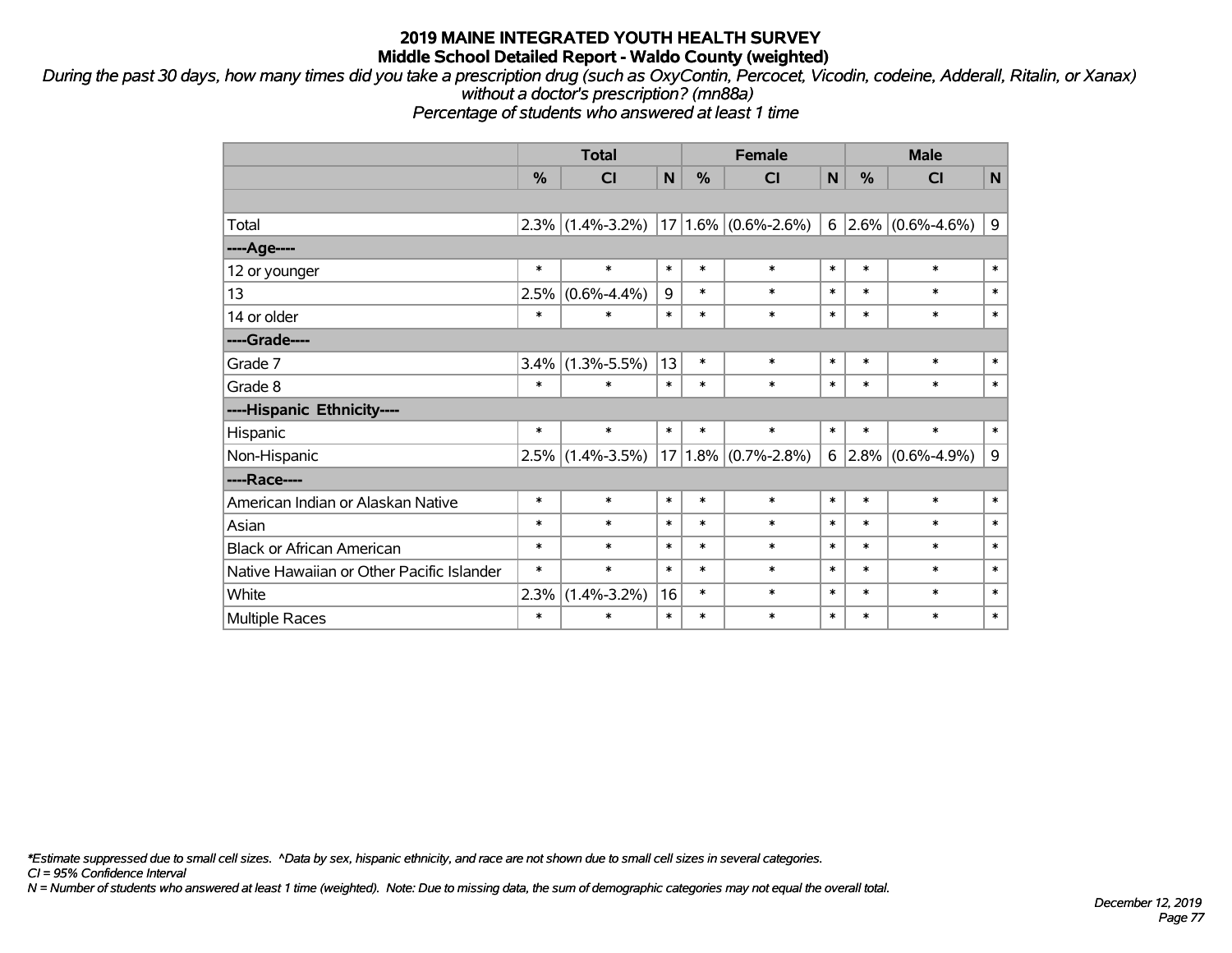**2019 MAINE INTEGRATED YOUTH HEALTH SURVEY**
**Middle School Detailed Report - Waldo County (weighted)**

*During the past 30 days, how many times did you take a prescription drug (such as OxyContin, Percocet, Vicodin, codeine, Adderall, Ritalin, or Xanax) without a doctor's prescription? (mn88a)*
*Percentage of students who answered at least 1 time*

| | Total | | | Female | | | Male | | |
|---|---|---|---|---|---|---|---|---|---|
| | % | CI | N | % | CI | N | % | CI | N |
| | | | | | | | | | |
| Total | 2.3% | (1.4%-3.2%) | 17 | 1.6% | (0.6%-2.6%) | 6 | 2.6% | (0.6%-4.6%) | 9 |
| ----Age---- | | | | | | | | | |
| 12 or younger | * | * | * | * | * | * | * | * | * |
| 13 | 2.5% | (0.6%-4.4%) | 9 | * | * | * | * | * | * |
| 14 or older | * | * | * | * | * | * | * | * | * |
| ----Grade---- | | | | | | | | | |
| Grade 7 | 3.4% | (1.3%-5.5%) | 13 | * | * | * | * | * | * |
| Grade 8 | * | * | * | * | * | * | * | * | * |
| ----Hispanic Ethnicity---- | | | | | | | | | |
| Hispanic | * | * | * | * | * | * | * | * | * |
| Non-Hispanic | 2.5% | (1.4%-3.5%) | 17 | 1.8% | (0.7%-2.8%) | 6 | 2.8% | (0.6%-4.9%) | 9 |
| ----Race---- | | | | | | | | | |
| American Indian or Alaskan Native | * | * | * | * | * | * | * | * | * |
| Asian | * | * | * | * | * | * | * | * | * |
| Black or African American | * | * | * | * | * | * | * | * | * |
| Native Hawaiian or Other Pacific Islander | * | * | * | * | * | * | * | * | * |
| White | 2.3% | (1.4%-3.2%) | 16 | * | * | * | * | * | * |
| Multiple Races | * | * | * | * | * | * | * | * | * |

*\*Estimate suppressed due to small cell sizes. ^Data by sex, hispanic ethnicity, and race are not shown due to small cell sizes in several categories.*
*CI = 95% Confidence Interval*
*N = Number of students who answered at least 1 time (weighted). Note: Due to missing data, the sum of demographic categories may not equal the overall total.*

*December 12, 2019*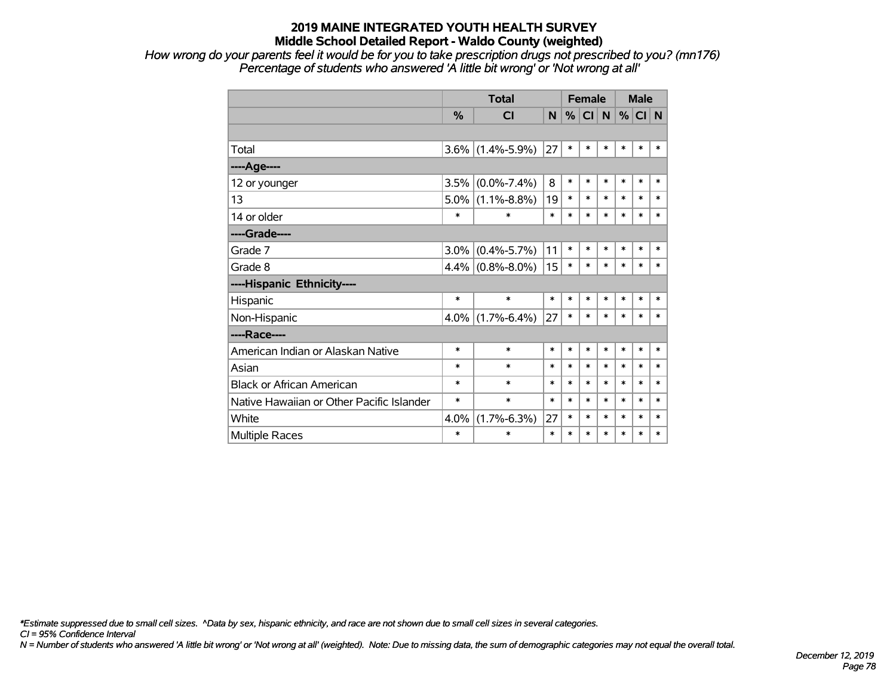# 2019 MAINE INTEGRATED YOUTH HEALTH SURVEY
## Middle School Detailed Report - Waldo County (weighted)

*How wrong do your parents feel it would be for you to take prescription drugs not prescribed to you? (mn176)*
*Percentage of students who answered 'A little bit wrong' or 'Not wrong at all'*

| | Total | | | Female | | | Male | | |
|---|---|---|---|---|---|---|---|---|---|
| | % | CI | N | % | CI | N | % | CI | N |
| Total | 3.6% | (1.4%-5.9%) | 27 | * | * | * | * | * | * |
| ----Age---- | | | | | | | | | |
| 12 or younger | 3.5% | (0.0%-7.4%) | 8 | * | * | * | * | * | * |
| 13 | 5.0% | (1.1%-8.8%) | 19 | * | * | * | * | * | * |
| 14 or older | * | * | * | * | * | * | * | * | * |
| ----Grade---- | | | | | | | | | |
| Grade 7 | 3.0% | (0.4%-5.7%) | 11 | * | * | * | * | * | * |
| Grade 8 | 4.4% | (0.8%-8.0%) | 15 | * | * | * | * | * | * |
| ----Hispanic Ethnicity---- | | | | | | | | | |
| Hispanic | * | * | * | * | * | * | * | * | * |
| Non-Hispanic | 4.0% | (1.7%-6.4%) | 27 | * | * | * | * | * | * |
| ----Race---- | | | | | | | | | |
| American Indian or Alaskan Native | * | * | * | * | * | * | * | * | * |
| Asian | * | * | * | * | * | * | * | * | * |
| Black or African American | * | * | * | * | * | * | * | * | * |
| Native Hawaiian or Other Pacific Islander | * | * | * | * | * | * | * | * | * |
| White | 4.0% | (1.7%-6.3%) | 27 | * | * | * | * | * | * |
| Multiple Races | * | * | * | * | * | * | * | * | * |

*\*Estimate suppressed due to small cell sizes. ^Data by sex, hispanic ethnicity, and race are not shown due to small cell sizes in several categories.*
*CI = 95% Confidence Interval*
*N = Number of students who answered 'A little bit wrong' or 'Not wrong at all' (weighted). Note: Due to missing data, the sum of demographic categories may not equal the overall total.*

*December 12, 2019*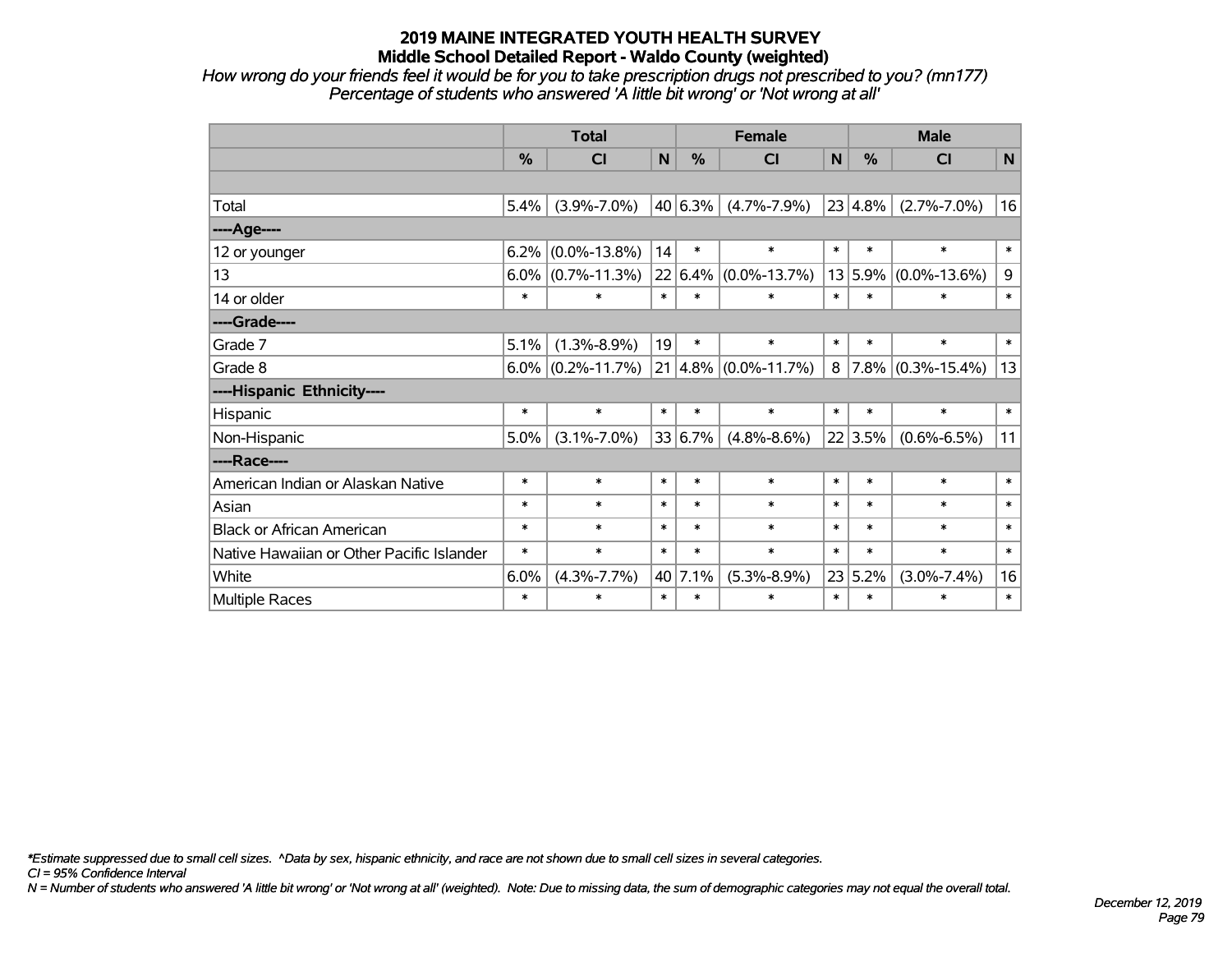# 2019 MAINE INTEGRATED YOUTH HEALTH SURVEY
## Middle School Detailed Report - Waldo County (weighted)

*How wrong do your friends feel it would be for you to take prescription drugs not prescribed to you? (mn177)*
*Percentage of students who answered 'A little bit wrong' or 'Not wrong at all'*

| | Total | | | Female | | | Male | | |
|---|---|---|---|---|---|---|---|---|---|
| | % | CI | N | % | CI | N | % | CI | N |
| Total | 5.4% | (3.9%-7.0%) | 40 | 6.3% | (4.7%-7.9%) | 23 | 4.8% | (2.7%-7.0%) | 16 |
| ----Age---- | | | | | | | | | |
| 12 or younger | 6.2% | (0.0%-13.8%) | 14 | * | * | * | * | * | * |
| 13 | 6.0% | (0.7%-11.3%) | 22 | 6.4% | (0.0%-13.7%) | 13 | 5.9% | (0.0%-13.6%) | 9 |
| 14 or older | * | * | * | * | * | * | * | * | * |
| ----Grade---- | | | | | | | | | |
| Grade 7 | 5.1% | (1.3%-8.9%) | 19 | * | * | * | * | * | * |
| Grade 8 | 6.0% | (0.2%-11.7%) | 21 | 4.8% | (0.0%-11.7%) | 8 | 7.8% | (0.3%-15.4%) | 13 |
| ----Hispanic Ethnicity---- | | | | | | | | | |
| Hispanic | * | * | * | * | * | * | * | * | * |
| Non-Hispanic | 5.0% | (3.1%-7.0%) | 33 | 6.7% | (4.8%-8.6%) | 22 | 3.5% | (0.6%-6.5%) | 11 |
| ----Race---- | | | | | | | | | |
| American Indian or Alaskan Native | * | * | * | * | * | * | * | * | * |
| Asian | * | * | * | * | * | * | * | * | * |
| Black or African American | * | * | * | * | * | * | * | * | * |
| Native Hawaiian or Other Pacific Islander | * | * | * | * | * | * | * | * | * |
| White | 6.0% | (4.3%-7.7%) | 40 | 7.1% | (5.3%-8.9%) | 23 | 5.2% | (3.0%-7.4%) | 16 |
| Multiple Races | * | * | * | * | * | * | * | * | * |

*\*Estimate suppressed due to small cell sizes. ^Data by sex, hispanic ethnicity, and race are not shown due to small cell sizes in several categories.*
*CI = 95% Confidence Interval*
*N = Number of students who answered 'A little bit wrong' or 'Not wrong at all' (weighted). Note: Due to missing data, the sum of demographic categories may not equal the overall total.*

*December 12, 2019*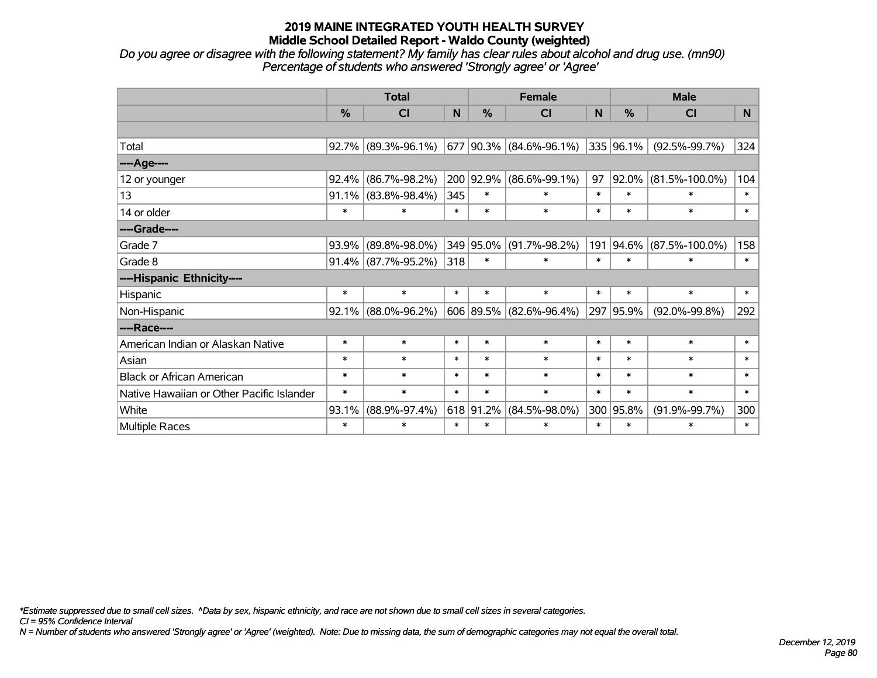# 2019 MAINE INTEGRATED YOUTH HEALTH SURVEY
## Middle School Detailed Report - Waldo County (weighted)

*Do you agree or disagree with the following statement? My family has clear rules about alcohol and drug use. (mn90)*
*Percentage of students who answered 'Strongly agree' or 'Agree'*

| | Total | | | Female | | | Male | | |
|---|---|---|---|---|---|---|---|---|---|
| | % | CI | N | % | CI | N | % | CI | N |
| Total | 92.7% | (89.3%-96.1%) | 677 | 90.3% | (84.6%-96.1%) | 335 | 96.1% | (92.5%-99.7%) | 324 |
| ----Age---- | | | | | | | | | |
| 12 or younger | 92.4% | (86.7%-98.2%) | 200 | 92.9% | (86.6%-99.1%) | 97 | 92.0% | (81.5%-100.0%) | 104 |
| 13 | 91.1% | (83.8%-98.4%) | 345 | * | * | * | * | * | * |
| 14 or older | * | * | * | * | * | * | * | * | * |
| ----Grade---- | | | | | | | | | |
| Grade 7 | 93.9% | (89.8%-98.0%) | 349 | 95.0% | (91.7%-98.2%) | 191 | 94.6% | (87.5%-100.0%) | 158 |
| Grade 8 | 91.4% | (87.7%-95.2%) | 318 | * | * | * | * | * | * |
| ----Hispanic Ethnicity---- | | | | | | | | | |
| Hispanic | * | * | * | * | * | * | * | * | * |
| Non-Hispanic | 92.1% | (88.0%-96.2%) | 606 | 89.5% | (82.6%-96.4%) | 297 | 95.9% | (92.0%-99.8%) | 292 |
| ----Race---- | | | | | | | | | |
| American Indian or Alaskan Native | * | * | * | * | * | * | * | * | * |
| Asian | * | * | * | * | * | * | * | * | * |
| Black or African American | * | * | * | * | * | * | * | * | * |
| Native Hawaiian or Other Pacific Islander | * | * | * | * | * | * | * | * | * |
| White | 93.1% | (88.9%-97.4%) | 618 | 91.2% | (84.5%-98.0%) | 300 | 95.8% | (91.9%-99.7%) | 300 |
| Multiple Races | * | * | * | * | * | * | * | * | * |

*\*Estimate suppressed due to small cell sizes. ^Data by sex, hispanic ethnicity, and race are not shown due to small cell sizes in several categories.*
*CI = 95% Confidence Interval*
*N = Number of students who answered 'Strongly agree' or 'Agree' (weighted). Note: Due to missing data, the sum of demographic categories may not equal the overall total.*

*December 12, 2019*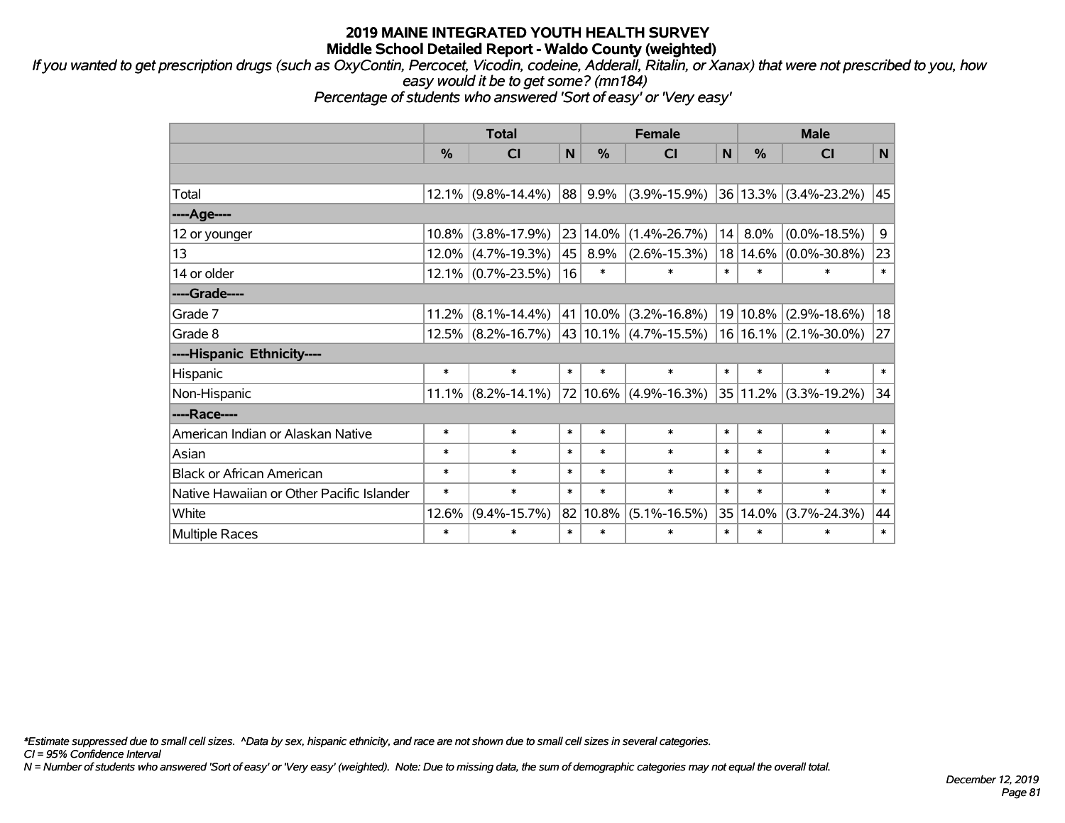# 2019 MAINE INTEGRATED YOUTH HEALTH SURVEY
## Middle School Detailed Report - Waldo County (weighted)

*If you wanted to get prescription drugs (such as OxyContin, Percocet, Vicodin, codeine, Adderall, Ritalin, or Xanax) that were not prescribed to you, how easy would it be to get some? (mn184)*
*Percentage of students who answered 'Sort of easy' or 'Very easy'*

| | Total | | | Female | | | Male | | |
|---|---|---|---|---|---|---|---|---|---|
| | % | CI | N | % | CI | N | % | CI | N |
| | | | | | | | | | |
| Total | 12.1% | (9.8%-14.4%) | 88 | 9.9% | (3.9%-15.9%) | 36 | 13.3% | (3.4%-23.2%) | 45 |
| ----Age---- | | | | | | | | | |
| 12 or younger | 10.8% | (3.8%-17.9%) | 23 | 14.0% | (1.4%-26.7%) | 14 | 8.0% | (0.0%-18.5%) | 9 |
| 13 | 12.0% | (4.7%-19.3%) | 45 | 8.9% | (2.6%-15.3%) | 18 | 14.6% | (0.0%-30.8%) | 23 |
| 14 or older | 12.1% | (0.7%-23.5%) | 16 | * | * | * | * | * | * |
| ----Grade---- | | | | | | | | | |
| Grade 7 | 11.2% | (8.1%-14.4%) | 41 | 10.0% | (3.2%-16.8%) | 19 | 10.8% | (2.9%-18.6%) | 18 |
| Grade 8 | 12.5% | (8.2%-16.7%) | 43 | 10.1% | (4.7%-15.5%) | 16 | 16.1% | (2.1%-30.0%) | 27 |
| ----Hispanic Ethnicity---- | | | | | | | | | |
| Hispanic | * | * | * | * | * | * | * | * | * |
| Non-Hispanic | 11.1% | (8.2%-14.1%) | 72 | 10.6% | (4.9%-16.3%) | 35 | 11.2% | (3.3%-19.2%) | 34 |
| ----Race---- | | | | | | | | | |
| American Indian or Alaskan Native | * | * | * | * | * | * | * | * | * |
| Asian | * | * | * | * | * | * | * | * | * |
| Black or African American | * | * | * | * | * | * | * | * | * |
| Native Hawaiian or Other Pacific Islander | * | * | * | * | * | * | * | * | * |
| White | 12.6% | (9.4%-15.7%) | 82 | 10.8% | (5.1%-16.5%) | 35 | 14.0% | (3.7%-24.3%) | 44 |
| Multiple Races | * | * | * | * | * | * | * | * | * |

*\*Estimate suppressed due to small cell sizes. ^Data by sex, hispanic ethnicity, and race are not shown due to small cell sizes in several categories.*
*CI = 95% Confidence Interval*
*N = Number of students who answered 'Sort of easy' or 'Very easy' (weighted). Note: Due to missing data, the sum of demographic categories may not equal the overall total.*

*December 12, 2019*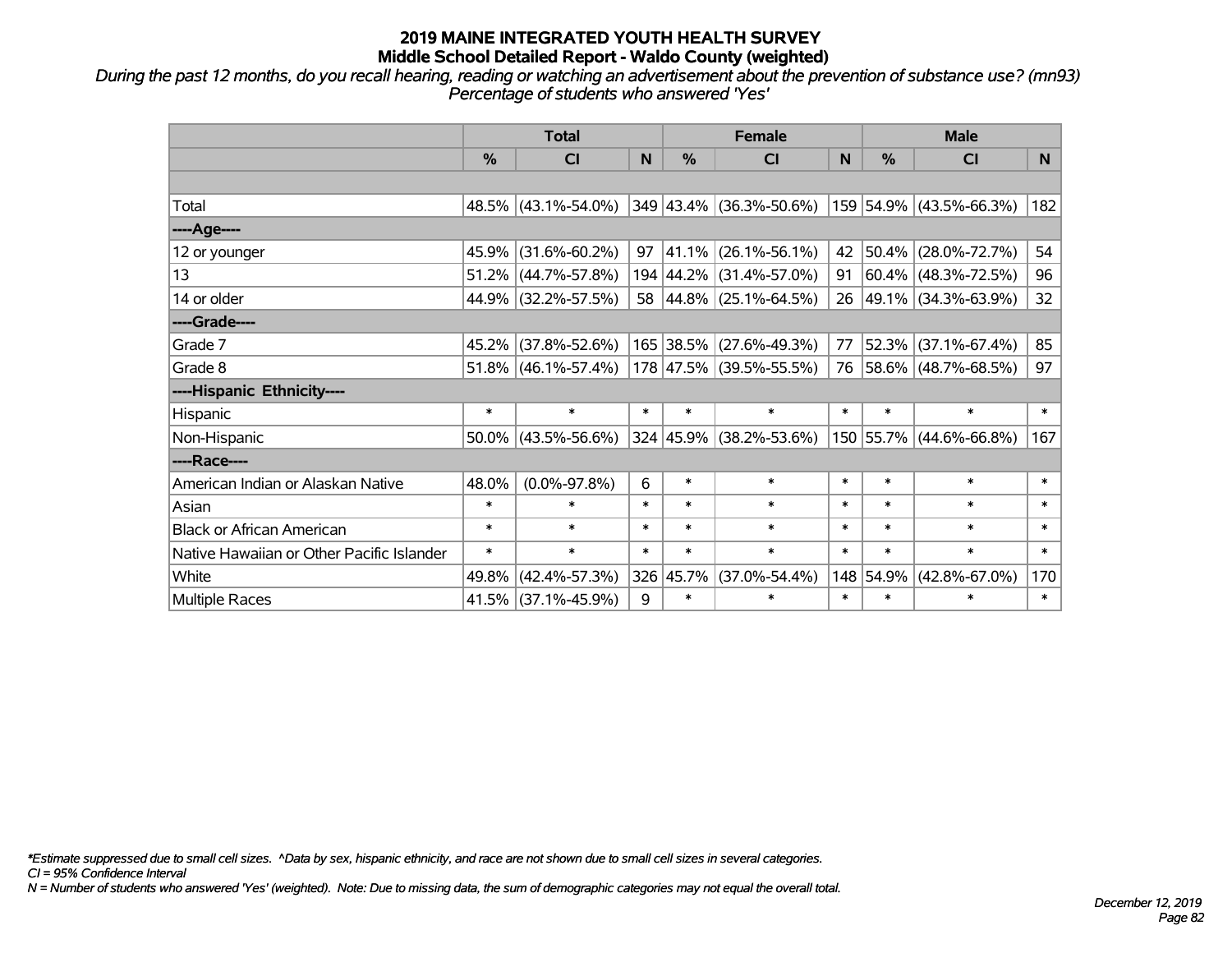# 2019 MAINE INTEGRATED YOUTH HEALTH SURVEY
## Middle School Detailed Report - Waldo County (weighted)

*During the past 12 months, do you recall hearing, reading or watching an advertisement about the prevention of substance use? (mn93)*
*Percentage of students who answered 'Yes'*

| | Total | | | Female | | | Male | | |
|---|---|---|---|---|---|---|---|---|---|
| | % | CI | N | % | CI | N | % | CI | N |
| | | | | | | | | | |
| Total | 48.5% | (43.1%-54.0%) | 349 | 43.4% | (36.3%-50.6%) | 159 | 54.9% | (43.5%-66.3%) | 182 |
| ----Age---- | | | | | | | | | |
| 12 or younger | 45.9% | (31.6%-60.2%) | 97 | 41.1% | (26.1%-56.1%) | 42 | 50.4% | (28.0%-72.7%) | 54 |
| 13 | 51.2% | (44.7%-57.8%) | 194 | 44.2% | (31.4%-57.0%) | 91 | 60.4% | (48.3%-72.5%) | 96 |
| 14 or older | 44.9% | (32.2%-57.5%) | 58 | 44.8% | (25.1%-64.5%) | 26 | 49.1% | (34.3%-63.9%) | 32 |
| ----Grade---- | | | | | | | | | |
| Grade 7 | 45.2% | (37.8%-52.6%) | 165 | 38.5% | (27.6%-49.3%) | 77 | 52.3% | (37.1%-67.4%) | 85 |
| Grade 8 | 51.8% | (46.1%-57.4%) | 178 | 47.5% | (39.5%-55.5%) | 76 | 58.6% | (48.7%-68.5%) | 97 |
| ----Hispanic Ethnicity---- | | | | | | | | | |
| Hispanic | * | * | * | * | * | * | * | * | * |
| Non-Hispanic | 50.0% | (43.5%-56.6%) | 324 | 45.9% | (38.2%-53.6%) | 150 | 55.7% | (44.6%-66.8%) | 167 |
| ----Race---- | | | | | | | | | |
| American Indian or Alaskan Native | 48.0% | (0.0%-97.8%) | 6 | * | * | * | * | * | * |
| Asian | * | * | * | * | * | * | * | * | * |
| Black or African American | * | * | * | * | * | * | * | * | * |
| Native Hawaiian or Other Pacific Islander | * | * | * | * | * | * | * | * | * |
| White | 49.8% | (42.4%-57.3%) | 326 | 45.7% | (37.0%-54.4%) | 148 | 54.9% | (42.8%-67.0%) | 170 |
| Multiple Races | 41.5% | (37.1%-45.9%) | 9 | * | * | * | * | * | * |

*Estimate suppressed due to small cell sizes. ^Data by sex, hispanic ethnicity, and race are not shown due to small cell sizes in several categories.
*CI = 95% Confidence Interval*
*N = Number of students who answered 'Yes' (weighted). Note: Due to missing data, the sum of demographic categories may not equal the overall total.*

*December 12, 2019*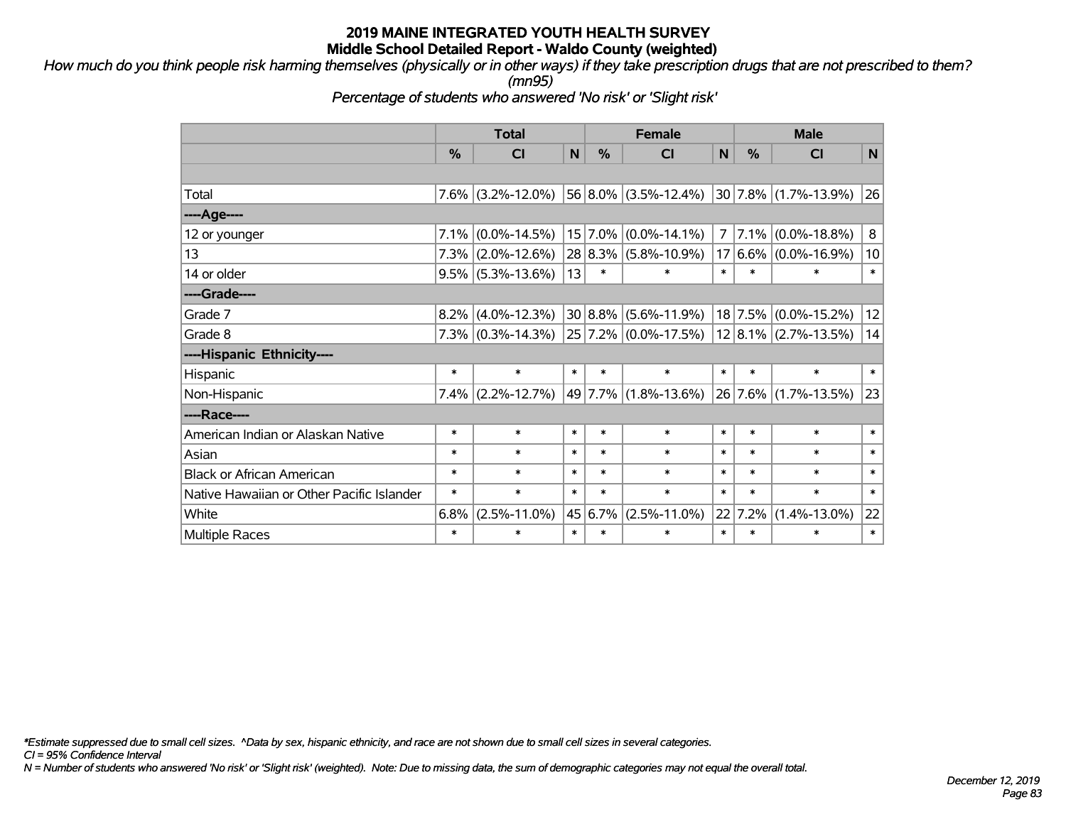# 2019 MAINE INTEGRATED YOUTH HEALTH SURVEY
## Middle School Detailed Report - Waldo County (weighted)

*How much do you think people risk harming themselves (physically or in other ways) if they take prescription drugs that are not prescribed to them? (mn95)*

*Percentage of students who answered 'No risk' or 'Slight risk'*

| | Total | | | Female | | | Male | | |
|---|---|---|---|---|---|---|---|---|---|
| | % | CI | N | % | CI | N | % | CI | N |
| | | | | | | | | | |
| Total | 7.6% | (3.2%-12.0%) | 56 | 8.0% | (3.5%-12.4%) | 30 | 7.8% | (1.7%-13.9%) | 26 |
| ----Age---- | | | | | | | | | |
| 12 or younger | 7.1% | (0.0%-14.5%) | 15 | 7.0% | (0.0%-14.1%) | 7 | 7.1% | (0.0%-18.8%) | 8 |
| 13 | 7.3% | (2.0%-12.6%) | 28 | 8.3% | (5.8%-10.9%) | 17 | 6.6% | (0.0%-16.9%) | 10 |
| 14 or older | 9.5% | (5.3%-13.6%) | 13 | * | * | * | * | * | * |
| ----Grade---- | | | | | | | | | |
| Grade 7 | 8.2% | (4.0%-12.3%) | 30 | 8.8% | (5.6%-11.9%) | 18 | 7.5% | (0.0%-15.2%) | 12 |
| Grade 8 | 7.3% | (0.3%-14.3%) | 25 | 7.2% | (0.0%-17.5%) | 12 | 8.1% | (2.7%-13.5%) | 14 |
| ----Hispanic Ethnicity---- | | | | | | | | | |
| Hispanic | * | * | * | * | * | * | * | * | * |
| Non-Hispanic | 7.4% | (2.2%-12.7%) | 49 | 7.7% | (1.8%-13.6%) | 26 | 7.6% | (1.7%-13.5%) | 23 |
| ----Race---- | | | | | | | | | |
| American Indian or Alaskan Native | * | * | * | * | * | * | * | * | * |
| Asian | * | * | * | * | * | * | * | * | * |
| Black or African American | * | * | * | * | * | * | * | * | * |
| Native Hawaiian or Other Pacific Islander | * | * | * | * | * | * | * | * | * |
| White | 6.8% | (2.5%-11.0%) | 45 | 6.7% | (2.5%-11.0%) | 22 | 7.2% | (1.4%-13.0%) | 22 |
| Multiple Races | * | * | * | * | * | * | * | * | * |

*\*Estimate suppressed due to small cell sizes. ^Data by sex, hispanic ethnicity, and race are not shown due to small cell sizes in several categories.*

*CI = 95% Confidence Interval*

*N = Number of students who answered 'No risk' or 'Slight risk' (weighted). Note: Due to missing data, the sum of demographic categories may not equal the overall total.*

*December 12, 2019*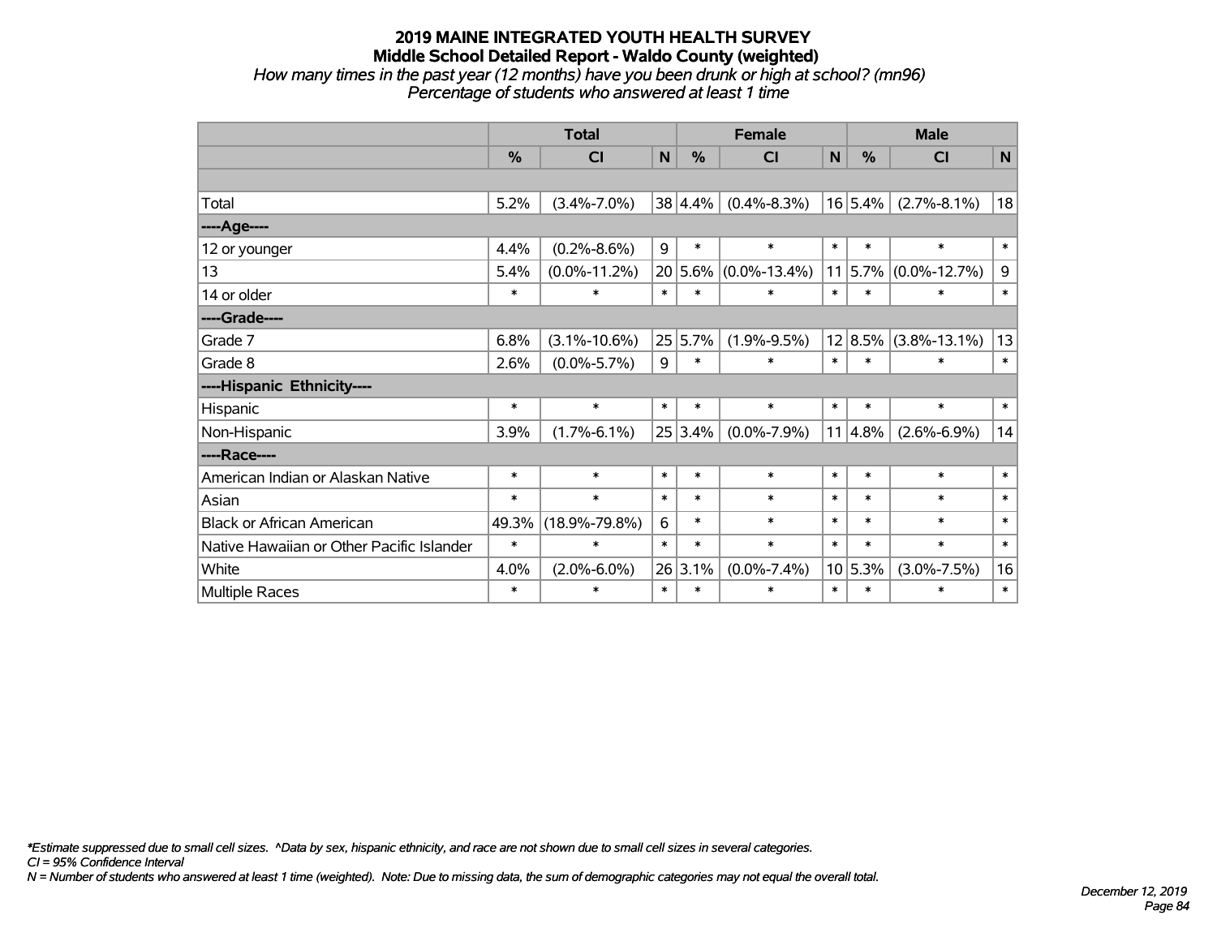# 2019 MAINE INTEGRATED YOUTH HEALTH SURVEY
## Middle School Detailed Report - Waldo County (weighted)

*How many times in the past year (12 months) have you been drunk or high at school? (mn96)*
*Percentage of students who answered at least 1 time*

| | Total | | | Female | | | Male | | |
|---|---|---|---|---|---|---|---|---|---|
| | % | CI | N | % | CI | N | % | CI | N |
| | | | | | | | | | |
| Total | 5.2% | (3.4%-7.0%) | 38 | 4.4% | (0.4%-8.3%) | 16 | 5.4% | (2.7%-8.1%) | 18 |
| ----Age---- | | | | | | | | | |
| 12 or younger | 4.4% | (0.2%-8.6%) | 9 | * | * | * | * | * | * |
| 13 | 5.4% | (0.0%-11.2%) | 20 | 5.6% | (0.0%-13.4%) | 11 | 5.7% | (0.0%-12.7%) | 9 |
| 14 or older | * | * | * | * | * | * | * | * | * |
| ----Grade---- | | | | | | | | | |
| Grade 7 | 6.8% | (3.1%-10.6%) | 25 | 5.7% | (1.9%-9.5%) | 12 | 8.5% | (3.8%-13.1%) | 13 |
| Grade 8 | 2.6% | (0.0%-5.7%) | 9 | * | * | * | * | * | * |
| ----Hispanic Ethnicity---- | | | | | | | | | |
| Hispanic | * | * | * | * | * | * | * | * | * |
| Non-Hispanic | 3.9% | (1.7%-6.1%) | 25 | 3.4% | (0.0%-7.9%) | 11 | 4.8% | (2.6%-6.9%) | 14 |
| ----Race---- | | | | | | | | | |
| American Indian or Alaskan Native | * | * | * | * | * | * | * | * | * |
| Asian | * | * | * | * | * | * | * | * | * |
| Black or African American | 49.3% | (18.9%-79.8%) | 6 | * | * | * | * | * | * |
| Native Hawaiian or Other Pacific Islander | * | * | * | * | * | * | * | * | * |
| White | 4.0% | (2.0%-6.0%) | 26 | 3.1% | (0.0%-7.4%) | 10 | 5.3% | (3.0%-7.5%) | 16 |
| Multiple Races | * | * | * | * | * | * | * | * | * |

*\*Estimate suppressed due to small cell sizes. ^Data by sex, hispanic ethnicity, and race are not shown due to small cell sizes in several categories.*
*CI = 95% Confidence Interval*
*N = Number of students who answered at least 1 time (weighted). Note: Due to missing data, the sum of demographic categories may not equal the overall total.*

*December 12, 2019*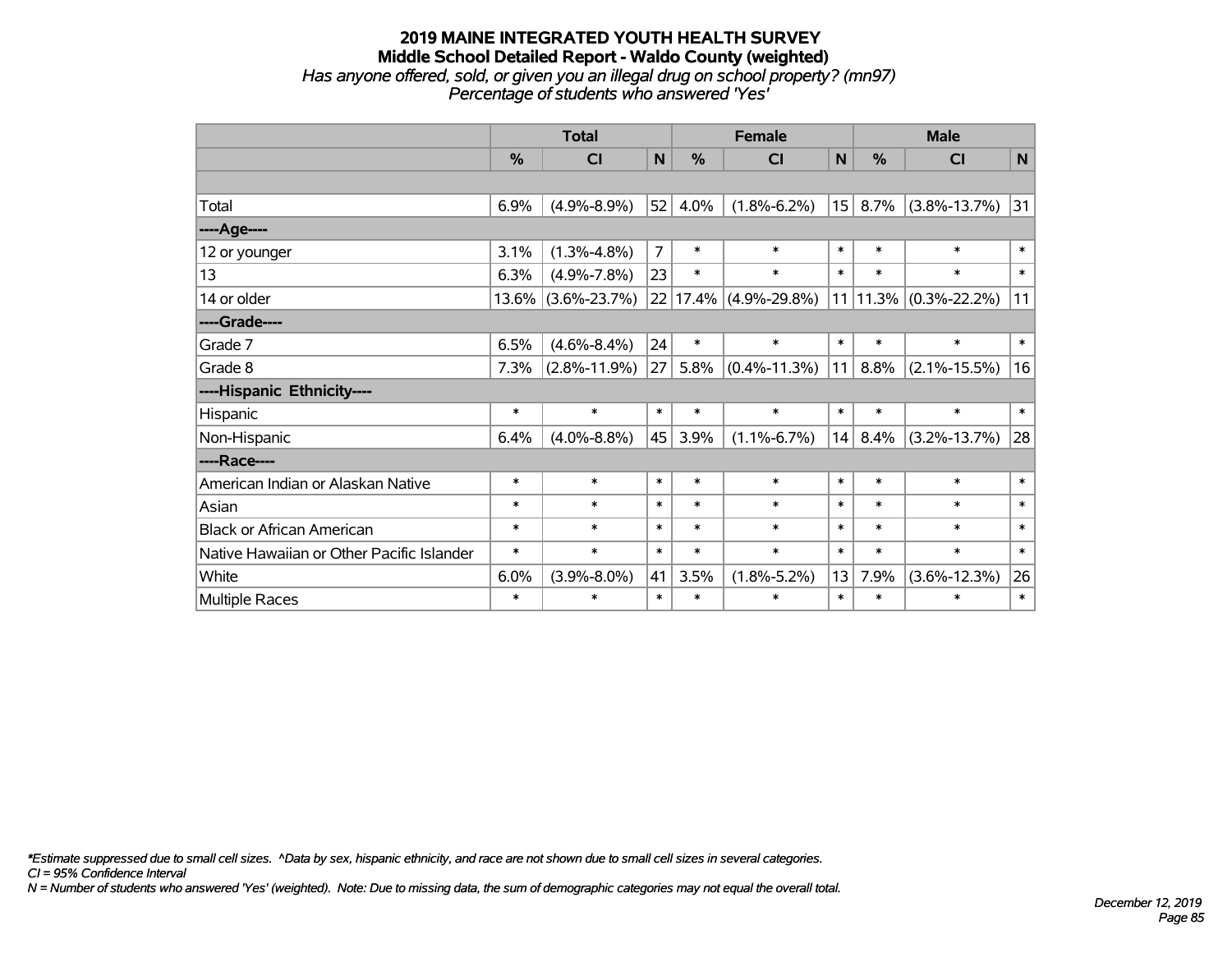**2019 MAINE INTEGRATED YOUTH HEALTH SURVEY**
**Middle School Detailed Report - Waldo County (weighted)**
*Has anyone offered, sold, or given you an illegal drug on school property? (mn97)*
*Percentage of students who answered 'Yes'*

| | Total | | | Female | | | Male | | |
|---|---|---|---|---|---|---|---|---|---|
| | % | CI | N | % | CI | N | % | CI | N |
| | | | | | | | | | |
| Total | 6.9% | (4.9%-8.9%) | 52 | 4.0% | (1.8%-6.2%) | 15 | 8.7% | (3.8%-13.7%) | 31 |
| ----Age---- | | | | | | | | | |
| 12 or younger | 3.1% | (1.3%-4.8%) | 7 | * | * | * | * | * | * |
| 13 | 6.3% | (4.9%-7.8%) | 23 | * | * | * | * | * | * |
| 14 or older | 13.6% | (3.6%-23.7%) | 22 | 17.4% | (4.9%-29.8%) | 11 | 11.3% | (0.3%-22.2%) | 11 |
| ----Grade---- | | | | | | | | | |
| Grade 7 | 6.5% | (4.6%-8.4%) | 24 | * | * | * | * | * | * |
| Grade 8 | 7.3% | (2.8%-11.9%) | 27 | 5.8% | (0.4%-11.3%) | 11 | 8.8% | (2.1%-15.5%) | 16 |
| ----Hispanic Ethnicity---- | | | | | | | | | |
| Hispanic | * | * | * | * | * | * | * | * | * |
| Non-Hispanic | 6.4% | (4.0%-8.8%) | 45 | 3.9% | (1.1%-6.7%) | 14 | 8.4% | (3.2%-13.7%) | 28 |
| ----Race---- | | | | | | | | | |
| American Indian or Alaskan Native | * | * | * | * | * | * | * | * | * |
| Asian | * | * | * | * | * | * | * | * | * |
| Black or African American | * | * | * | * | * | * | * | * | * |
| Native Hawaiian or Other Pacific Islander | * | * | * | * | * | * | * | * | * |
| White | 6.0% | (3.9%-8.0%) | 41 | 3.5% | (1.8%-5.2%) | 13 | 7.9% | (3.6%-12.3%) | 26 |
| Multiple Races | * | * | * | * | * | * | * | * | * |

*\*Estimate suppressed due to small cell sizes. ^Data by sex, hispanic ethnicity, and race are not shown due to small cell sizes in several categories.*
*CI = 95% Confidence Interval*
*N = Number of students who answered 'Yes' (weighted). Note: Due to missing data, the sum of demographic categories may not equal the overall total.*

*December 12, 2019*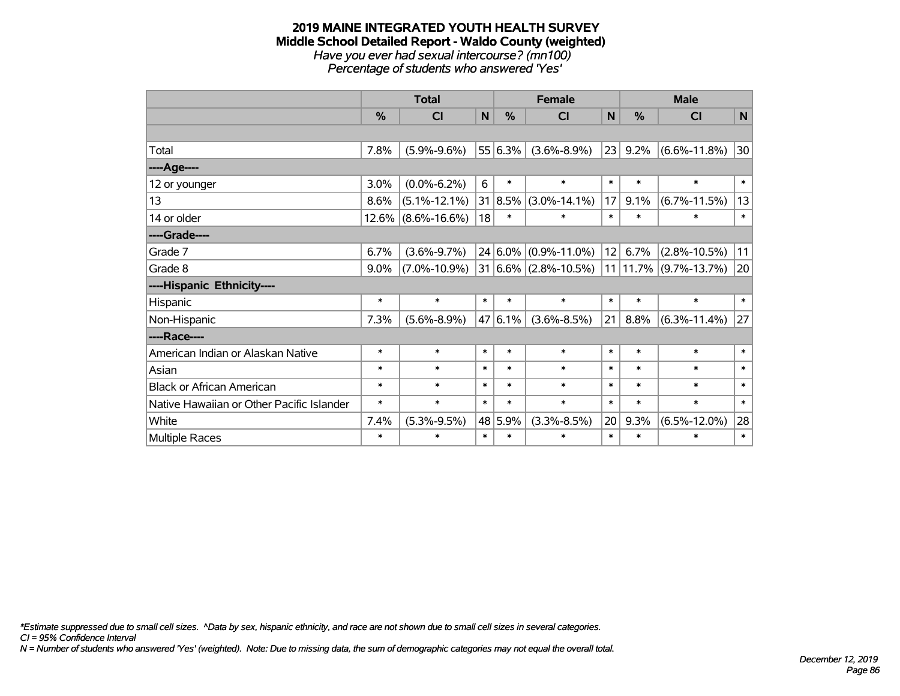# 2019 MAINE INTEGRATED YOUTH HEALTH SURVEY
## Middle School Detailed Report - Waldo County (weighted)
*Have you ever had sexual intercourse? (mn100)*
*Percentage of students who answered 'Yes'*

| | Total | | | Female | | | Male | | |
|---|---|---|---|---|---|---|---|---|---|
| | % | CI | N | % | CI | N | % | CI | N |
| | | | | | | | | | |
| Total | 7.8% | (5.9%-9.6%) | 55 | 6.3% | (3.6%-8.9%) | 23 | 9.2% | (6.6%-11.8%) | 30 |
| ----Age---- | | | | | | | | | |
| 12 or younger | 3.0% | (0.0%-6.2%) | 6 | * | * | * | * | * | * |
| 13 | 8.6% | (5.1%-12.1%) | 31 | 8.5% | (3.0%-14.1%) | 17 | 9.1% | (6.7%-11.5%) | 13 |
| 14 or older | 12.6% | (8.6%-16.6%) | 18 | * | * | * | * | * | * |
| ----Grade---- | | | | | | | | | |
| Grade 7 | 6.7% | (3.6%-9.7%) | 24 | 6.0% | (0.9%-11.0%) | 12 | 6.7% | (2.8%-10.5%) | 11 |
| Grade 8 | 9.0% | (7.0%-10.9%) | 31 | 6.6% | (2.8%-10.5%) | 11 | 11.7% | (9.7%-13.7%) | 20 |
| ----Hispanic Ethnicity---- | | | | | | | | | |
| Hispanic | * | * | * | * | * | * | * | * | * |
| Non-Hispanic | 7.3% | (5.6%-8.9%) | 47 | 6.1% | (3.6%-8.5%) | 21 | 8.8% | (6.3%-11.4%) | 27 |
| ----Race---- | | | | | | | | | |
| American Indian or Alaskan Native | * | * | * | * | * | * | * | * | * |
| Asian | * | * | * | * | * | * | * | * | * |
| Black or African American | * | * | * | * | * | * | * | * | * |
| Native Hawaiian or Other Pacific Islander | * | * | * | * | * | * | * | * | * |
| White | 7.4% | (5.3%-9.5%) | 48 | 5.9% | (3.3%-8.5%) | 20 | 9.3% | (6.5%-12.0%) | 28 |
| Multiple Races | * | * | * | * | * | * | * | * | * |

*\*Estimate suppressed due to small cell sizes. ^Data by sex, hispanic ethnicity, and race are not shown due to small cell sizes in several categories.*
*CI = 95% Confidence Interval*
*N = Number of students who answered 'Yes' (weighted). Note: Due to missing data, the sum of demographic categories may not equal the overall total.*

*December 12, 2019*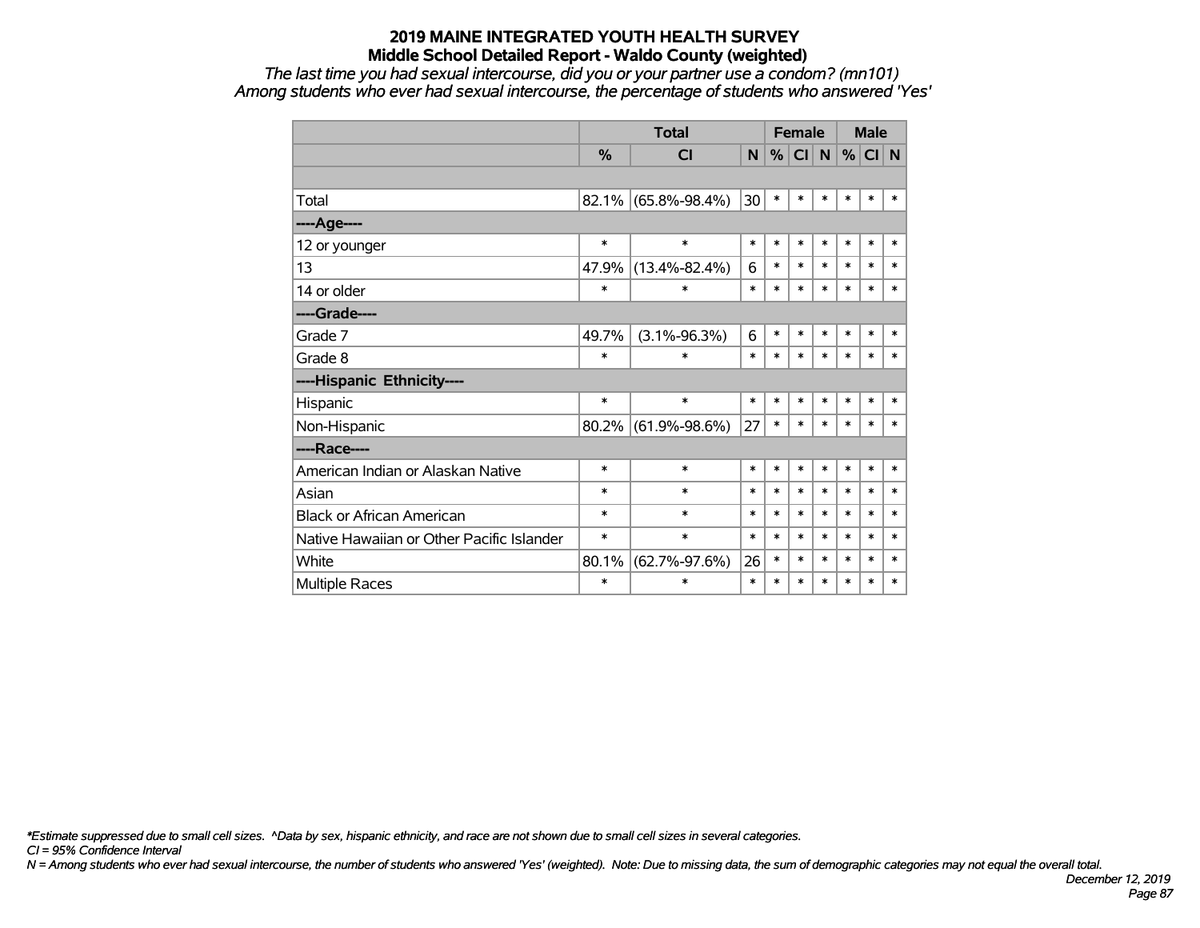# 2019 MAINE INTEGRATED YOUTH HEALTH SURVEY
## Middle School Detailed Report - Waldo County (weighted)

*The last time you had sexual intercourse, did you or your partner use a condom? (mn101)*
*Among students who ever had sexual intercourse, the percentage of students who answered 'Yes'*

| | Total | | | Female | | | Male | | |
|---|---|---|---|---|---|---|---|---|---|
| | % | CI | N | % | CI | N | % | CI | N |
| | | | | | | | | | |
| Total | 82.1% | (65.8%-98.4%) | 30 | * | * | * | * | * | * |
| ----Age---- | | | | | | | | | |
| 12 or younger | * | * | * | * | * | * | * | * | * |
| 13 | 47.9% | (13.4%-82.4%) | 6 | * | * | * | * | * | * |
| 14 or older | * | * | * | * | * | * | * | * | * |
| ----Grade---- | | | | | | | | | |
| Grade 7 | 49.7% | (3.1%-96.3%) | 6 | * | * | * | * | * | * |
| Grade 8 | * | * | * | * | * | * | * | * | * |
| ----Hispanic Ethnicity---- | | | | | | | | | |
| Hispanic | * | * | * | * | * | * | * | * | * |
| Non-Hispanic | 80.2% | (61.9%-98.6%) | 27 | * | * | * | * | * | * |
| ----Race---- | | | | | | | | | |
| American Indian or Alaskan Native | * | * | * | * | * | * | * | * | * |
| Asian | * | * | * | * | * | * | * | * | * |
| Black or African American | * | * | * | * | * | * | * | * | * |
| Native Hawaiian or Other Pacific Islander | * | * | * | * | * | * | * | * | * |
| White | 80.1% | (62.7%-97.6%) | 26 | * | * | * | * | * | * |
| Multiple Races | * | * | * | * | * | * | * | * | * |

*\*Estimate suppressed due to small cell sizes. ^Data by sex, hispanic ethnicity, and race are not shown due to small cell sizes in several categories.*
*CI = 95% Confidence Interval*
*N = Among students who ever had sexual intercourse, the number of students who answered 'Yes' (weighted). Note: Due to missing data, the sum of demographic categories may not equal the overall total.*

*December 12, 2019*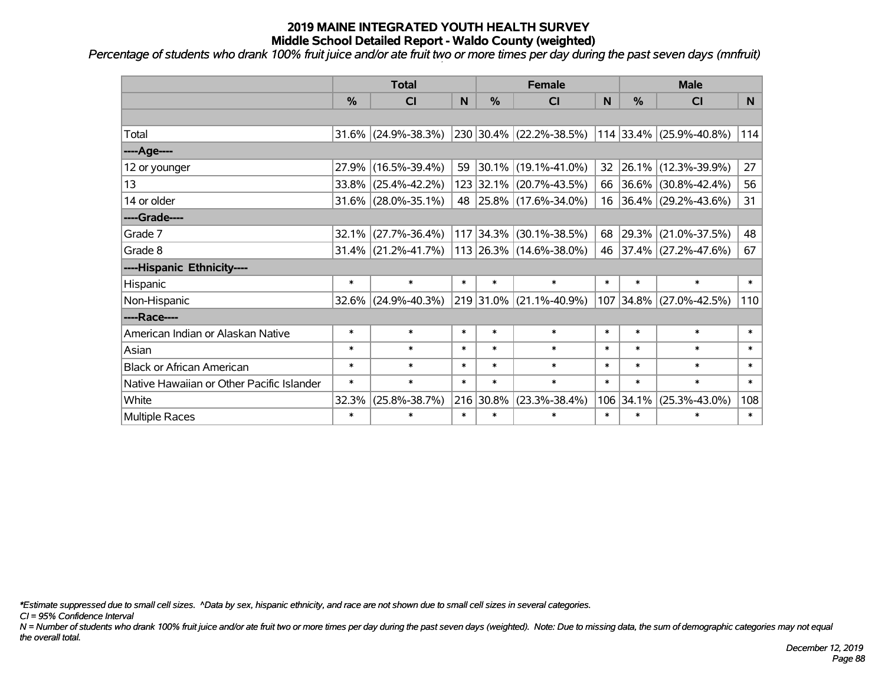# 2019 MAINE INTEGRATED YOUTH HEALTH SURVEY
## Middle School Detailed Report - Waldo County (weighted)

*Percentage of students who drank 100% fruit juice and/or ate fruit two or more times per day during the past seven days (mnfruit)*

| | Total | | | Female | | | Male | | |
|---|---|---|---|---|---|---|---|---|---|
| | % | CI | N | % | CI | N | % | CI | N |
| | | | | | | | | | |
| Total | 31.6% | (24.9%-38.3%) | 230 | 30.4% | (22.2%-38.5%) | 114 | 33.4% | (25.9%-40.8%) | 114 |
| ----Age---- | | | | | | | | | |
| 12 or younger | 27.9% | (16.5%-39.4%) | 59 | 30.1% | (19.1%-41.0%) | 32 | 26.1% | (12.3%-39.9%) | 27 |
| 13 | 33.8% | (25.4%-42.2%) | 123 | 32.1% | (20.7%-43.5%) | 66 | 36.6% | (30.8%-42.4%) | 56 |
| 14 or older | 31.6% | (28.0%-35.1%) | 48 | 25.8% | (17.6%-34.0%) | 16 | 36.4% | (29.2%-43.6%) | 31 |
| ----Grade---- | | | | | | | | | |
| Grade 7 | 32.1% | (27.7%-36.4%) | 117 | 34.3% | (30.1%-38.5%) | 68 | 29.3% | (21.0%-37.5%) | 48 |
| Grade 8 | 31.4% | (21.2%-41.7%) | 113 | 26.3% | (14.6%-38.0%) | 46 | 37.4% | (27.2%-47.6%) | 67 |
| ----Hispanic Ethnicity---- | | | | | | | | | |
| Hispanic | * | * | * | * | * | * | * | * | * |
| Non-Hispanic | 32.6% | (24.9%-40.3%) | 219 | 31.0% | (21.1%-40.9%) | 107 | 34.8% | (27.0%-42.5%) | 110 |
| ----Race---- | | | | | | | | | |
| American Indian or Alaskan Native | * | * | * | * | * | * | * | * | * |
| Asian | * | * | * | * | * | * | * | * | * |
| Black or African American | * | * | * | * | * | * | * | * | * |
| Native Hawaiian or Other Pacific Islander | * | * | * | * | * | * | * | * | * |
| White | 32.3% | (25.8%-38.7%) | 216 | 30.8% | (23.3%-38.4%) | 106 | 34.1% | (25.3%-43.0%) | 108 |
| Multiple Races | * | * | * | * | * | * | * | * | * |

*\*Estimate suppressed due to small cell sizes. ^Data by sex, hispanic ethnicity, and race are not shown due to small cell sizes in several categories.*

*CI = 95% Confidence Interval*

*N = Number of students who drank 100% fruit juice and/or ate fruit two or more times per day during the past seven days (weighted). Note: Due to missing data, the sum of demographic categories may not equal the overall total.*

*December 12, 2019*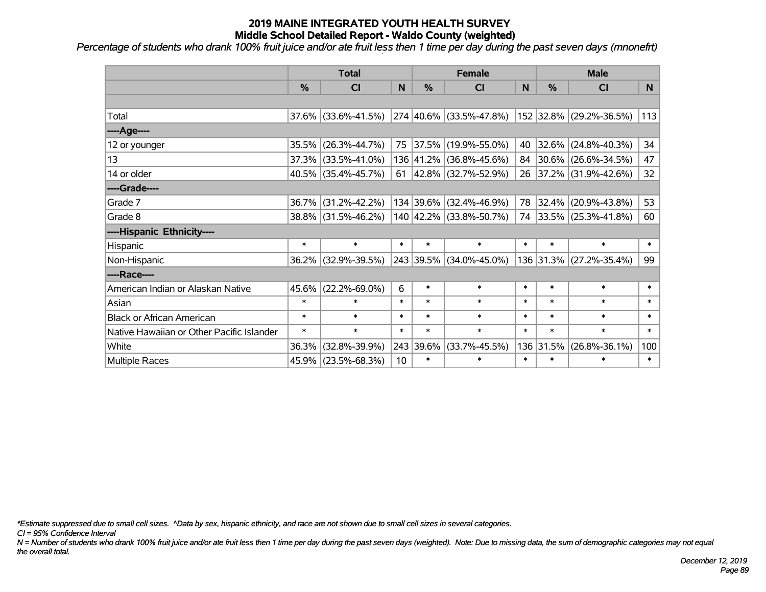# 2019 MAINE INTEGRATED YOUTH HEALTH SURVEY
## Middle School Detailed Report - Waldo County (weighted)

*Percentage of students who drank 100% fruit juice and/or ate fruit less then 1 time per day during the past seven days (mnonefrt)*

| | Total | | | Female | | | Male | | |
|---|---|---|---|---|---|---|---|---|---|
| | % | CI | N | % | CI | N | % | CI | N |
| | | | | | | | | | |
| Total | 37.6% | (33.6%-41.5%) | 274 | 40.6% | (33.5%-47.8%) | 152 | 32.8% | (29.2%-36.5%) | 113 |
| ----Age---- | | | | | | | | | |
| 12 or younger | 35.5% | (26.3%-44.7%) | 75 | 37.5% | (19.9%-55.0%) | 40 | 32.6% | (24.8%-40.3%) | 34 |
| 13 | 37.3% | (33.5%-41.0%) | 136 | 41.2% | (36.8%-45.6%) | 84 | 30.6% | (26.6%-34.5%) | 47 |
| 14 or older | 40.5% | (35.4%-45.7%) | 61 | 42.8% | (32.7%-52.9%) | 26 | 37.2% | (31.9%-42.6%) | 32 |
| ----Grade---- | | | | | | | | | |
| Grade 7 | 36.7% | (31.2%-42.2%) | 134 | 39.6% | (32.4%-46.9%) | 78 | 32.4% | (20.9%-43.8%) | 53 |
| Grade 8 | 38.8% | (31.5%-46.2%) | 140 | 42.2% | (33.8%-50.7%) | 74 | 33.5% | (25.3%-41.8%) | 60 |
| ----Hispanic Ethnicity---- | | | | | | | | | |
| Hispanic | * | * | * | * | * | * | * | * | * |
| Non-Hispanic | 36.2% | (32.9%-39.5%) | 243 | 39.5% | (34.0%-45.0%) | 136 | 31.3% | (27.2%-35.4%) | 99 |
| ----Race---- | | | | | | | | | |
| American Indian or Alaskan Native | 45.6% | (22.2%-69.0%) | 6 | * | * | * | * | * | * |
| Asian | * | * | * | * | * | * | * | * | * |
| Black or African American | * | * | * | * | * | * | * | * | * |
| Native Hawaiian or Other Pacific Islander | * | * | * | * | * | * | * | * | * |
| White | 36.3% | (32.8%-39.9%) | 243 | 39.6% | (33.7%-45.5%) | 136 | 31.5% | (26.8%-36.1%) | 100 |
| Multiple Races | 45.9% | (23.5%-68.3%) | 10 | * | * | * | * | * | * |

*\*Estimate suppressed due to small cell sizes. ^Data by sex, hispanic ethnicity, and race are not shown due to small cell sizes in several categories.*

*CI = 95% Confidence Interval*

*N = Number of students who drank 100% fruit juice and/or ate fruit less then 1 time per day during the past seven days (weighted). Note: Due to missing data, the sum of demographic categories may not equal the overall total.*

*December 12, 2019*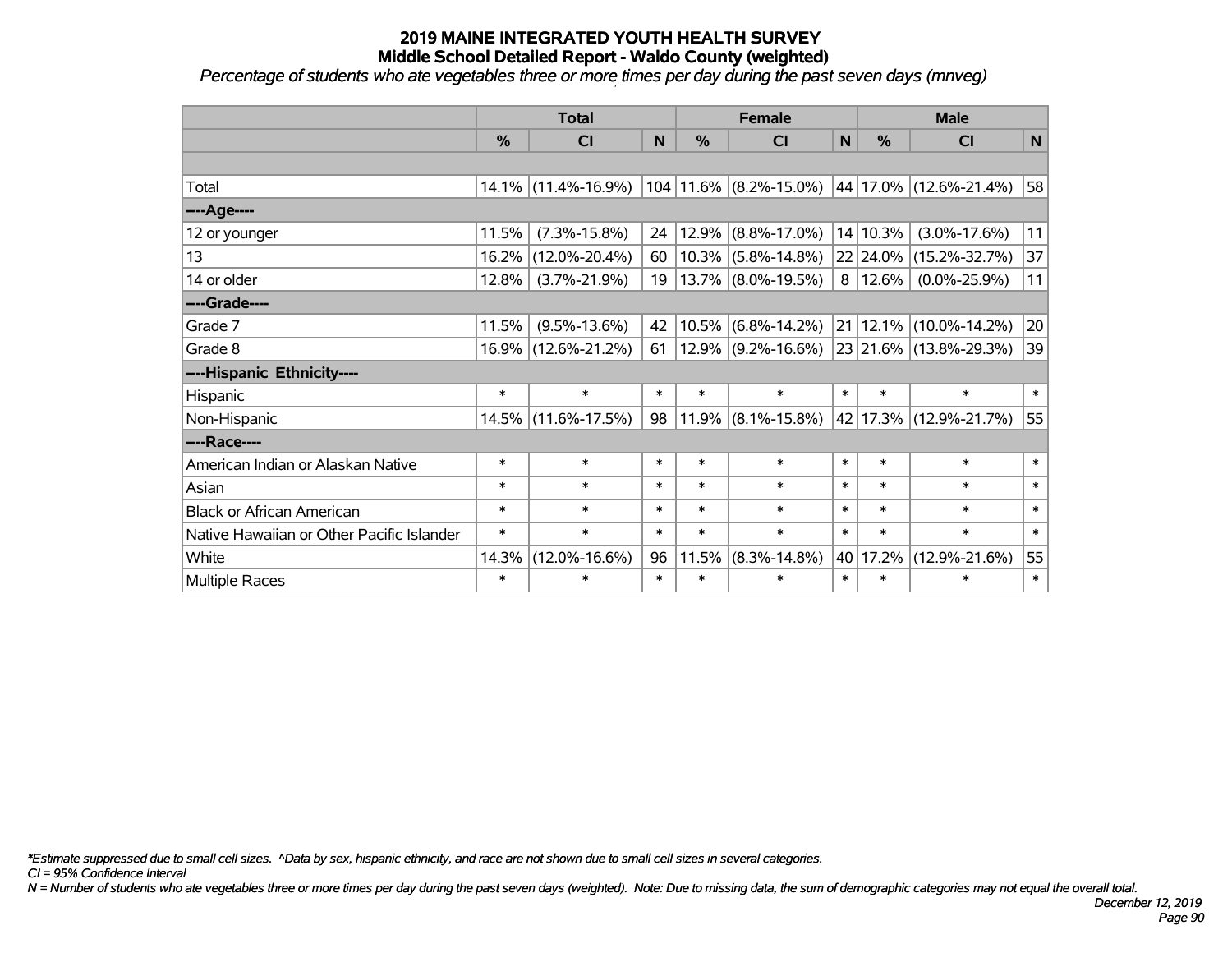# 2019 MAINE INTEGRATED YOUTH HEALTH SURVEY
## Middle School Detailed Report - Waldo County (weighted)

*Percentage of students who ate vegetables three or more times per day during the past seven days (mnveg)*

| | Total | | | Female | | | Male | | |
|---|---|---|---|---|---|---|---|---|---|
| | % | CI | N | % | CI | N | % | CI | N |
| Total | 14.1% | (11.4%-16.9%) | 104 | 11.6% | (8.2%-15.0%) | 44 | 17.0% | (12.6%-21.4%) | 58 |
| ----Age---- | | | | | | | | | |
| 12 or younger | 11.5% | (7.3%-15.8%) | 24 | 12.9% | (8.8%-17.0%) | 14 | 10.3% | (3.0%-17.6%) | 11 |
| 13 | 16.2% | (12.0%-20.4%) | 60 | 10.3% | (5.8%-14.8%) | 22 | 24.0% | (15.2%-32.7%) | 37 |
| 14 or older | 12.8% | (3.7%-21.9%) | 19 | 13.7% | (8.0%-19.5%) | 8 | 12.6% | (0.0%-25.9%) | 11 |
| ----Grade---- | | | | | | | | | |
| Grade 7 | 11.5% | (9.5%-13.6%) | 42 | 10.5% | (6.8%-14.2%) | 21 | 12.1% | (10.0%-14.2%) | 20 |
| Grade 8 | 16.9% | (12.6%-21.2%) | 61 | 12.9% | (9.2%-16.6%) | 23 | 21.6% | (13.8%-29.3%) | 39 |
| ----Hispanic Ethnicity---- | | | | | | | | | |
| Hispanic | * | * | * | * | * | * | * | * | * |
| Non-Hispanic | 14.5% | (11.6%-17.5%) | 98 | 11.9% | (8.1%-15.8%) | 42 | 17.3% | (12.9%-21.7%) | 55 |
| ----Race---- | | | | | | | | | |
| American Indian or Alaskan Native | * | * | * | * | * | * | * | * | * |
| Asian | * | * | * | * | * | * | * | * | * |
| Black or African American | * | * | * | * | * | * | * | * | * |
| Native Hawaiian or Other Pacific Islander | * | * | * | * | * | * | * | * | * |
| White | 14.3% | (12.0%-16.6%) | 96 | 11.5% | (8.3%-14.8%) | 40 | 17.2% | (12.9%-21.6%) | 55 |
| Multiple Races | * | * | * | * | * | * | * | * | * |

*\*Estimate suppressed due to small cell sizes. ^Data by sex, hispanic ethnicity, and race are not shown due to small cell sizes in several categories.*

*CI = 95% Confidence Interval*

*N = Number of students who ate vegetables three or more times per day during the past seven days (weighted). Note: Due to missing data, the sum of demographic categories may not equal the overall total.*

*December 12, 2019*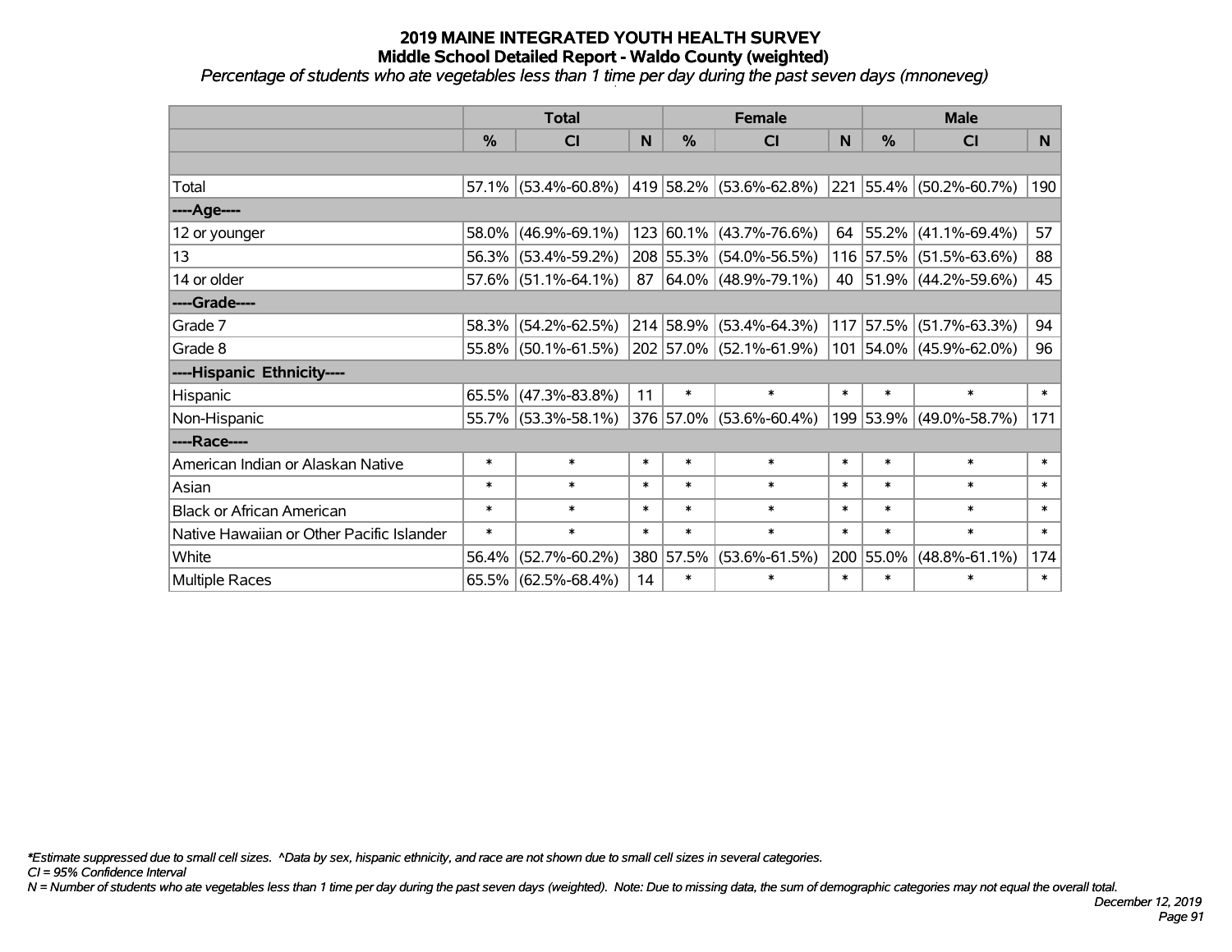# 2019 MAINE INTEGRATED YOUTH HEALTH SURVEY
## Middle School Detailed Report - Waldo County (weighted)
*Percentage of students who ate vegetables less than 1 time per day during the past seven days (mnoneveg)*

| | Total | | | Female | | | Male | | |
|---|---|---|---|---|---|---|---|---|---|
| | % | CI | N | % | CI | N | % | CI | N |
| | | | | | | | | | |
| Total | 57.1% | (53.4%-60.8%) | 419 | 58.2% | (53.6%-62.8%) | 221 | 55.4% | (50.2%-60.7%) | 190 |
| ----Age---- | | | | | | | | | |
| 12 or younger | 58.0% | (46.9%-69.1%) | 123 | 60.1% | (43.7%-76.6%) | 64 | 55.2% | (41.1%-69.4%) | 57 |
| 13 | 56.3% | (53.4%-59.2%) | 208 | 55.3% | (54.0%-56.5%) | 116 | 57.5% | (51.5%-63.6%) | 88 |
| 14 or older | 57.6% | (51.1%-64.1%) | 87 | 64.0% | (48.9%-79.1%) | 40 | 51.9% | (44.2%-59.6%) | 45 |
| ----Grade---- | | | | | | | | | |
| Grade 7 | 58.3% | (54.2%-62.5%) | 214 | 58.9% | (53.4%-64.3%) | 117 | 57.5% | (51.7%-63.3%) | 94 |
| Grade 8 | 55.8% | (50.1%-61.5%) | 202 | 57.0% | (52.1%-61.9%) | 101 | 54.0% | (45.9%-62.0%) | 96 |
| ----Hispanic Ethnicity---- | | | | | | | | | |
| Hispanic | 65.5% | (47.3%-83.8%) | 11 | * | * | * | * | * | * |
| Non-Hispanic | 55.7% | (53.3%-58.1%) | 376 | 57.0% | (53.6%-60.4%) | 199 | 53.9% | (49.0%-58.7%) | 171 |
| ----Race---- | | | | | | | | | |
| American Indian or Alaskan Native | * | * | * | * | * | * | * | * | * |
| Asian | * | * | * | * | * | * | * | * | * |
| Black or African American | * | * | * | * | * | * | * | * | * |
| Native Hawaiian or Other Pacific Islander | * | * | * | * | * | * | * | * | * |
| White | 56.4% | (52.7%-60.2%) | 380 | 57.5% | (53.6%-61.5%) | 200 | 55.0% | (48.8%-61.1%) | 174 |
| Multiple Races | 65.5% | (62.5%-68.4%) | 14 | * | * | * | * | * | * |

*\*Estimate suppressed due to small cell sizes. ^Data by sex, hispanic ethnicity, and race are not shown due to small cell sizes in several categories.*

*CI = 95% Confidence Interval*

*N = Number of students who ate vegetables less than 1 time per day during the past seven days (weighted). Note: Due to missing data, the sum of demographic categories may not equal the overall total.*

*December 12, 2019*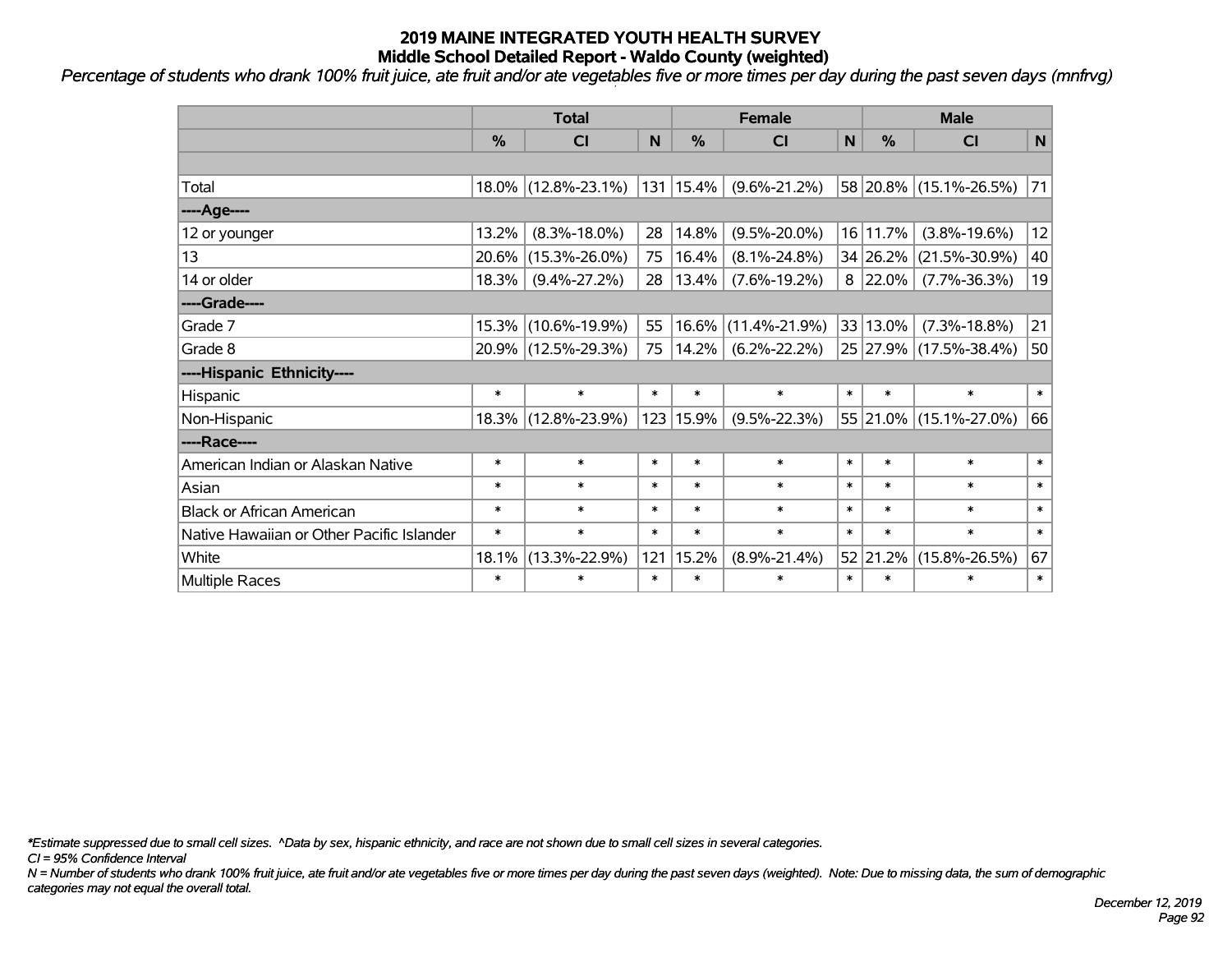# 2019 MAINE INTEGRATED YOUTH HEALTH SURVEY
## Middle School Detailed Report - Waldo County (weighted)

*Percentage of students who drank 100% fruit juice, ate fruit and/or ate vegetables five or more times per day during the past seven days (mnfrvg)*

| | Total | | | Female | | | Male | | |
|---|---|---|---|---|---|---|---|---|---|
| | % | CI | N | % | CI | N | % | CI | N |
| | | | | | | | | | |
| Total | 18.0% | (12.8%-23.1%) | 131 | 15.4% | (9.6%-21.2%) | 58 | 20.8% | (15.1%-26.5%) | 71 |
| ----Age---- | | | | | | | | | |
| 12 or younger | 13.2% | (8.3%-18.0%) | 28 | 14.8% | (9.5%-20.0%) | 16 | 11.7% | (3.8%-19.6%) | 12 |
| 13 | 20.6% | (15.3%-26.0%) | 75 | 16.4% | (8.1%-24.8%) | 34 | 26.2% | (21.5%-30.9%) | 40 |
| 14 or older | 18.3% | (9.4%-27.2%) | 28 | 13.4% | (7.6%-19.2%) | 8 | 22.0% | (7.7%-36.3%) | 19 |
| ----Grade---- | | | | | | | | | |
| Grade 7 | 15.3% | (10.6%-19.9%) | 55 | 16.6% | (11.4%-21.9%) | 33 | 13.0% | (7.3%-18.8%) | 21 |
| Grade 8 | 20.9% | (12.5%-29.3%) | 75 | 14.2% | (6.2%-22.2%) | 25 | 27.9% | (17.5%-38.4%) | 50 |
| ----Hispanic Ethnicity---- | | | | | | | | | |
| Hispanic | * | * | * | * | * | * | * | * | * |
| Non-Hispanic | 18.3% | (12.8%-23.9%) | 123 | 15.9% | (9.5%-22.3%) | 55 | 21.0% | (15.1%-27.0%) | 66 |
| ----Race---- | | | | | | | | | |
| American Indian or Alaskan Native | * | * | * | * | * | * | * | * | * |
| Asian | * | * | * | * | * | * | * | * | * |
| Black or African American | * | * | * | * | * | * | * | * | * |
| Native Hawaiian or Other Pacific Islander | * | * | * | * | * | * | * | * | * |
| White | 18.1% | (13.3%-22.9%) | 121 | 15.2% | (8.9%-21.4%) | 52 | 21.2% | (15.8%-26.5%) | 67 |
| Multiple Races | * | * | * | * | * | * | * | * | * |

*\*Estimate suppressed due to small cell sizes. ^Data by sex, hispanic ethnicity, and race are not shown due to small cell sizes in several categories.*

*CI = 95% Confidence Interval*

*N = Number of students who drank 100% fruit juice, ate fruit and/or ate vegetables five or more times per day during the past seven days (weighted). Note: Due to missing data, the sum of demographic categories may not equal the overall total.*

*December 12, 2019*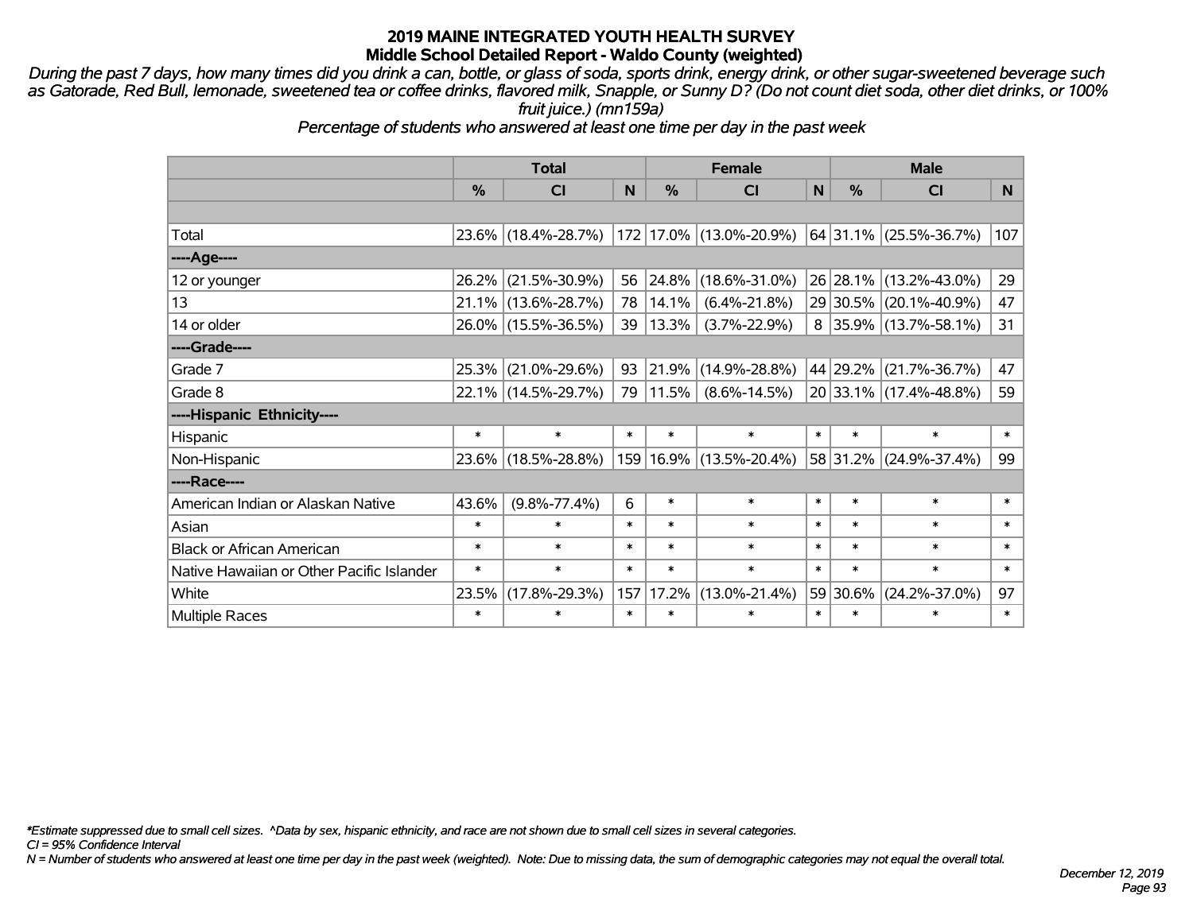# 2019 MAINE INTEGRATED YOUTH HEALTH SURVEY
## Middle School Detailed Report - Waldo County (weighted)

*During the past 7 days, how many times did you drink a can, bottle, or glass of soda, sports drink, energy drink, or other sugar-sweetened beverage such as Gatorade, Red Bull, lemonade, sweetened tea or coffee drinks, flavored milk, Snapple, or Sunny D? (Do not count diet soda, other diet drinks, or 100% fruit juice.) (mn159a)*

*Percentage of students who answered at least one time per day in the past week*

| | Total | | | Female | | | Male | | |
|---|---|---|---|---|---|---|---|---|---|
| | % | CI | N | % | CI | N | % | CI | N |
| Total | 23.6% | (18.4%-28.7%) | 172 | 17.0% | (13.0%-20.9%) | 64 | 31.1% | (25.5%-36.7%) | 107 |
| ----Age---- | | | | | | | | | |
| 12 or younger | 26.2% | (21.5%-30.9%) | 56 | 24.8% | (18.6%-31.0%) | 26 | 28.1% | (13.2%-43.0%) | 29 |
| 13 | 21.1% | (13.6%-28.7%) | 78 | 14.1% | (6.4%-21.8%) | 29 | 30.5% | (20.1%-40.9%) | 47 |
| 14 or older | 26.0% | (15.5%-36.5%) | 39 | 13.3% | (3.7%-22.9%) | 8 | 35.9% | (13.7%-58.1%) | 31 |
| ----Grade---- | | | | | | | | | |
| Grade 7 | 25.3% | (21.0%-29.6%) | 93 | 21.9% | (14.9%-28.8%) | 44 | 29.2% | (21.7%-36.7%) | 47 |
| Grade 8 | 22.1% | (14.5%-29.7%) | 79 | 11.5% | (8.6%-14.5%) | 20 | 33.1% | (17.4%-48.8%) | 59 |
| ----Hispanic Ethnicity---- | | | | | | | | | |
| Hispanic | * | * | * | * | * | * | * | * | * |
| Non-Hispanic | 23.6% | (18.5%-28.8%) | 159 | 16.9% | (13.5%-20.4%) | 58 | 31.2% | (24.9%-37.4%) | 99 |
| ----Race---- | | | | | | | | | |
| American Indian or Alaskan Native | 43.6% | (9.8%-77.4%) | 6 | * | * | * | * | * | * |
| Asian | * | * | * | * | * | * | * | * | * |
| Black or African American | * | * | * | * | * | * | * | * | * |
| Native Hawaiian or Other Pacific Islander | * | * | * | * | * | * | * | * | * |
| White | 23.5% | (17.8%-29.3%) | 157 | 17.2% | (13.0%-21.4%) | 59 | 30.6% | (24.2%-37.0%) | 97 |
| Multiple Races | * | * | * | * | * | * | * | * | * |

*Estimate suppressed due to small cell sizes. ^Data by sex, hispanic ethnicity, and race are not shown due to small cell sizes in several categories.

CI = 95% Confidence Interval

N = Number of students who answered at least one time per day in the past week (weighted). Note: Due to missing data, the sum of demographic categories may not equal the overall total.

December 12, 2019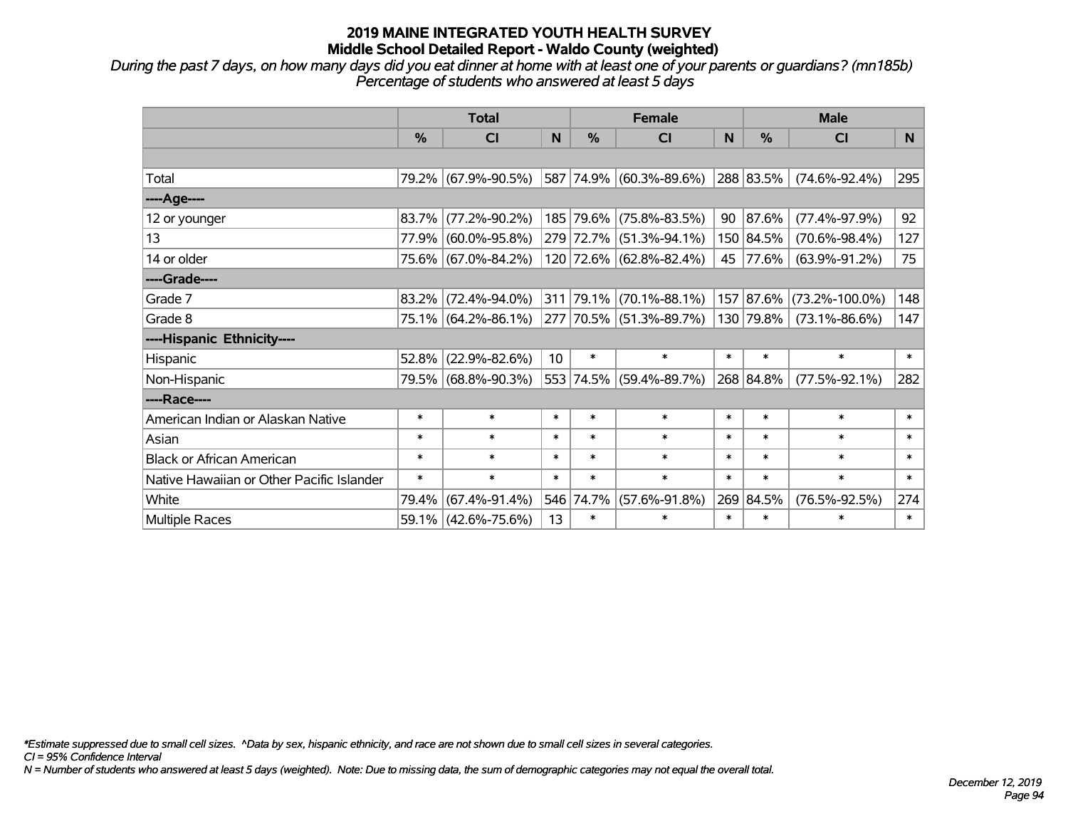# 2019 MAINE INTEGRATED YOUTH HEALTH SURVEY
## Middle School Detailed Report - Waldo County (weighted)

*During the past 7 days, on how many days did you eat dinner at home with at least one of your parents or guardians? (mn185b)*
*Percentage of students who answered at least 5 days*

| | Total | | | Female | | | Male | | |
|---|---|---|---|---|---|---|---|---|---|
| | % | CI | N | % | CI | N | % | CI | N |
| Total | 79.2% | (67.9%-90.5%) | 587 | 74.9% | (60.3%-89.6%) | 288 | 83.5% | (74.6%-92.4%) | 295 |
| ----Age---- | | | | | | | | | |
| 12 or younger | 83.7% | (77.2%-90.2%) | 185 | 79.6% | (75.8%-83.5%) | 90 | 87.6% | (77.4%-97.9%) | 92 |
| 13 | 77.9% | (60.0%-95.8%) | 279 | 72.7% | (51.3%-94.1%) | 150 | 84.5% | (70.6%-98.4%) | 127 |
| 14 or older | 75.6% | (67.0%-84.2%) | 120 | 72.6% | (62.8%-82.4%) | 45 | 77.6% | (63.9%-91.2%) | 75 |
| ----Grade---- | | | | | | | | | |
| Grade 7 | 83.2% | (72.4%-94.0%) | 311 | 79.1% | (70.1%-88.1%) | 157 | 87.6% | (73.2%-100.0%) | 148 |
| Grade 8 | 75.1% | (64.2%-86.1%) | 277 | 70.5% | (51.3%-89.7%) | 130 | 79.8% | (73.1%-86.6%) | 147 |
| ----Hispanic Ethnicity---- | | | | | | | | | |
| Hispanic | 52.8% | (22.9%-82.6%) | 10 | * | * | * | * | * | * |
| Non-Hispanic | 79.5% | (68.8%-90.3%) | 553 | 74.5% | (59.4%-89.7%) | 268 | 84.8% | (77.5%-92.1%) | 282 |
| ----Race---- | | | | | | | | | |
| American Indian or Alaskan Native | * | * | * | * | * | * | * | * | * |
| Asian | * | * | * | * | * | * | * | * | * |
| Black or African American | * | * | * | * | * | * | * | * | * |
| Native Hawaiian or Other Pacific Islander | * | * | * | * | * | * | * | * | * |
| White | 79.4% | (67.4%-91.4%) | 546 | 74.7% | (57.6%-91.8%) | 269 | 84.5% | (76.5%-92.5%) | 274 |
| Multiple Races | 59.1% | (42.6%-75.6%) | 13 | * | * | * | * | * | * |

*Estimate suppressed due to small cell sizes. ^Data by sex, hispanic ethnicity, and race are not shown due to small cell sizes in several categories.

CI = 95% Confidence Interval

N = Number of students who answered at least 5 days (weighted). Note: Due to missing data, the sum of demographic categories may not equal the overall total.

December 12, 2019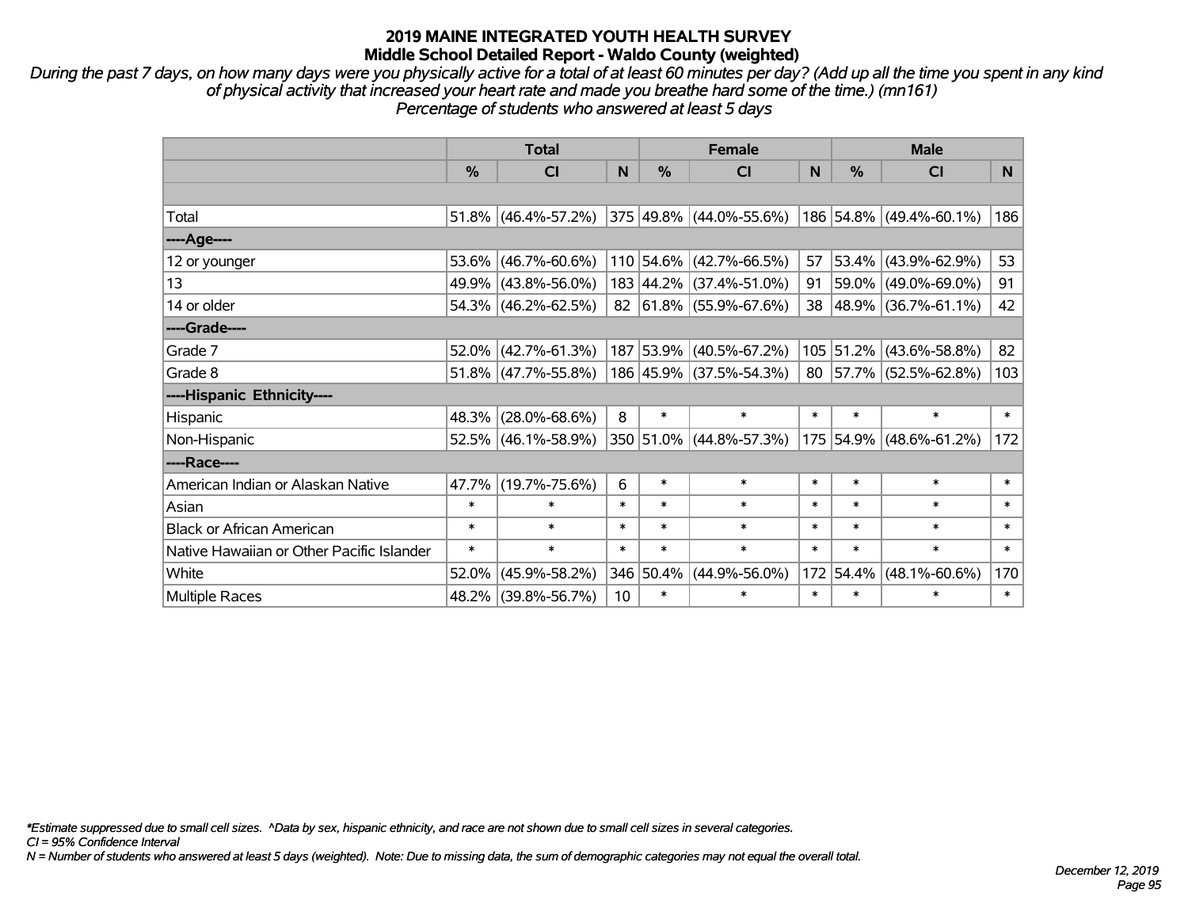## 2019 MAINE INTEGRATED YOUTH HEALTH SURVEY
### Middle School Detailed Report - Waldo County (weighted)

*During the past 7 days, on how many days were you physically active for a total of at least 60 minutes per day? (Add up all the time you spent in any kind of physical activity that increased your heart rate and made you breathe hard some of the time.) (mn161)*
*Percentage of students who answered at least 5 days*

| | Total | | | Female | | | Male | | |
|---|---|---|---|---|---|---|---|---|---|
| | % | CI | N | % | CI | N | % | CI | N |
| Total | 51.8% | (46.4%-57.2%) | 375 | 49.8% | (44.0%-55.6%) | 186 | 54.8% | (49.4%-60.1%) | 186 |
| ----Age---- | | | | | | | | | |
| 12 or younger | 53.6% | (46.7%-60.6%) | 110 | 54.6% | (42.7%-66.5%) | 57 | 53.4% | (43.9%-62.9%) | 53 |
| 13 | 49.9% | (43.8%-56.0%) | 183 | 44.2% | (37.4%-51.0%) | 91 | 59.0% | (49.0%-69.0%) | 91 |
| 14 or older | 54.3% | (46.2%-62.5%) | 82 | 61.8% | (55.9%-67.6%) | 38 | 48.9% | (36.7%-61.1%) | 42 |
| ----Grade---- | | | | | | | | | |
| Grade 7 | 52.0% | (42.7%-61.3%) | 187 | 53.9% | (40.5%-67.2%) | 105 | 51.2% | (43.6%-58.8%) | 82 |
| Grade 8 | 51.8% | (47.7%-55.8%) | 186 | 45.9% | (37.5%-54.3%) | 80 | 57.7% | (52.5%-62.8%) | 103 |
| ----Hispanic Ethnicity---- | | | | | | | | | |
| Hispanic | 48.3% | (28.0%-68.6%) | 8 | * | * | * | * | * | * |
| Non-Hispanic | 52.5% | (46.1%-58.9%) | 350 | 51.0% | (44.8%-57.3%) | 175 | 54.9% | (48.6%-61.2%) | 172 |
| ----Race---- | | | | | | | | | |
| American Indian or Alaskan Native | 47.7% | (19.7%-75.6%) | 6 | * | * | * | * | * | * |
| Asian | * | * | * | * | * | * | * | * | * |
| Black or African American | * | * | * | * | * | * | * | * | * |
| Native Hawaiian or Other Pacific Islander | * | * | * | * | * | * | * | * | * |
| White | 52.0% | (45.9%-58.2%) | 346 | 50.4% | (44.9%-56.0%) | 172 | 54.4% | (48.1%-60.6%) | 170 |
| Multiple Races | 48.2% | (39.8%-56.7%) | 10 | * | * | * | * | * | * |

*\*Estimate suppressed due to small cell sizes. ^Data by sex, hispanic ethnicity, and race are not shown due to small cell sizes in several categories.*
*CI = 95% Confidence Interval*
*N = Number of students who answered at least 5 days (weighted). Note: Due to missing data, the sum of demographic categories may not equal the overall total.*

*December 12, 2019*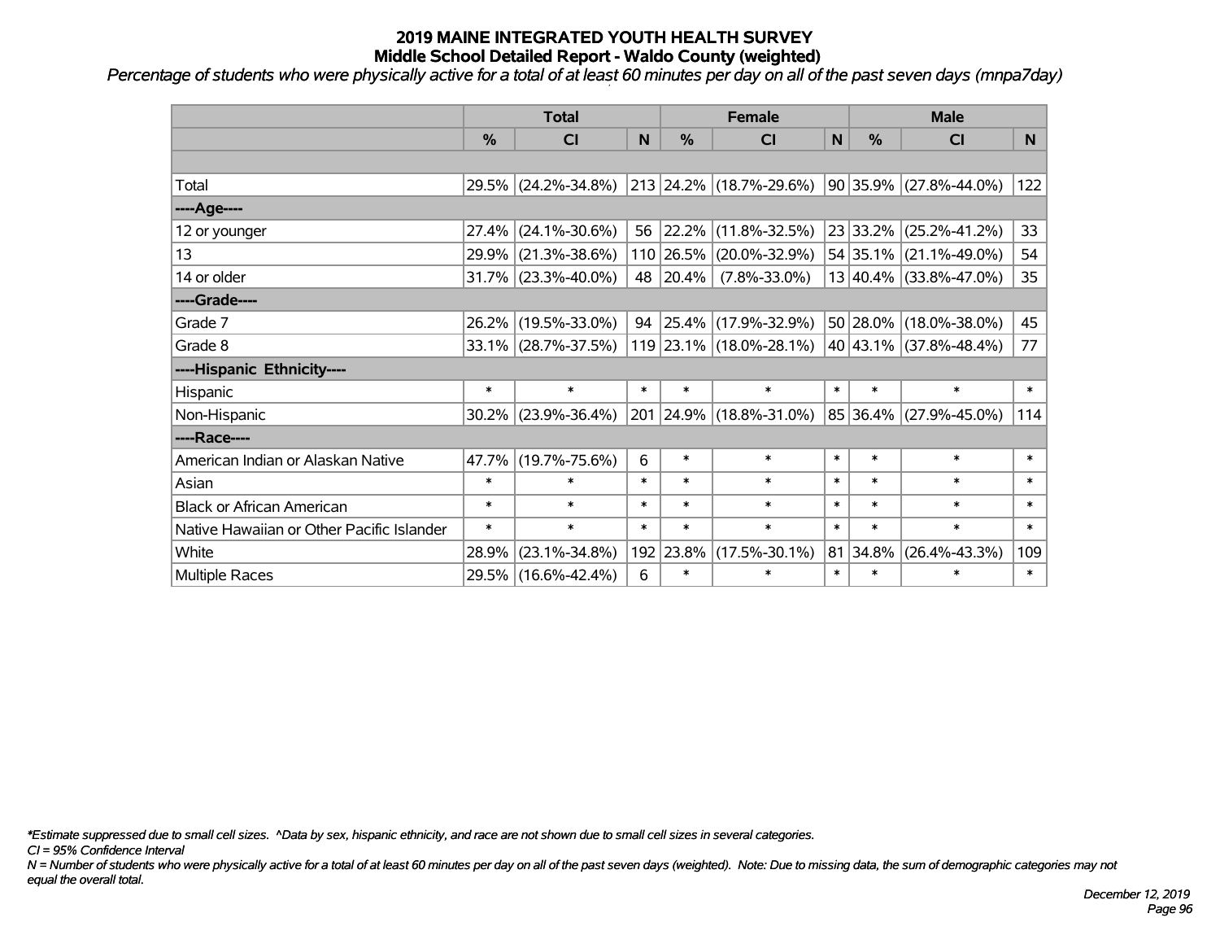# 2019 MAINE INTEGRATED YOUTH HEALTH SURVEY
## Middle School Detailed Report - Waldo County (weighted)

*Percentage of students who were physically active for a total of at least 60 minutes per day on all of the past seven days (mnpa7day)*

| | Total | | | Female | | | Male | | |
|---|---|---|---|---|---|---|---|---|---|
| | % | CI | N | % | CI | N | % | CI | N |
| | | | | | | | | | |
| Total | 29.5% | (24.2%-34.8%) | 213 | 24.2% | (18.7%-29.6%) | 90 | 35.9% | (27.8%-44.0%) | 122 |
| ----Age---- | | | | | | | | | |
| 12 or younger | 27.4% | (24.1%-30.6%) | 56 | 22.2% | (11.8%-32.5%) | 23 | 33.2% | (25.2%-41.2%) | 33 |
| 13 | 29.9% | (21.3%-38.6%) | 110 | 26.5% | (20.0%-32.9%) | 54 | 35.1% | (21.1%-49.0%) | 54 |
| 14 or older | 31.7% | (23.3%-40.0%) | 48 | 20.4% | (7.8%-33.0%) | 13 | 40.4% | (33.8%-47.0%) | 35 |
| ----Grade---- | | | | | | | | | |
| Grade 7 | 26.2% | (19.5%-33.0%) | 94 | 25.4% | (17.9%-32.9%) | 50 | 28.0% | (18.0%-38.0%) | 45 |
| Grade 8 | 33.1% | (28.7%-37.5%) | 119 | 23.1% | (18.0%-28.1%) | 40 | 43.1% | (37.8%-48.4%) | 77 |
| ----Hispanic Ethnicity---- | | | | | | | | | |
| Hispanic | * | * | * | * | * | * | * | * | * |
| Non-Hispanic | 30.2% | (23.9%-36.4%) | 201 | 24.9% | (18.8%-31.0%) | 85 | 36.4% | (27.9%-45.0%) | 114 |
| ----Race---- | | | | | | | | | |
| American Indian or Alaskan Native | 47.7% | (19.7%-75.6%) | 6 | * | * | * | * | * | * |
| Asian | * | * | * | * | * | * | * | * | * |
| Black or African American | * | * | * | * | * | * | * | * | * |
| Native Hawaiian or Other Pacific Islander | * | * | * | * | * | * | * | * | * |
| White | 28.9% | (23.1%-34.8%) | 192 | 23.8% | (17.5%-30.1%) | 81 | 34.8% | (26.4%-43.3%) | 109 |
| Multiple Races | 29.5% | (16.6%-42.4%) | 6 | * | * | * | * | * | * |

*\*Estimate suppressed due to small cell sizes. ^Data by sex, hispanic ethnicity, and race are not shown due to small cell sizes in several categories.*

*CI = 95% Confidence Interval*

*N = Number of students who were physically active for a total of at least 60 minutes per day on all of the past seven days (weighted). Note: Due to missing data, the sum of demographic categories may not equal the overall total.*

*December 12, 2019*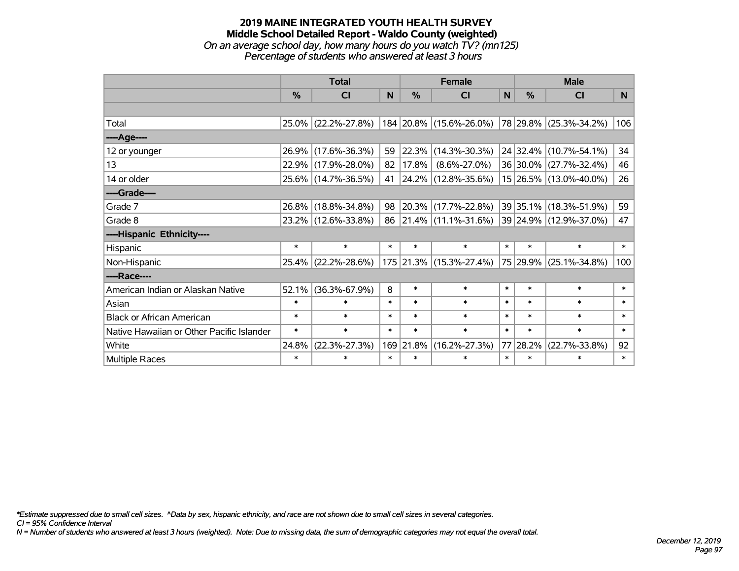# 2019 MAINE INTEGRATED YOUTH HEALTH SURVEY
## Middle School Detailed Report - Waldo County (weighted)
### *On an average school day, how many hours do you watch TV? (mn125)*
### *Percentage of students who answered at least 3 hours*

| | Total | | | Female | | | Male | | |
|---|---|---|---|---|---|---|---|---|---|
| | % | CI | N | % | CI | N | % | CI | N |
| | | | | | | | | | |
| Total | 25.0% | (22.2%-27.8%) | 184 | 20.8% | (15.6%-26.0%) | 78 | 29.8% | (25.3%-34.2%) | 106 |
| ----Age---- | | | | | | | | | |
| 12 or younger | 26.9% | (17.6%-36.3%) | 59 | 22.3% | (14.3%-30.3%) | 24 | 32.4% | (10.7%-54.1%) | 34 |
| 13 | 22.9% | (17.9%-28.0%) | 82 | 17.8% | (8.6%-27.0%) | 36 | 30.0% | (27.7%-32.4%) | 46 |
| 14 or older | 25.6% | (14.7%-36.5%) | 41 | 24.2% | (12.8%-35.6%) | 15 | 26.5% | (13.0%-40.0%) | 26 |
| ----Grade---- | | | | | | | | | |
| Grade 7 | 26.8% | (18.8%-34.8%) | 98 | 20.3% | (17.7%-22.8%) | 39 | 35.1% | (18.3%-51.9%) | 59 |
| Grade 8 | 23.2% | (12.6%-33.8%) | 86 | 21.4% | (11.1%-31.6%) | 39 | 24.9% | (12.9%-37.0%) | 47 |
| ----Hispanic Ethnicity---- | | | | | | | | | |
| Hispanic | * | * | * | * | * | * | * | * | * |
| Non-Hispanic | 25.4% | (22.2%-28.6%) | 175 | 21.3% | (15.3%-27.4%) | 75 | 29.9% | (25.1%-34.8%) | 100 |
| ----Race---- | | | | | | | | | |
| American Indian or Alaskan Native | 52.1% | (36.3%-67.9%) | 8 | * | * | * | * | * | * |
| Asian | * | * | * | * | * | * | * | * | * |
| Black or African American | * | * | * | * | * | * | * | * | * |
| Native Hawaiian or Other Pacific Islander | * | * | * | * | * | * | * | * | * |
| White | 24.8% | (22.3%-27.3%) | 169 | 21.8% | (16.2%-27.3%) | 77 | 28.2% | (22.7%-33.8%) | 92 |
| Multiple Races | * | * | * | * | * | * | * | * | * |

*\*Estimate suppressed due to small cell sizes. ^Data by sex, hispanic ethnicity, and race are not shown due to small cell sizes in several categories.*
*CI = 95% Confidence Interval*
*N = Number of students who answered at least 3 hours (weighted). Note: Due to missing data, the sum of demographic categories may not equal the overall total.*

*December 12, 2019*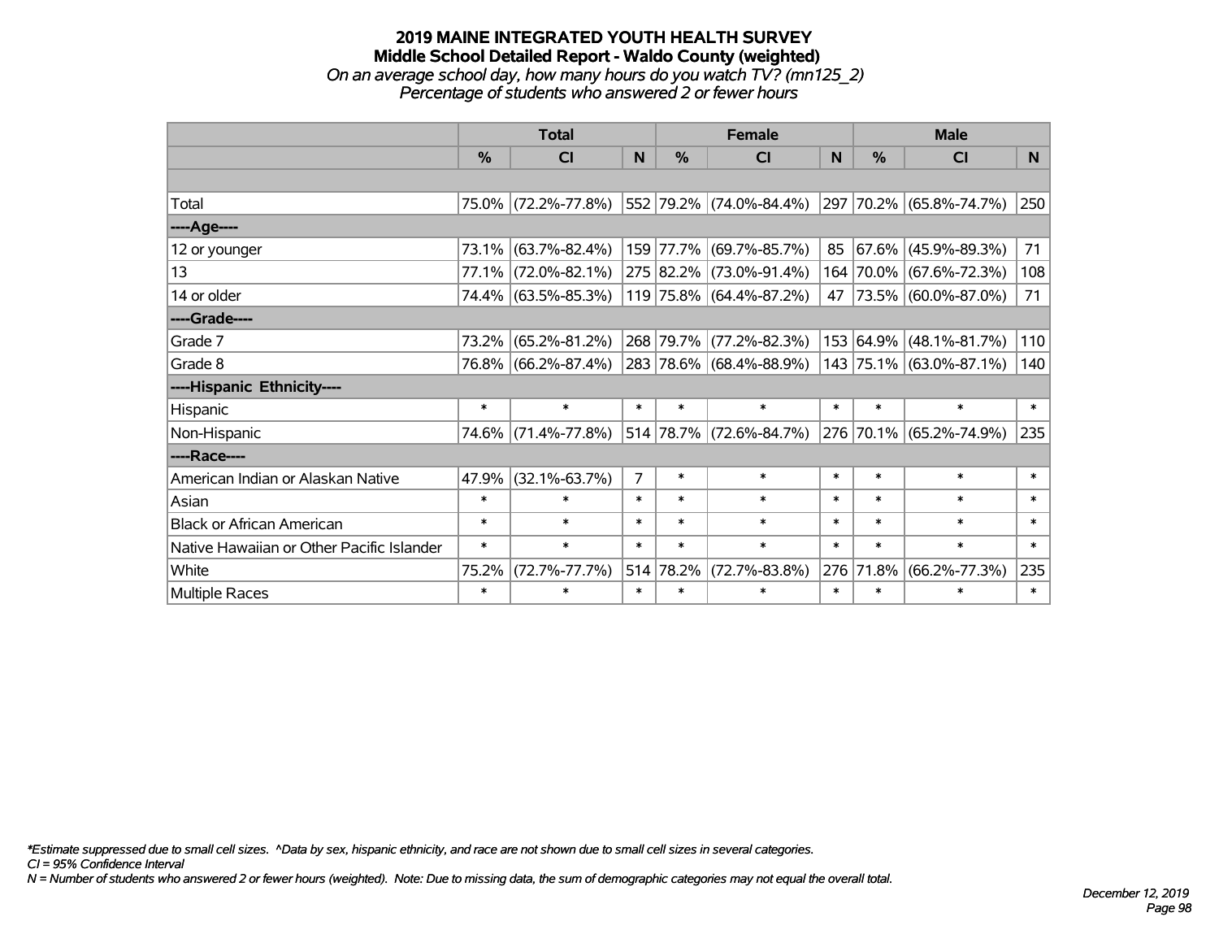# 2019 MAINE INTEGRATED YOUTH HEALTH SURVEY

## Middle School Detailed Report - Waldo County (weighted)

*On an average school day, how many hours do you watch TV? (mn125_2)*

*Percentage of students who answered 2 or fewer hours*

| | Total | | | Female | | | Male | | |
|---|---|---|---|---|---|---|---|---|---|
| | % | CI | N | % | CI | N | % | CI | N |
| | | | | | | | | | |
| Total | 75.0% | (72.2%-77.8%) | 552 | 79.2% | (74.0%-84.4%) | 297 | 70.2% | (65.8%-74.7%) | 250 |
| ----Age---- | | | | | | | | | |
| 12 or younger | 73.1% | (63.7%-82.4%) | 159 | 77.7% | (69.7%-85.7%) | 85 | 67.6% | (45.9%-89.3%) | 71 |
| 13 | 77.1% | (72.0%-82.1%) | 275 | 82.2% | (73.0%-91.4%) | 164 | 70.0% | (67.6%-72.3%) | 108 |
| 14 or older | 74.4% | (63.5%-85.3%) | 119 | 75.8% | (64.4%-87.2%) | 47 | 73.5% | (60.0%-87.0%) | 71 |
| ----Grade---- | | | | | | | | | |
| Grade 7 | 73.2% | (65.2%-81.2%) | 268 | 79.7% | (77.2%-82.3%) | 153 | 64.9% | (48.1%-81.7%) | 110 |
| Grade 8 | 76.8% | (66.2%-87.4%) | 283 | 78.6% | (68.4%-88.9%) | 143 | 75.1% | (63.0%-87.1%) | 140 |
| ----Hispanic Ethnicity---- | | | | | | | | | |
| Hispanic | * | * | * | * | * | * | * | * | * |
| Non-Hispanic | 74.6% | (71.4%-77.8%) | 514 | 78.7% | (72.6%-84.7%) | 276 | 70.1% | (65.2%-74.9%) | 235 |
| ----Race---- | | | | | | | | | |
| American Indian or Alaskan Native | 47.9% | (32.1%-63.7%) | 7 | * | * | * | * | * | * |
| Asian | * | * | * | * | * | * | * | * | * |
| Black or African American | * | * | * | * | * | * | * | * | * |
| Native Hawaiian or Other Pacific Islander | * | * | * | * | * | * | * | * | * |
| White | 75.2% | (72.7%-77.7%) | 514 | 78.2% | (72.7%-83.8%) | 276 | 71.8% | (66.2%-77.3%) | 235 |
| Multiple Races | * | * | * | * | * | * | * | * | * |

*\*Estimate suppressed due to small cell sizes. ^Data by sex, hispanic ethnicity, and race are not shown due to small cell sizes in several categories.*

*CI = 95% Confidence Interval*

*N = Number of students who answered 2 or fewer hours (weighted). Note: Due to missing data, the sum of demographic categories may not equal the overall total.*

*December 12, 2019*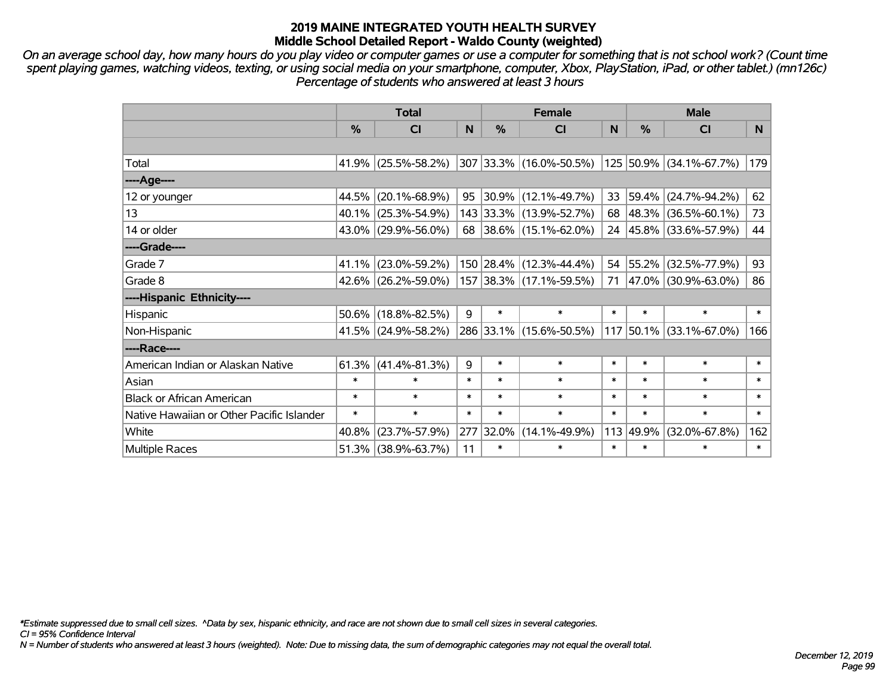# 2019 MAINE INTEGRATED YOUTH HEALTH SURVEY
## Middle School Detailed Report - Waldo County (weighted)

*On an average school day, how many hours do you play video or computer games or use a computer for something that is not school work? (Count time spent playing games, watching videos, texting, or using social media on your smartphone, computer, Xbox, PlayStation, iPad, or other tablet.) (mn126c) Percentage of students who answered at least 3 hours*

| | Total | | | Female | | | Male | | |
|---|---|---|---|---|---|---|---|---|---|
| | % | CI | N | % | CI | N | % | CI | N |
| Total | 41.9% | (25.5%-58.2%) | 307 | 33.3% | (16.0%-50.5%) | 125 | 50.9% | (34.1%-67.7%) | 179 |
| ----Age---- | | | | | | | | | |
| 12 or younger | 44.5% | (20.1%-68.9%) | 95 | 30.9% | (12.1%-49.7%) | 33 | 59.4% | (24.7%-94.2%) | 62 |
| 13 | 40.1% | (25.3%-54.9%) | 143 | 33.3% | (13.9%-52.7%) | 68 | 48.3% | (36.5%-60.1%) | 73 |
| 14 or older | 43.0% | (29.9%-56.0%) | 68 | 38.6% | (15.1%-62.0%) | 24 | 45.8% | (33.6%-57.9%) | 44 |
| ----Grade---- | | | | | | | | | |
| Grade 7 | 41.1% | (23.0%-59.2%) | 150 | 28.4% | (12.3%-44.4%) | 54 | 55.2% | (32.5%-77.9%) | 93 |
| Grade 8 | 42.6% | (26.2%-59.0%) | 157 | 38.3% | (17.1%-59.5%) | 71 | 47.0% | (30.9%-63.0%) | 86 |
| ----Hispanic Ethnicity---- | | | | | | | | | |
| Hispanic | 50.6% | (18.8%-82.5%) | 9 | * | * | * | * | * | * |
| Non-Hispanic | 41.5% | (24.9%-58.2%) | 286 | 33.1% | (15.6%-50.5%) | 117 | 50.1% | (33.1%-67.0%) | 166 |
| ----Race---- | | | | | | | | | |
| American Indian or Alaskan Native | 61.3% | (41.4%-81.3%) | 9 | * | * | * | * | * | * |
| Asian | * | * | * | * | * | * | * | * | * |
| Black or African American | * | * | * | * | * | * | * | * | * |
| Native Hawaiian or Other Pacific Islander | * | * | * | * | * | * | * | * | * |
| White | 40.8% | (23.7%-57.9%) | 277 | 32.0% | (14.1%-49.9%) | 113 | 49.9% | (32.0%-67.8%) | 162 |
| Multiple Races | 51.3% | (38.9%-63.7%) | 11 | * | * | * | * | * | * |

*\*Estimate suppressed due to small cell sizes. ^Data by sex, hispanic ethnicity, and race are not shown due to small cell sizes in several categories.*

*CI = 95% Confidence Interval*

*N = Number of students who answered at least 3 hours (weighted). Note: Due to missing data, the sum of demographic categories may not equal the overall total.*

*December 12, 2019*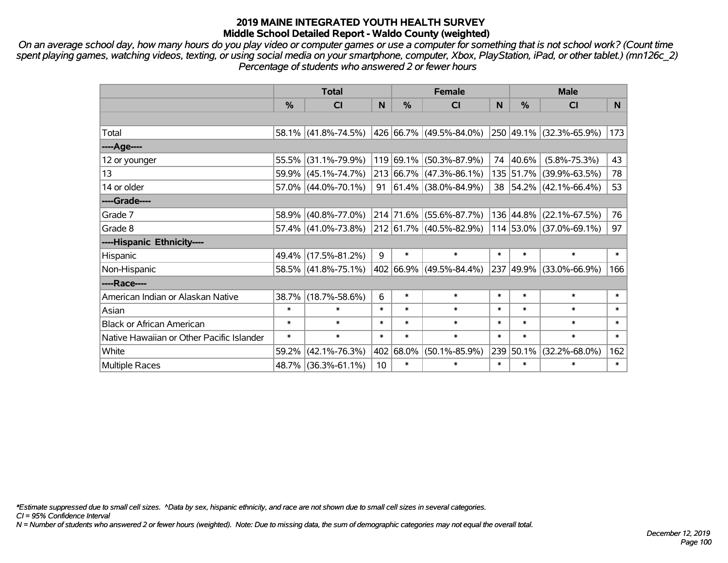# 2019 MAINE INTEGRATED YOUTH HEALTH SURVEY
## Middle School Detailed Report - Waldo County (weighted)

*On an average school day, how many hours do you play video or computer games or use a computer for something that is not school work? (Count time spent playing games, watching videos, texting, or using social media on your smartphone, computer, Xbox, PlayStation, iPad, or other tablet.) (mn126c_2)*
*Percentage of students who answered 2 or fewer hours*

| | Total | | | Female | | | Male | | |
|---|---|---|---|---|---|---|---|---|---|
| | % | CI | N | % | CI | N | % | CI | N |
| Total | 58.1% | (41.8%-74.5%) | 426 | 66.7% | (49.5%-84.0%) | 250 | 49.1% | (32.3%-65.9%) | 173 |
| ----Age---- | | | | | | | | | |
| 12 or younger | 55.5% | (31.1%-79.9%) | 119 | 69.1% | (50.3%-87.9%) | 74 | 40.6% | (5.8%-75.3%) | 43 |
| 13 | 59.9% | (45.1%-74.7%) | 213 | 66.7% | (47.3%-86.1%) | 135 | 51.7% | (39.9%-63.5%) | 78 |
| 14 or older | 57.0% | (44.0%-70.1%) | 91 | 61.4% | (38.0%-84.9%) | 38 | 54.2% | (42.1%-66.4%) | 53 |
| ----Grade---- | | | | | | | | | |
| Grade 7 | 58.9% | (40.8%-77.0%) | 214 | 71.6% | (55.6%-87.7%) | 136 | 44.8% | (22.1%-67.5%) | 76 |
| Grade 8 | 57.4% | (41.0%-73.8%) | 212 | 61.7% | (40.5%-82.9%) | 114 | 53.0% | (37.0%-69.1%) | 97 |
| ----Hispanic Ethnicity---- | | | | | | | | | |
| Hispanic | 49.4% | (17.5%-81.2%) | 9 | * | * | * | * | * | * |
| Non-Hispanic | 58.5% | (41.8%-75.1%) | 402 | 66.9% | (49.5%-84.4%) | 237 | 49.9% | (33.0%-66.9%) | 166 |
| ----Race---- | | | | | | | | | |
| American Indian or Alaskan Native | 38.7% | (18.7%-58.6%) | 6 | * | * | * | * | * | * |
| Asian | * | * | * | * | * | * | * | * | * |
| Black or African American | * | * | * | * | * | * | * | * | * |
| Native Hawaiian or Other Pacific Islander | * | * | * | * | * | * | * | * | * |
| White | 59.2% | (42.1%-76.3%) | 402 | 68.0% | (50.1%-85.9%) | 239 | 50.1% | (32.2%-68.0%) | 162 |
| Multiple Races | 48.7% | (36.3%-61.1%) | 10 | * | * | * | * | * | * |

*\*Estimate suppressed due to small cell sizes. ^Data by sex, hispanic ethnicity, and race are not shown due to small cell sizes in several categories.*
*CI = 95% Confidence Interval*
*N = Number of students who answered 2 or fewer hours (weighted). Note: Due to missing data, the sum of demographic categories may not equal the overall total.*

*December 12, 2019*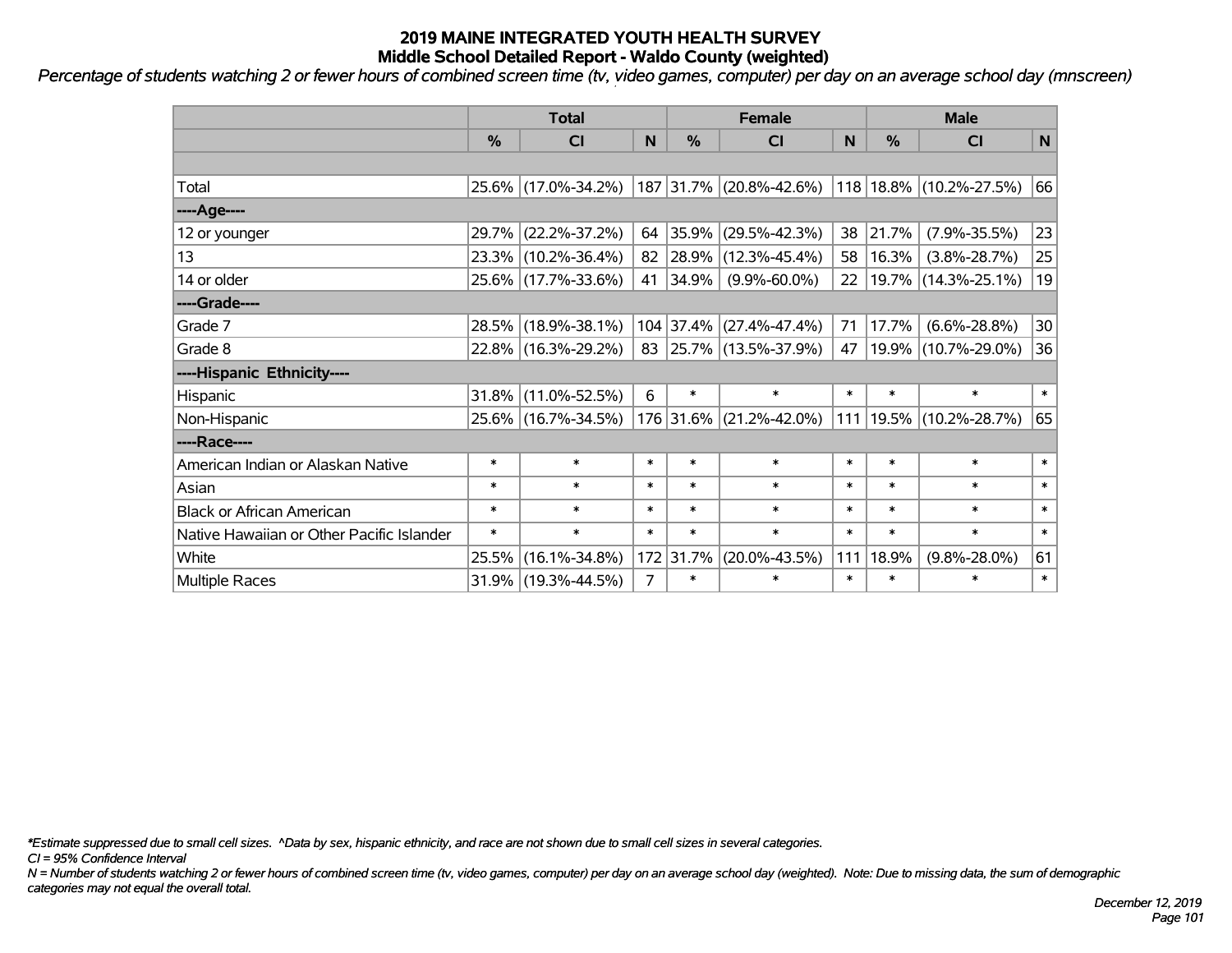# 2019 MAINE INTEGRATED YOUTH HEALTH SURVEY
## Middle School Detailed Report - Waldo County (weighted)

*Percentage of students watching 2 or fewer hours of combined screen time (tv, video games, computer) per day on an average school day (mnscreen)*

| | Total | | | Female | | | Male | | |
|---|---|---|---|---|---|---|---|---|---|
| | % | CI | N | % | CI | N | % | CI | N |
| | | | | | | | | | |
| Total | 25.6% | (17.0%-34.2%) | 187 | 31.7% | (20.8%-42.6%) | 118 | 18.8% | (10.2%-27.5%) | 66 |
| ----Age---- | | | | | | | | | |
| 12 or younger | 29.7% | (22.2%-37.2%) | 64 | 35.9% | (29.5%-42.3%) | 38 | 21.7% | (7.9%-35.5%) | 23 |
| 13 | 23.3% | (10.2%-36.4%) | 82 | 28.9% | (12.3%-45.4%) | 58 | 16.3% | (3.8%-28.7%) | 25 |
| 14 or older | 25.6% | (17.7%-33.6%) | 41 | 34.9% | (9.9%-60.0%) | 22 | 19.7% | (14.3%-25.1%) | 19 |
| ----Grade---- | | | | | | | | | |
| Grade 7 | 28.5% | (18.9%-38.1%) | 104 | 37.4% | (27.4%-47.4%) | 71 | 17.7% | (6.6%-28.8%) | 30 |
| Grade 8 | 22.8% | (16.3%-29.2%) | 83 | 25.7% | (13.5%-37.9%) | 47 | 19.9% | (10.7%-29.0%) | 36 |
| ----Hispanic Ethnicity---- | | | | | | | | | |
| Hispanic | 31.8% | (11.0%-52.5%) | 6 | * | * | * | * | * | * |
| Non-Hispanic | 25.6% | (16.7%-34.5%) | 176 | 31.6% | (21.2%-42.0%) | 111 | 19.5% | (10.2%-28.7%) | 65 |
| ----Race---- | | | | | | | | | |
| American Indian or Alaskan Native | * | * | * | * | * | * | * | * | * |
| Asian | * | * | * | * | * | * | * | * | * |
| Black or African American | * | * | * | * | * | * | * | * | * |
| Native Hawaiian or Other Pacific Islander | * | * | * | * | * | * | * | * | * |
| White | 25.5% | (16.1%-34.8%) | 172 | 31.7% | (20.0%-43.5%) | 111 | 18.9% | (9.8%-28.0%) | 61 |
| Multiple Races | 31.9% | (19.3%-44.5%) | 7 | * | * | * | * | * | * |

*\*Estimate suppressed due to small cell sizes. ^Data by sex, hispanic ethnicity, and race are not shown due to small cell sizes in several categories.*

*CI = 95% Confidence Interval*

*N = Number of students watching 2 or fewer hours of combined screen time (tv, video games, computer) per day on an average school day (weighted). Note: Due to missing data, the sum of demographic categories may not equal the overall total.*

*December 12, 2019*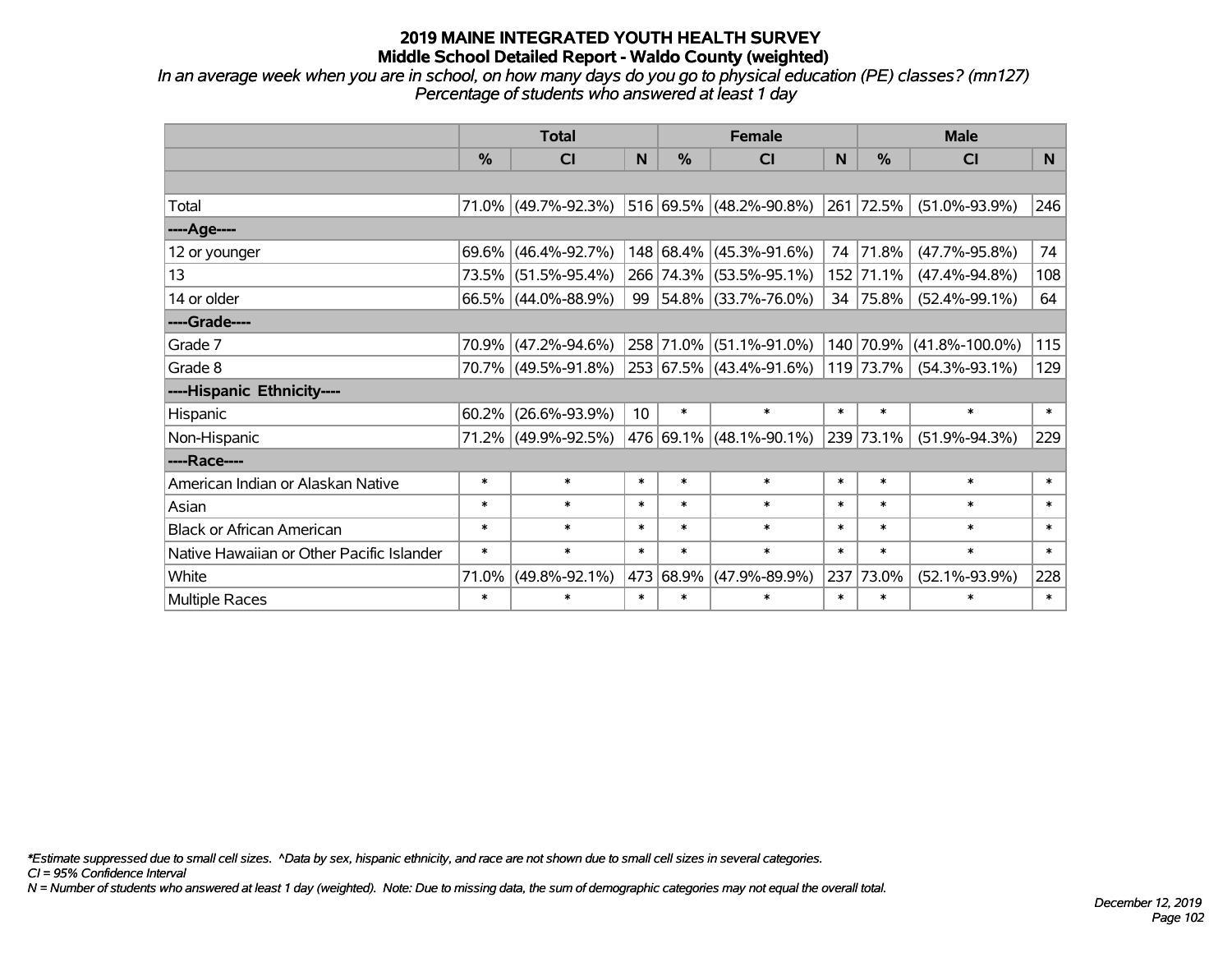# 2019 MAINE INTEGRATED YOUTH HEALTH SURVEY
## Middle School Detailed Report - Waldo County (weighted)
*In an average week when you are in school, on how many days do you go to physical education (PE) classes? (mn127)*
*Percentage of students who answered at least 1 day*

| | Total | | | Female | | | Male | | |
|---|---|---|---|---|---|---|---|---|---|
| | % | CI | N | % | CI | N | % | CI | N |
| Total | 71.0% | (49.7%-92.3%) | 516 | 69.5% | (48.2%-90.8%) | 261 | 72.5% | (51.0%-93.9%) | 246 |
| ----Age---- | | | | | | | | | |
| 12 or younger | 69.6% | (46.4%-92.7%) | 148 | 68.4% | (45.3%-91.6%) | 74 | 71.8% | (47.7%-95.8%) | 74 |
| 13 | 73.5% | (51.5%-95.4%) | 266 | 74.3% | (53.5%-95.1%) | 152 | 71.1% | (47.4%-94.8%) | 108 |
| 14 or older | 66.5% | (44.0%-88.9%) | 99 | 54.8% | (33.7%-76.0%) | 34 | 75.8% | (52.4%-99.1%) | 64 |
| ----Grade---- | | | | | | | | | |
| Grade 7 | 70.9% | (47.2%-94.6%) | 258 | 71.0% | (51.1%-91.0%) | 140 | 70.9% | (41.8%-100.0%) | 115 |
| Grade 8 | 70.7% | (49.5%-91.8%) | 253 | 67.5% | (43.4%-91.6%) | 119 | 73.7% | (54.3%-93.1%) | 129 |
| ----Hispanic Ethnicity---- | | | | | | | | | |
| Hispanic | 60.2% | (26.6%-93.9%) | 10 | * | * | * | * | * | * |
| Non-Hispanic | 71.2% | (49.9%-92.5%) | 476 | 69.1% | (48.1%-90.1%) | 239 | 73.1% | (51.9%-94.3%) | 229 |
| ----Race---- | | | | | | | | | |
| American Indian or Alaskan Native | * | * | * | * | * | * | * | * | * |
| Asian | * | * | * | * | * | * | * | * | * |
| Black or African American | * | * | * | * | * | * | * | * | * |
| Native Hawaiian or Other Pacific Islander | * | * | * | * | * | * | * | * | * |
| White | 71.0% | (49.8%-92.1%) | 473 | 68.9% | (47.9%-89.9%) | 237 | 73.0% | (52.1%-93.9%) | 228 |
| Multiple Races | * | * | * | * | * | * | * | * | * |

*\*Estimate suppressed due to small cell sizes. ^Data by sex, hispanic ethnicity, and race are not shown due to small cell sizes in several categories.*
*CI = 95% Confidence Interval*
*N = Number of students who answered at least 1 day (weighted). Note: Due to missing data, the sum of demographic categories may not equal the overall total.*

*December 12, 2019*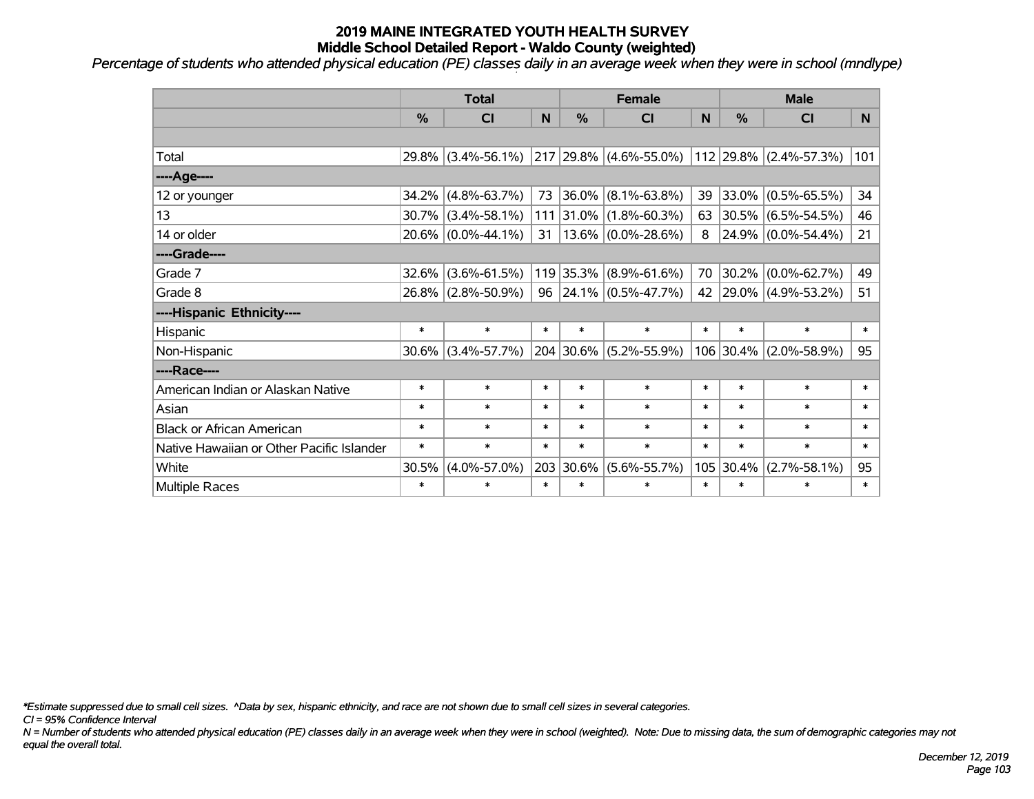# 2019 MAINE INTEGRATED YOUTH HEALTH SURVEY
## Middle School Detailed Report - Waldo County (weighted)

*Percentage of students who attended physical education (PE) classes daily in an average week when they were in school (mndlype)*

| | Total | | | Female | | | Male | | |
|---|---|---|---|---|---|---|---|---|---|
| | % | CI | N | % | CI | N | % | CI | N |
| | | | | | | | | | |
| Total | 29.8% | (3.4%-56.1%) | 217 | 29.8% | (4.6%-55.0%) | 112 | 29.8% | (2.4%-57.3%) | 101 |
| ----Age---- | | | | | | | | | |
| 12 or younger | 34.2% | (4.8%-63.7%) | 73 | 36.0% | (8.1%-63.8%) | 39 | 33.0% | (0.5%-65.5%) | 34 |
| 13 | 30.7% | (3.4%-58.1%) | 111 | 31.0% | (1.8%-60.3%) | 63 | 30.5% | (6.5%-54.5%) | 46 |
| 14 or older | 20.6% | (0.0%-44.1%) | 31 | 13.6% | (0.0%-28.6%) | 8 | 24.9% | (0.0%-54.4%) | 21 |
| ----Grade---- | | | | | | | | | |
| Grade 7 | 32.6% | (3.6%-61.5%) | 119 | 35.3% | (8.9%-61.6%) | 70 | 30.2% | (0.0%-62.7%) | 49 |
| Grade 8 | 26.8% | (2.8%-50.9%) | 96 | 24.1% | (0.5%-47.7%) | 42 | 29.0% | (4.9%-53.2%) | 51 |
| ----Hispanic Ethnicity---- | | | | | | | | | |
| Hispanic | * | * | * | * | * | * | * | * | * |
| Non-Hispanic | 30.6% | (3.4%-57.7%) | 204 | 30.6% | (5.2%-55.9%) | 106 | 30.4% | (2.0%-58.9%) | 95 |
| ----Race---- | | | | | | | | | |
| American Indian or Alaskan Native | * | * | * | * | * | * | * | * | * |
| Asian | * | * | * | * | * | * | * | * | * |
| Black or African American | * | * | * | * | * | * | * | * | * |
| Native Hawaiian or Other Pacific Islander | * | * | * | * | * | * | * | * | * |
| White | 30.5% | (4.0%-57.0%) | 203 | 30.6% | (5.6%-55.7%) | 105 | 30.4% | (2.7%-58.1%) | 95 |
| Multiple Races | * | * | * | * | * | * | * | * | * |

*\*Estimate suppressed due to small cell sizes. ^Data by sex, hispanic ethnicity, and race are not shown due to small cell sizes in several categories.*

*CI = 95% Confidence Interval*

*N = Number of students who attended physical education (PE) classes daily in an average week when they were in school (weighted). Note: Due to missing data, the sum of demographic categories may not equal the overall total.*

*December 12, 2019*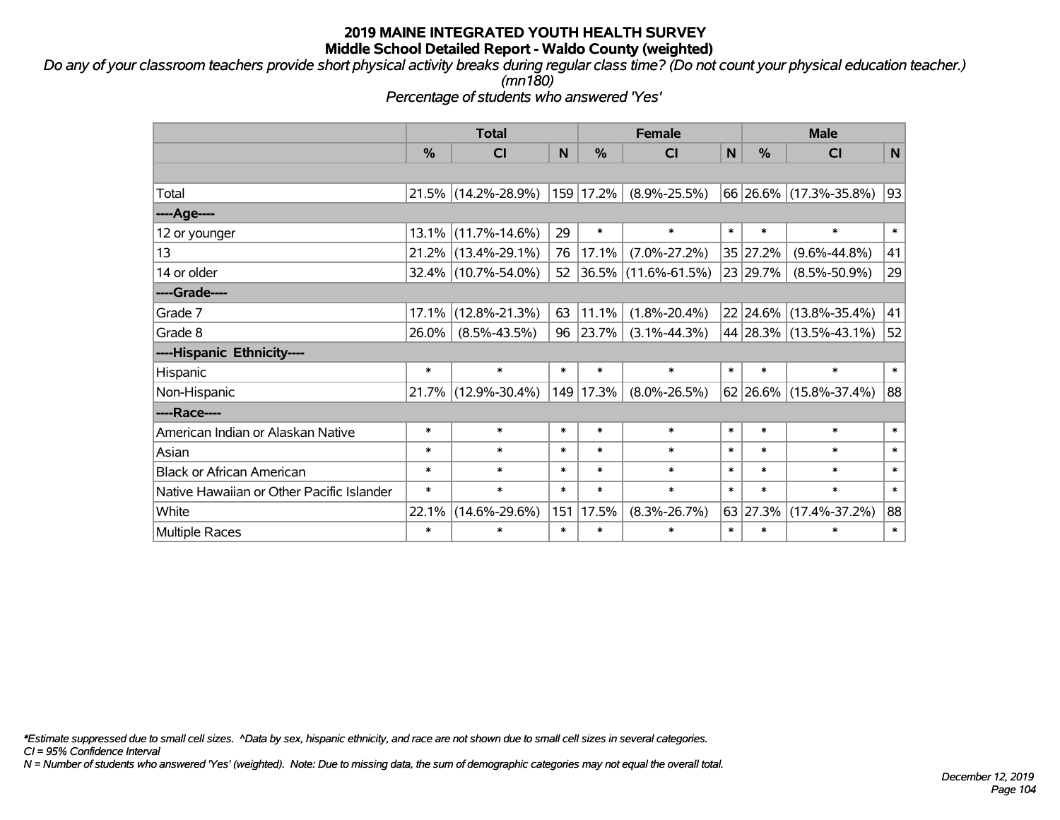# 2019 MAINE INTEGRATED YOUTH HEALTH SURVEY
## Middle School Detailed Report - Waldo County (weighted)

*Do any of your classroom teachers provide short physical activity breaks during regular class time? (Do not count your physical education teacher.) (mn180)*

*Percentage of students who answered 'Yes'*

| | Total | | | Female | | | Male | | |
|---|---|---|---|---|---|---|---|---|---|
| | % | CI | N | % | CI | N | % | CI | N |
| Total | 21.5% | (14.2%-28.9%) | 159 | 17.2% | (8.9%-25.5%) | 66 | 26.6% | (17.3%-35.8%) | 93 |
| ----Age---- | | | | | | | | | |
| 12 or younger | 13.1% | (11.7%-14.6%) | 29 | * | * | * | * | * | * |
| 13 | 21.2% | (13.4%-29.1%) | 76 | 17.1% | (7.0%-27.2%) | 35 | 27.2% | (9.6%-44.8%) | 41 |
| 14 or older | 32.4% | (10.7%-54.0%) | 52 | 36.5% | (11.6%-61.5%) | 23 | 29.7% | (8.5%-50.9%) | 29 |
| ----Grade---- | | | | | | | | | |
| Grade 7 | 17.1% | (12.8%-21.3%) | 63 | 11.1% | (1.8%-20.4%) | 22 | 24.6% | (13.8%-35.4%) | 41 |
| Grade 8 | 26.0% | (8.5%-43.5%) | 96 | 23.7% | (3.1%-44.3%) | 44 | 28.3% | (13.5%-43.1%) | 52 |
| ----Hispanic Ethnicity---- | | | | | | | | | |
| Hispanic | * | * | * | * | * | * | * | * | * |
| Non-Hispanic | 21.7% | (12.9%-30.4%) | 149 | 17.3% | (8.0%-26.5%) | 62 | 26.6% | (15.8%-37.4%) | 88 |
| ----Race---- | | | | | | | | | |
| American Indian or Alaskan Native | * | * | * | * | * | * | * | * | * |
| Asian | * | * | * | * | * | * | * | * | * |
| Black or African American | * | * | * | * | * | * | * | * | * |
| Native Hawaiian or Other Pacific Islander | * | * | * | * | * | * | * | * | * |
| White | 22.1% | (14.6%-29.6%) | 151 | 17.5% | (8.3%-26.7%) | 63 | 27.3% | (17.4%-37.2%) | 88 |
| Multiple Races | * | * | * | * | * | * | * | * | * |

*\*Estimate suppressed due to small cell sizes. ^Data by sex, hispanic ethnicity, and race are not shown due to small cell sizes in several categories.*

*CI = 95% Confidence Interval*

*N = Number of students who answered 'Yes' (weighted). Note: Due to missing data, the sum of demographic categories may not equal the overall total.*

*December 12, 2019*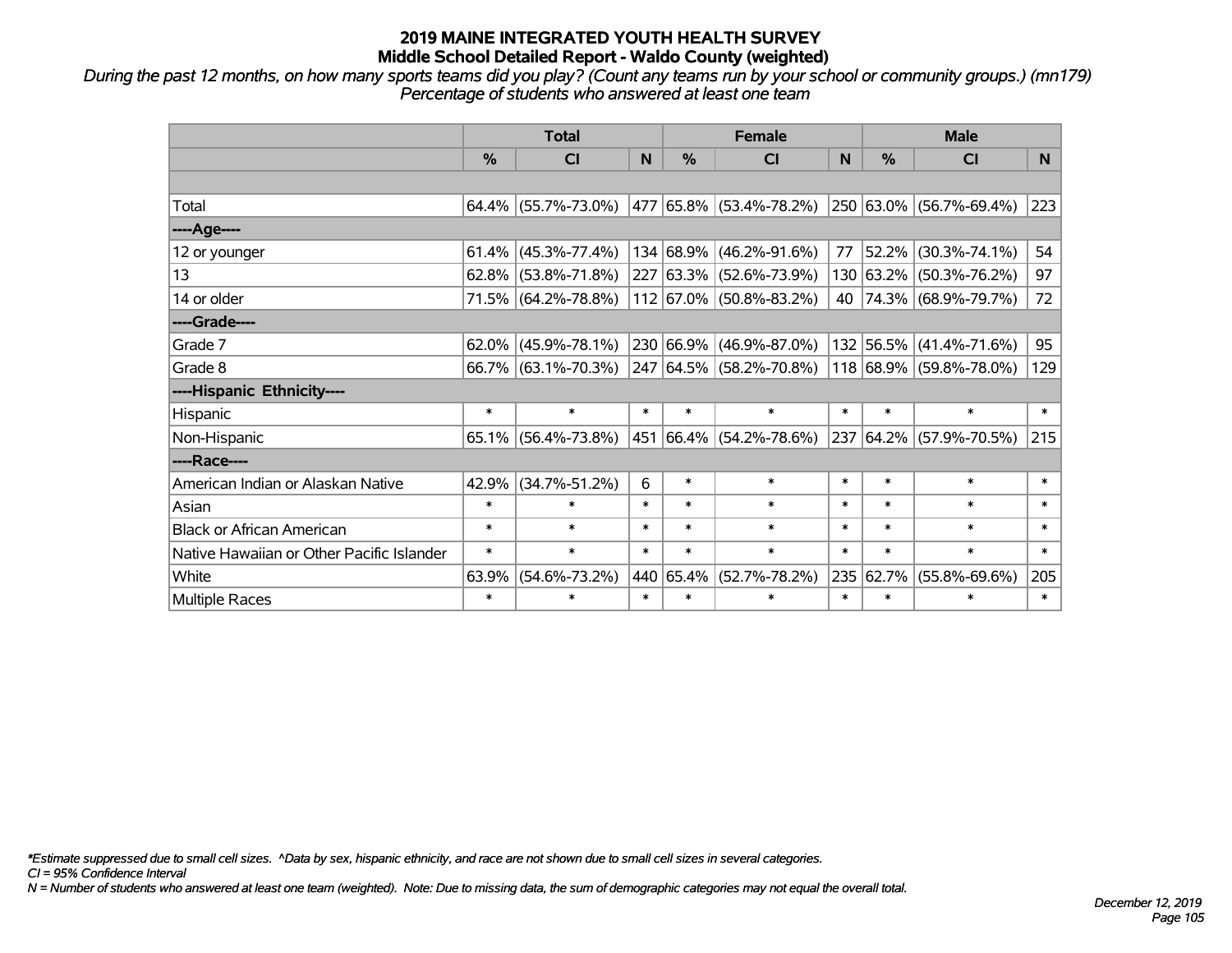# 2019 MAINE INTEGRATED YOUTH HEALTH SURVEY
## Middle School Detailed Report - Waldo County (weighted)

*During the past 12 months, on how many sports teams did you play? (Count any teams run by your school or community groups.) (mn179)*
*Percentage of students who answered at least one team*

| | Total | | | Female | | | Male | | |
|---|---|---|---|---|---|---|---|---|---|
| | % | CI | N | % | CI | N | % | CI | N |
| | | | | | | | | | |
| Total | 64.4% | (55.7%-73.0%) | 477 | 65.8% | (53.4%-78.2%) | 250 | 63.0% | (56.7%-69.4%) | 223 |
| ----Age---- | | | | | | | | | |
| 12 or younger | 61.4% | (45.3%-77.4%) | 134 | 68.9% | (46.2%-91.6%) | 77 | 52.2% | (30.3%-74.1%) | 54 |
| 13 | 62.8% | (53.8%-71.8%) | 227 | 63.3% | (52.6%-73.9%) | 130 | 63.2% | (50.3%-76.2%) | 97 |
| 14 or older | 71.5% | (64.2%-78.8%) | 112 | 67.0% | (50.8%-83.2%) | 40 | 74.3% | (68.9%-79.7%) | 72 |
| ----Grade---- | | | | | | | | | |
| Grade 7 | 62.0% | (45.9%-78.1%) | 230 | 66.9% | (46.9%-87.0%) | 132 | 56.5% | (41.4%-71.6%) | 95 |
| Grade 8 | 66.7% | (63.1%-70.3%) | 247 | 64.5% | (58.2%-70.8%) | 118 | 68.9% | (59.8%-78.0%) | 129 |
| ----Hispanic Ethnicity---- | | | | | | | | | |
| Hispanic | * | * | * | * | * | * | * | * | * |
| Non-Hispanic | 65.1% | (56.4%-73.8%) | 451 | 66.4% | (54.2%-78.6%) | 237 | 64.2% | (57.9%-70.5%) | 215 |
| ----Race---- | | | | | | | | | |
| American Indian or Alaskan Native | 42.9% | (34.7%-51.2%) | 6 | * | * | * | * | * | * |
| Asian | * | * | * | * | * | * | * | * | * |
| Black or African American | * | * | * | * | * | * | * | * | * |
| Native Hawaiian or Other Pacific Islander | * | * | * | * | * | * | * | * | * |
| White | 63.9% | (54.6%-73.2%) | 440 | 65.4% | (52.7%-78.2%) | 235 | 62.7% | (55.8%-69.6%) | 205 |
| Multiple Races | * | * | * | * | * | * | * | * | * |

*Estimate suppressed due to small cell sizes. ^Data by sex, hispanic ethnicity, and race are not shown due to small cell sizes in several categories.
CI = 95% Confidence Interval
N = Number of students who answered at least one team (weighted). Note: Due to missing data, the sum of demographic categories may not equal the overall total.

December 12, 2019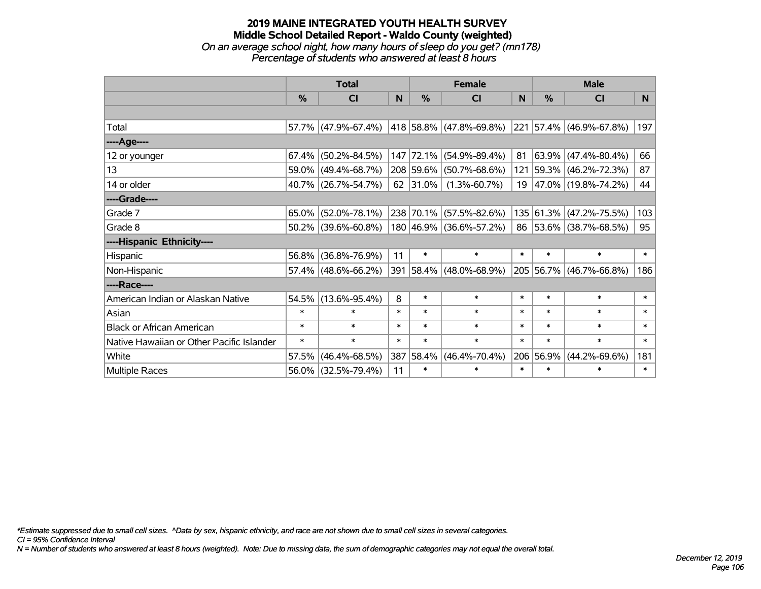# 2019 MAINE INTEGRATED YOUTH HEALTH SURVEY

## Middle School Detailed Report - Waldo County (weighted)

*On an average school night, how many hours of sleep do you get? (mn178)*

*Percentage of students who answered at least 8 hours*

| | Total | | | Female | | | Male | | |
|---|---|---|---|---|---|---|---|---|---|
| | % | CI | N | % | CI | N | % | CI | N |
| Total | 57.7% | (47.9%-67.4%) | 418 | 58.8% | (47.8%-69.8%) | 221 | 57.4% | (46.9%-67.8%) | 197 |
| ----Age---- | | | | | | | | | |
| 12 or younger | 67.4% | (50.2%-84.5%) | 147 | 72.1% | (54.9%-89.4%) | 81 | 63.9% | (47.4%-80.4%) | 66 |
| 13 | 59.0% | (49.4%-68.7%) | 208 | 59.6% | (50.7%-68.6%) | 121 | 59.3% | (46.2%-72.3%) | 87 |
| 14 or older | 40.7% | (26.7%-54.7%) | 62 | 31.0% | (1.3%-60.7%) | 19 | 47.0% | (19.8%-74.2%) | 44 |
| ----Grade---- | | | | | | | | | |
| Grade 7 | 65.0% | (52.0%-78.1%) | 238 | 70.1% | (57.5%-82.6%) | 135 | 61.3% | (47.2%-75.5%) | 103 |
| Grade 8 | 50.2% | (39.6%-60.8%) | 180 | 46.9% | (36.6%-57.2%) | 86 | 53.6% | (38.7%-68.5%) | 95 |
| ----Hispanic Ethnicity---- | | | | | | | | | |
| Hispanic | 56.8% | (36.8%-76.9%) | 11 | * | * | * | * | * | * |
| Non-Hispanic | 57.4% | (48.6%-66.2%) | 391 | 58.4% | (48.0%-68.9%) | 205 | 56.7% | (46.7%-66.8%) | 186 |
| ----Race---- | | | | | | | | | |
| American Indian or Alaskan Native | 54.5% | (13.6%-95.4%) | 8 | * | * | * | * | * | * |
| Asian | * | * | * | * | * | * | * | * | * |
| Black or African American | * | * | * | * | * | * | * | * | * |
| Native Hawaiian or Other Pacific Islander | * | * | * | * | * | * | * | * | * |
| White | 57.5% | (46.4%-68.5%) | 387 | 58.4% | (46.4%-70.4%) | 206 | 56.9% | (44.2%-69.6%) | 181 |
| Multiple Races | 56.0% | (32.5%-79.4%) | 11 | * | * | * | * | * | * |

*\*Estimate suppressed due to small cell sizes. ^Data by sex, hispanic ethnicity, and race are not shown due to small cell sizes in several categories.*

*CI = 95% Confidence Interval*

*N = Number of students who answered at least 8 hours (weighted). Note: Due to missing data, the sum of demographic categories may not equal the overall total.*

*December 12, 2019*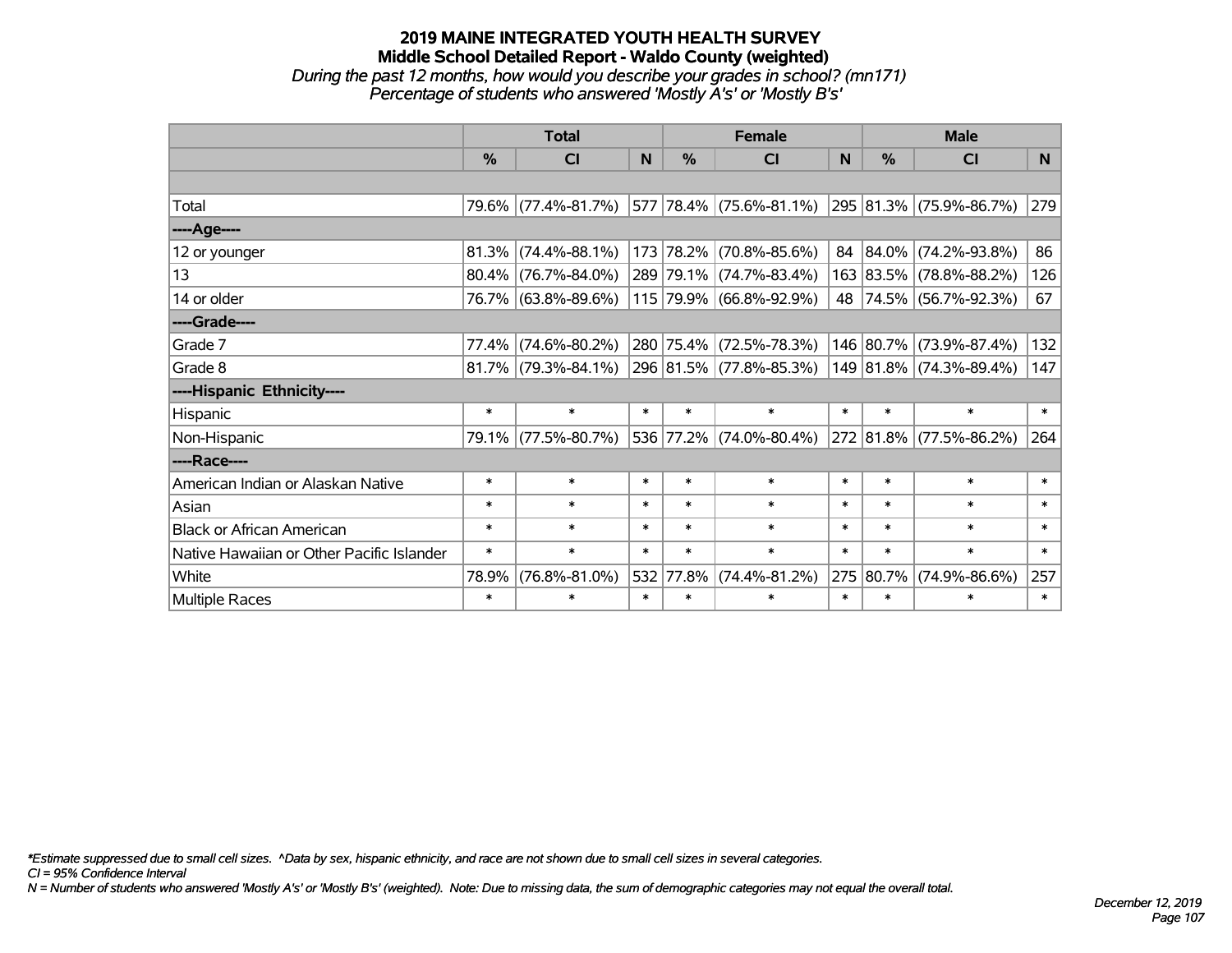# 2019 MAINE INTEGRATED YOUTH HEALTH SURVEY
## Middle School Detailed Report - Waldo County (weighted)
*During the past 12 months, how would you describe your grades in school? (mn171)*
*Percentage of students who answered 'Mostly A's' or 'Mostly B's'*

| | Total | | | Female | | | Male | | |
|---|---|---|---|---|---|---|---|---|---|
| | % | CI | N | % | CI | N | % | CI | N |
| Total | 79.6% | (77.4%-81.7%) | 577 | 78.4% | (75.6%-81.1%) | 295 | 81.3% | (75.9%-86.7%) | 279 |
| ----Age---- | | | | | | | | | |
| 12 or younger | 81.3% | (74.4%-88.1%) | 173 | 78.2% | (70.8%-85.6%) | 84 | 84.0% | (74.2%-93.8%) | 86 |
| 13 | 80.4% | (76.7%-84.0%) | 289 | 79.1% | (74.7%-83.4%) | 163 | 83.5% | (78.8%-88.2%) | 126 |
| 14 or older | 76.7% | (63.8%-89.6%) | 115 | 79.9% | (66.8%-92.9%) | 48 | 74.5% | (56.7%-92.3%) | 67 |
| ----Grade---- | | | | | | | | | |
| Grade 7 | 77.4% | (74.6%-80.2%) | 280 | 75.4% | (72.5%-78.3%) | 146 | 80.7% | (73.9%-87.4%) | 132 |
| Grade 8 | 81.7% | (79.3%-84.1%) | 296 | 81.5% | (77.8%-85.3%) | 149 | 81.8% | (74.3%-89.4%) | 147 |
| ----Hispanic Ethnicity---- | | | | | | | | | |
| Hispanic | * | * | * | * | * | * | * | * | * |
| Non-Hispanic | 79.1% | (77.5%-80.7%) | 536 | 77.2% | (74.0%-80.4%) | 272 | 81.8% | (77.5%-86.2%) | 264 |
| ----Race---- | | | | | | | | | |
| American Indian or Alaskan Native | * | * | * | * | * | * | * | * | * |
| Asian | * | * | * | * | * | * | * | * | * |
| Black or African American | * | * | * | * | * | * | * | * | * |
| Native Hawaiian or Other Pacific Islander | * | * | * | * | * | * | * | * | * |
| White | 78.9% | (76.8%-81.0%) | 532 | 77.8% | (74.4%-81.2%) | 275 | 80.7% | (74.9%-86.6%) | 257 |
| Multiple Races | * | * | * | * | * | * | * | * | * |

*\*Estimate suppressed due to small cell sizes. ^Data by sex, hispanic ethnicity, and race are not shown due to small cell sizes in several categories.*
*CI = 95% Confidence Interval*
*N = Number of students who answered 'Mostly A's' or 'Mostly B's' (weighted). Note: Due to missing data, the sum of demographic categories may not equal the overall total.*

*December 12, 2019*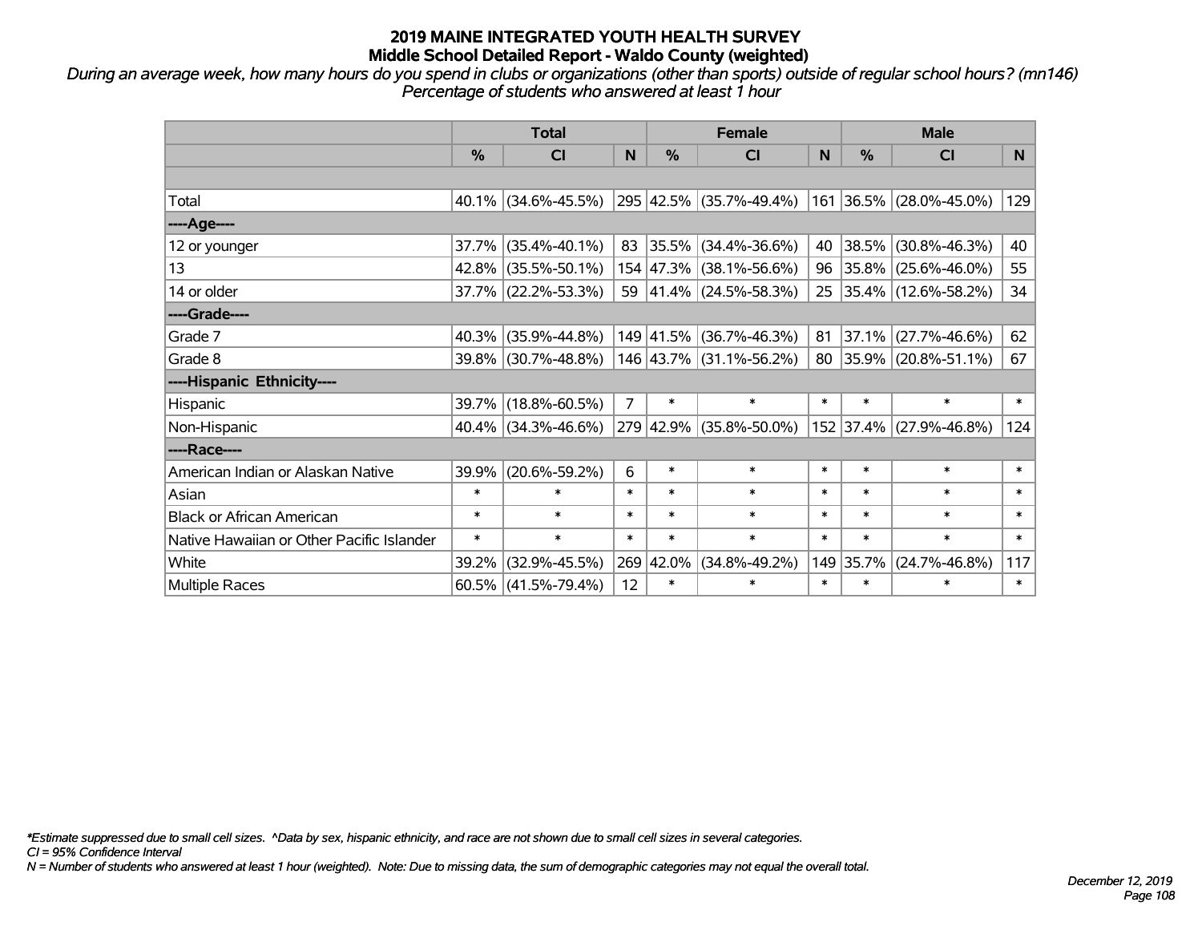# 2019 MAINE INTEGRATED YOUTH HEALTH SURVEY
## Middle School Detailed Report - Waldo County (weighted)

*During an average week, how many hours do you spend in clubs or organizations (other than sports) outside of regular school hours? (mn146)*
*Percentage of students who answered at least 1 hour*

| | Total | | | Female | | | Male | | |
|---|---|---|---|---|---|---|---|---|---|
| | % | CI | N | % | CI | N | % | CI | N |
| | | | | | | | | | |
| Total | 40.1% | (34.6%-45.5%) | 295 | 42.5% | (35.7%-49.4%) | 161 | 36.5% | (28.0%-45.0%) | 129 |
| ----Age---- | | | | | | | | | |
| 12 or younger | 37.7% | (35.4%-40.1%) | 83 | 35.5% | (34.4%-36.6%) | 40 | 38.5% | (30.8%-46.3%) | 40 |
| 13 | 42.8% | (35.5%-50.1%) | 154 | 47.3% | (38.1%-56.6%) | 96 | 35.8% | (25.6%-46.0%) | 55 |
| 14 or older | 37.7% | (22.2%-53.3%) | 59 | 41.4% | (24.5%-58.3%) | 25 | 35.4% | (12.6%-58.2%) | 34 |
| ----Grade---- | | | | | | | | | |
| Grade 7 | 40.3% | (35.9%-44.8%) | 149 | 41.5% | (36.7%-46.3%) | 81 | 37.1% | (27.7%-46.6%) | 62 |
| Grade 8 | 39.8% | (30.7%-48.8%) | 146 | 43.7% | (31.1%-56.2%) | 80 | 35.9% | (20.8%-51.1%) | 67 |
| ----Hispanic Ethnicity---- | | | | | | | | | |
| Hispanic | 39.7% | (18.8%-60.5%) | 7 | * | * | * | * | * | * |
| Non-Hispanic | 40.4% | (34.3%-46.6%) | 279 | 42.9% | (35.8%-50.0%) | 152 | 37.4% | (27.9%-46.8%) | 124 |
| ----Race---- | | | | | | | | | |
| American Indian or Alaskan Native | 39.9% | (20.6%-59.2%) | 6 | * | * | * | * | * | * |
| Asian | * | * | * | * | * | * | * | * | * |
| Black or African American | * | * | * | * | * | * | * | * | * |
| Native Hawaiian or Other Pacific Islander | * | * | * | * | * | * | * | * | * |
| White | 39.2% | (32.9%-45.5%) | 269 | 42.0% | (34.8%-49.2%) | 149 | 35.7% | (24.7%-46.8%) | 117 |
| Multiple Races | 60.5% | (41.5%-79.4%) | 12 | * | * | * | * | * | * |

*\*Estimate suppressed due to small cell sizes. ^Data by sex, hispanic ethnicity, and race are not shown due to small cell sizes in several categories.*
*CI = 95% Confidence Interval*
*N = Number of students who answered at least 1 hour (weighted). Note: Due to missing data, the sum of demographic categories may not equal the overall total.*

*December 12, 2019*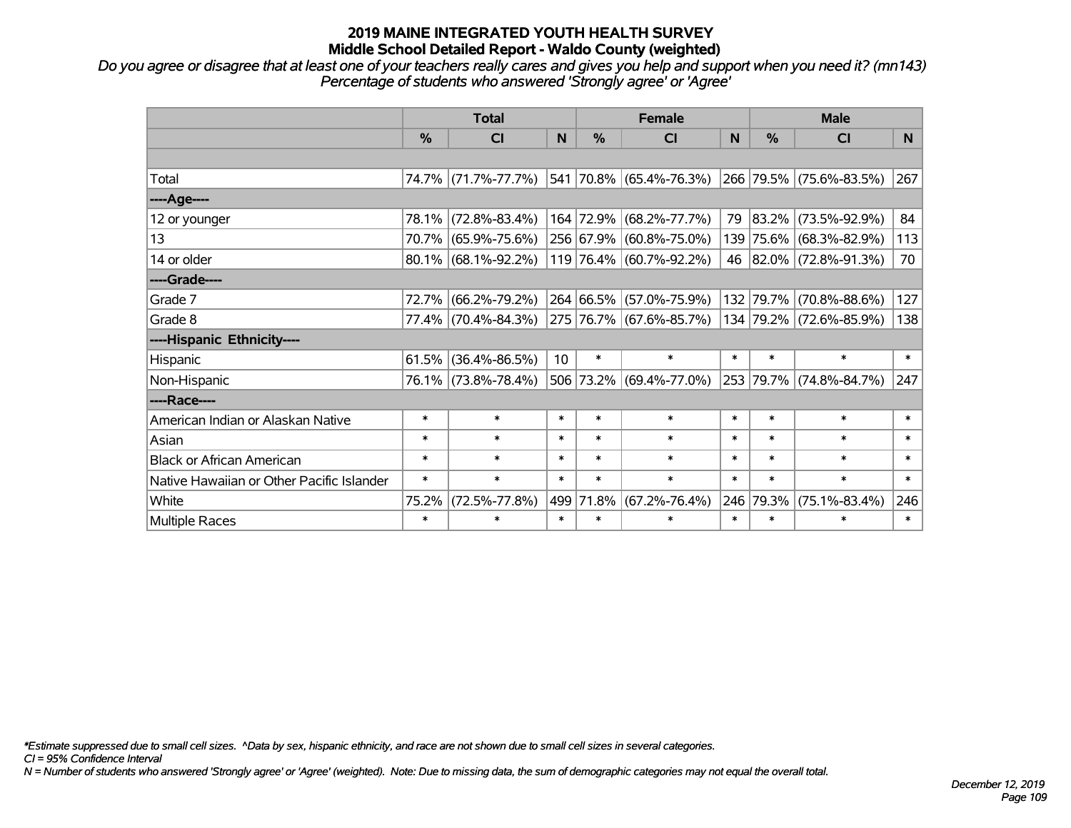# 2019 MAINE INTEGRATED YOUTH HEALTH SURVEY
## Middle School Detailed Report - Waldo County (weighted)

*Do you agree or disagree that at least one of your teachers really cares and gives you help and support when you need it? (mn143)*
*Percentage of students who answered 'Strongly agree' or 'Agree'*

| | Total | | | Female | | | Male | | |
|---|---|---|---|---|---|---|---|---|---|
| | % | CI | N | % | CI | N | % | CI | N |
| Total | 74.7% | (71.7%-77.7%) | 541 | 70.8% | (65.4%-76.3%) | 266 | 79.5% | (75.6%-83.5%) | 267 |
| ----Age---- | | | | | | | | | |
| 12 or younger | 78.1% | (72.8%-83.4%) | 164 | 72.9% | (68.2%-77.7%) | 79 | 83.2% | (73.5%-92.9%) | 84 |
| 13 | 70.7% | (65.9%-75.6%) | 256 | 67.9% | (60.8%-75.0%) | 139 | 75.6% | (68.3%-82.9%) | 113 |
| 14 or older | 80.1% | (68.1%-92.2%) | 119 | 76.4% | (60.7%-92.2%) | 46 | 82.0% | (72.8%-91.3%) | 70 |
| ----Grade---- | | | | | | | | | |
| Grade 7 | 72.7% | (66.2%-79.2%) | 264 | 66.5% | (57.0%-75.9%) | 132 | 79.7% | (70.8%-88.6%) | 127 |
| Grade 8 | 77.4% | (70.4%-84.3%) | 275 | 76.7% | (67.6%-85.7%) | 134 | 79.2% | (72.6%-85.9%) | 138 |
| ----Hispanic Ethnicity---- | | | | | | | | | |
| Hispanic | 61.5% | (36.4%-86.5%) | 10 | * | * | * | * | * | * |
| Non-Hispanic | 76.1% | (73.8%-78.4%) | 506 | 73.2% | (69.4%-77.0%) | 253 | 79.7% | (74.8%-84.7%) | 247 |
| ----Race---- | | | | | | | | | |
| American Indian or Alaskan Native | * | * | * | * | * | * | * | * | * |
| Asian | * | * | * | * | * | * | * | * | * |
| Black or African American | * | * | * | * | * | * | * | * | * |
| Native Hawaiian or Other Pacific Islander | * | * | * | * | * | * | * | * | * |
| White | 75.2% | (72.5%-77.8%) | 499 | 71.8% | (67.2%-76.4%) | 246 | 79.3% | (75.1%-83.4%) | 246 |
| Multiple Races | * | * | * | * | * | * | * | * | * |

*\*Estimate suppressed due to small cell sizes. ^Data by sex, hispanic ethnicity, and race are not shown due to small cell sizes in several categories.*
*CI = 95% Confidence Interval*
*N = Number of students who answered 'Strongly agree' or 'Agree' (weighted). Note: Due to missing data, the sum of demographic categories may not equal the overall total.*

*December 12, 2019*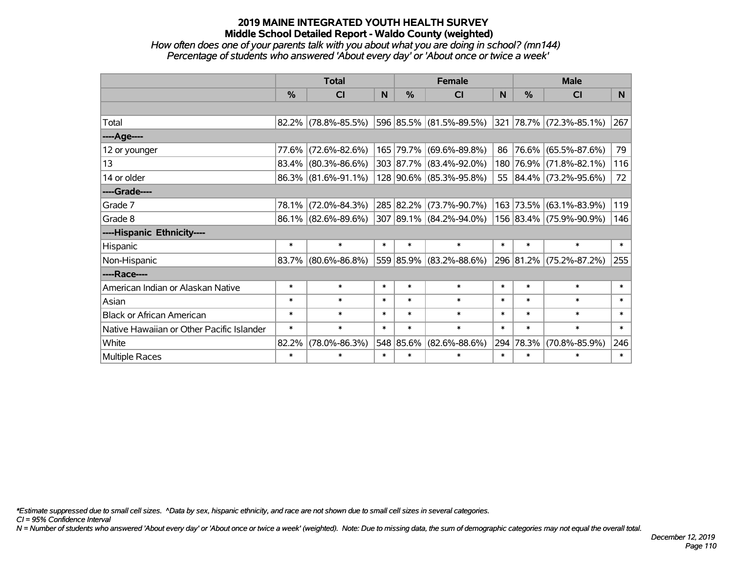# 2019 MAINE INTEGRATED YOUTH HEALTH SURVEY
## Middle School Detailed Report - Waldo County (weighted)
*How often does one of your parents talk with you about what you are doing in school? (mn144)*
*Percentage of students who answered 'About every day' or 'About once or twice a week'*

| | Total | | | Female | | | Male | | |
|---|---|---|---|---|---|---|---|---|---|
| | % | CI | N | % | CI | N | % | CI | N |
| Total | 82.2% | (78.8%-85.5%) | 596 | 85.5% | (81.5%-89.5%) | 321 | 78.7% | (72.3%-85.1%) | 267 |
| ----Age---- | | | | | | | | | |
| 12 or younger | 77.6% | (72.6%-82.6%) | 165 | 79.7% | (69.6%-89.8%) | 86 | 76.6% | (65.5%-87.6%) | 79 |
| 13 | 83.4% | (80.3%-86.6%) | 303 | 87.7% | (83.4%-92.0%) | 180 | 76.9% | (71.8%-82.1%) | 116 |
| 14 or older | 86.3% | (81.6%-91.1%) | 128 | 90.6% | (85.3%-95.8%) | 55 | 84.4% | (73.2%-95.6%) | 72 |
| ----Grade---- | | | | | | | | | |
| Grade 7 | 78.1% | (72.0%-84.3%) | 285 | 82.2% | (73.7%-90.7%) | 163 | 73.5% | (63.1%-83.9%) | 119 |
| Grade 8 | 86.1% | (82.6%-89.6%) | 307 | 89.1% | (84.2%-94.0%) | 156 | 83.4% | (75.9%-90.9%) | 146 |
| ----Hispanic Ethnicity---- | | | | | | | | | |
| Hispanic | * | * | * | * | * | * | * | * | * |
| Non-Hispanic | 83.7% | (80.6%-86.8%) | 559 | 85.9% | (83.2%-88.6%) | 296 | 81.2% | (75.2%-87.2%) | 255 |
| ----Race---- | | | | | | | | | |
| American Indian or Alaskan Native | * | * | * | * | * | * | * | * | * |
| Asian | * | * | * | * | * | * | * | * | * |
| Black or African American | * | * | * | * | * | * | * | * | * |
| Native Hawaiian or Other Pacific Islander | * | * | * | * | * | * | * | * | * |
| White | 82.2% | (78.0%-86.3%) | 548 | 85.6% | (82.6%-88.6%) | 294 | 78.3% | (70.8%-85.9%) | 246 |
| Multiple Races | * | * | * | * | * | * | * | * | * |

*\*Estimate suppressed due to small cell sizes. ^Data by sex, hispanic ethnicity, and race are not shown due to small cell sizes in several categories.*
*CI = 95% Confidence Interval*
*N = Number of students who answered 'About every day' or 'About once or twice a week' (weighted). Note: Due to missing data, the sum of demographic categories may not equal the overall total.*

*December 12, 2019*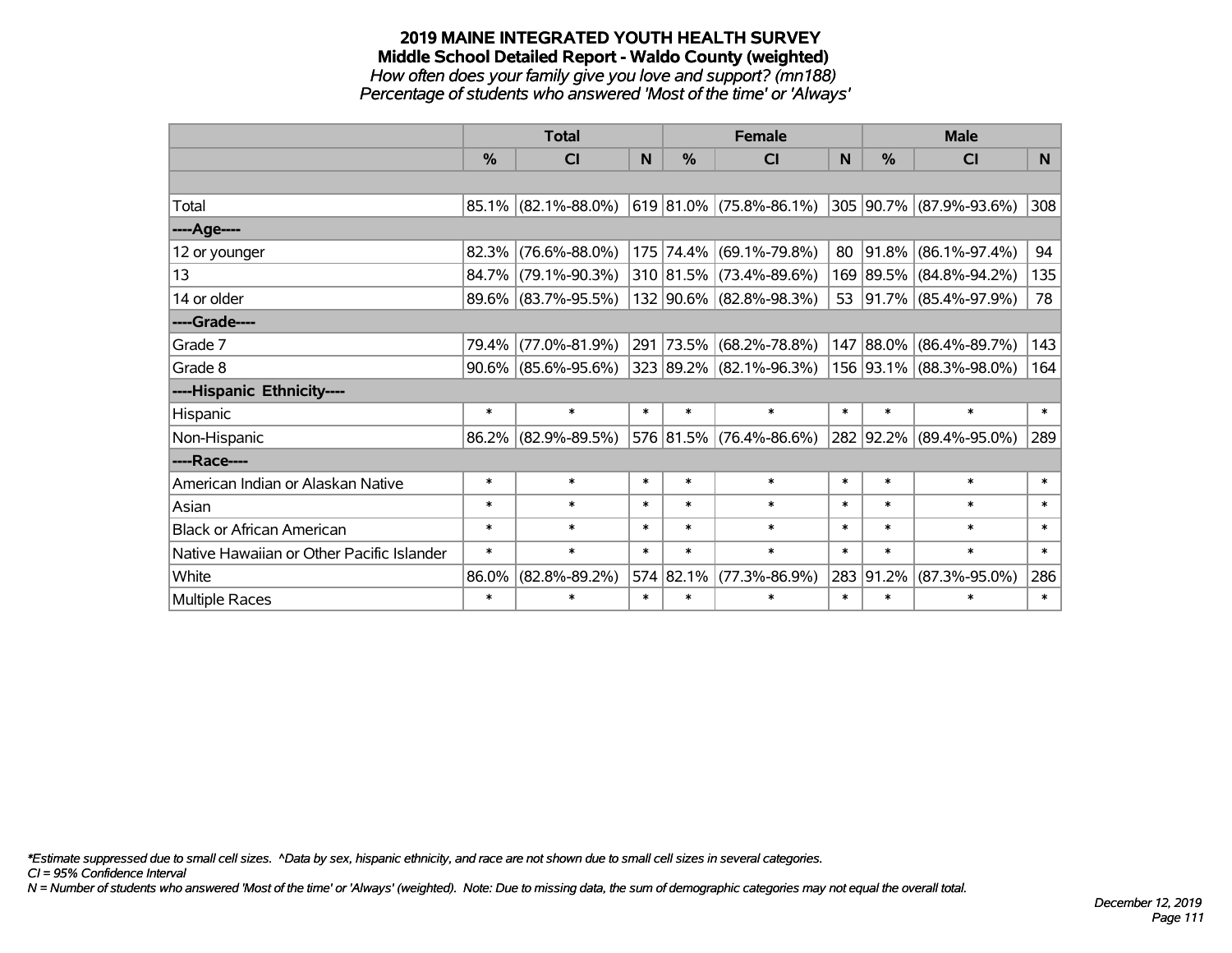**2019 MAINE INTEGRATED YOUTH HEALTH SURVEY**
**Middle School Detailed Report - Waldo County (weighted)**
*How often does your family give you love and support? (mn188)*
*Percentage of students who answered 'Most of the time' or 'Always'*

| | Total | | | Female | | | Male | | |
|---|---|---|---|---|---|---|---|---|---|
| | % | CI | N | % | CI | N | % | CI | N |
| | | | | | | | | | |
| Total | 85.1% | (82.1%-88.0%) | 619 | 81.0% | (75.8%-86.1%) | 305 | 90.7% | (87.9%-93.6%) | 308 |
| ----Age---- | | | | | | | | | |
| 12 or younger | 82.3% | (76.6%-88.0%) | 175 | 74.4% | (69.1%-79.8%) | 80 | 91.8% | (86.1%-97.4%) | 94 |
| 13 | 84.7% | (79.1%-90.3%) | 310 | 81.5% | (73.4%-89.6%) | 169 | 89.5% | (84.8%-94.2%) | 135 |
| 14 or older | 89.6% | (83.7%-95.5%) | 132 | 90.6% | (82.8%-98.3%) | 53 | 91.7% | (85.4%-97.9%) | 78 |
| ----Grade---- | | | | | | | | | |
| Grade 7 | 79.4% | (77.0%-81.9%) | 291 | 73.5% | (68.2%-78.8%) | 147 | 88.0% | (86.4%-89.7%) | 143 |
| Grade 8 | 90.6% | (85.6%-95.6%) | 323 | 89.2% | (82.1%-96.3%) | 156 | 93.1% | (88.3%-98.0%) | 164 |
| ----Hispanic Ethnicity---- | | | | | | | | | |
| Hispanic | * | * | * | * | * | * | * | * | * |
| Non-Hispanic | 86.2% | (82.9%-89.5%) | 576 | 81.5% | (76.4%-86.6%) | 282 | 92.2% | (89.4%-95.0%) | 289 |
| ----Race---- | | | | | | | | | |
| American Indian or Alaskan Native | * | * | * | * | * | * | * | * | * |
| Asian | * | * | * | * | * | * | * | * | * |
| Black or African American | * | * | * | * | * | * | * | * | * |
| Native Hawaiian or Other Pacific Islander | * | * | * | * | * | * | * | * | * |
| White | 86.0% | (82.8%-89.2%) | 574 | 82.1% | (77.3%-86.9%) | 283 | 91.2% | (87.3%-95.0%) | 286 |
| Multiple Races | * | * | * | * | * | * | * | * | * |

*\*Estimate suppressed due to small cell sizes. ^Data by sex, hispanic ethnicity, and race are not shown due to small cell sizes in several categories.*
*CI = 95% Confidence Interval*
*N = Number of students who answered 'Most of the time' or 'Always' (weighted). Note: Due to missing data, the sum of demographic categories may not equal the overall total.*

*December 12, 2019*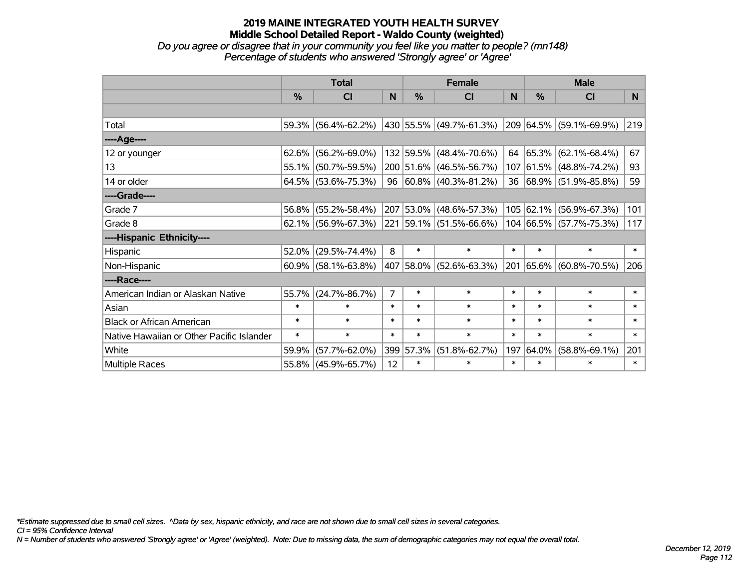# 2019 MAINE INTEGRATED YOUTH HEALTH SURVEY
## Middle School Detailed Report - Waldo County (weighted)

*Do you agree or disagree that in your community you feel like you matter to people? (mn148)*
*Percentage of students who answered 'Strongly agree' or 'Agree'*

| | Total | | | Female | | | Male | | |
|---|---|---|---|---|---|---|---|---|---|
| | % | CI | N | % | CI | N | % | CI | N |
| Total | 59.3% | (56.4%-62.2%) | 430 | 55.5% | (49.7%-61.3%) | 209 | 64.5% | (59.1%-69.9%) | 219 |
| ----Age---- | | | | | | | | | |
| 12 or younger | 62.6% | (56.2%-69.0%) | 132 | 59.5% | (48.4%-70.6%) | 64 | 65.3% | (62.1%-68.4%) | 67 |
| 13 | 55.1% | (50.7%-59.5%) | 200 | 51.6% | (46.5%-56.7%) | 107 | 61.5% | (48.8%-74.2%) | 93 |
| 14 or older | 64.5% | (53.6%-75.3%) | 96 | 60.8% | (40.3%-81.2%) | 36 | 68.9% | (51.9%-85.8%) | 59 |
| ----Grade---- | | | | | | | | | |
| Grade 7 | 56.8% | (55.2%-58.4%) | 207 | 53.0% | (48.6%-57.3%) | 105 | 62.1% | (56.9%-67.3%) | 101 |
| Grade 8 | 62.1% | (56.9%-67.3%) | 221 | 59.1% | (51.5%-66.6%) | 104 | 66.5% | (57.7%-75.3%) | 117 |
| ----Hispanic Ethnicity---- | | | | | | | | | |
| Hispanic | 52.0% | (29.5%-74.4%) | 8 | * | * | * | * | * | * |
| Non-Hispanic | 60.9% | (58.1%-63.8%) | 407 | 58.0% | (52.6%-63.3%) | 201 | 65.6% | (60.8%-70.5%) | 206 |
| ----Race---- | | | | | | | | | |
| American Indian or Alaskan Native | 55.7% | (24.7%-86.7%) | 7 | * | * | * | * | * | * |
| Asian | * | * | * | * | * | * | * | * | * |
| Black or African American | * | * | * | * | * | * | * | * | * |
| Native Hawaiian or Other Pacific Islander | * | * | * | * | * | * | * | * | * |
| White | 59.9% | (57.7%-62.0%) | 399 | 57.3% | (51.8%-62.7%) | 197 | 64.0% | (58.8%-69.1%) | 201 |
| Multiple Races | 55.8% | (45.9%-65.7%) | 12 | * | * | * | * | * | * |

*\*Estimate suppressed due to small cell sizes. ^Data by sex, hispanic ethnicity, and race are not shown due to small cell sizes in several categories.*
*CI = 95% Confidence Interval*
*N = Number of students who answered 'Strongly agree' or 'Agree' (weighted). Note: Due to missing data, the sum of demographic categories may not equal the overall total.*

*December 12, 2019*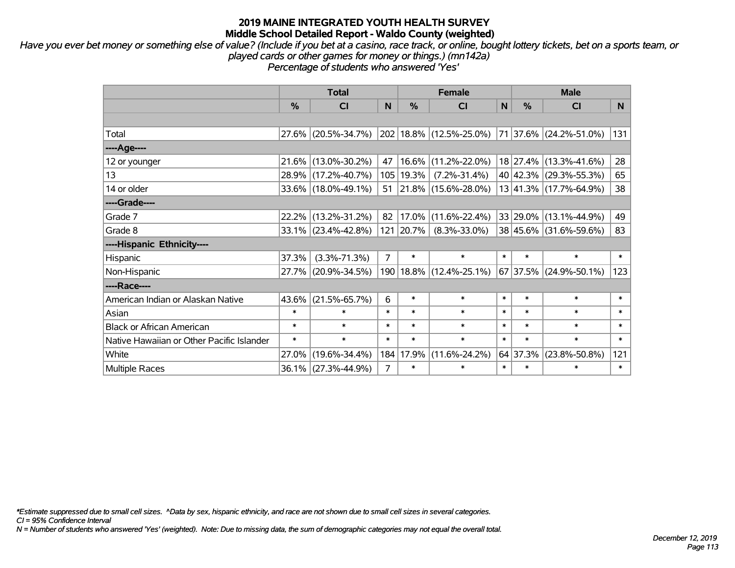# 2019 MAINE INTEGRATED YOUTH HEALTH SURVEY
## Middle School Detailed Report - Waldo County (weighted)

*Have you ever bet money or something else of value? (Include if you bet at a casino, race track, or online, bought lottery tickets, bet on a sports team, or played cards or other games for money or things.) (mn142a)*
*Percentage of students who answered 'Yes'*

| | Total | | | Female | | | Male | | |
|---|---|---|---|---|---|---|---|---|---|
| | % | CI | N | % | CI | N | % | CI | N |
| | | | | | | | | | |
| Total | 27.6% | (20.5%-34.7%) | 202 | 18.8% | (12.5%-25.0%) | 71 | 37.6% | (24.2%-51.0%) | 131 |
| ----Age---- | | | | | | | | | |
| 12 or younger | 21.6% | (13.0%-30.2%) | 47 | 16.6% | (11.2%-22.0%) | 18 | 27.4% | (13.3%-41.6%) | 28 |
| 13 | 28.9% | (17.2%-40.7%) | 105 | 19.3% | (7.2%-31.4%) | 40 | 42.3% | (29.3%-55.3%) | 65 |
| 14 or older | 33.6% | (18.0%-49.1%) | 51 | 21.8% | (15.6%-28.0%) | 13 | 41.3% | (17.7%-64.9%) | 38 |
| ----Grade---- | | | | | | | | | |
| Grade 7 | 22.2% | (13.2%-31.2%) | 82 | 17.0% | (11.6%-22.4%) | 33 | 29.0% | (13.1%-44.9%) | 49 |
| Grade 8 | 33.1% | (23.4%-42.8%) | 121 | 20.7% | (8.3%-33.0%) | 38 | 45.6% | (31.6%-59.6%) | 83 |
| ----Hispanic Ethnicity---- | | | | | | | | | |
| Hispanic | 37.3% | (3.3%-71.3%) | 7 | * | * | * | * | * | * |
| Non-Hispanic | 27.7% | (20.9%-34.5%) | 190 | 18.8% | (12.4%-25.1%) | 67 | 37.5% | (24.9%-50.1%) | 123 |
| ----Race---- | | | | | | | | | |
| American Indian or Alaskan Native | 43.6% | (21.5%-65.7%) | 6 | * | * | * | * | * | * |
| Asian | * | * | * | * | * | * | * | * | * |
| Black or African American | * | * | * | * | * | * | * | * | * |
| Native Hawaiian or Other Pacific Islander | * | * | * | * | * | * | * | * | * |
| White | 27.0% | (19.6%-34.4%) | 184 | 17.9% | (11.6%-24.2%) | 64 | 37.3% | (23.8%-50.8%) | 121 |
| Multiple Races | 36.1% | (27.3%-44.9%) | 7 | * | * | * | * | * | * |

*\*Estimate suppressed due to small cell sizes. ^Data by sex, hispanic ethnicity, and race are not shown due to small cell sizes in several categories.*
*CI = 95% Confidence Interval*
*N = Number of students who answered 'Yes' (weighted). Note: Due to missing data, the sum of demographic categories may not equal the overall total.*

*December 12, 2019*